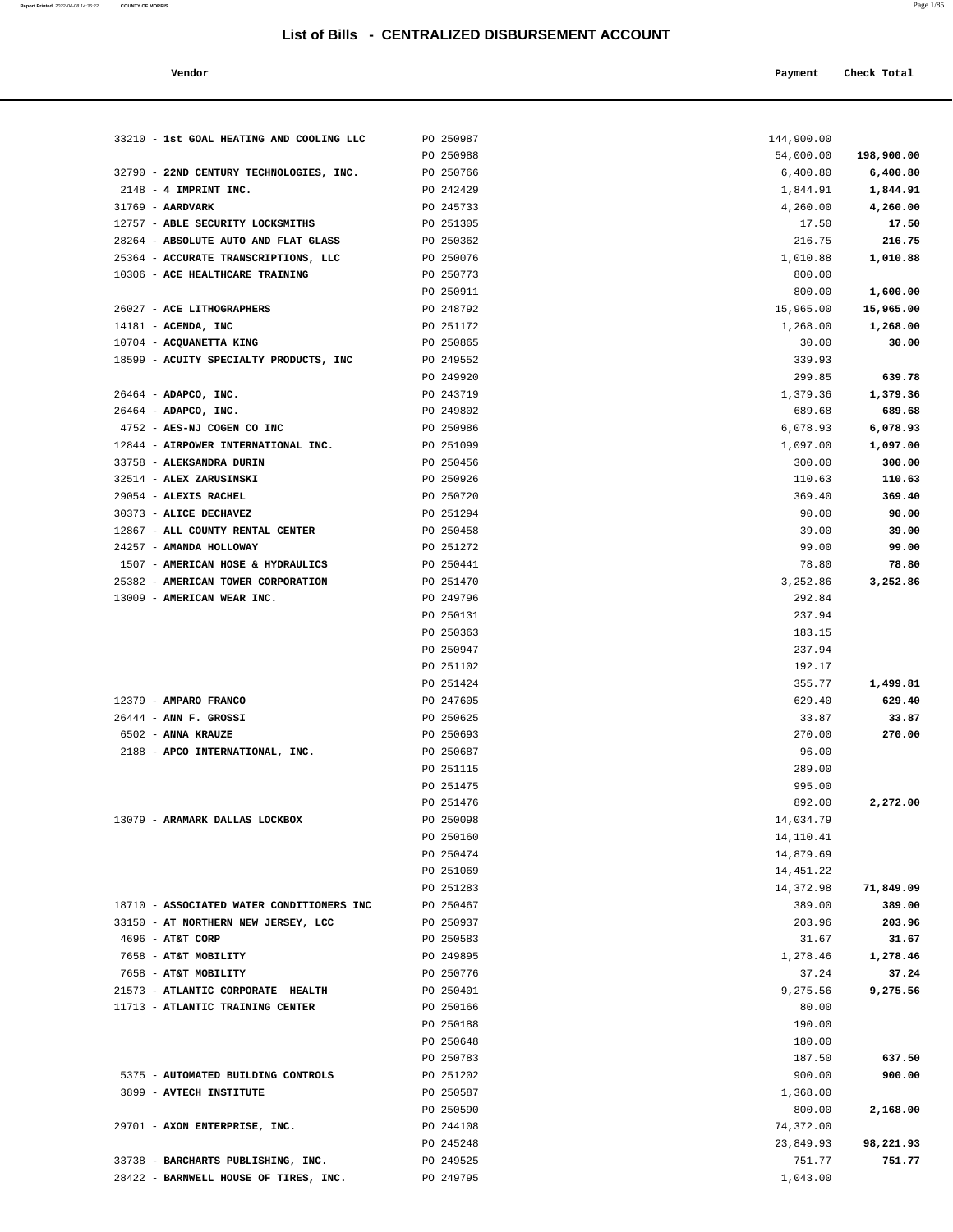# List of Bills - CENTRALIZED DISBURSEMENT ACCOUNT

| Vendor | | Payment | Check Total |
|---|---|---|---|
| 33210 - **1st GOAL HEATING AND COOLING LLC** | PO 250987 | 144,900.00 | |
| | PO 250988 | 54,000.00 | **198,900.00** |
| 32790 - **22ND CENTURY TECHNOLOGIES, INC.** | PO 250766 | 6,400.80 | **6,400.80** |
| 2148 - **4 IMPRINT INC.** | PO 242429 | 1,844.91 | **1,844.91** |
| 31769 - **AARDVARK** | PO 245733 | 4,260.00 | **4,260.00** |
| 12757 - **ABLE SECURITY LOCKSMITHS** | PO 251305 | 17.50 | **17.50** |
| 28264 - **ABSOLUTE AUTO AND FLAT GLASS** | PO 250362 | 216.75 | **216.75** |
| 25364 - **ACCURATE TRANSCRIPTIONS, LLC** | PO 250076 | 1,010.88 | **1,010.88** |
| 10306 - **ACE HEALTHCARE TRAINING** | PO 250773 | 800.00 | |
| | PO 250911 | 800.00 | **1,600.00** |
| 26027 - **ACE LITHOGRAPHERS** | PO 248792 | 15,965.00 | **15,965.00** |
| 14181 - **ACENDA, INC** | PO 251172 | 1,268.00 | **1,268.00** |
| 10704 - **ACQUANETTA KING** | PO 250865 | 30.00 | **30.00** |
| 18599 - **ACUITY SPECIALTY PRODUCTS, INC** | PO 249552 | 339.93 | |
| | PO 249920 | 299.85 | **639.78** |
| 26464 - **ADAPCO, INC.** | PO 243719 | 1,379.36 | **1,379.36** |
| 26464 - **ADAPCO, INC.** | PO 249802 | 689.68 | **689.68** |
| 4752 - **AES-NJ COGEN CO INC** | PO 250986 | 6,078.93 | **6,078.93** |
| 12844 - **AIRPOWER INTERNATIONAL INC.** | PO 251099 | 1,097.00 | **1,097.00** |
| 33758 - **ALEKSANDRA DURIN** | PO 250456 | 300.00 | **300.00** |
| 32514 - **ALEX ZARUSINSKI** | PO 250926 | 110.63 | **110.63** |
| 29054 - **ALEXIS RACHEL** | PO 250720 | 369.40 | **369.40** |
| 30373 - **ALICE DECHAVEZ** | PO 251294 | 90.00 | **90.00** |
| 12867 - **ALL COUNTY RENTAL CENTER** | PO 250458 | 39.00 | **39.00** |
| 24257 - **AMANDA HOLLOWAY** | PO 251272 | 99.00 | **99.00** |
| 1507 - **AMERICAN HOSE & HYDRAULICS** | PO 250441 | 78.80 | **78.80** |
| 25382 - **AMERICAN TOWER CORPORATION** | PO 251470 | 3,252.86 | **3,252.86** |
| 13009 - **AMERICAN WEAR INC.** | PO 249796 | 292.84 | |
| | PO 250131 | 237.94 | |
| | PO 250363 | 183.15 | |
| | PO 250947 | 237.94 | |
| | PO 251102 | 192.17 | |
| | PO 251424 | 355.77 | **1,499.81** |
| 12379 - **AMPARO FRANCO** | PO 247605 | 629.40 | **629.40** |
| 26444 - **ANN F. GROSSI** | PO 250625 | 33.87 | **33.87** |
| 6502 - **ANNA KRAUZE** | PO 250693 | 270.00 | **270.00** |
| 2188 - **APCO INTERNATIONAL, INC.** | PO 250687 | 96.00 | |
| | PO 251115 | 289.00 | |
| | PO 251475 | 995.00 | |
| | PO 251476 | 892.00 | **2,272.00** |
| 13079 - **ARAMARK DALLAS LOCKBOX** | PO 250098 | 14,034.79 | |
| | PO 250160 | 14,110.41 | |
| | PO 250474 | 14,879.69 | |
| | PO 251069 | 14,451.22 | |
| | PO 251283 | 14,372.98 | **71,849.09** |
| 18710 - **ASSOCIATED WATER CONDITIONERS INC** | PO 250467 | 389.00 | **389.00** |
| 33150 - **AT NORTHERN NEW JERSEY, LCC** | PO 250937 | 203.96 | **203.96** |
| 4696 - **AT&T CORP** | PO 250583 | 31.67 | **31.67** |
| 7658 - **AT&T MOBILITY** | PO 249895 | 1,278.46 | **1,278.46** |
| 7658 - **AT&T MOBILITY** | PO 250776 | 37.24 | **37.24** |
| 21573 - **ATLANTIC CORPORATE HEALTH** | PO 250401 | 9,275.56 | **9,275.56** |
| 11713 - **ATLANTIC TRAINING CENTER** | PO 250166 | 80.00 | |
| | PO 250188 | 190.00 | |
| | PO 250648 | 180.00 | |
| | PO 250783 | 187.50 | **637.50** |
| 5375 - **AUTOMATED BUILDING CONTROLS** | PO 251202 | 900.00 | **900.00** |
| 3899 - **AVTECH INSTITUTE** | PO 250587 | 1,368.00 | |
| | PO 250590 | 800.00 | **2,168.00** |
| 29701 - **AXON ENTERPRISE, INC.** | PO 244108 | 74,372.00 | |
| | PO 245248 | 23,849.93 | **98,221.93** |
| 33738 - **BARCHARTS PUBLISHING, INC.** | PO 249525 | 751.77 | **751.77** |
| 28422 - **BARNWELL HOUSE OF TIRES, INC.** | PO 249795 | 1,043.00 | |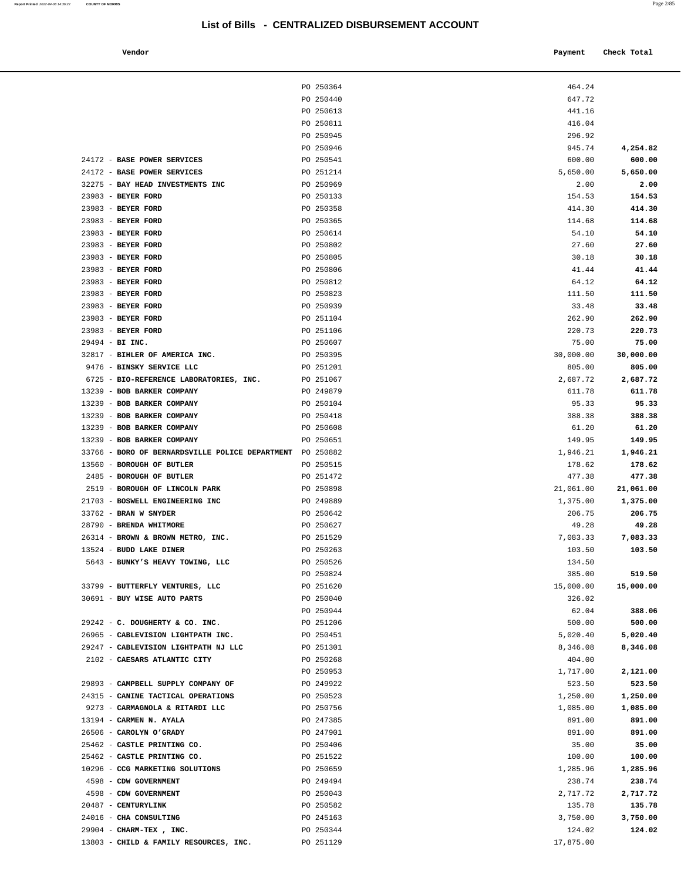## List of Bills - CENTRALIZED DISBURSEMENT ACCOUNT

| Vendor | | Payment | Check Total |
|---|---|---|---|
| | PO 250364 | 464.24 | |
| | PO 250440 | 647.72 | |
| | PO 250613 | 441.16 | |
| | PO 250811 | 416.04 | |
| | PO 250945 | 296.92 | |
| | PO 250946 | 945.74 | **4,254.82** |
| 24172 - **BASE POWER SERVICES** | PO 250541 | 600.00 | **600.00** |
| 24172 - **BASE POWER SERVICES** | PO 251214 | 5,650.00 | **5,650.00** |
| 32275 - **BAY HEAD INVESTMENTS INC** | PO 250969 | 2.00 | **2.00** |
| 23983 - **BEYER FORD** | PO 250133 | 154.53 | **154.53** |
| 23983 - **BEYER FORD** | PO 250358 | 414.30 | **414.30** |
| 23983 - **BEYER FORD** | PO 250365 | 114.68 | **114.68** |
| 23983 - **BEYER FORD** | PO 250614 | 54.10 | **54.10** |
| 23983 - **BEYER FORD** | PO 250802 | 27.60 | **27.60** |
| 23983 - **BEYER FORD** | PO 250805 | 30.18 | **30.18** |
| 23983 - **BEYER FORD** | PO 250806 | 41.44 | **41.44** |
| 23983 - **BEYER FORD** | PO 250812 | 64.12 | **64.12** |
| 23983 - **BEYER FORD** | PO 250823 | 111.50 | **111.50** |
| 23983 - **BEYER FORD** | PO 250939 | 33.48 | **33.48** |
| 23983 - **BEYER FORD** | PO 251104 | 262.90 | **262.90** |
| 23983 - **BEYER FORD** | PO 251106 | 220.73 | **220.73** |
| 29494 - **BI INC.** | PO 250607 | 75.00 | **75.00** |
| 32817 - **BIHLER OF AMERICA INC.** | PO 250395 | 30,000.00 | **30,000.00** |
| 9476 - **BINSKY SERVICE LLC** | PO 251201 | 805.00 | **805.00** |
| 6725 - **BIO-REFERENCE LABORATORIES, INC.** | PO 251067 | 2,687.72 | **2,687.72** |
| 13239 - **BOB BARKER COMPANY** | PO 249879 | 611.78 | **611.78** |
| 13239 - **BOB BARKER COMPANY** | PO 250104 | 95.33 | **95.33** |
| 13239 - **BOB BARKER COMPANY** | PO 250418 | 388.38 | **388.38** |
| 13239 - **BOB BARKER COMPANY** | PO 250608 | 61.20 | **61.20** |
| 13239 - **BOB BARKER COMPANY** | PO 250651 | 149.95 | **149.95** |
| 33766 - **BORO OF BERNARDSVILLE POLICE DEPARTMENT** | PO 250882 | 1,946.21 | **1,946.21** |
| 13560 - **BOROUGH OF BUTLER** | PO 250515 | 178.62 | **178.62** |
| 2485 - **BOROUGH OF BUTLER** | PO 251472 | 477.38 | **477.38** |
| 2519 - **BOROUGH OF LINCOLN PARK** | PO 250898 | 21,061.00 | **21,061.00** |
| 21703 - **BOSWELL ENGINEERING INC** | PO 249889 | 1,375.00 | **1,375.00** |
| 33762 - **BRAN W SNYDER** | PO 250642 | 206.75 | **206.75** |
| 28790 - **BRENDA WHITMORE** | PO 250627 | 49.28 | **49.28** |
| 26314 - **BROWN & BROWN METRO, INC.** | PO 251529 | 7,083.33 | **7,083.33** |
| 13524 - **BUDD LAKE DINER** | PO 250263 | 103.50 | **103.50** |
| 5643 - **BUNKY'S HEAVY TOWING, LLC** | PO 250526 | 134.50 | |
| | PO 250824 | 385.00 | **519.50** |
| 33799 - **BUTTERFLY VENTURES, LLC** | PO 251620 | 15,000.00 | **15,000.00** |
| 30691 - **BUY WISE AUTO PARTS** | PO 250040 | 326.02 | |
| | PO 250944 | 62.04 | **388.06** |
| 29242 - **C. DOUGHERTY & CO. INC.** | PO 251206 | 500.00 | **500.00** |
| 26965 - **CABLEVISION LIGHTPATH INC.** | PO 250451 | 5,020.40 | **5,020.40** |
| 29247 - **CABLEVISION LIGHTPATH NJ LLC** | PO 251301 | 8,346.08 | **8,346.08** |
| 2102 - **CAESARS ATLANTIC CITY** | PO 250268 | 404.00 | |
| | PO 250953 | 1,717.00 | **2,121.00** |
| 29893 - **CAMPBELL SUPPLY COMPANY OF** | PO 249922 | 523.50 | **523.50** |
| 24315 - **CANINE TACTICAL OPERATIONS** | PO 250523 | 1,250.00 | **1,250.00** |
| 9273 - **CARMAGNOLA & RITARDI LLC** | PO 250756 | 1,085.00 | **1,085.00** |
| 13194 - **CARMEN N. AYALA** | PO 247385 | 891.00 | **891.00** |
| 26506 - **CAROLYN O'GRADY** | PO 247901 | 891.00 | **891.00** |
| 25462 - **CASTLE PRINTING CO.** | PO 250406 | 35.00 | **35.00** |
| 25462 - **CASTLE PRINTING CO.** | PO 251522 | 100.00 | **100.00** |
| 10296 - **CCG MARKETING SOLUTIONS** | PO 250659 | 1,285.96 | **1,285.96** |
| 4598 - **CDW GOVERNMENT** | PO 249494 | 238.74 | **238.74** |
| 4598 - **CDW GOVERNMENT** | PO 250043 | 2,717.72 | **2,717.72** |
| 20487 - **CENTURYLINK** | PO 250582 | 135.78 | **135.78** |
| 24016 - **CHA CONSULTING** | PO 245163 | 3,750.00 | **3,750.00** |
| 29904 - **CHARM-TEX , INC.** | PO 250344 | 124.02 | **124.02** |
| 13803 - **CHILD & FAMILY RESOURCES, INC.** | PO 251129 | 17,875.00 | |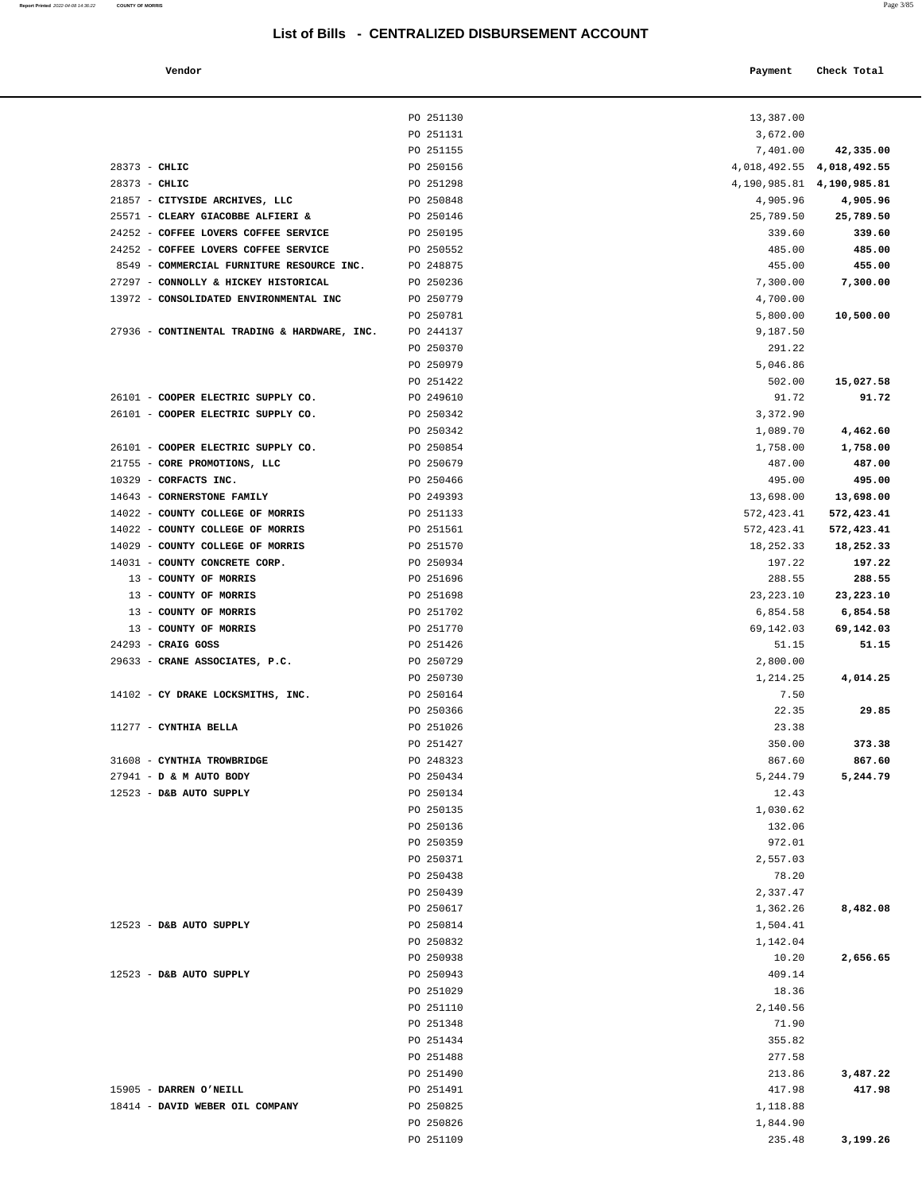## List of Bills - CENTRALIZED DISBURSEMENT ACCOUNT

| Vendor | | Payment | Check Total |
|---|---|---|---|
| | PO 251130 | 13,387.00 | |
| | PO 251131 | 3,672.00 | |
| | PO 251155 | 7,401.00 | **42,335.00** |
| 28373 - **CHLIC** | PO 250156 | 4,018,492.55 | **4,018,492.55** |
| 28373 - **CHLIC** | PO 251298 | 4,190,985.81 | **4,190,985.81** |
| 21857 - **CITYSIDE ARCHIVES, LLC** | PO 250848 | 4,905.96 | **4,905.96** |
| 25571 - **CLEARY GIACOBBE ALFIERI &** | PO 250146 | 25,789.50 | **25,789.50** |
| 24252 - **COFFEE LOVERS COFFEE SERVICE** | PO 250195 | 339.60 | **339.60** |
| 24252 - **COFFEE LOVERS COFFEE SERVICE** | PO 250552 | 485.00 | **485.00** |
| 8549 - **COMMERCIAL FURNITURE RESOURCE INC.** | PO 248875 | 455.00 | **455.00** |
| 27297 - **CONNOLLY & HICKEY HISTORICAL** | PO 250236 | 7,300.00 | **7,300.00** |
| 13972 - **CONSOLIDATED ENVIRONMENTAL INC** | PO 250779 | 4,700.00 | |
| | PO 250781 | 5,800.00 | **10,500.00** |
| 27936 - **CONTINENTAL TRADING & HARDWARE, INC.** | PO 244137 | 9,187.50 | |
| | PO 250370 | 291.22 | |
| | PO 250979 | 5,046.86 | |
| | PO 251422 | 502.00 | **15,027.58** |
| 26101 - **COOPER ELECTRIC SUPPLY CO.** | PO 249610 | 91.72 | **91.72** |
| 26101 - **COOPER ELECTRIC SUPPLY CO.** | PO 250342 | 3,372.90 | |
| | PO 250342 | 1,089.70 | **4,462.60** |
| 26101 - **COOPER ELECTRIC SUPPLY CO.** | PO 250854 | 1,758.00 | **1,758.00** |
| 21755 - **CORE PROMOTIONS, LLC** | PO 250679 | 487.00 | **487.00** |
| 10329 - **CORFACTS INC.** | PO 250466 | 495.00 | **495.00** |
| 14643 - **CORNERSTONE FAMILY** | PO 249393 | 13,698.00 | **13,698.00** |
| 14022 - **COUNTY COLLEGE OF MORRIS** | PO 251133 | 572,423.41 | **572,423.41** |
| 14022 - **COUNTY COLLEGE OF MORRIS** | PO 251561 | 572,423.41 | **572,423.41** |
| 14029 - **COUNTY COLLEGE OF MORRIS** | PO 251570 | 18,252.33 | **18,252.33** |
| 14031 - **COUNTY CONCRETE CORP.** | PO 250934 | 197.22 | **197.22** |
| 13 - **COUNTY OF MORRIS** | PO 251696 | 288.55 | **288.55** |
| 13 - **COUNTY OF MORRIS** | PO 251698 | 23,223.10 | **23,223.10** |
| 13 - **COUNTY OF MORRIS** | PO 251702 | 6,854.58 | **6,854.58** |
| 13 - **COUNTY OF MORRIS** | PO 251770 | 69,142.03 | **69,142.03** |
| 24293 - **CRAIG GOSS** | PO 251426 | 51.15 | **51.15** |
| 29633 - **CRANE ASSOCIATES, P.C.** | PO 250729 | 2,800.00 | |
| | PO 250730 | 1,214.25 | **4,014.25** |
| 14102 - **CY DRAKE LOCKSMITHS, INC.** | PO 250164 | 7.50 | |
| | PO 250366 | 22.35 | **29.85** |
| 11277 - **CYNTHIA BELLA** | PO 251026 | 23.38 | |
| | PO 251427 | 350.00 | **373.38** |
| 31608 - **CYNTHIA TROWBRIDGE** | PO 248323 | 867.60 | **867.60** |
| 27941 - **D & M AUTO BODY** | PO 250434 | 5,244.79 | **5,244.79** |
| 12523 - **D&B AUTO SUPPLY** | PO 250134 | 12.43 | |
| | PO 250135 | 1,030.62 | |
| | PO 250136 | 132.06 | |
| | PO 250359 | 972.01 | |
| | PO 250371 | 2,557.03 | |
| | PO 250438 | 78.20 | |
| | PO 250439 | 2,337.47 | |
| | PO 250617 | 1,362.26 | **8,482.08** |
| 12523 - **D&B AUTO SUPPLY** | PO 250814 | 1,504.41 | |
| | PO 250832 | 1,142.04 | |
| | PO 250938 | 10.20 | **2,656.65** |
| 12523 - **D&B AUTO SUPPLY** | PO 250943 | 409.14 | |
| | PO 251029 | 18.36 | |
| | PO 251110 | 2,140.56 | |
| | PO 251348 | 71.90 | |
| | PO 251434 | 355.82 | |
| | PO 251488 | 277.58 | |
| | PO 251490 | 213.86 | **3,487.22** |
| 15905 - **DARREN O'NEILL** | PO 251491 | 417.98 | **417.98** |
| 18414 - **DAVID WEBER OIL COMPANY** | PO 250825 | 1,118.88 | |
| | PO 250826 | 1,844.90 | |
| | PO 251109 | 235.48 | **3,199.26** |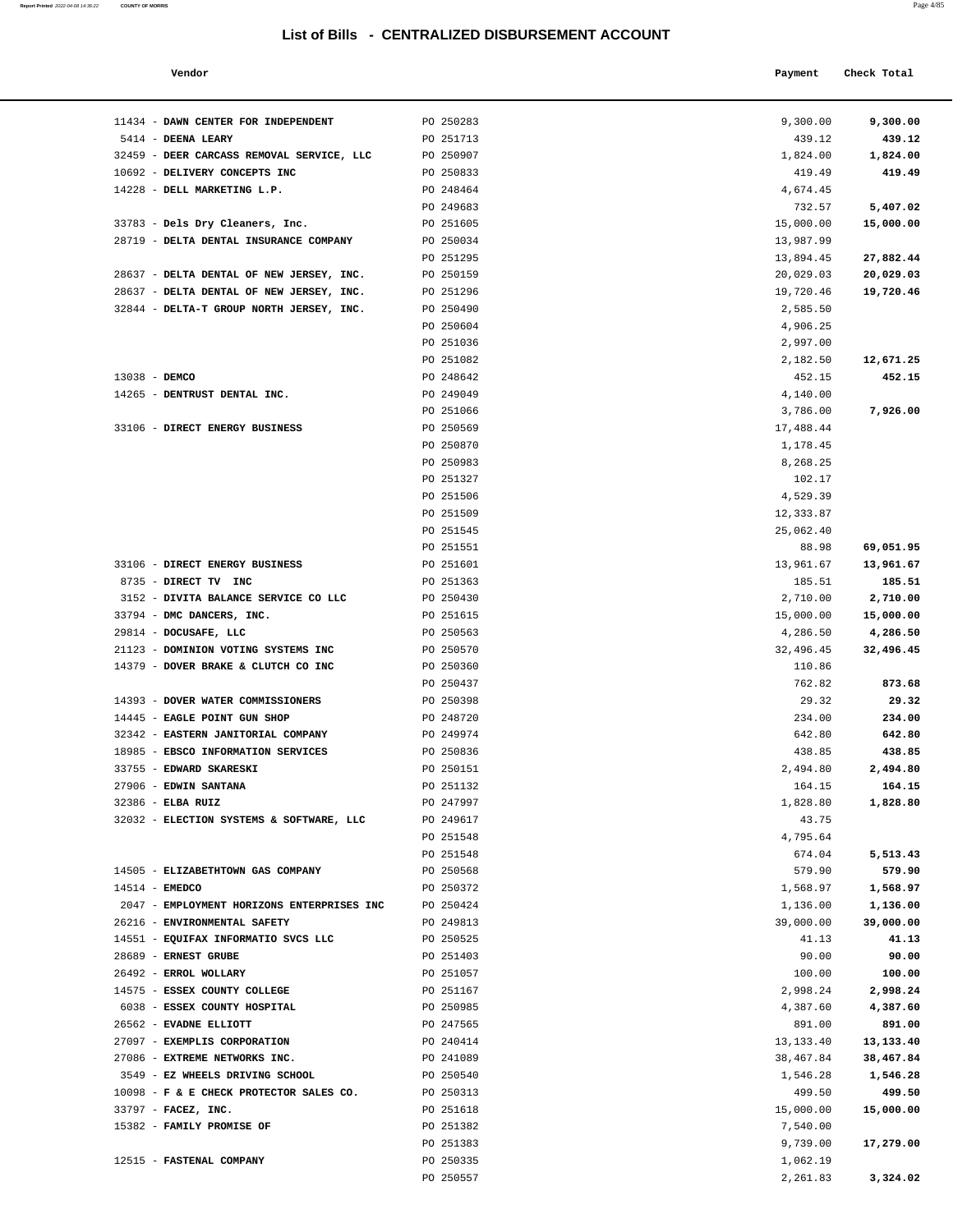# List of Bills - CENTRALIZED DISBURSEMENT ACCOUNT

| Vendor | | Payment | Check Total |
|---|---|---|---|
| 11434 - **DAWN CENTER FOR INDEPENDENT** | PO 250283 | 9,300.00 | **9,300.00** |
| 5414 - **DEENA LEARY** | PO 251713 | 439.12 | **439.12** |
| 32459 - **DEER CARCASS REMOVAL SERVICE, LLC** | PO 250907 | 1,824.00 | **1,824.00** |
| 10692 - **DELIVERY CONCEPTS INC** | PO 250833 | 419.49 | **419.49** |
| 14228 - **DELL MARKETING L.P.** | PO 248464 | 4,674.45 | |
| | PO 249683 | 732.57 | **5,407.02** |
| 33783 - **Dels Dry Cleaners, Inc.** | PO 251605 | 15,000.00 | **15,000.00** |
| 28719 - **DELTA DENTAL INSURANCE COMPANY** | PO 250034 | 13,987.99 | |
| | PO 251295 | 13,894.45 | **27,882.44** |
| 28637 - **DELTA DENTAL OF NEW JERSEY, INC.** | PO 250159 | 20,029.03 | **20,029.03** |
| 28637 - **DELTA DENTAL OF NEW JERSEY, INC.** | PO 251296 | 19,720.46 | **19,720.46** |
| 32844 - **DELTA-T GROUP NORTH JERSEY, INC.** | PO 250490 | 2,585.50 | |
| | PO 250604 | 4,906.25 | |
| | PO 251036 | 2,997.00 | |
| | PO 251082 | 2,182.50 | **12,671.25** |
| 13038 - **DEMCO** | PO 248642 | 452.15 | **452.15** |
| 14265 - **DENTRUST DENTAL INC.** | PO 249049 | 4,140.00 | |
| | PO 251066 | 3,786.00 | **7,926.00** |
| 33106 - **DIRECT ENERGY BUSINESS** | PO 250569 | 17,488.44 | |
| | PO 250870 | 1,178.45 | |
| | PO 250983 | 8,268.25 | |
| | PO 251327 | 102.17 | |
| | PO 251506 | 4,529.39 | |
| | PO 251509 | 12,333.87 | |
| | PO 251545 | 25,062.40 | |
| | PO 251551 | 88.98 | **69,051.95** |
| 33106 - **DIRECT ENERGY BUSINESS** | PO 251601 | 13,961.67 | **13,961.67** |
| 8735 - **DIRECT TV INC** | PO 251363 | 185.51 | **185.51** |
| 3152 - **DIVITA BALANCE SERVICE CO LLC** | PO 250430 | 2,710.00 | **2,710.00** |
| 33794 - **DMC DANCERS, INC.** | PO 251615 | 15,000.00 | **15,000.00** |
| 29814 - **DOCUSAFE, LLC** | PO 250563 | 4,286.50 | **4,286.50** |
| 21123 - **DOMINION VOTING SYSTEMS INC** | PO 250570 | 32,496.45 | **32,496.45** |
| 14379 - **DOVER BRAKE & CLUTCH CO INC** | PO 250360 | 110.86 | |
| | PO 250437 | 762.82 | **873.68** |
| 14393 - **DOVER WATER COMMISSIONERS** | PO 250398 | 29.32 | **29.32** |
| 14445 - **EAGLE POINT GUN SHOP** | PO 248720 | 234.00 | **234.00** |
| 32342 - **EASTERN JANITORIAL COMPANY** | PO 249974 | 642.80 | **642.80** |
| 18985 - **EBSCO INFORMATION SERVICES** | PO 250836 | 438.85 | **438.85** |
| 33755 - **EDWARD SKARESKI** | PO 250151 | 2,494.80 | **2,494.80** |
| 27906 - **EDWIN SANTANA** | PO 251132 | 164.15 | **164.15** |
| 32386 - **ELBA RUIZ** | PO 247997 | 1,828.80 | **1,828.80** |
| 32032 - **ELECTION SYSTEMS & SOFTWARE, LLC** | PO 249617 | 43.75 | |
| | PO 251548 | 4,795.64 | |
| | PO 251548 | 674.04 | **5,513.43** |
| 14505 - **ELIZABETHTOWN GAS COMPANY** | PO 250568 | 579.90 | **579.90** |
| 14514 - **EMEDCO** | PO 250372 | 1,568.97 | **1,568.97** |
| 2047 - **EMPLOYMENT HORIZONS ENTERPRISES INC** | PO 250424 | 1,136.00 | **1,136.00** |
| 26216 - **ENVIRONMENTAL SAFETY** | PO 249813 | 39,000.00 | **39,000.00** |
| 14551 - **EQUIFAX INFORMATIO SVCS LLC** | PO 250525 | 41.13 | **41.13** |
| 28689 - **ERNEST GRUBE** | PO 251403 | 90.00 | **90.00** |
| 26492 - **ERROL WOLLARY** | PO 251057 | 100.00 | **100.00** |
| 14575 - **ESSEX COUNTY COLLEGE** | PO 251167 | 2,998.24 | **2,998.24** |
| 6038 - **ESSEX COUNTY HOSPITAL** | PO 250985 | 4,387.60 | **4,387.60** |
| 26562 - **EVADNE ELLIOTT** | PO 247565 | 891.00 | **891.00** |
| 27097 - **EXEMPLIS CORPORATION** | PO 240414 | 13,133.40 | **13,133.40** |
| 27086 - **EXTREME NETWORKS INC.** | PO 241089 | 38,467.84 | **38,467.84** |
| 3549 - **EZ WHEELS DRIVING SCHOOL** | PO 250540 | 1,546.28 | **1,546.28** |
| 10098 - **F & E CHECK PROTECTOR SALES CO.** | PO 250313 | 499.50 | **499.50** |
| 33797 - **FACEZ, INC.** | PO 251618 | 15,000.00 | **15,000.00** |
| 15382 - **FAMILY PROMISE OF** | PO 251382 | 7,540.00 | |
| | PO 251383 | 9,739.00 | **17,279.00** |
| 12515 - **FASTENAL COMPANY** | PO 250335 | 1,062.19 | |
| | PO 250557 | 2,261.83 | **3,324.02** |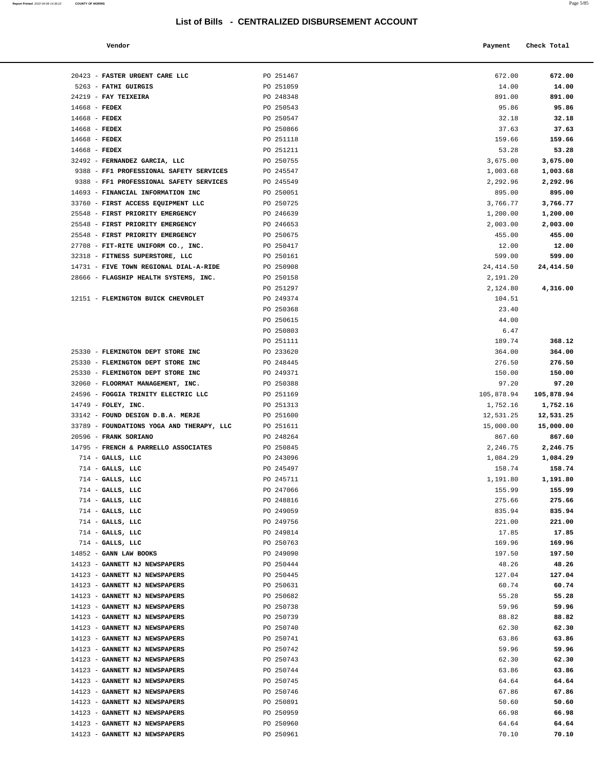# List of Bills - CENTRALIZED DISBURSEMENT ACCOUNT

| Vendor | | Payment | Check Total |
|---|---|---|---|
| 20423 - **FASTER URGENT CARE LLC** | PO 251467 | 672.00 | **672.00** |
| 5263 - **FATHI GUIRGIS** | PO 251059 | 14.00 | **14.00** |
| 24219 - **FAY TEIXEIRA** | PO 248348 | 891.00 | **891.00** |
| 14668 - **FEDEX** | PO 250543 | 95.86 | **95.86** |
| 14668 - **FEDEX** | PO 250547 | 32.18 | **32.18** |
| 14668 - **FEDEX** | PO 250866 | 37.63 | **37.63** |
| 14668 - **FEDEX** | PO 251118 | 159.66 | **159.66** |
| 14668 - **FEDEX** | PO 251211 | 53.28 | **53.28** |
| 32492 - **FERNANDEZ GARCIA, LLC** | PO 250755 | 3,675.00 | **3,675.00** |
| 9388 - **FF1 PROFESSIONAL SAFETY SERVICES** | PO 245547 | 1,003.68 | **1,003.68** |
| 9388 - **FF1 PROFESSIONAL SAFETY SERVICES** | PO 245549 | 2,292.96 | **2,292.96** |
| 14693 - **FINANCIAL INFORMATION INC** | PO 250051 | 895.00 | **895.00** |
| 33760 - **FIRST ACCESS EQUIPMENT LLC** | PO 250725 | 3,766.77 | **3,766.77** |
| 25548 - **FIRST PRIORITY EMERGENCY** | PO 246639 | 1,200.00 | **1,200.00** |
| 25548 - **FIRST PRIORITY EMERGENCY** | PO 246653 | 2,003.00 | **2,003.00** |
| 25548 - **FIRST PRIORITY EMERGENCY** | PO 250675 | 455.00 | **455.00** |
| 27708 - **FIT-RITE UNIFORM CO., INC.** | PO 250417 | 12.00 | **12.00** |
| 32318 - **FITNESS SUPERSTORE, LLC** | PO 250161 | 599.00 | **599.00** |
| 14731 - **FIVE TOWN REGIONAL DIAL-A-RIDE** | PO 250908 | 24,414.50 | **24,414.50** |
| 28666 - **FLAGSHIP HEALTH SYSTEMS, INC.** | PO 250158 | 2,191.20 | |
| | PO 251297 | 2,124.80 | **4,316.00** |
| 12151 - **FLEMINGTON BUICK CHEVROLET** | PO 249374 | 104.51 | |
| | PO 250368 | 23.40 | |
| | PO 250615 | 44.00 | |
| | PO 250803 | 6.47 | |
| | PO 251111 | 189.74 | **368.12** |
| 25330 - **FLEMINGTON DEPT STORE INC** | PO 233620 | 364.00 | **364.00** |
| 25330 - **FLEMINGTON DEPT STORE INC** | PO 248445 | 276.50 | **276.50** |
| 25330 - **FLEMINGTON DEPT STORE INC** | PO 249371 | 150.00 | **150.00** |
| 32060 - **FLOORMAT MANAGEMENT, INC.** | PO 250388 | 97.20 | **97.20** |
| 24596 - **FOGGIA TRINITY ELECTRIC LLC** | PO 251169 | 105,878.94 | **105,878.94** |
| 14749 - **FOLEY, INC.** | PO 251313 | 1,752.16 | **1,752.16** |
| 33142 - **FOUND DESIGN D.B.A. MERJE** | PO 251600 | 12,531.25 | **12,531.25** |
| 33789 - **FOUNDATIONS YOGA AND THERAPY, LLC** | PO 251611 | 15,000.00 | **15,000.00** |
| 20596 - **FRANK SORIANO** | PO 248264 | 867.60 | **867.60** |
| 14795 - **FRENCH & PARRELLO ASSOCIATES** | PO 250845 | 2,246.75 | **2,246.75** |
| 714 - **GALLS, LLC** | PO 243096 | 1,084.29 | **1,084.29** |
| 714 - **GALLS, LLC** | PO 245497 | 158.74 | **158.74** |
| 714 - **GALLS, LLC** | PO 245711 | 1,191.80 | **1,191.80** |
| 714 - **GALLS, LLC** | PO 247066 | 155.99 | **155.99** |
| 714 - **GALLS, LLC** | PO 248816 | 275.66 | **275.66** |
| 714 - **GALLS, LLC** | PO 249059 | 835.94 | **835.94** |
| 714 - **GALLS, LLC** | PO 249756 | 221.00 | **221.00** |
| 714 - **GALLS, LLC** | PO 249814 | 17.85 | **17.85** |
| 714 - **GALLS, LLC** | PO 250763 | 169.96 | **169.96** |
| 14852 - **GANN LAW BOOKS** | PO 249090 | 197.50 | **197.50** |
| 14123 - **GANNETT NJ NEWSPAPERS** | PO 250444 | 48.26 | **48.26** |
| 14123 - **GANNETT NJ NEWSPAPERS** | PO 250445 | 127.04 | **127.04** |
| 14123 - **GANNETT NJ NEWSPAPERS** | PO 250631 | 60.74 | **60.74** |
| 14123 - **GANNETT NJ NEWSPAPERS** | PO 250682 | 55.28 | **55.28** |
| 14123 - **GANNETT NJ NEWSPAPERS** | PO 250738 | 59.96 | **59.96** |
| 14123 - **GANNETT NJ NEWSPAPERS** | PO 250739 | 88.82 | **88.82** |
| 14123 - **GANNETT NJ NEWSPAPERS** | PO 250740 | 62.30 | **62.30** |
| 14123 - **GANNETT NJ NEWSPAPERS** | PO 250741 | 63.86 | **63.86** |
| 14123 - **GANNETT NJ NEWSPAPERS** | PO 250742 | 59.96 | **59.96** |
| 14123 - **GANNETT NJ NEWSPAPERS** | PO 250743 | 62.30 | **62.30** |
| 14123 - **GANNETT NJ NEWSPAPERS** | PO 250744 | 63.86 | **63.86** |
| 14123 - **GANNETT NJ NEWSPAPERS** | PO 250745 | 64.64 | **64.64** |
| 14123 - **GANNETT NJ NEWSPAPERS** | PO 250746 | 67.86 | **67.86** |
| 14123 - **GANNETT NJ NEWSPAPERS** | PO 250891 | 50.60 | **50.60** |
| 14123 - **GANNETT NJ NEWSPAPERS** | PO 250959 | 66.98 | **66.98** |
| 14123 - **GANNETT NJ NEWSPAPERS** | PO 250960 | 64.64 | **64.64** |
| 14123 - **GANNETT NJ NEWSPAPERS** | PO 250961 | 70.10 | **70.10** |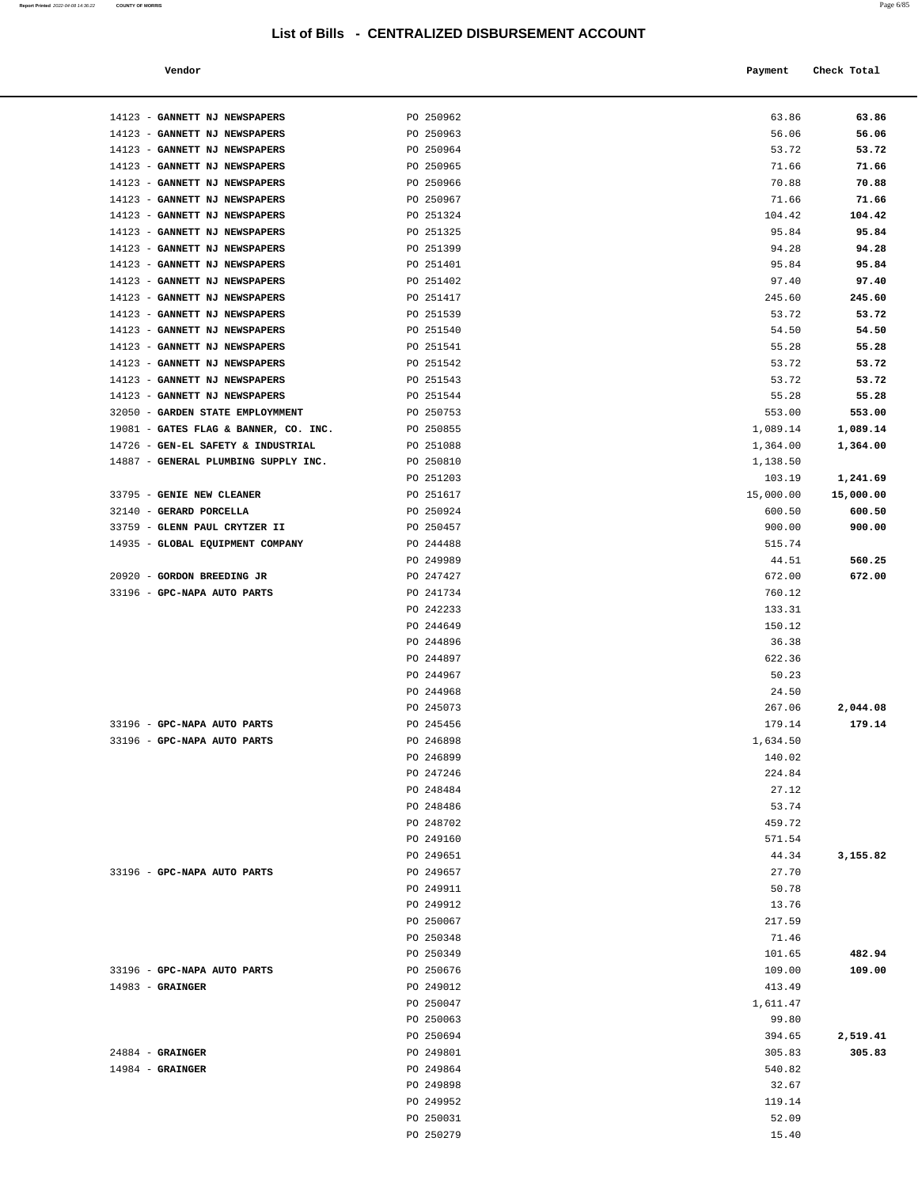# List of Bills - CENTRALIZED DISBURSEMENT ACCOUNT

| Vendor | | Payment | Check Total |
|---|---|---|---|
| 14123 - **GANNETT NJ NEWSPAPERS** | PO 250962 | 63.86 | **63.86** |
| 14123 - **GANNETT NJ NEWSPAPERS** | PO 250963 | 56.06 | **56.06** |
| 14123 - **GANNETT NJ NEWSPAPERS** | PO 250964 | 53.72 | **53.72** |
| 14123 - **GANNETT NJ NEWSPAPERS** | PO 250965 | 71.66 | **71.66** |
| 14123 - **GANNETT NJ NEWSPAPERS** | PO 250966 | 70.88 | **70.88** |
| 14123 - **GANNETT NJ NEWSPAPERS** | PO 250967 | 71.66 | **71.66** |
| 14123 - **GANNETT NJ NEWSPAPERS** | PO 251324 | 104.42 | **104.42** |
| 14123 - **GANNETT NJ NEWSPAPERS** | PO 251325 | 95.84 | **95.84** |
| 14123 - **GANNETT NJ NEWSPAPERS** | PO 251399 | 94.28 | **94.28** |
| 14123 - **GANNETT NJ NEWSPAPERS** | PO 251401 | 95.84 | **95.84** |
| 14123 - **GANNETT NJ NEWSPAPERS** | PO 251402 | 97.40 | **97.40** |
| 14123 - **GANNETT NJ NEWSPAPERS** | PO 251417 | 245.60 | **245.60** |
| 14123 - **GANNETT NJ NEWSPAPERS** | PO 251539 | 53.72 | **53.72** |
| 14123 - **GANNETT NJ NEWSPAPERS** | PO 251540 | 54.50 | **54.50** |
| 14123 - **GANNETT NJ NEWSPAPERS** | PO 251541 | 55.28 | **55.28** |
| 14123 - **GANNETT NJ NEWSPAPERS** | PO 251542 | 53.72 | **53.72** |
| 14123 - **GANNETT NJ NEWSPAPERS** | PO 251543 | 53.72 | **53.72** |
| 14123 - **GANNETT NJ NEWSPAPERS** | PO 251544 | 55.28 | **55.28** |
| 32050 - **GARDEN STATE EMPLOYMENT** | PO 250753 | 553.00 | **553.00** |
| 19081 - **GATES FLAG & BANNER, CO. INC.** | PO 250855 | 1,089.14 | **1,089.14** |
| 14726 - **GEN-EL SAFETY & INDUSTRIAL** | PO 251088 | 1,364.00 | **1,364.00** |
| 14887 - **GENERAL PLUMBING SUPPLY INC.** | PO 250810 | 1,138.50 | |
| | PO 251203 | 103.19 | **1,241.69** |
| 33795 - **GENIE NEW CLEANER** | PO 251617 | 15,000.00 | **15,000.00** |
| 32140 - **GERARD PORCELLA** | PO 250924 | 600.50 | **600.50** |
| 33759 - **GLENN PAUL CRYTZER II** | PO 250457 | 900.00 | **900.00** |
| 14935 - **GLOBAL EQUIPMENT COMPANY** | PO 244488 | 515.74 | |
| | PO 249989 | 44.51 | **560.25** |
| 20920 - **GORDON BREEDING JR** | PO 247427 | 672.00 | **672.00** |
| 33196 - **GPC-NAPA AUTO PARTS** | PO 241734 | 760.12 | |
| | PO 242233 | 133.31 | |
| | PO 244649 | 150.12 | |
| | PO 244896 | 36.38 | |
| | PO 244897 | 622.36 | |
| | PO 244967 | 50.23 | |
| | PO 244968 | 24.50 | |
| | PO 245073 | 267.06 | **2,044.08** |
| 33196 - **GPC-NAPA AUTO PARTS** | PO 245456 | 179.14 | **179.14** |
| 33196 - **GPC-NAPA AUTO PARTS** | PO 246898 | 1,634.50 | |
| | PO 246899 | 140.02 | |
| | PO 247246 | 224.84 | |
| | PO 248484 | 27.12 | |
| | PO 248486 | 53.74 | |
| | PO 248702 | 459.72 | |
| | PO 249160 | 571.54 | |
| | PO 249651 | 44.34 | **3,155.82** |
| 33196 - **GPC-NAPA AUTO PARTS** | PO 249657 | 27.70 | |
| | PO 249911 | 50.78 | |
| | PO 249912 | 13.76 | |
| | PO 250067 | 217.59 | |
| | PO 250348 | 71.46 | |
| | PO 250349 | 101.65 | **482.94** |
| 33196 - **GPC-NAPA AUTO PARTS** | PO 250676 | 109.00 | **109.00** |
| 14983 - **GRAINGER** | PO 249012 | 413.49 | |
| | PO 250047 | 1,611.47 | |
| | PO 250063 | 99.80 | |
| | PO 250694 | 394.65 | **2,519.41** |
| 24884 - **GRAINGER** | PO 249801 | 305.83 | **305.83** |
| 14984 - **GRAINGER** | PO 249864 | 540.82 | |
| | PO 249898 | 32.67 | |
| | PO 249952 | 119.14 | |
| | PO 250031 | 52.09 | |
| | PO 250279 | 15.40 | |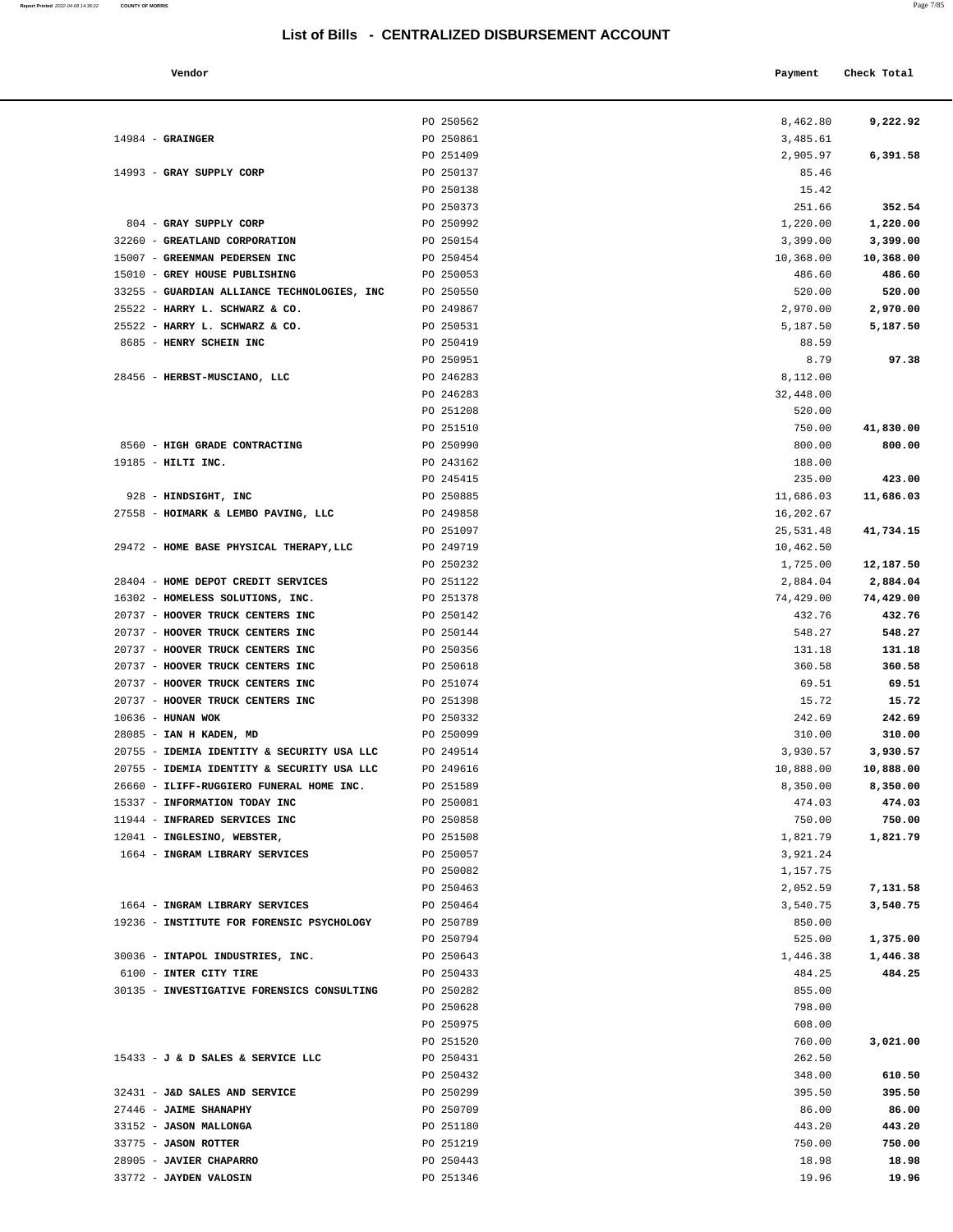# List of Bills - CENTRALIZED DISBURSEMENT ACCOUNT

| Vendor | | Payment | Check Total |
|---|---|---|---|
| | PO 250562 | 8,462.80 | **9,222.92** |
| 14984 - **GRAINGER** | PO 250861 | 3,485.61 | |
| | PO 251409 | 2,905.97 | **6,391.58** |
| 14993 - **GRAY SUPPLY CORP** | PO 250137 | 85.46 | |
| | PO 250138 | 15.42 | |
| | PO 250373 | 251.66 | **352.54** |
| 804 - **GRAY SUPPLY CORP** | PO 250992 | 1,220.00 | **1,220.00** |
| 32260 - **GREATLAND CORPORATION** | PO 250154 | 3,399.00 | **3,399.00** |
| 15007 - **GREENMAN PEDERSEN INC** | PO 250454 | 10,368.00 | **10,368.00** |
| 15010 - **GREY HOUSE PUBLISHING** | PO 250053 | 486.60 | **486.60** |
| 33255 - **GUARDIAN ALLIANCE TECHNOLOGIES, INC** | PO 250550 | 520.00 | **520.00** |
| 25522 - **HARRY L. SCHWARZ & CO.** | PO 249867 | 2,970.00 | **2,970.00** |
| 25522 - **HARRY L. SCHWARZ & CO.** | PO 250531 | 5,187.50 | **5,187.50** |
| 8685 - **HENRY SCHEIN INC** | PO 250419 | 88.59 | |
| | PO 250951 | 8.79 | **97.38** |
| 28456 - **HERBST-MUSCIANO, LLC** | PO 246283 | 8,112.00 | |
| | PO 246283 | 32,448.00 | |
| | PO 251208 | 520.00 | |
| | PO 251510 | 750.00 | **41,830.00** |
| 8560 - **HIGH GRADE CONTRACTING** | PO 250990 | 800.00 | **800.00** |
| 19185 - **HILTI INC.** | PO 243162 | 188.00 | |
| | PO 245415 | 235.00 | **423.00** |
| 928 - **HINDSIGHT, INC** | PO 250885 | 11,686.03 | **11,686.03** |
| 27558 - **HOIMARK & LEMBO PAVING, LLC** | PO 249858 | 16,202.67 | |
| | PO 251097 | 25,531.48 | **41,734.15** |
| 29472 - **HOME BASE PHYSICAL THERAPY,LLC** | PO 249719 | 10,462.50 | |
| | PO 250232 | 1,725.00 | **12,187.50** |
| 28404 - **HOME DEPOT CREDIT SERVICES** | PO 251122 | 2,884.04 | **2,884.04** |
| 16302 - **HOMELESS SOLUTIONS, INC.** | PO 251378 | 74,429.00 | **74,429.00** |
| 20737 - **HOOVER TRUCK CENTERS INC** | PO 250142 | 432.76 | **432.76** |
| 20737 - **HOOVER TRUCK CENTERS INC** | PO 250144 | 548.27 | **548.27** |
| 20737 - **HOOVER TRUCK CENTERS INC** | PO 250356 | 131.18 | **131.18** |
| 20737 - **HOOVER TRUCK CENTERS INC** | PO 250618 | 360.58 | **360.58** |
| 20737 - **HOOVER TRUCK CENTERS INC** | PO 251074 | 69.51 | **69.51** |
| 20737 - **HOOVER TRUCK CENTERS INC** | PO 251398 | 15.72 | **15.72** |
| 10636 - **HUNAN WOK** | PO 250332 | 242.69 | **242.69** |
| 28085 - **IAN H KADEN, MD** | PO 250099 | 310.00 | **310.00** |
| 20755 - **IDEMIA IDENTITY & SECURITY USA LLC** | PO 249514 | 3,930.57 | **3,930.57** |
| 20755 - **IDEMIA IDENTITY & SECURITY USA LLC** | PO 249616 | 10,888.00 | **10,888.00** |
| 26660 - **ILIFF-RUGGIERO FUNERAL HOME INC.** | PO 251589 | 8,350.00 | **8,350.00** |
| 15337 - **INFORMATION TODAY INC** | PO 250081 | 474.03 | **474.03** |
| 11944 - **INFRARED SERVICES INC** | PO 250858 | 750.00 | **750.00** |
| 12041 - **INGLESINO, WEBSTER,** | PO 251508 | 1,821.79 | **1,821.79** |
| 1664 - **INGRAM LIBRARY SERVICES** | PO 250057 | 3,921.24 | |
| | PO 250082 | 1,157.75 | |
| | PO 250463 | 2,052.59 | **7,131.58** |
| 1664 - **INGRAM LIBRARY SERVICES** | PO 250464 | 3,540.75 | **3,540.75** |
| 19236 - **INSTITUTE FOR FORENSIC PSYCHOLOGY** | PO 250789 | 850.00 | |
| | PO 250794 | 525.00 | **1,375.00** |
| 30036 - **INTAPOL INDUSTRIES, INC.** | PO 250643 | 1,446.38 | **1,446.38** |
| 6100 - **INTER CITY TIRE** | PO 250433 | 484.25 | **484.25** |
| 30135 - **INVESTIGATIVE FORENSICS CONSULTING** | PO 250282 | 855.00 | |
| | PO 250628 | 798.00 | |
| | PO 250975 | 608.00 | |
| | PO 251520 | 760.00 | **3,021.00** |
| 15433 - **J & D SALES & SERVICE LLC** | PO 250431 | 262.50 | |
| | PO 250432 | 348.00 | **610.50** |
| 32431 - **J&D SALES AND SERVICE** | PO 250299 | 395.50 | **395.50** |
| 27446 - **JAIME SHANAPHY** | PO 250709 | 86.00 | **86.00** |
| 33152 - **JASON MALLONGA** | PO 251180 | 443.20 | **443.20** |
| 33775 - **JASON ROTTER** | PO 251219 | 750.00 | **750.00** |
| 28905 - **JAVIER CHAPARRO** | PO 250443 | 18.98 | **18.98** |
| 33772 - **JAYDEN VALOSIN** | PO 251346 | 19.96 | **19.96** |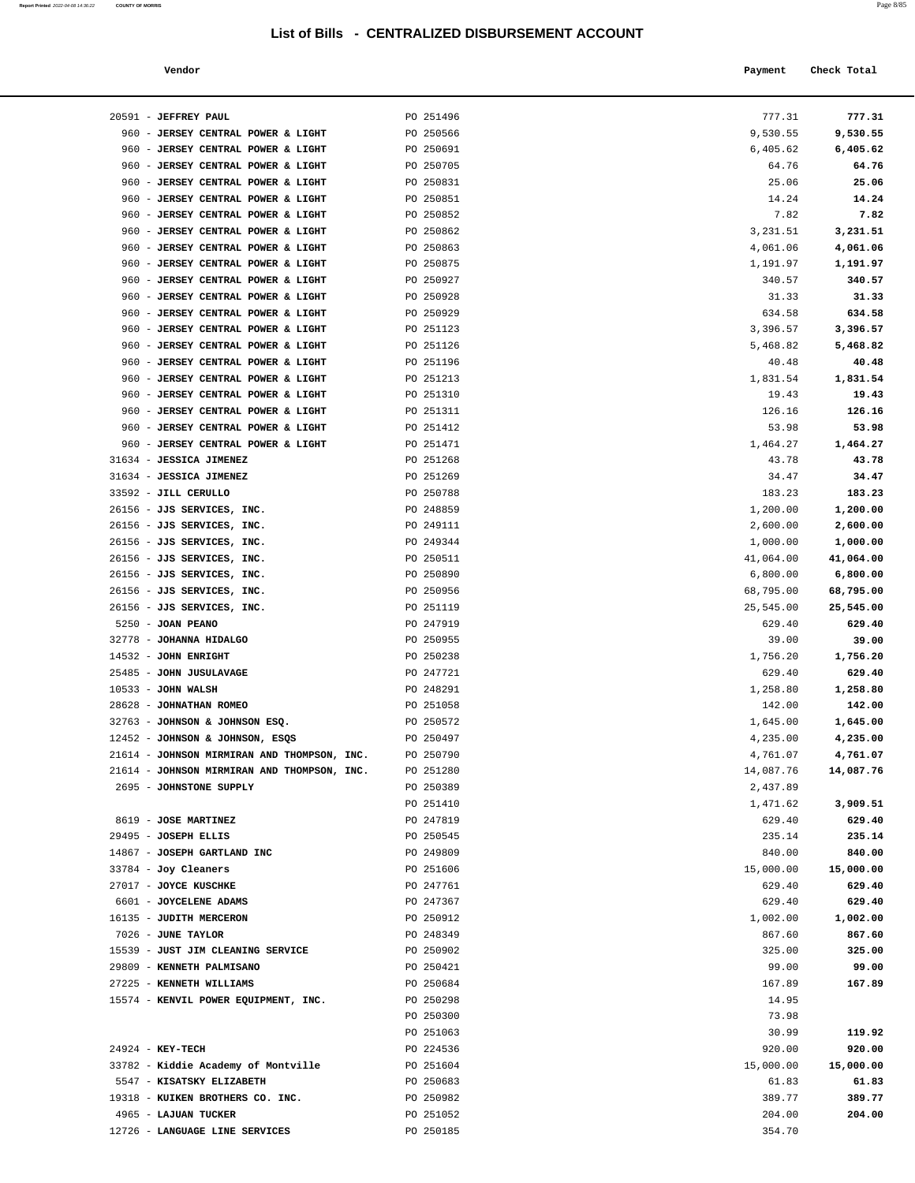# List of Bills - CENTRALIZED DISBURSEMENT ACCOUNT

| Vendor | | Payment | Check Total |
|---|---|---|---|
| 20591 - **JEFFREY PAUL** | PO 251496 | 777.31 | **777.31** |
| 960 - **JERSEY CENTRAL POWER & LIGHT** | PO 250566 | 9,530.55 | **9,530.55** |
| 960 - **JERSEY CENTRAL POWER & LIGHT** | PO 250691 | 6,405.62 | **6,405.62** |
| 960 - **JERSEY CENTRAL POWER & LIGHT** | PO 250705 | 64.76 | **64.76** |
| 960 - **JERSEY CENTRAL POWER & LIGHT** | PO 250831 | 25.06 | **25.06** |
| 960 - **JERSEY CENTRAL POWER & LIGHT** | PO 250851 | 14.24 | **14.24** |
| 960 - **JERSEY CENTRAL POWER & LIGHT** | PO 250852 | 7.82 | **7.82** |
| 960 - **JERSEY CENTRAL POWER & LIGHT** | PO 250862 | 3,231.51 | **3,231.51** |
| 960 - **JERSEY CENTRAL POWER & LIGHT** | PO 250863 | 4,061.06 | **4,061.06** |
| 960 - **JERSEY CENTRAL POWER & LIGHT** | PO 250875 | 1,191.97 | **1,191.97** |
| 960 - **JERSEY CENTRAL POWER & LIGHT** | PO 250927 | 340.57 | **340.57** |
| 960 - **JERSEY CENTRAL POWER & LIGHT** | PO 250928 | 31.33 | **31.33** |
| 960 - **JERSEY CENTRAL POWER & LIGHT** | PO 250929 | 634.58 | **634.58** |
| 960 - **JERSEY CENTRAL POWER & LIGHT** | PO 251123 | 3,396.57 | **3,396.57** |
| 960 - **JERSEY CENTRAL POWER & LIGHT** | PO 251126 | 5,468.82 | **5,468.82** |
| 960 - **JERSEY CENTRAL POWER & LIGHT** | PO 251196 | 40.48 | **40.48** |
| 960 - **JERSEY CENTRAL POWER & LIGHT** | PO 251213 | 1,831.54 | **1,831.54** |
| 960 - **JERSEY CENTRAL POWER & LIGHT** | PO 251310 | 19.43 | **19.43** |
| 960 - **JERSEY CENTRAL POWER & LIGHT** | PO 251311 | 126.16 | **126.16** |
| 960 - **JERSEY CENTRAL POWER & LIGHT** | PO 251412 | 53.98 | **53.98** |
| 960 - **JERSEY CENTRAL POWER & LIGHT** | PO 251471 | 1,464.27 | **1,464.27** |
| 31634 - **JESSICA JIMENEZ** | PO 251268 | 43.78 | **43.78** |
| 31634 - **JESSICA JIMENEZ** | PO 251269 | 34.47 | **34.47** |
| 33592 - **JILL CERULLO** | PO 250788 | 183.23 | **183.23** |
| 26156 - **JJS SERVICES, INC.** | PO 248859 | 1,200.00 | **1,200.00** |
| 26156 - **JJS SERVICES, INC.** | PO 249111 | 2,600.00 | **2,600.00** |
| 26156 - **JJS SERVICES, INC.** | PO 249344 | 1,000.00 | **1,000.00** |
| 26156 - **JJS SERVICES, INC.** | PO 250511 | 41,064.00 | **41,064.00** |
| 26156 - **JJS SERVICES, INC.** | PO 250890 | 6,800.00 | **6,800.00** |
| 26156 - **JJS SERVICES, INC.** | PO 250956 | 68,795.00 | **68,795.00** |
| 26156 - **JJS SERVICES, INC.** | PO 251119 | 25,545.00 | **25,545.00** |
| 5250 - **JOAN PEANO** | PO 247919 | 629.40 | **629.40** |
| 32778 - **JOHANNA HIDALGO** | PO 250955 | 39.00 | **39.00** |
| 14532 - **JOHN ENRIGHT** | PO 250238 | 1,756.20 | **1,756.20** |
| 25485 - **JOHN JUSULAVAGE** | PO 247721 | 629.40 | **629.40** |
| 10533 - **JOHN WALSH** | PO 248291 | 1,258.80 | **1,258.80** |
| 28628 - **JOHNATHAN ROMEO** | PO 251058 | 142.00 | **142.00** |
| 32763 - **JOHNSON & JOHNSON ESQ.** | PO 250572 | 1,645.00 | **1,645.00** |
| 12452 - **JOHNSON & JOHNSON, ESQS** | PO 250497 | 4,235.00 | **4,235.00** |
| 21614 - **JOHNSON MIRMIRAN AND THOMPSON, INC.** | PO 250790 | 4,761.07 | **4,761.07** |
| 21614 - **JOHNSON MIRMIRAN AND THOMPSON, INC.** | PO 251280 | 14,087.76 | **14,087.76** |
| 2695 - **JOHNSTONE SUPPLY** | PO 250389 | 2,437.89 | |
| | PO 251410 | 1,471.62 | **3,909.51** |
| 8619 - **JOSE MARTINEZ** | PO 247819 | 629.40 | **629.40** |
| 29495 - **JOSEPH ELLIS** | PO 250545 | 235.14 | **235.14** |
| 14867 - **JOSEPH GARTLAND INC** | PO 249809 | 840.00 | **840.00** |
| 33784 - **Joy Cleaners** | PO 251606 | 15,000.00 | **15,000.00** |
| 27017 - **JOYCE KUSCHKE** | PO 247761 | 629.40 | **629.40** |
| 6601 - **JOYCELENE ADAMS** | PO 247367 | 629.40 | **629.40** |
| 16135 - **JUDITH MERCERON** | PO 250912 | 1,002.00 | **1,002.00** |
| 7026 - **JUNE TAYLOR** | PO 248349 | 867.60 | **867.60** |
| 15539 - **JUST JIM CLEANING SERVICE** | PO 250902 | 325.00 | **325.00** |
| 29809 - **KENNETH PALMISANO** | PO 250421 | 99.00 | **99.00** |
| 27225 - **KENNETH WILLIAMS** | PO 250684 | 167.89 | **167.89** |
| 15574 - **KENVIL POWER EQUIPMENT, INC.** | PO 250298 | 14.95 | |
| | PO 250300 | 73.98 | |
| | PO 251063 | 30.99 | **119.92** |
| 24924 - **KEY-TECH** | PO 224536 | 920.00 | **920.00** |
| 33782 - **Kiddie Academy of Montville** | PO 251604 | 15,000.00 | **15,000.00** |
| 5547 - **KISATSKY ELIZABETH** | PO 250683 | 61.83 | **61.83** |
| 19318 - **KUIKEN BROTHERS CO. INC.** | PO 250982 | 389.77 | **389.77** |
| 4965 - **LAJUAN TUCKER** | PO 251052 | 204.00 | **204.00** |
| 12726 - **LANGUAGE LINE SERVICES** | PO 250185 | 354.70 | |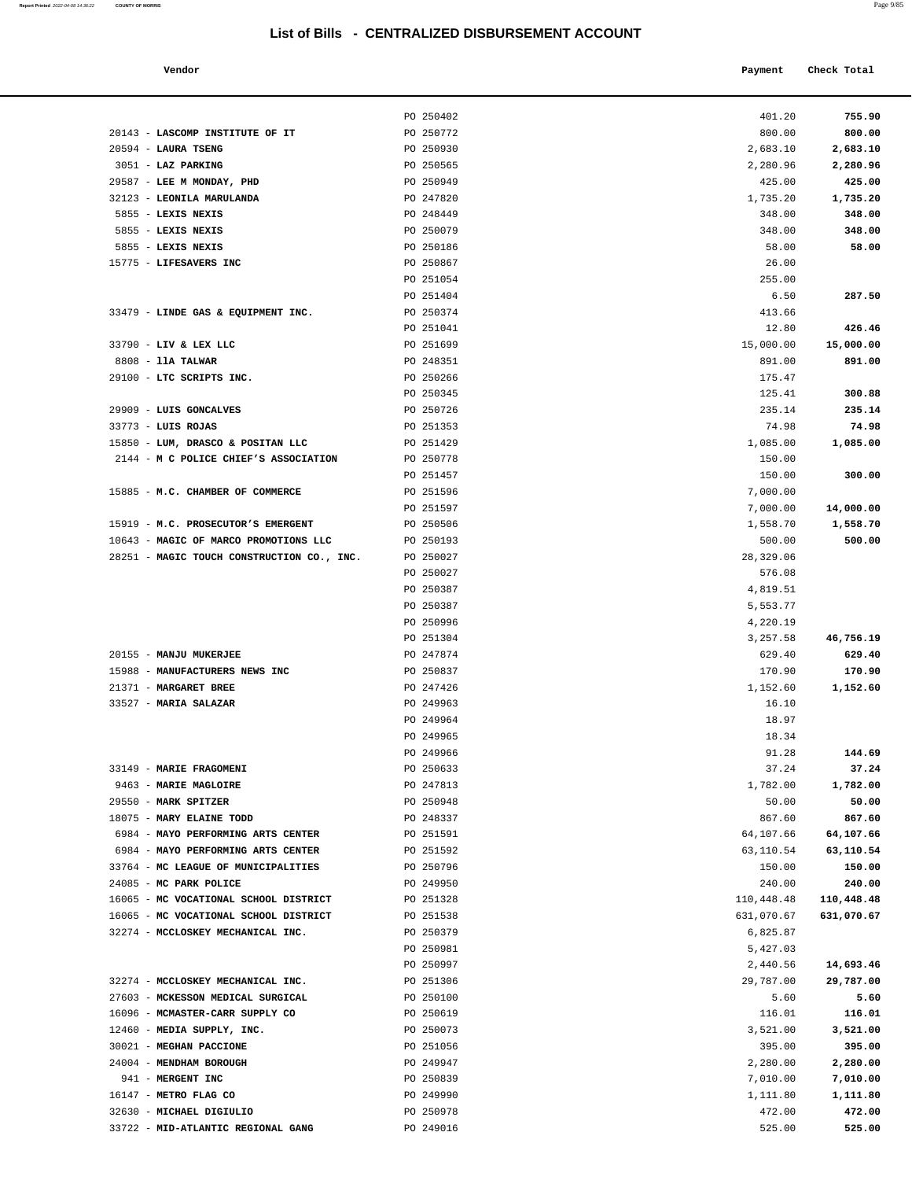# List of Bills - CENTRALIZED DISBURSEMENT ACCOUNT

| Vendor | | Payment | Check Total |
|---|---|---|---|
| | PO 250402 | 401.20 | **755.90** |
| 20143 - **LASCOMP INSTITUTE OF IT** | PO 250772 | 800.00 | **800.00** |
| 20594 - **LAURA TSENG** | PO 250930 | 2,683.10 | **2,683.10** |
| 3051 - **LAZ PARKING** | PO 250565 | 2,280.96 | **2,280.96** |
| 29587 - **LEE M MONDAY, PHD** | PO 250949 | 425.00 | **425.00** |
| 32123 - **LEONILA MARULANDA** | PO 247820 | 1,735.20 | **1,735.20** |
| 5855 - **LEXIS NEXIS** | PO 248449 | 348.00 | **348.00** |
| 5855 - **LEXIS NEXIS** | PO 250079 | 348.00 | **348.00** |
| 5855 - **LEXIS NEXIS** | PO 250186 | 58.00 | **58.00** |
| 15775 - **LIFESAVERS INC** | PO 250867 | 26.00 | |
| | PO 251054 | 255.00 | |
| | PO 251404 | 6.50 | **287.50** |
| 33479 - **LINDE GAS & EQUIPMENT INC.** | PO 250374 | 413.66 | |
| | PO 251041 | 12.80 | **426.46** |
| 33790 - **LIV & LEX LLC** | PO 251699 | 15,000.00 | **15,000.00** |
| 8808 - **llA TALWAR** | PO 248351 | 891.00 | **891.00** |
| 29100 - **LTC SCRIPTS INC.** | PO 250266 | 175.47 | |
| | PO 250345 | 125.41 | **300.88** |
| 29909 - **LUIS GONCALVES** | PO 250726 | 235.14 | **235.14** |
| 33773 - **LUIS ROJAS** | PO 251353 | 74.98 | **74.98** |
| 15850 - **LUM, DRASCO & POSITAN LLC** | PO 251429 | 1,085.00 | **1,085.00** |
| 2144 - **M C POLICE CHIEF'S ASSOCIATION** | PO 250778 | 150.00 | |
| | PO 251457 | 150.00 | **300.00** |
| 15885 - **M.C. CHAMBER OF COMMERCE** | PO 251596 | 7,000.00 | |
| | PO 251597 | 7,000.00 | **14,000.00** |
| 15919 - **M.C. PROSECUTOR'S EMERGENT** | PO 250506 | 1,558.70 | **1,558.70** |
| 10643 - **MAGIC OF MARCO PROMOTIONS LLC** | PO 250193 | 500.00 | **500.00** |
| 28251 - **MAGIC TOUCH CONSTRUCTION CO., INC.** | PO 250027 | 28,329.06 | |
| | PO 250027 | 576.08 | |
| | PO 250387 | 4,819.51 | |
| | PO 250387 | 5,553.77 | |
| | PO 250996 | 4,220.19 | |
| | PO 251304 | 3,257.58 | **46,756.19** |
| 20155 - **MANJU MUKERJEE** | PO 247874 | 629.40 | **629.40** |
| 15988 - **MANUFACTURERS NEWS INC** | PO 250837 | 170.90 | **170.90** |
| 21371 - **MARGARET BREE** | PO 247426 | 1,152.60 | **1,152.60** |
| 33527 - **MARIA SALAZAR** | PO 249963 | 16.10 | |
| | PO 249964 | 18.97 | |
| | PO 249965 | 18.34 | |
| | PO 249966 | 91.28 | **144.69** |
| 33149 - **MARIE FRAGOMENI** | PO 250633 | 37.24 | **37.24** |
| 9463 - **MARIE MAGLOIRE** | PO 247813 | 1,782.00 | **1,782.00** |
| 29550 - **MARK SPITZER** | PO 250948 | 50.00 | **50.00** |
| 18075 - **MARY ELAINE TODD** | PO 248337 | 867.60 | **867.60** |
| 6984 - **MAYO PERFORMING ARTS CENTER** | PO 251591 | 64,107.66 | **64,107.66** |
| 6984 - **MAYO PERFORMING ARTS CENTER** | PO 251592 | 63,110.54 | **63,110.54** |
| 33764 - **MC LEAGUE OF MUNICIPALITIES** | PO 250796 | 150.00 | **150.00** |
| 24085 - **MC PARK POLICE** | PO 249950 | 240.00 | **240.00** |
| 16065 - **MC VOCATIONAL SCHOOL DISTRICT** | PO 251328 | 110,448.48 | **110,448.48** |
| 16065 - **MC VOCATIONAL SCHOOL DISTRICT** | PO 251538 | 631,070.67 | **631,070.67** |
| 32274 - **MCCLOSKEY MECHANICAL INC.** | PO 250379 | 6,825.87 | |
| | PO 250981 | 5,427.03 | |
| | PO 250997 | 2,440.56 | **14,693.46** |
| 32274 - **MCCLOSKEY MECHANICAL INC.** | PO 251306 | 29,787.00 | **29,787.00** |
| 27603 - **MCKESSON MEDICAL SURGICAL** | PO 250100 | 5.60 | **5.60** |
| 16096 - **MCMASTER-CARR SUPPLY CO** | PO 250619 | 116.01 | **116.01** |
| 12460 - **MEDIA SUPPLY, INC.** | PO 250073 | 3,521.00 | **3,521.00** |
| 30021 - **MEGHAN PACCIONE** | PO 251056 | 395.00 | **395.00** |
| 24004 - **MENDHAM BOROUGH** | PO 249947 | 2,280.00 | **2,280.00** |
| 941 - **MERGENT INC** | PO 250839 | 7,010.00 | **7,010.00** |
| 16147 - **METRO FLAG CO** | PO 249990 | 1,111.80 | **1,111.80** |
| 32630 - **MICHAEL DIGIULIO** | PO 250978 | 472.00 | **472.00** |
| 33722 - **MID-ATLANTIC REGIONAL GANG** | PO 249016 | 525.00 | **525.00** |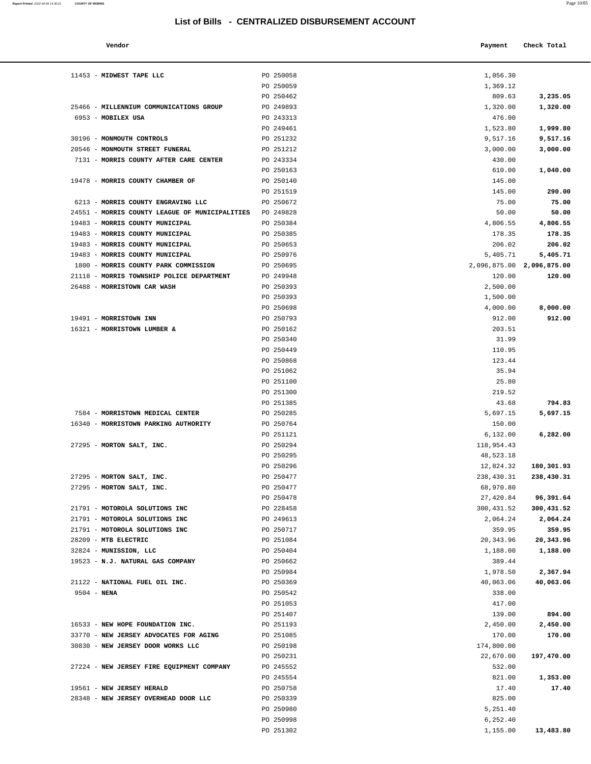# List of Bills - CENTRALIZED DISBURSEMENT ACCOUNT

| Vendor | | Payment | Check Total |
| --- | --- | --- | --- |
| 11453 - **MIDWEST TAPE LLC** | PO 250058 | 1,056.30 | |
| | PO 250059 | 1,369.12 | |
| | PO 250462 | 809.63 | **3,235.05** |
| 25466 - **MILLENNIUM COMMUNICATIONS GROUP** | PO 249893 | 1,320.00 | **1,320.00** |
| 6953 - **MOBILEX USA** | PO 243313 | 476.00 | |
| | PO 249461 | 1,523.80 | **1,999.80** |
| 30196 - **MONMOUTH CONTROLS** | PO 251232 | 9,517.16 | **9,517.16** |
| 20546 - **MONMOUTH STREET FUNERAL** | PO 251212 | 3,000.00 | **3,000.00** |
| 7131 - **MORRIS COUNTY AFTER CARE CENTER** | PO 243334 | 430.00 | |
| | PO 250163 | 610.00 | **1,040.00** |
| 19478 - **MORRIS COUNTY CHAMBER OF** | PO 250140 | 145.00 | |
| | PO 251519 | 145.00 | **290.00** |
| 6213 - **MORRIS COUNTY ENGRAVING LLC** | PO 250672 | 75.00 | **75.00** |
| 24551 - **MORRIS COUNTY LEAGUE OF MUNICIPALITIES** | PO 249828 | 50.00 | **50.00** |
| 19483 - **MORRIS COUNTY MUNICIPAL** | PO 250384 | 4,806.55 | **4,806.55** |
| 19483 - **MORRIS COUNTY MUNICIPAL** | PO 250385 | 178.35 | **178.35** |
| 19483 - **MORRIS COUNTY MUNICIPAL** | PO 250653 | 206.02 | **206.02** |
| 19483 - **MORRIS COUNTY MUNICIPAL** | PO 250976 | 5,405.71 | **5,405.71** |
| 1800 - **MORRIS COUNTY PARK COMMISSION** | PO 250695 | 2,096,875.00 | **2,096,875.00** |
| 21118 - **MORRIS TOWNSHIP POLICE DEPARTMENT** | PO 249948 | 120.00 | **120.00** |
| 26488 - **MORRISTOWN CAR WASH** | PO 250393 | 2,500.00 | |
| | PO 250393 | 1,500.00 | |
| | PO 250698 | 4,000.00 | **8,000.00** |
| 19491 - **MORRISTOWN INN** | PO 250793 | 912.00 | **912.00** |
| 16321 - **MORRISTOWN LUMBER &** | PO 250162 | 203.51 | |
| | PO 250340 | 31.99 | |
| | PO 250449 | 110.95 | |
| | PO 250868 | 123.44 | |
| | PO 251062 | 35.94 | |
| | PO 251100 | 25.80 | |
| | PO 251300 | 219.52 | |
| | PO 251385 | 43.68 | **794.83** |
| 7584 - **MORRISTOWN MEDICAL CENTER** | PO 250285 | 5,697.15 | **5,697.15** |
| 16340 - **MORRISTOWN PARKING AUTHORITY** | PO 250764 | 150.00 | |
| | PO 251121 | 6,132.00 | **6,282.00** |
| 27295 - **MORTON SALT, INC.** | PO 250294 | 118,954.43 | |
| | PO 250295 | 48,523.18 | |
| | PO 250296 | 12,824.32 | **180,301.93** |
| 27295 - **MORTON SALT, INC.** | PO 250477 | 238,430.31 | **238,430.31** |
| 27295 - **MORTON SALT, INC.** | PO 250477 | 68,970.80 | |
| | PO 250478 | 27,420.84 | **96,391.64** |
| 21791 - **MOTOROLA SOLUTIONS INC** | PO 228458 | 300,431.52 | **300,431.52** |
| 21791 - **MOTOROLA SOLUTIONS INC** | PO 249613 | 2,064.24 | **2,064.24** |
| 21791 - **MOTOROLA SOLUTIONS INC** | PO 250717 | 359.95 | **359.95** |
| 28209 - **MTB ELECTRIC** | PO 251084 | 20,343.96 | **20,343.96** |
| 32824 - **MUNISSION, LLC** | PO 250404 | 1,188.00 | **1,188.00** |
| 19523 - **N.J. NATURAL GAS COMPANY** | PO 250662 | 389.44 | |
| | PO 250984 | 1,978.50 | **2,367.94** |
| 21122 - **NATIONAL FUEL OIL INC.** | PO 250369 | 40,063.06 | **40,063.06** |
| 9504 - **NENA** | PO 250542 | 338.00 | |
| | PO 251053 | 417.00 | |
| | PO 251407 | 139.00 | **894.00** |
| 16533 - **NEW HOPE FOUNDATION INC.** | PO 251193 | 2,450.00 | **2,450.00** |
| 33770 - **NEW JERSEY ADVOCATES FOR AGING** | PO 251085 | 170.00 | **170.00** |
| 30830 - **NEW JERSEY DOOR WORKS LLC** | PO 250198 | 174,800.00 | |
| | PO 250231 | 22,670.00 | **197,470.00** |
| 27224 - **NEW JERSEY FIRE EQUIPMENT COMPANY** | PO 245552 | 532.00 | |
| | PO 245554 | 821.00 | **1,353.00** |
| 19561 - **NEW JERSEY HERALD** | PO 250758 | 17.40 | **17.40** |
| 28348 - **NEW JERSEY OVERHEAD DOOR LLC** | PO 250339 | 825.00 | |
| | PO 250980 | 5,251.40 | |
| | PO 250998 | 6,252.40 | |
| | PO 251302 | 1,155.00 | **13,483.80** |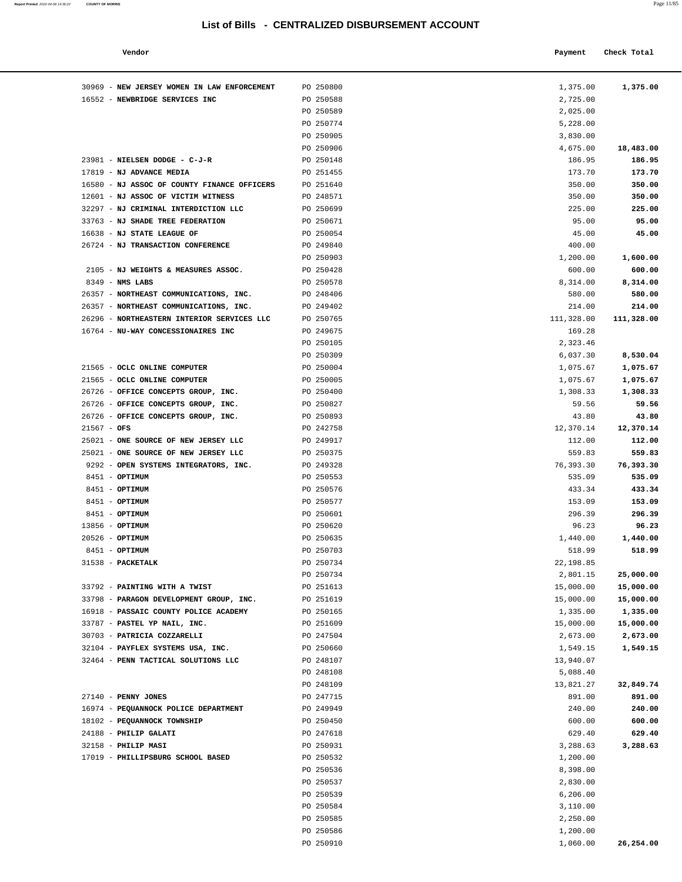# List of Bills - CENTRALIZED DISBURSEMENT ACCOUNT

| Vendor | | Payment | Check Total |
|---|---|---|---|
| 30969 - **NEW JERSEY WOMEN IN LAW ENFORCEMENT** | PO 250800 | 1,375.00 | **1,375.00** |
| 16552 - **NEWBRIDGE SERVICES INC** | PO 250588 | 2,725.00 | |
| | PO 250589 | 2,025.00 | |
| | PO 250774 | 5,228.00 | |
| | PO 250905 | 3,830.00 | |
| | PO 250906 | 4,675.00 | **18,483.00** |
| 23981 - **NIELSEN DODGE - C-J-R** | PO 250148 | 186.95 | **186.95** |
| 17819 - **NJ ADVANCE MEDIA** | PO 251455 | 173.70 | **173.70** |
| 16580 - **NJ ASSOC OF COUNTY FINANCE OFFICERS** | PO 251640 | 350.00 | **350.00** |
| 12601 - **NJ ASSOC OF VICTIM WITNESS** | PO 248571 | 350.00 | **350.00** |
| 32297 - **NJ CRIMINAL INTERDICTION LLC** | PO 250699 | 225.00 | **225.00** |
| 33763 - **NJ SHADE TREE FEDERATION** | PO 250671 | 95.00 | **95.00** |
| 16638 - **NJ STATE LEAGUE OF** | PO 250054 | 45.00 | **45.00** |
| 26724 - **NJ TRANSACTION CONFERENCE** | PO 249840 | 400.00 | |
| | PO 250903 | 1,200.00 | **1,600.00** |
| 2105 - **NJ WEIGHTS & MEASURES ASSOC.** | PO 250428 | 600.00 | **600.00** |
| 8349 - **NMS LABS** | PO 250578 | 8,314.00 | **8,314.00** |
| 26357 - **NORTHEAST COMMUNICATIONS, INC.** | PO 248406 | 580.00 | **580.00** |
| 26357 - **NORTHEAST COMMUNICATIONS, INC.** | PO 249402 | 214.00 | **214.00** |
| 26296 - **NORTHEASTERN INTERIOR SERVICES LLC** | PO 250765 | 111,328.00 | **111,328.00** |
| 16764 - **NU-WAY CONCESSIONAIRES INC** | PO 249675 | 169.28 | |
| | PO 250105 | 2,323.46 | |
| | PO 250309 | 6,037.30 | **8,530.04** |
| 21565 - **OCLC ONLINE COMPUTER** | PO 250004 | 1,075.67 | **1,075.67** |
| 21565 - **OCLC ONLINE COMPUTER** | PO 250005 | 1,075.67 | **1,075.67** |
| 26726 - **OFFICE CONCEPTS GROUP, INC.** | PO 250400 | 1,308.33 | **1,308.33** |
| 26726 - **OFFICE CONCEPTS GROUP, INC.** | PO 250827 | 59.56 | **59.56** |
| 26726 - **OFFICE CONCEPTS GROUP, INC.** | PO 250893 | 43.80 | **43.80** |
| 21567 - **OFS** | PO 242758 | 12,370.14 | **12,370.14** |
| 25021 - **ONE SOURCE OF NEW JERSEY LLC** | PO 249917 | 112.00 | **112.00** |
| 25021 - **ONE SOURCE OF NEW JERSEY LLC** | PO 250375 | 559.83 | **559.83** |
| 9292 - **OPEN SYSTEMS INTEGRATORS, INC.** | PO 249328 | 76,393.30 | **76,393.30** |
| 8451 - **OPTIMUM** | PO 250553 | 535.09 | **535.09** |
| 8451 - **OPTIMUM** | PO 250576 | 433.34 | **433.34** |
| 8451 - **OPTIMUM** | PO 250577 | 153.09 | **153.09** |
| 8451 - **OPTIMUM** | PO 250601 | 296.39 | **296.39** |
| 13856 - **OPTIMUM** | PO 250620 | 96.23 | **96.23** |
| 20526 - **OPTIMUM** | PO 250635 | 1,440.00 | **1,440.00** |
| 8451 - **OPTIMUM** | PO 250703 | 518.99 | **518.99** |
| 31538 - **PACKETALK** | PO 250734 | 22,198.85 | |
| | PO 250734 | 2,801.15 | **25,000.00** |
| 33792 - **PAINTING WITH A TWIST** | PO 251613 | 15,000.00 | **15,000.00** |
| 33798 - **PARAGON DEVELOPMENT GROUP, INC.** | PO 251619 | 15,000.00 | **15,000.00** |
| 16918 - **PASSAIC COUNTY POLICE ACADEMY** | PO 250165 | 1,335.00 | **1,335.00** |
| 33787 - **PASTEL YP NAIL, INC.** | PO 251609 | 15,000.00 | **15,000.00** |
| 30703 - **PATRICIA COZZARELLI** | PO 247504 | 2,673.00 | **2,673.00** |
| 32104 - **PAYFLEX SYSTEMS USA, INC.** | PO 250660 | 1,549.15 | **1,549.15** |
| 32464 - **PENN TACTICAL SOLUTIONS LLC** | PO 248107 | 13,940.07 | |
| | PO 248108 | 5,088.40 | |
| | PO 248109 | 13,821.27 | **32,849.74** |
| 27140 - **PENNY JONES** | PO 247715 | 891.00 | **891.00** |
| 16974 - **PEQUANNOCK POLICE DEPARTMENT** | PO 249949 | 240.00 | **240.00** |
| 18102 - **PEQUANNOCK TOWNSHIP** | PO 250450 | 600.00 | **600.00** |
| 24188 - **PHILIP GALATI** | PO 247618 | 629.40 | **629.40** |
| 32158 - **PHILIP MASI** | PO 250931 | 3,288.63 | **3,288.63** |
| 17019 - **PHILLIPSBURG SCHOOL BASED** | PO 250532 | 1,200.00 | |
| | PO 250536 | 8,398.00 | |
| | PO 250537 | 2,830.00 | |
| | PO 250539 | 6,206.00 | |
| | PO 250584 | 3,110.00 | |
| | PO 250585 | 2,250.00 | |
| | PO 250586 | 1,200.00 | |
| | PO 250910 | 1,060.00 | **26,254.00** |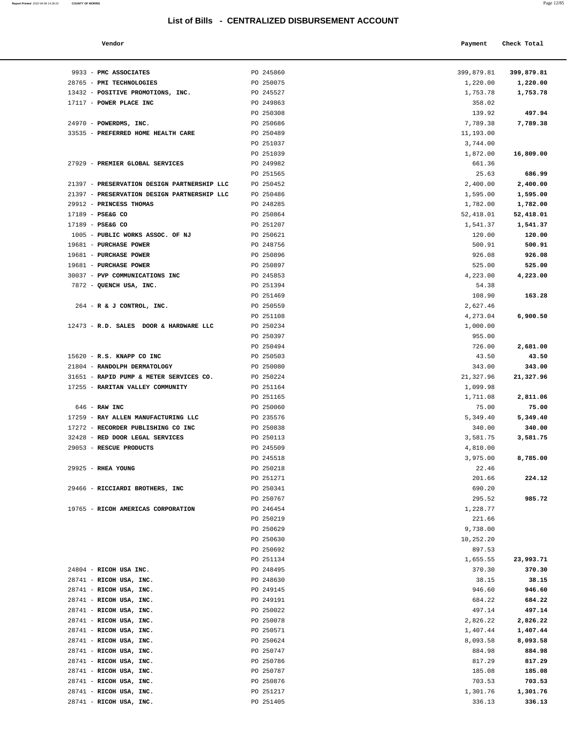# List of Bills - CENTRALIZED DISBURSEMENT ACCOUNT

| Vendor | | Payment | Check Total |
|---|---|---|---|
| 9933 - **PMC ASSOCIATES** | PO 245860 | 399,879.81 | **399,879.81** |
| 28765 - **PMI TECHNOLOGIES** | PO 250075 | 1,220.00 | **1,220.00** |
| 13432 - **POSITIVE PROMOTIONS, INC.** | PO 245527 | 1,753.78 | **1,753.78** |
| 17117 - **POWER PLACE INC** | PO 249863 | 358.02 | |
| | PO 250308 | 139.92 | **497.94** |
| 24970 - **POWERDMS, INC.** | PO 250686 | 7,789.38 | **7,789.38** |
| 33535 - **PREFERRED HOME HEALTH CARE** | PO 250489 | 11,193.00 | |
| | PO 251037 | 3,744.00 | |
| | PO 251039 | 1,872.00 | **16,809.00** |
| 27929 - **PREMIER GLOBAL SERVICES** | PO 249982 | 661.36 | |
| | PO 251565 | 25.63 | **686.99** |
| 21397 - **PRESERVATION DESIGN PARTNERSHIP LLC** | PO 250452 | 2,400.00 | **2,400.00** |
| 21397 - **PRESERVATION DESIGN PARTNERSHIP LLC** | PO 250486 | 1,595.00 | **1,595.00** |
| 29912 - **PRINCESS THOMAS** | PO 248285 | 1,782.00 | **1,782.00** |
| 17189 - **PSE&G CO** | PO 250864 | 52,418.01 | **52,418.01** |
| 17189 - **PSE&G CO** | PO 251207 | 1,541.37 | **1,541.37** |
| 1005 - **PUBLIC WORKS ASSOC. OF NJ** | PO 250621 | 120.00 | **120.00** |
| 19681 - **PURCHASE POWER** | PO 248756 | 500.91 | **500.91** |
| 19681 - **PURCHASE POWER** | PO 250896 | 926.08 | **926.08** |
| 19681 - **PURCHASE POWER** | PO 250897 | 525.00 | **525.00** |
| 30037 - **PVP COMMUNICATIONS INC** | PO 245853 | 4,223.00 | **4,223.00** |
| 7872 - **QUENCH USA, INC.** | PO 251394 | 54.38 | |
| | PO 251469 | 108.90 | **163.28** |
| 264 - **R & J CONTROL, INC.** | PO 250559 | 2,627.46 | |
| | PO 251108 | 4,273.04 | **6,900.50** |
| 12473 - **R.D. SALES DOOR & HARDWARE LLC** | PO 250234 | 1,000.00 | |
| | PO 250397 | 955.00 | |
| | PO 250494 | 726.00 | **2,681.00** |
| 15620 - **R.S. KNAPP CO INC** | PO 250503 | 43.50 | **43.50** |
| 21804 - **RANDOLPH DERMATOLOGY** | PO 250080 | 343.00 | **343.00** |
| 31651 - **RAPID PUMP & METER SERVICES CO.** | PO 250224 | 21,327.96 | **21,327.96** |
| 17255 - **RARITAN VALLEY COMMUNITY** | PO 251164 | 1,099.98 | |
| | PO 251165 | 1,711.08 | **2,811.06** |
| 646 - **RAW INC** | PO 250060 | 75.00 | **75.00** |
| 17259 - **RAY ALLEN MANUFACTURING LLC** | PO 235576 | 5,349.40 | **5,349.40** |
| 17272 - **RECORDER PUBLISHING CO INC** | PO 250838 | 340.00 | **340.00** |
| 32428 - **RED DOOR LEGAL SERVICES** | PO 250113 | 3,581.75 | **3,581.75** |
| 29053 - **RESCUE PRODUCTS** | PO 245509 | 4,810.00 | |
| | PO 245518 | 3,975.00 | **8,785.00** |
| 29925 - **RHEA YOUNG** | PO 250218 | 22.46 | |
| | PO 251271 | 201.66 | **224.12** |
| 29466 - **RICCIARDI BROTHERS, INC** | PO 250341 | 690.20 | |
| | PO 250767 | 295.52 | **985.72** |
| 19765 - **RICOH AMERICAS CORPORATION** | PO 246454 | 1,228.77 | |
| | PO 250219 | 221.66 | |
| | PO 250629 | 9,738.00 | |
| | PO 250630 | 10,252.20 | |
| | PO 250692 | 897.53 | |
| | PO 251134 | 1,655.55 | **23,993.71** |
| 24804 - **RICOH USA INC.** | PO 248495 | 370.30 | **370.30** |
| 28741 - **RICOH USA, INC.** | PO 248630 | 38.15 | **38.15** |
| 28741 - **RICOH USA, INC.** | PO 249145 | 946.60 | **946.60** |
| 28741 - **RICOH USA, INC.** | PO 249191 | 684.22 | **684.22** |
| 28741 - **RICOH USA, INC.** | PO 250022 | 497.14 | **497.14** |
| 28741 - **RICOH USA, INC.** | PO 250078 | 2,826.22 | **2,826.22** |
| 28741 - **RICOH USA, INC.** | PO 250571 | 1,407.44 | **1,407.44** |
| 28741 - **RICOH USA, INC.** | PO 250624 | 8,093.58 | **8,093.58** |
| 28741 - **RICOH USA, INC.** | PO 250747 | 884.98 | **884.98** |
| 28741 - **RICOH USA, INC.** | PO 250786 | 817.29 | **817.29** |
| 28741 - **RICOH USA, INC.** | PO 250787 | 185.08 | **185.08** |
| 28741 - **RICOH USA, INC.** | PO 250876 | 703.53 | **703.53** |
| 28741 - **RICOH USA, INC.** | PO 251217 | 1,301.76 | **1,301.76** |
| 28741 - **RICOH USA, INC.** | PO 251405 | 336.13 | **336.13** |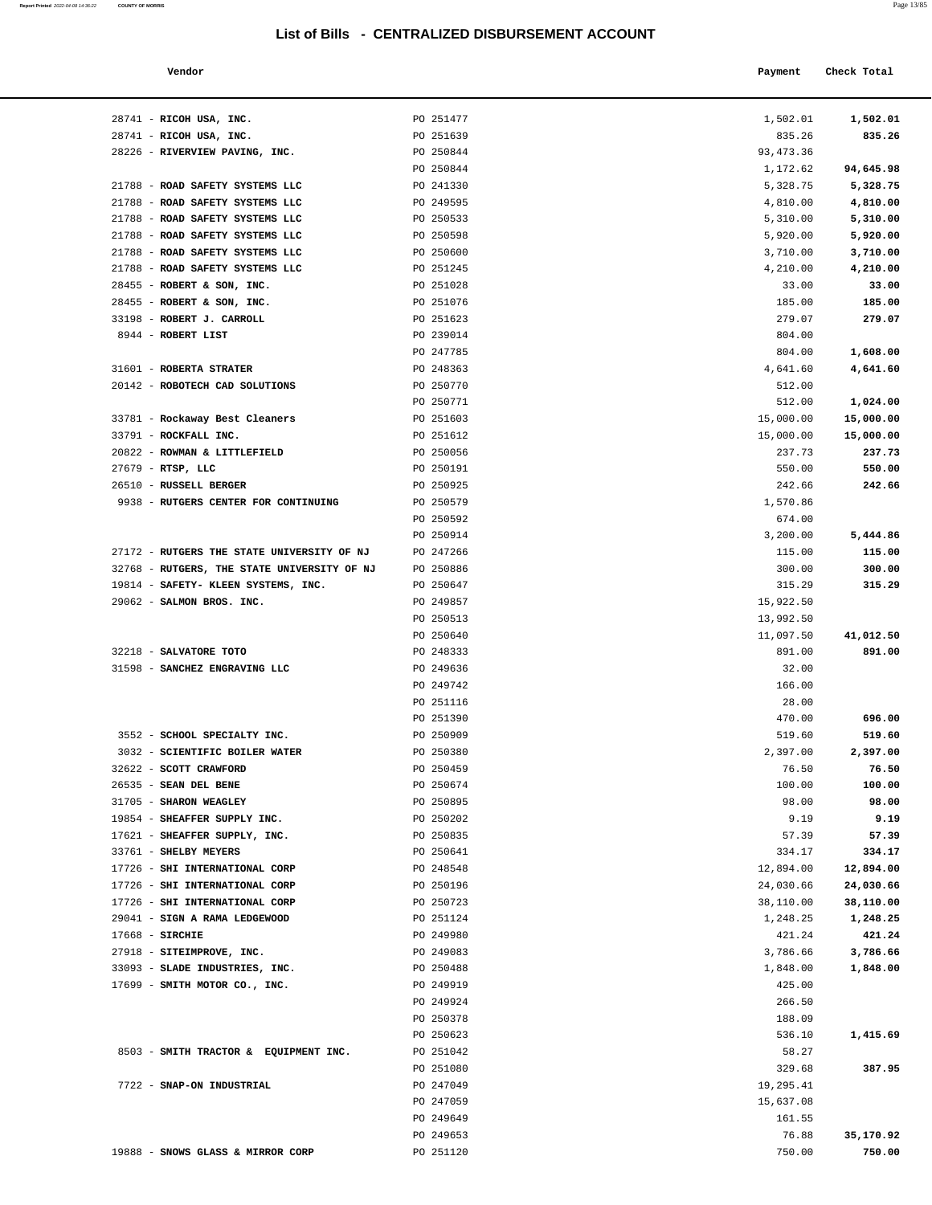## List of Bills - CENTRALIZED DISBURSEMENT ACCOUNT

| Vendor | | Payment | Check Total |
|---|---|---|---|
| 28741 - **RICOH USA, INC.** | PO 251477 | 1,502.01 | **1,502.01** |
| 28741 - **RICOH USA, INC.** | PO 251639 | 835.26 | **835.26** |
| 28226 - **RIVERVIEW PAVING, INC.** | PO 250844 | 93,473.36 | |
| | PO 250844 | 1,172.62 | **94,645.98** |
| 21788 - **ROAD SAFETY SYSTEMS LLC** | PO 241330 | 5,328.75 | **5,328.75** |
| 21788 - **ROAD SAFETY SYSTEMS LLC** | PO 249595 | 4,810.00 | **4,810.00** |
| 21788 - **ROAD SAFETY SYSTEMS LLC** | PO 250533 | 5,310.00 | **5,310.00** |
| 21788 - **ROAD SAFETY SYSTEMS LLC** | PO 250598 | 5,920.00 | **5,920.00** |
| 21788 - **ROAD SAFETY SYSTEMS LLC** | PO 250600 | 3,710.00 | **3,710.00** |
| 21788 - **ROAD SAFETY SYSTEMS LLC** | PO 251245 | 4,210.00 | **4,210.00** |
| 28455 - **ROBERT & SON, INC.** | PO 251028 | 33.00 | **33.00** |
| 28455 - **ROBERT & SON, INC.** | PO 251076 | 185.00 | **185.00** |
| 33198 - **ROBERT J. CARROLL** | PO 251623 | 279.07 | **279.07** |
| 8944 - **ROBERT LIST** | PO 239014 | 804.00 | |
| | PO 247785 | 804.00 | **1,608.00** |
| 31601 - **ROBERTA STRATER** | PO 248363 | 4,641.60 | **4,641.60** |
| 20142 - **ROBOTECH CAD SOLUTIONS** | PO 250770 | 512.00 | |
| | PO 250771 | 512.00 | **1,024.00** |
| 33781 - **Rockaway Best Cleaners** | PO 251603 | 15,000.00 | **15,000.00** |
| 33791 - **ROCKFALL INC.** | PO 251612 | 15,000.00 | **15,000.00** |
| 20822 - **ROWMAN & LITTLEFIELD** | PO 250056 | 237.73 | **237.73** |
| 27679 - **RTSP, LLC** | PO 250191 | 550.00 | **550.00** |
| 26510 - **RUSSELL BERGER** | PO 250925 | 242.66 | **242.66** |
| 9938 - **RUTGERS CENTER FOR CONTINUING** | PO 250579 | 1,570.86 | |
| | PO 250592 | 674.00 | |
| | PO 250914 | 3,200.00 | **5,444.86** |
| 27172 - **RUTGERS THE STATE UNIVERSITY OF NJ** | PO 247266 | 115.00 | **115.00** |
| 32768 - **RUTGERS, THE STATE UNIVERSITY OF NJ** | PO 250886 | 300.00 | **300.00** |
| 19814 - **SAFETY- KLEEN SYSTEMS, INC.** | PO 250647 | 315.29 | **315.29** |
| 29062 - **SALMON BROS. INC.** | PO 249857 | 15,922.50 | |
| | PO 250513 | 13,992.50 | |
| | PO 250640 | 11,097.50 | **41,012.50** |
| 32218 - **SALVATORE TOTO** | PO 248333 | 891.00 | **891.00** |
| 31598 - **SANCHEZ ENGRAVING LLC** | PO 249636 | 32.00 | |
| | PO 249742 | 166.00 | |
| | PO 251116 | 28.00 | |
| | PO 251390 | 470.00 | **696.00** |
| 3552 - **SCHOOL SPECIALTY INC.** | PO 250909 | 519.60 | **519.60** |
| 3032 - **SCIENTIFIC BOILER WATER** | PO 250380 | 2,397.00 | **2,397.00** |
| 32622 - **SCOTT CRAWFORD** | PO 250459 | 76.50 | **76.50** |
| 26535 - **SEAN DEL BENE** | PO 250674 | 100.00 | **100.00** |
| 31705 - **SHARON WEAGLEY** | PO 250895 | 98.00 | **98.00** |
| 19854 - **SHEAFFER SUPPLY INC.** | PO 250202 | 9.19 | **9.19** |
| 17621 - **SHEAFFER SUPPLY, INC.** | PO 250835 | 57.39 | **57.39** |
| 33761 - **SHELBY MEYERS** | PO 250641 | 334.17 | **334.17** |
| 17726 - **SHI INTERNATIONAL CORP** | PO 248548 | 12,894.00 | **12,894.00** |
| 17726 - **SHI INTERNATIONAL CORP** | PO 250196 | 24,030.66 | **24,030.66** |
| 17726 - **SHI INTERNATIONAL CORP** | PO 250723 | 38,110.00 | **38,110.00** |
| 29041 - **SIGN A RAMA LEDGEWOOD** | PO 251124 | 1,248.25 | **1,248.25** |
| 17668 - **SIRCHIE** | PO 249980 | 421.24 | **421.24** |
| 27918 - **SITEIMPROVE, INC.** | PO 249083 | 3,786.66 | **3,786.66** |
| 33093 - **SLADE INDUSTRIES, INC.** | PO 250488 | 1,848.00 | **1,848.00** |
| 17699 - **SMITH MOTOR CO., INC.** | PO 249919 | 425.00 | |
| | PO 249924 | 266.50 | |
| | PO 250378 | 188.09 | |
| | PO 250623 | 536.10 | **1,415.69** |
| 8503 - **SMITH TRACTOR & EQUIPMENT INC.** | PO 251042 | 58.27 | |
| | PO 251080 | 329.68 | **387.95** |
| 7722 - **SNAP-ON INDUSTRIAL** | PO 247049 | 19,295.41 | |
| | PO 247059 | 15,637.08 | |
| | PO 249649 | 161.55 | |
| | PO 249653 | 76.88 | **35,170.92** |
| 19888 - **SNOWS GLASS & MIRROR CORP** | PO 251120 | 750.00 | **750.00** |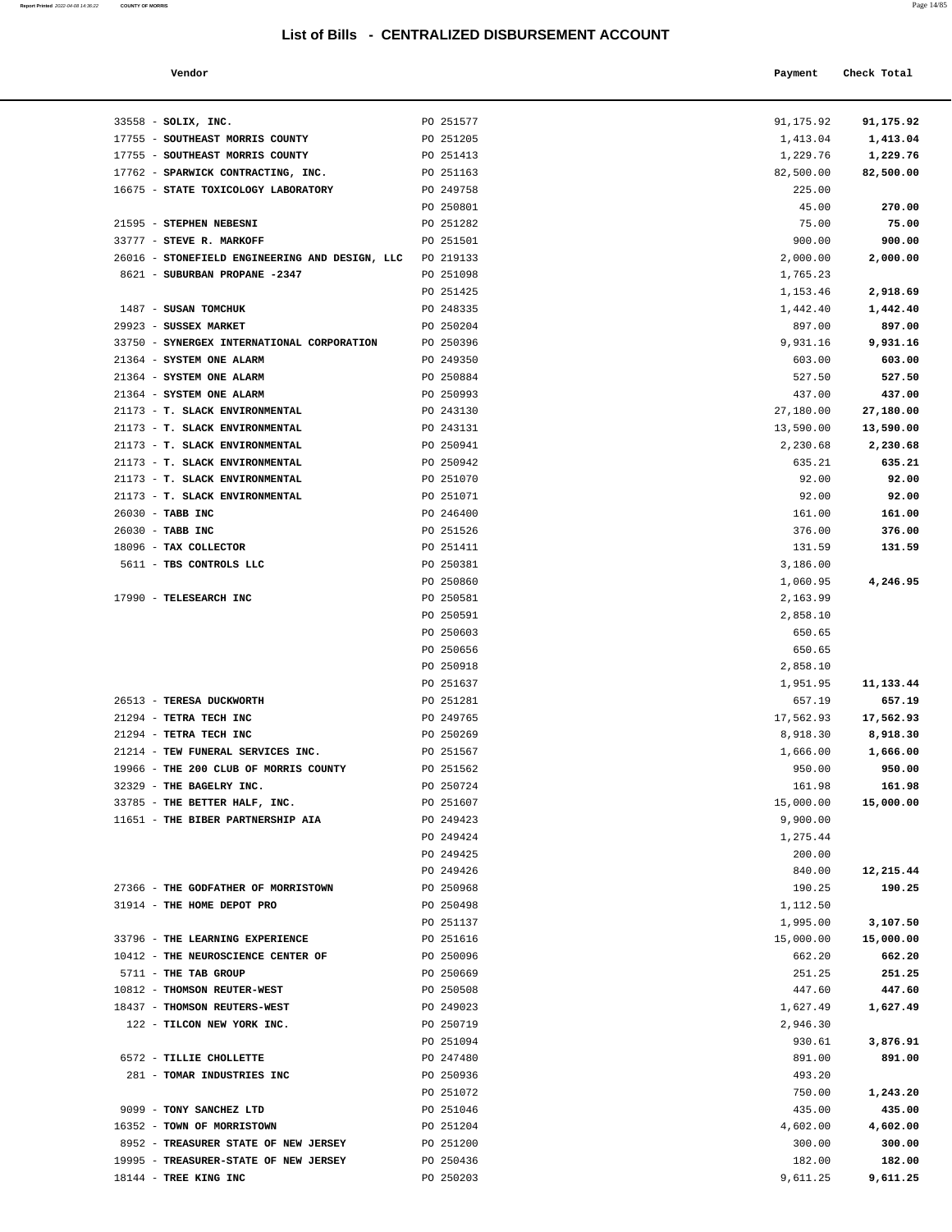## List of Bills - CENTRALIZED DISBURSEMENT ACCOUNT

| Vendor | | Payment | Check Total |
|---|---|---|---|
| 33558 - **SOLIX, INC.** | PO 251577 | 91,175.92 | **91,175.92** |
| 17755 - **SOUTHEAST MORRIS COUNTY** | PO 251205 | 1,413.04 | **1,413.04** |
| 17755 - **SOUTHEAST MORRIS COUNTY** | PO 251413 | 1,229.76 | **1,229.76** |
| 17762 - **SPARWICK CONTRACTING, INC.** | PO 251163 | 82,500.00 | **82,500.00** |
| 16675 - **STATE TOXICOLOGY LABORATORY** | PO 249758 | 225.00 | |
| | PO 250801 | 45.00 | **270.00** |
| 21595 - **STEPHEN NEBESNI** | PO 251282 | 75.00 | **75.00** |
| 33777 - **STEVE R. MARKOFF** | PO 251501 | 900.00 | **900.00** |
| 26016 - **STONEFIELD ENGINEERING AND DESIGN, LLC** | PO 219133 | 2,000.00 | **2,000.00** |
| 8621 - **SUBURBAN PROPANE -2347** | PO 251098 | 1,765.23 | |
| | PO 251425 | 1,153.46 | **2,918.69** |
| 1487 - **SUSAN TOMCHUK** | PO 248335 | 1,442.40 | **1,442.40** |
| 29923 - **SUSSEX MARKET** | PO 250204 | 897.00 | **897.00** |
| 33750 - **SYNERGEX INTERNATIONAL CORPORATION** | PO 250396 | 9,931.16 | **9,931.16** |
| 21364 - **SYSTEM ONE ALARM** | PO 249350 | 603.00 | **603.00** |
| 21364 - **SYSTEM ONE ALARM** | PO 250884 | 527.50 | **527.50** |
| 21364 - **SYSTEM ONE ALARM** | PO 250993 | 437.00 | **437.00** |
| 21173 - **T. SLACK ENVIRONMENTAL** | PO 243130 | 27,180.00 | **27,180.00** |
| 21173 - **T. SLACK ENVIRONMENTAL** | PO 243131 | 13,590.00 | **13,590.00** |
| 21173 - **T. SLACK ENVIRONMENTAL** | PO 250941 | 2,230.68 | **2,230.68** |
| 21173 - **T. SLACK ENVIRONMENTAL** | PO 250942 | 635.21 | **635.21** |
| 21173 - **T. SLACK ENVIRONMENTAL** | PO 251070 | 92.00 | **92.00** |
| 21173 - **T. SLACK ENVIRONMENTAL** | PO 251071 | 92.00 | **92.00** |
| 26030 - **TABB INC** | PO 246400 | 161.00 | **161.00** |
| 26030 - **TABB INC** | PO 251526 | 376.00 | **376.00** |
| 18096 - **TAX COLLECTOR** | PO 251411 | 131.59 | **131.59** |
| 5611 - **TBS CONTROLS LLC** | PO 250381 | 3,186.00 | |
| | PO 250860 | 1,060.95 | **4,246.95** |
| 17990 - **TELESEARCH INC** | PO 250581 | 2,163.99 | |
| | PO 250591 | 2,858.10 | |
| | PO 250603 | 650.65 | |
| | PO 250656 | 650.65 | |
| | PO 250918 | 2,858.10 | |
| | PO 251637 | 1,951.95 | **11,133.44** |
| 26513 - **TERESA DUCKWORTH** | PO 251281 | 657.19 | **657.19** |
| 21294 - **TETRA TECH INC** | PO 249765 | 17,562.93 | **17,562.93** |
| 21294 - **TETRA TECH INC** | PO 250269 | 8,918.30 | **8,918.30** |
| 21214 - **TEW FUNERAL SERVICES INC.** | PO 251567 | 1,666.00 | **1,666.00** |
| 19966 - **THE 200 CLUB OF MORRIS COUNTY** | PO 251562 | 950.00 | **950.00** |
| 32329 - **THE BAGELRY INC.** | PO 250724 | 161.98 | **161.98** |
| 33785 - **THE BETTER HALF, INC.** | PO 251607 | 15,000.00 | **15,000.00** |
| 11651 - **THE BIBER PARTNERSHIP AIA** | PO 249423 | 9,900.00 | |
| | PO 249424 | 1,275.44 | |
| | PO 249425 | 200.00 | |
| | PO 249426 | 840.00 | **12,215.44** |
| 27366 - **THE GODFATHER OF MORRISTOWN** | PO 250968 | 190.25 | **190.25** |
| 31914 - **THE HOME DEPOT PRO** | PO 250498 | 1,112.50 | |
| | PO 251137 | 1,995.00 | **3,107.50** |
| 33796 - **THE LEARNING EXPERIENCE** | PO 251616 | 15,000.00 | **15,000.00** |
| 10412 - **THE NEUROSCIENCE CENTER OF** | PO 250096 | 662.20 | **662.20** |
| 5711 - **THE TAB GROUP** | PO 250669 | 251.25 | **251.25** |
| 10812 - **THOMSON REUTER-WEST** | PO 250508 | 447.60 | **447.60** |
| 18437 - **THOMSON REUTERS-WEST** | PO 249023 | 1,627.49 | **1,627.49** |
| 122 - **TILCON NEW YORK INC.** | PO 250719 | 2,946.30 | |
| | PO 251094 | 930.61 | **3,876.91** |
| 6572 - **TILLIE CHOLLETTE** | PO 247480 | 891.00 | **891.00** |
| 281 - **TOMAR INDUSTRIES INC** | PO 250936 | 493.20 | |
| | PO 251072 | 750.00 | **1,243.20** |
| 9099 - **TONY SANCHEZ LTD** | PO 251046 | 435.00 | **435.00** |
| 16352 - **TOWN OF MORRISTOWN** | PO 251204 | 4,602.00 | **4,602.00** |
| 8952 - **TREASURER STATE OF NEW JERSEY** | PO 251200 | 300.00 | **300.00** |
| 19995 - **TREASURER-STATE OF NEW JERSEY** | PO 250436 | 182.00 | **182.00** |
| 18144 - **TREE KING INC** | PO 250203 | 9,611.25 | **9,611.25** |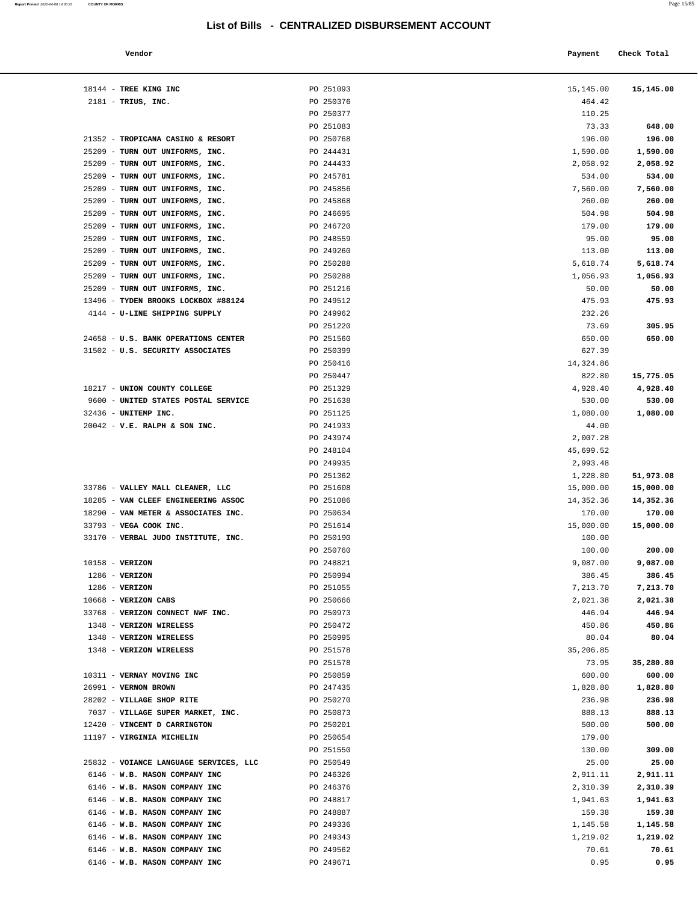## List of Bills - CENTRALIZED DISBURSEMENT ACCOUNT

| Vendor | | Payment | Check Total |
| --- | --- | --- | --- |
| 18144 - **TREE KING INC** | PO 251093 | 15,145.00 | **15,145.00** |
| 2181 - **TRIUS, INC.** | PO 250376 | 464.42 | |
| | PO 250377 | 110.25 | |
| | PO 251083 | 73.33 | **648.00** |
| 21352 - **TROPICANA CASINO & RESORT** | PO 250768 | 196.00 | **196.00** |
| 25209 - **TURN OUT UNIFORMS, INC.** | PO 244431 | 1,590.00 | **1,590.00** |
| 25209 - **TURN OUT UNIFORMS, INC.** | PO 244433 | 2,058.92 | **2,058.92** |
| 25209 - **TURN OUT UNIFORMS, INC.** | PO 245781 | 534.00 | **534.00** |
| 25209 - **TURN OUT UNIFORMS, INC.** | PO 245856 | 7,560.00 | **7,560.00** |
| 25209 - **TURN OUT UNIFORMS, INC.** | PO 245868 | 260.00 | **260.00** |
| 25209 - **TURN OUT UNIFORMS, INC.** | PO 246695 | 504.98 | **504.98** |
| 25209 - **TURN OUT UNIFORMS, INC.** | PO 246720 | 179.00 | **179.00** |
| 25209 - **TURN OUT UNIFORMS, INC.** | PO 248559 | 95.00 | **95.00** |
| 25209 - **TURN OUT UNIFORMS, INC.** | PO 249260 | 113.00 | **113.00** |
| 25209 - **TURN OUT UNIFORMS, INC.** | PO 250288 | 5,618.74 | **5,618.74** |
| 25209 - **TURN OUT UNIFORMS, INC.** | PO 250288 | 1,056.93 | **1,056.93** |
| 25209 - **TURN OUT UNIFORMS, INC.** | PO 251216 | 50.00 | **50.00** |
| 13496 - **TYDEN BROOKS LOCKBOX #88124** | PO 249512 | 475.93 | **475.93** |
| 4144 - **U-LINE SHIPPING SUPPLY** | PO 249962 | 232.26 | |
| | PO 251220 | 73.69 | **305.95** |
| 24658 - **U.S. BANK OPERATIONS CENTER** | PO 251560 | 650.00 | **650.00** |
| 31502 - **U.S. SECURITY ASSOCIATES** | PO 250399 | 627.39 | |
| | PO 250416 | 14,324.86 | |
| | PO 250447 | 822.80 | **15,775.05** |
| 18217 - **UNION COUNTY COLLEGE** | PO 251329 | 4,928.40 | **4,928.40** |
| 9600 - **UNITED STATES POSTAL SERVICE** | PO 251638 | 530.00 | **530.00** |
| 32436 - **UNITEMP INC.** | PO 251125 | 1,080.00 | **1,080.00** |
| 20042 - **V.E. RALPH & SON INC.** | PO 241933 | 44.00 | |
| | PO 243974 | 2,007.28 | |
| | PO 248104 | 45,699.52 | |
| | PO 249935 | 2,993.48 | |
| | PO 251362 | 1,228.80 | **51,973.08** |
| 33786 - **VALLEY MALL CLEANER, LLC** | PO 251608 | 15,000.00 | **15,000.00** |
| 18285 - **VAN CLEEF ENGINEERING ASSOC** | PO 251086 | 14,352.36 | **14,352.36** |
| 18290 - **VAN METER & ASSOCIATES INC.** | PO 250634 | 170.00 | **170.00** |
| 33793 - **VEGA COOK INC.** | PO 251614 | 15,000.00 | **15,000.00** |
| 33170 - **VERBAL JUDO INSTITUTE, INC.** | PO 250190 | 100.00 | |
| | PO 250760 | 100.00 | **200.00** |
| 10158 - **VERIZON** | PO 248821 | 9,087.00 | **9,087.00** |
| 1286 - **VERIZON** | PO 250994 | 386.45 | **386.45** |
| 1286 - **VERIZON** | PO 251055 | 7,213.70 | **7,213.70** |
| 10668 - **VERIZON CABS** | PO 250666 | 2,021.38 | **2,021.38** |
| 33768 - **VERIZON CONNECT NWF INC.** | PO 250973 | 446.94 | **446.94** |
| 1348 - **VERIZON WIRELESS** | PO 250472 | 450.86 | **450.86** |
| 1348 - **VERIZON WIRELESS** | PO 250995 | 80.04 | **80.04** |
| 1348 - **VERIZON WIRELESS** | PO 251578 | 35,206.85 | |
| | PO 251578 | 73.95 | **35,280.80** |
| 10311 - **VERNAY MOVING INC** | PO 250859 | 600.00 | **600.00** |
| 26991 - **VERNON BROWN** | PO 247435 | 1,828.80 | **1,828.80** |
| 28202 - **VILLAGE SHOP RITE** | PO 250270 | 236.98 | **236.98** |
| 7037 - **VILLAGE SUPER MARKET, INC.** | PO 250873 | 888.13 | **888.13** |
| 12420 - **VINCENT D CARRINGTON** | PO 250201 | 500.00 | **500.00** |
| 11197 - **VIRGINIA MICHELIN** | PO 250654 | 179.00 | |
| | PO 251550 | 130.00 | **309.00** |
| 25832 - **VOIANCE LANGUAGE SERVICES, LLC** | PO 250549 | 25.00 | **25.00** |
| 6146 - **W.B. MASON COMPANY INC** | PO 246326 | 2,911.11 | **2,911.11** |
| 6146 - **W.B. MASON COMPANY INC** | PO 246376 | 2,310.39 | **2,310.39** |
| 6146 - **W.B. MASON COMPANY INC** | PO 248817 | 1,941.63 | **1,941.63** |
| 6146 - **W.B. MASON COMPANY INC** | PO 248887 | 159.38 | **159.38** |
| 6146 - **W.B. MASON COMPANY INC** | PO 249336 | 1,145.58 | **1,145.58** |
| 6146 - **W.B. MASON COMPANY INC** | PO 249343 | 1,219.02 | **1,219.02** |
| 6146 - **W.B. MASON COMPANY INC** | PO 249562 | 70.61 | **70.61** |
| 6146 - **W.B. MASON COMPANY INC** | PO 249671 | 0.95 | **0.95** |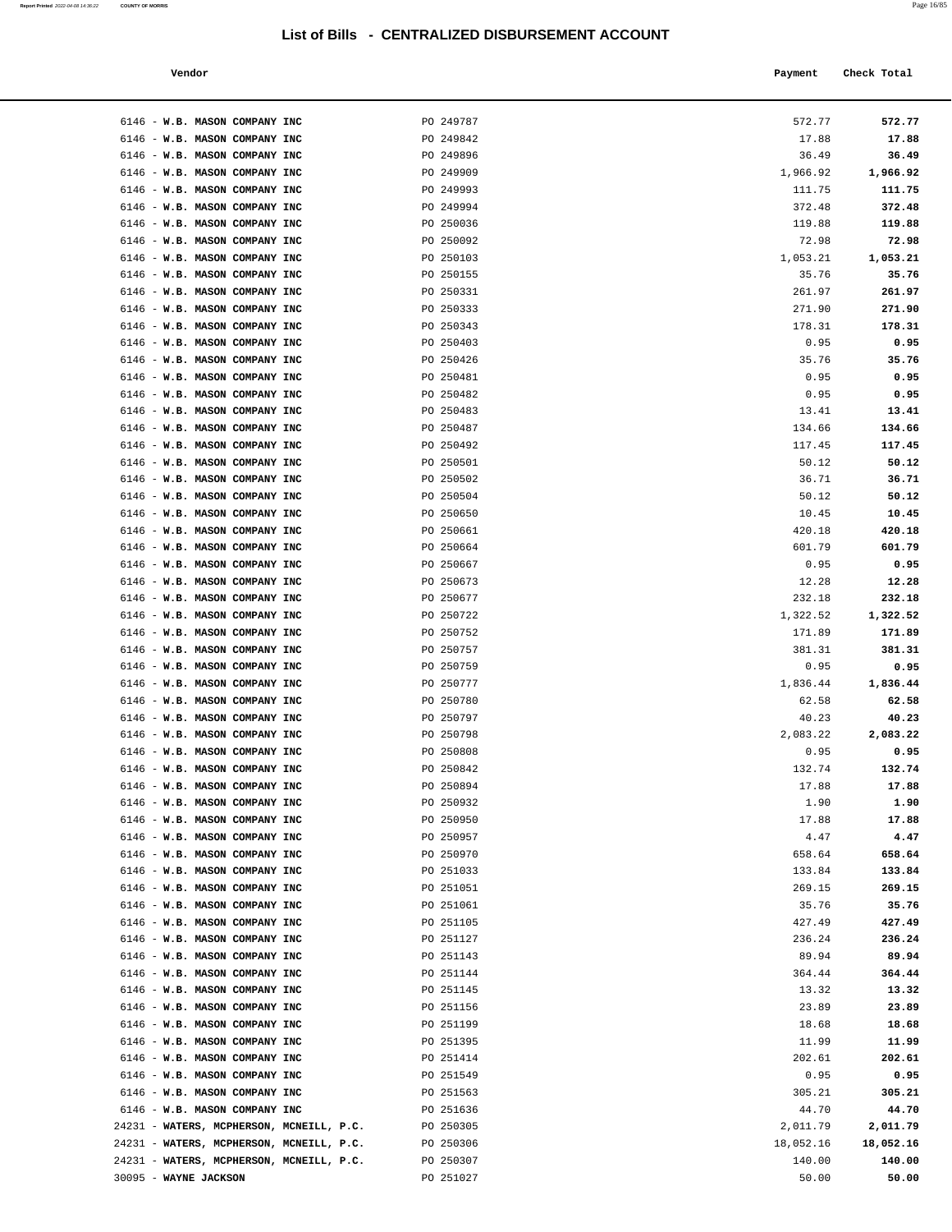# List of Bills - CENTRALIZED DISBURSEMENT ACCOUNT

| Vendor | | Payment | Check Total |
|---|---|---|---|
| 6146 - **W.B. MASON COMPANY INC** | PO 249787 | 572.77 | **572.77** |
| 6146 - **W.B. MASON COMPANY INC** | PO 249842 | 17.88 | **17.88** |
| 6146 - **W.B. MASON COMPANY INC** | PO 249896 | 36.49 | **36.49** |
| 6146 - **W.B. MASON COMPANY INC** | PO 249909 | 1,966.92 | **1,966.92** |
| 6146 - **W.B. MASON COMPANY INC** | PO 249993 | 111.75 | **111.75** |
| 6146 - **W.B. MASON COMPANY INC** | PO 249994 | 372.48 | **372.48** |
| 6146 - **W.B. MASON COMPANY INC** | PO 250036 | 119.88 | **119.88** |
| 6146 - **W.B. MASON COMPANY INC** | PO 250092 | 72.98 | **72.98** |
| 6146 - **W.B. MASON COMPANY INC** | PO 250103 | 1,053.21 | **1,053.21** |
| 6146 - **W.B. MASON COMPANY INC** | PO 250155 | 35.76 | **35.76** |
| 6146 - **W.B. MASON COMPANY INC** | PO 250331 | 261.97 | **261.97** |
| 6146 - **W.B. MASON COMPANY INC** | PO 250333 | 271.90 | **271.90** |
| 6146 - **W.B. MASON COMPANY INC** | PO 250343 | 178.31 | **178.31** |
| 6146 - **W.B. MASON COMPANY INC** | PO 250403 | 0.95 | **0.95** |
| 6146 - **W.B. MASON COMPANY INC** | PO 250426 | 35.76 | **35.76** |
| 6146 - **W.B. MASON COMPANY INC** | PO 250481 | 0.95 | **0.95** |
| 6146 - **W.B. MASON COMPANY INC** | PO 250482 | 0.95 | **0.95** |
| 6146 - **W.B. MASON COMPANY INC** | PO 250483 | 13.41 | **13.41** |
| 6146 - **W.B. MASON COMPANY INC** | PO 250487 | 134.66 | **134.66** |
| 6146 - **W.B. MASON COMPANY INC** | PO 250492 | 117.45 | **117.45** |
| 6146 - **W.B. MASON COMPANY INC** | PO 250501 | 50.12 | **50.12** |
| 6146 - **W.B. MASON COMPANY INC** | PO 250502 | 36.71 | **36.71** |
| 6146 - **W.B. MASON COMPANY INC** | PO 250504 | 50.12 | **50.12** |
| 6146 - **W.B. MASON COMPANY INC** | PO 250650 | 10.45 | **10.45** |
| 6146 - **W.B. MASON COMPANY INC** | PO 250661 | 420.18 | **420.18** |
| 6146 - **W.B. MASON COMPANY INC** | PO 250664 | 601.79 | **601.79** |
| 6146 - **W.B. MASON COMPANY INC** | PO 250667 | 0.95 | **0.95** |
| 6146 - **W.B. MASON COMPANY INC** | PO 250673 | 12.28 | **12.28** |
| 6146 - **W.B. MASON COMPANY INC** | PO 250677 | 232.18 | **232.18** |
| 6146 - **W.B. MASON COMPANY INC** | PO 250722 | 1,322.52 | **1,322.52** |
| 6146 - **W.B. MASON COMPANY INC** | PO 250752 | 171.89 | **171.89** |
| 6146 - **W.B. MASON COMPANY INC** | PO 250757 | 381.31 | **381.31** |
| 6146 - **W.B. MASON COMPANY INC** | PO 250759 | 0.95 | **0.95** |
| 6146 - **W.B. MASON COMPANY INC** | PO 250777 | 1,836.44 | **1,836.44** |
| 6146 - **W.B. MASON COMPANY INC** | PO 250780 | 62.58 | **62.58** |
| 6146 - **W.B. MASON COMPANY INC** | PO 250797 | 40.23 | **40.23** |
| 6146 - **W.B. MASON COMPANY INC** | PO 250798 | 2,083.22 | **2,083.22** |
| 6146 - **W.B. MASON COMPANY INC** | PO 250808 | 0.95 | **0.95** |
| 6146 - **W.B. MASON COMPANY INC** | PO 250842 | 132.74 | **132.74** |
| 6146 - **W.B. MASON COMPANY INC** | PO 250894 | 17.88 | **17.88** |
| 6146 - **W.B. MASON COMPANY INC** | PO 250932 | 1.90 | **1.90** |
| 6146 - **W.B. MASON COMPANY INC** | PO 250950 | 17.88 | **17.88** |
| 6146 - **W.B. MASON COMPANY INC** | PO 250957 | 4.47 | **4.47** |
| 6146 - **W.B. MASON COMPANY INC** | PO 250970 | 658.64 | **658.64** |
| 6146 - **W.B. MASON COMPANY INC** | PO 251033 | 133.84 | **133.84** |
| 6146 - **W.B. MASON COMPANY INC** | PO 251051 | 269.15 | **269.15** |
| 6146 - **W.B. MASON COMPANY INC** | PO 251061 | 35.76 | **35.76** |
| 6146 - **W.B. MASON COMPANY INC** | PO 251105 | 427.49 | **427.49** |
| 6146 - **W.B. MASON COMPANY INC** | PO 251127 | 236.24 | **236.24** |
| 6146 - **W.B. MASON COMPANY INC** | PO 251143 | 89.94 | **89.94** |
| 6146 - **W.B. MASON COMPANY INC** | PO 251144 | 364.44 | **364.44** |
| 6146 - **W.B. MASON COMPANY INC** | PO 251145 | 13.32 | **13.32** |
| 6146 - **W.B. MASON COMPANY INC** | PO 251156 | 23.89 | **23.89** |
| 6146 - **W.B. MASON COMPANY INC** | PO 251199 | 18.68 | **18.68** |
| 6146 - **W.B. MASON COMPANY INC** | PO 251395 | 11.99 | **11.99** |
| 6146 - **W.B. MASON COMPANY INC** | PO 251414 | 202.61 | **202.61** |
| 6146 - **W.B. MASON COMPANY INC** | PO 251549 | 0.95 | **0.95** |
| 6146 - **W.B. MASON COMPANY INC** | PO 251563 | 305.21 | **305.21** |
| 6146 - **W.B. MASON COMPANY INC** | PO 251636 | 44.70 | **44.70** |
| 24231 - **WATERS, MCPHERSON, MCNEILL, P.C.** | PO 250305 | 2,011.79 | **2,011.79** |
| 24231 - **WATERS, MCPHERSON, MCNEILL, P.C.** | PO 250306 | 18,052.16 | **18,052.16** |
| 24231 - **WATERS, MCPHERSON, MCNEILL, P.C.** | PO 250307 | 140.00 | **140.00** |
| 30095 - **WAYNE JACKSON** | PO 251027 | 50.00 | **50.00** |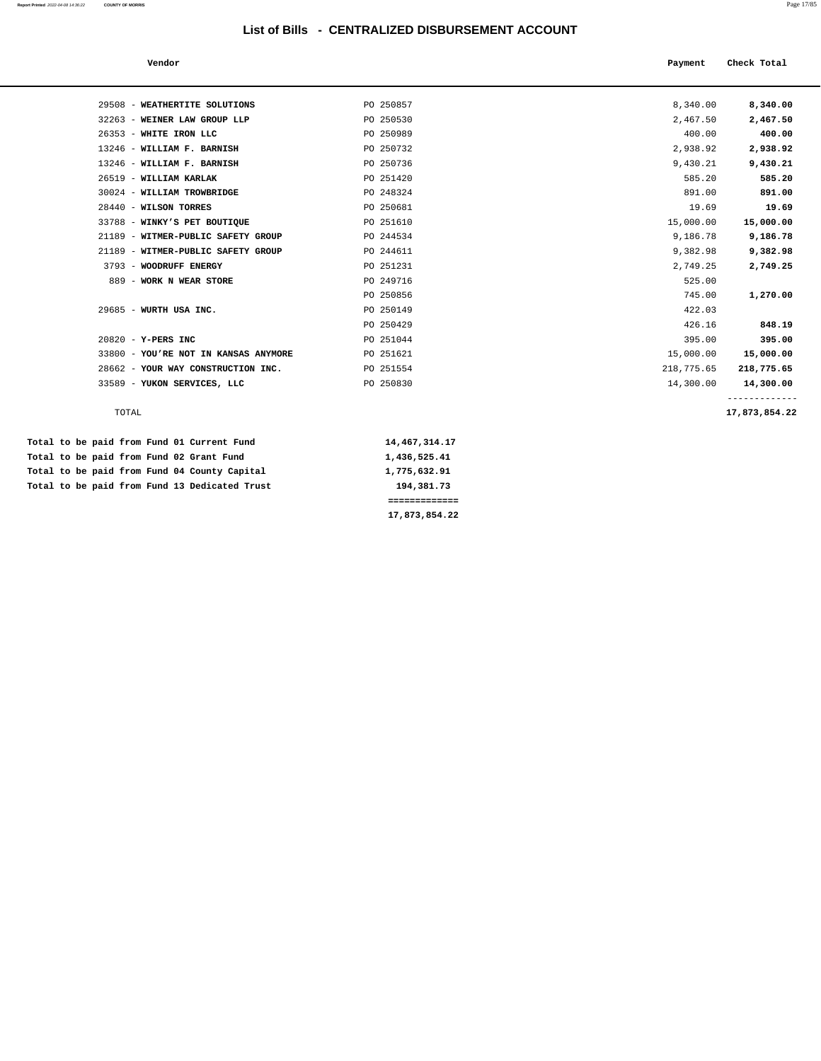# List of Bills - CENTRALIZED DISBURSEMENT ACCOUNT

| Vendor | | Payment | Check Total |
|---|---|---|---|
| 29508 - **WEATHERTITE SOLUTIONS** | PO 250857 | 8,340.00 | **8,340.00** |
| 32263 - **WEINER LAW GROUP LLP** | PO 250530 | 2,467.50 | **2,467.50** |
| 26353 - **WHITE IRON LLC** | PO 250989 | 400.00 | **400.00** |
| 13246 - **WILLIAM F. BARNISH** | PO 250732 | 2,938.92 | **2,938.92** |
| 13246 - **WILLIAM F. BARNISH** | PO 250736 | 9,430.21 | **9,430.21** |
| 26519 - **WILLIAM KARLAK** | PO 251420 | 585.20 | **585.20** |
| 30024 - **WILLIAM TROWBRIDGE** | PO 248324 | 891.00 | **891.00** |
| 28440 - **WILSON TORRES** | PO 250681 | 19.69 | **19.69** |
| 33788 - **WINKY'S PET BOUTIQUE** | PO 251610 | 15,000.00 | **15,000.00** |
| 21189 - **WITMER-PUBLIC SAFETY GROUP** | PO 244534 | 9,186.78 | **9,186.78** |
| 21189 - **WITMER-PUBLIC SAFETY GROUP** | PO 244611 | 9,382.98 | **9,382.98** |
| 3793 - **WOODRUFF ENERGY** | PO 251231 | 2,749.25 | **2,749.25** |
| 889 - **WORK N WEAR STORE** | PO 249716 | 525.00 | |
| | PO 250856 | 745.00 | **1,270.00** |
| 29685 - **WURTH USA INC.** | PO 250149 | 422.03 | |
| | PO 250429 | 426.16 | **848.19** |
| 20820 - **Y-PERS INC** | PO 251044 | 395.00 | **395.00** |
| 33800 - **YOU'RE NOT IN KANSAS ANYMORE** | PO 251621 | 15,000.00 | **15,000.00** |
| 28662 - **YOUR WAY CONSTRUCTION INC.** | PO 251554 | 218,775.65 | **218,775.65** |
| 33589 - **YUKON SERVICES, LLC** | PO 250830 | 14,300.00 | **14,300.00** |
| TOTAL | | | **17,873,854.22** |

| | |
|---|---|
| **Total to be paid from Fund 01 Current Fund** | **14,467,314.17** |
| **Total to be paid from Fund 02 Grant Fund** | **1,436,525.41** |
| **Total to be paid from Fund 04 County Capital** | **1,775,632.91** |
| **Total to be paid from Fund 13 Dedicated Trust** | **194,381.73** |
| | **17,873,854.22** |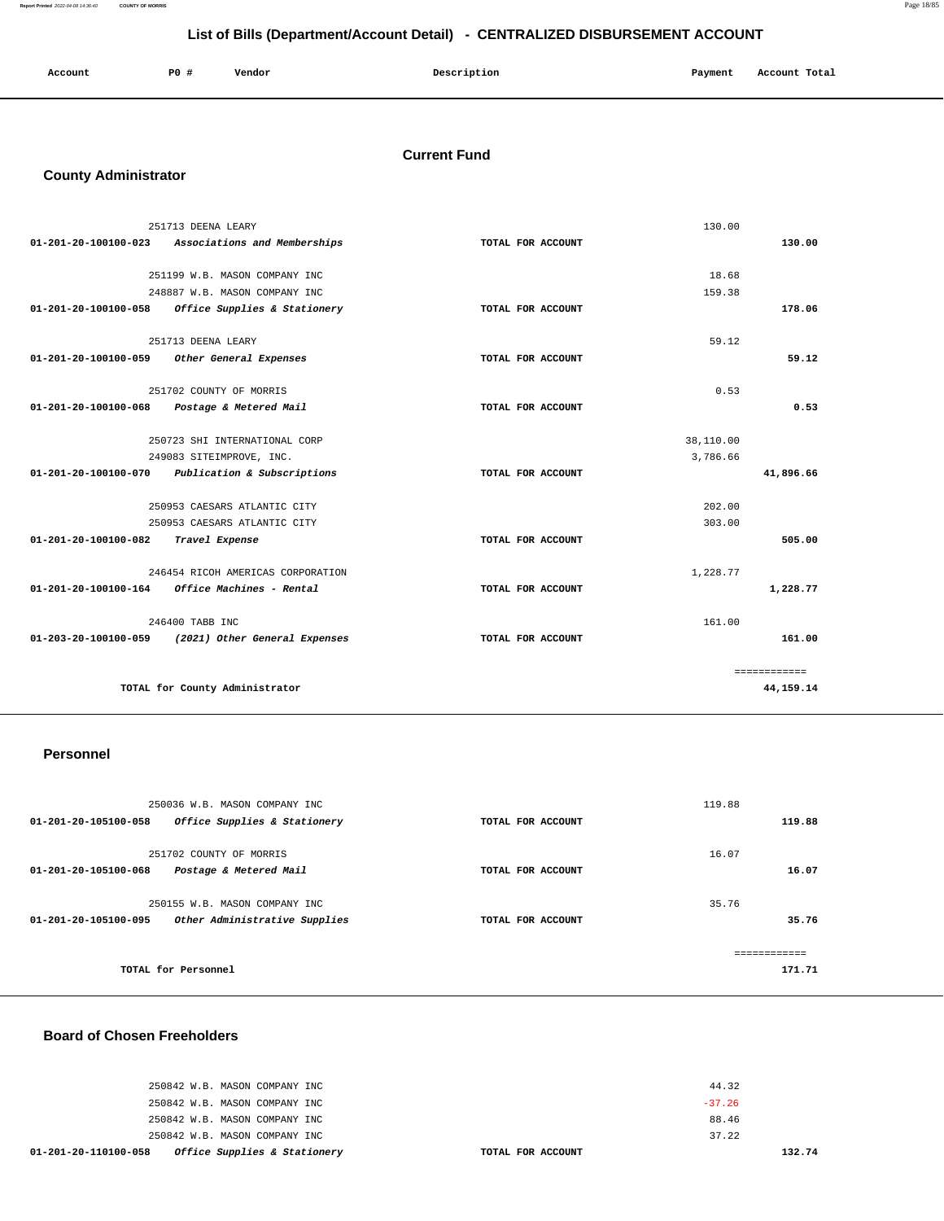# List of Bills (Department/Account Detail) - CENTRALIZED DISBURSEMENT ACCOUNT

| Account | PO # | Vendor | Description | Payment | Account Total |
|---|---|---|---|---|---|

## Current Fund

### County Administrator

| Account | PO # | Vendor | Description | Payment | Account Total |
|---|---|---|---|---|---|
| | 251713 | DEENA LEARY | | 130.00 | |
| 01-201-20-100100-023 | | *Associations and Memberships* | TOTAL FOR ACCOUNT | | 130.00 |
| | 251199 | W.B. MASON COMPANY INC | | 18.68 | |
| | 248887 | W.B. MASON COMPANY INC | | 159.38 | |
| 01-201-20-100100-058 | | *Office Supplies & Stationery* | TOTAL FOR ACCOUNT | | 178.06 |
| | 251713 | DEENA LEARY | | 59.12 | |
| 01-201-20-100100-059 | | *Other General Expenses* | TOTAL FOR ACCOUNT | | 59.12 |
| | 251702 | COUNTY OF MORRIS | | 0.53 | |
| 01-201-20-100100-068 | | *Postage & Metered Mail* | TOTAL FOR ACCOUNT | | 0.53 |
| | 250723 | SHI INTERNATIONAL CORP | | 38,110.00 | |
| | 249083 | SITEIMPROVE, INC. | | 3,786.66 | |
| 01-201-20-100100-070 | | *Publication & Subscriptions* | TOTAL FOR ACCOUNT | | 41,896.66 |
| | 250953 | CAESARS ATLANTIC CITY | | 202.00 | |
| | 250953 | CAESARS ATLANTIC CITY | | 303.00 | |
| 01-201-20-100100-082 | | *Travel Expense* | TOTAL FOR ACCOUNT | | 505.00 |
| | 246454 | RICOH AMERICAS CORPORATION | | 1,228.77 | |
| 01-201-20-100100-164 | | *Office Machines - Rental* | TOTAL FOR ACCOUNT | | 1,228.77 |
| | 246400 | TABB INC | | 161.00 | |
| 01-203-20-100100-059 | | *(2021) Other General Expenses* | TOTAL FOR ACCOUNT | | 161.00 |
| | | | | | ============ |
| | | TOTAL for County Administrator | | | 44,159.14 |

### Personnel

| Account | PO # | Vendor | Description | Payment | Account Total |
|---|---|---|---|---|---|
| | 250036 | W.B. MASON COMPANY INC | | 119.88 | |
| 01-201-20-105100-058 | | *Office Supplies & Stationery* | TOTAL FOR ACCOUNT | | 119.88 |
| | 251702 | COUNTY OF MORRIS | | 16.07 | |
| 01-201-20-105100-068 | | *Postage & Metered Mail* | TOTAL FOR ACCOUNT | | 16.07 |
| | 250155 | W.B. MASON COMPANY INC | | 35.76 | |
| 01-201-20-105100-095 | | *Other Administrative Supplies* | TOTAL FOR ACCOUNT | | 35.76 |
| | | | | | ============ |
| | | TOTAL for Personnel | | | 171.71 |

### Board of Chosen Freeholders

| Account | PO # | Vendor | Description | Payment | Account Total |
|---|---|---|---|---|---|
| | 250842 | W.B. MASON COMPANY INC | | 44.32 | |
| | 250842 | W.B. MASON COMPANY INC | | -37.26 | |
| | 250842 | W.B. MASON COMPANY INC | | 88.46 | |
| | 250842 | W.B. MASON COMPANY INC | | 37.22 | |
| 01-201-20-110100-058 | | *Office Supplies & Stationery* | TOTAL FOR ACCOUNT | | 132.74 |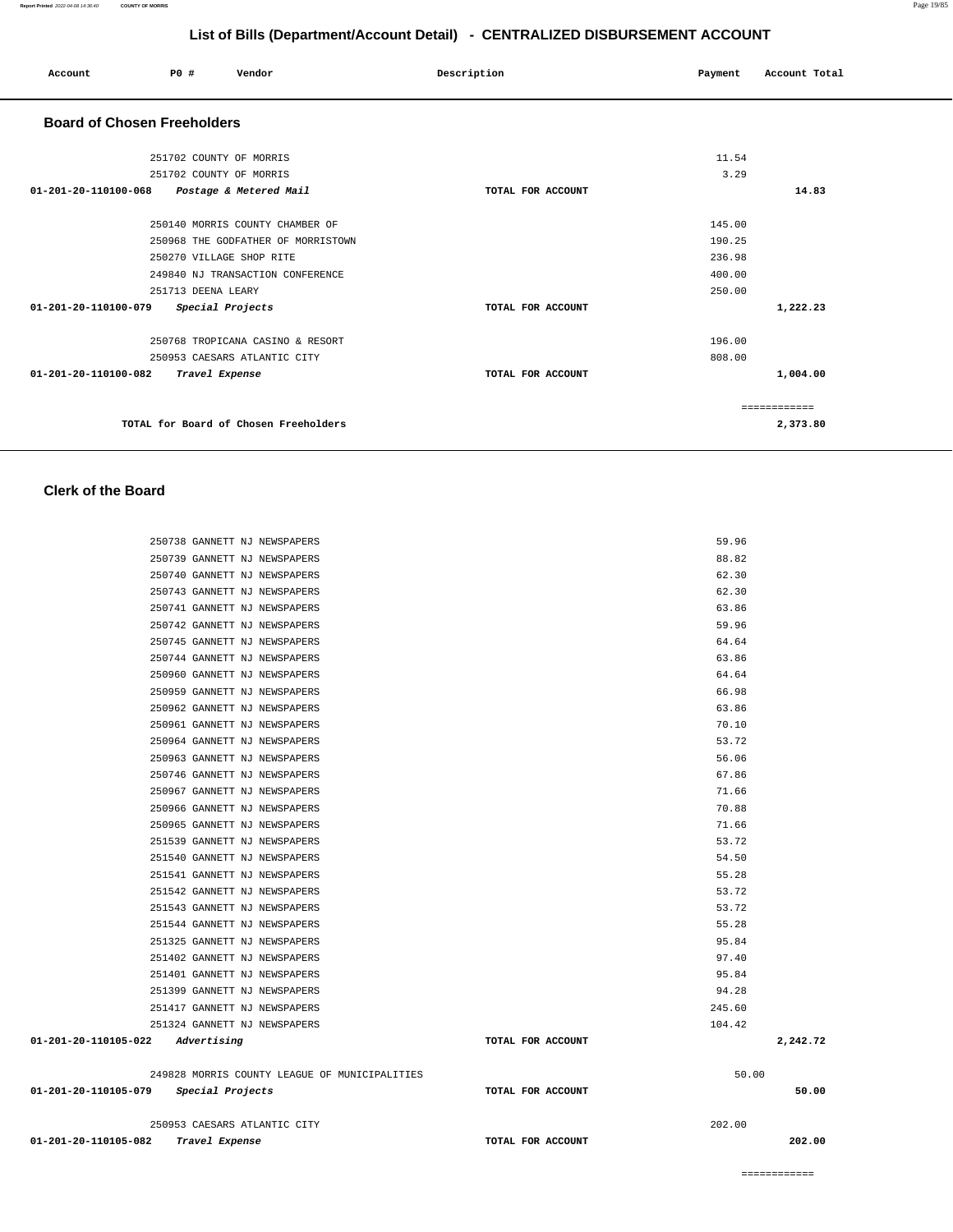# List of Bills (Department/Account Detail) - CENTRALIZED DISBURSEMENT ACCOUNT

| Account | PO # | Vendor | Description | Payment | Account Total |
|---|---|---|---|---|---|

## Board of Chosen Freeholders

| Account | PO # | Vendor | Description | Payment | Account Total |
|---|---|---|---|---|---|
| | 251702 | COUNTY OF MORRIS | | 11.54 | |
| | 251702 | COUNTY OF MORRIS | | 3.29 | |
| 01-201-20-110100-068 | | *Postage & Metered Mail* | TOTAL FOR ACCOUNT | | 14.83 |
| | 250140 | MORRIS COUNTY CHAMBER OF | | 145.00 | |
| | 250968 | THE GODFATHER OF MORRISTOWN | | 190.25 | |
| | 250270 | VILLAGE SHOP RITE | | 236.98 | |
| | 249840 | NJ TRANSACTION CONFERENCE | | 400.00 | |
| | 251713 | DEENA LEARY | | 250.00 | |
| 01-201-20-110100-079 | | *Special Projects* | TOTAL FOR ACCOUNT | | 1,222.23 |
| | 250768 | TROPICANA CASINO & RESORT | | 196.00 | |
| | 250953 | CAESARS ATLANTIC CITY | | 808.00 | |
| 01-201-20-110100-082 | | *Travel Expense* | TOTAL FOR ACCOUNT | | 1,004.00 |
| | | | | | ============ |
| | | TOTAL for Board of Chosen Freeholders | | | 2,373.80 |

## Clerk of the Board

| Account | PO # | Vendor | Description | Payment | Account Total |
|---|---|---|---|---|---|
| | 250738 | GANNETT NJ NEWSPAPERS | | 59.96 | |
| | 250739 | GANNETT NJ NEWSPAPERS | | 88.82 | |
| | 250740 | GANNETT NJ NEWSPAPERS | | 62.30 | |
| | 250743 | GANNETT NJ NEWSPAPERS | | 62.30 | |
| | 250741 | GANNETT NJ NEWSPAPERS | | 63.86 | |
| | 250742 | GANNETT NJ NEWSPAPERS | | 59.96 | |
| | 250745 | GANNETT NJ NEWSPAPERS | | 64.64 | |
| | 250744 | GANNETT NJ NEWSPAPERS | | 63.86 | |
| | 250960 | GANNETT NJ NEWSPAPERS | | 64.64 | |
| | 250959 | GANNETT NJ NEWSPAPERS | | 66.98 | |
| | 250962 | GANNETT NJ NEWSPAPERS | | 63.86 | |
| | 250961 | GANNETT NJ NEWSPAPERS | | 70.10 | |
| | 250964 | GANNETT NJ NEWSPAPERS | | 53.72 | |
| | 250963 | GANNETT NJ NEWSPAPERS | | 56.06 | |
| | 250746 | GANNETT NJ NEWSPAPERS | | 67.86 | |
| | 250967 | GANNETT NJ NEWSPAPERS | | 71.66 | |
| | 250966 | GANNETT NJ NEWSPAPERS | | 70.88 | |
| | 250965 | GANNETT NJ NEWSPAPERS | | 71.66 | |
| | 251539 | GANNETT NJ NEWSPAPERS | | 53.72 | |
| | 251540 | GANNETT NJ NEWSPAPERS | | 54.50 | |
| | 251541 | GANNETT NJ NEWSPAPERS | | 55.28 | |
| | 251542 | GANNETT NJ NEWSPAPERS | | 53.72 | |
| | 251543 | GANNETT NJ NEWSPAPERS | | 53.72 | |
| | 251544 | GANNETT NJ NEWSPAPERS | | 55.28 | |
| | 251325 | GANNETT NJ NEWSPAPERS | | 95.84 | |
| | 251402 | GANNETT NJ NEWSPAPERS | | 97.40 | |
| | 251401 | GANNETT NJ NEWSPAPERS | | 95.84 | |
| | 251399 | GANNETT NJ NEWSPAPERS | | 94.28 | |
| | 251417 | GANNETT NJ NEWSPAPERS | | 245.60 | |
| | 251324 | GANNETT NJ NEWSPAPERS | | 104.42 | |
| 01-201-20-110105-022 | | *Advertising* | TOTAL FOR ACCOUNT | | 2,242.72 |
| | 249828 | MORRIS COUNTY LEAGUE OF MUNICIPALITIES | | 50.00 | |
| 01-201-20-110105-079 | | *Special Projects* | TOTAL FOR ACCOUNT | | 50.00 |
| | 250953 | CAESARS ATLANTIC CITY | | 202.00 | |
| 01-201-20-110105-082 | | *Travel Expense* | TOTAL FOR ACCOUNT | | 202.00 |
| | | | | | ============ |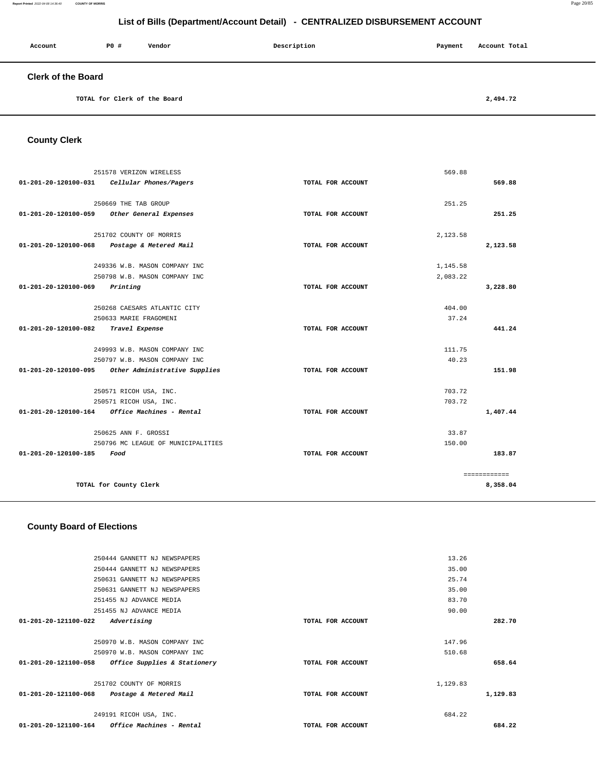# List of Bills (Department/Account Detail) - CENTRALIZED DISBURSEMENT ACCOUNT

| Account | PO # | Vendor | Description | Payment | Account Total |
|---|---|---|---|---|---|

## Clerk of the Board

| | | | | | |
|---|---|---|---|---|---|
| | TOTAL for Clerk of the Board | | | | 2,494.72 |

## County Clerk

| Account | PO # | Vendor | Description | Payment | Account Total |
|---|---|---|---|---|---|
| | 251578 | VERIZON WIRELESS | | 569.88 | |
| 01-201-20-120100-031 | | *Cellular Phones/Pagers* | TOTAL FOR ACCOUNT | | 569.88 |
| | 250669 | THE TAB GROUP | | 251.25 | |
| 01-201-20-120100-059 | | *Other General Expenses* | TOTAL FOR ACCOUNT | | 251.25 |
| | 251702 | COUNTY OF MORRIS | | 2,123.58 | |
| 01-201-20-120100-068 | | *Postage & Metered Mail* | TOTAL FOR ACCOUNT | | 2,123.58 |
| | 249336 | W.B. MASON COMPANY INC | | 1,145.58 | |
| | 250798 | W.B. MASON COMPANY INC | | 2,083.22 | |
| 01-201-20-120100-069 | | *Printing* | TOTAL FOR ACCOUNT | | 3,228.80 |
| | 250268 | CAESARS ATLANTIC CITY | | 404.00 | |
| | 250633 | MARIE FRAGOMENI | | 37.24 | |
| 01-201-20-120100-082 | | *Travel Expense* | TOTAL FOR ACCOUNT | | 441.24 |
| | 249993 | W.B. MASON COMPANY INC | | 111.75 | |
| | 250797 | W.B. MASON COMPANY INC | | 40.23 | |
| 01-201-20-120100-095 | | *Other Administrative Supplies* | TOTAL FOR ACCOUNT | | 151.98 |
| | 250571 | RICOH USA, INC. | | 703.72 | |
| | 250571 | RICOH USA, INC. | | 703.72 | |
| 01-201-20-120100-164 | | *Office Machines - Rental* | TOTAL FOR ACCOUNT | | 1,407.44 |
| | 250625 | ANN F. GROSSI | | 33.87 | |
| | 250796 | MC LEAGUE OF MUNICIPALITIES | | 150.00 | |
| 01-201-20-120100-185 | | *Food* | TOTAL FOR ACCOUNT | | 183.87 |
| | | | | | ============ |
| | TOTAL for County Clerk | | | | 8,358.04 |

## County Board of Elections

| Account | PO # | Vendor | Description | Payment | Account Total |
|---|---|---|---|---|---|
| | 250444 | GANNETT NJ NEWSPAPERS | | 13.26 | |
| | 250444 | GANNETT NJ NEWSPAPERS | | 35.00 | |
| | 250631 | GANNETT NJ NEWSPAPERS | | 25.74 | |
| | 250631 | GANNETT NJ NEWSPAPERS | | 35.00 | |
| | 251455 | NJ ADVANCE MEDIA | | 83.70 | |
| | 251455 | NJ ADVANCE MEDIA | | 90.00 | |
| 01-201-20-121100-022 | | *Advertising* | TOTAL FOR ACCOUNT | | 282.70 |
| | 250970 | W.B. MASON COMPANY INC | | 147.96 | |
| | 250970 | W.B. MASON COMPANY INC | | 510.68 | |
| 01-201-20-121100-058 | | *Office Supplies & Stationery* | TOTAL FOR ACCOUNT | | 658.64 |
| | 251702 | COUNTY OF MORRIS | | 1,129.83 | |
| 01-201-20-121100-068 | | *Postage & Metered Mail* | TOTAL FOR ACCOUNT | | 1,129.83 |
| | 249191 | RICOH USA, INC. | | 684.22 | |
| 01-201-20-121100-164 | | *Office Machines - Rental* | TOTAL FOR ACCOUNT | | 684.22 |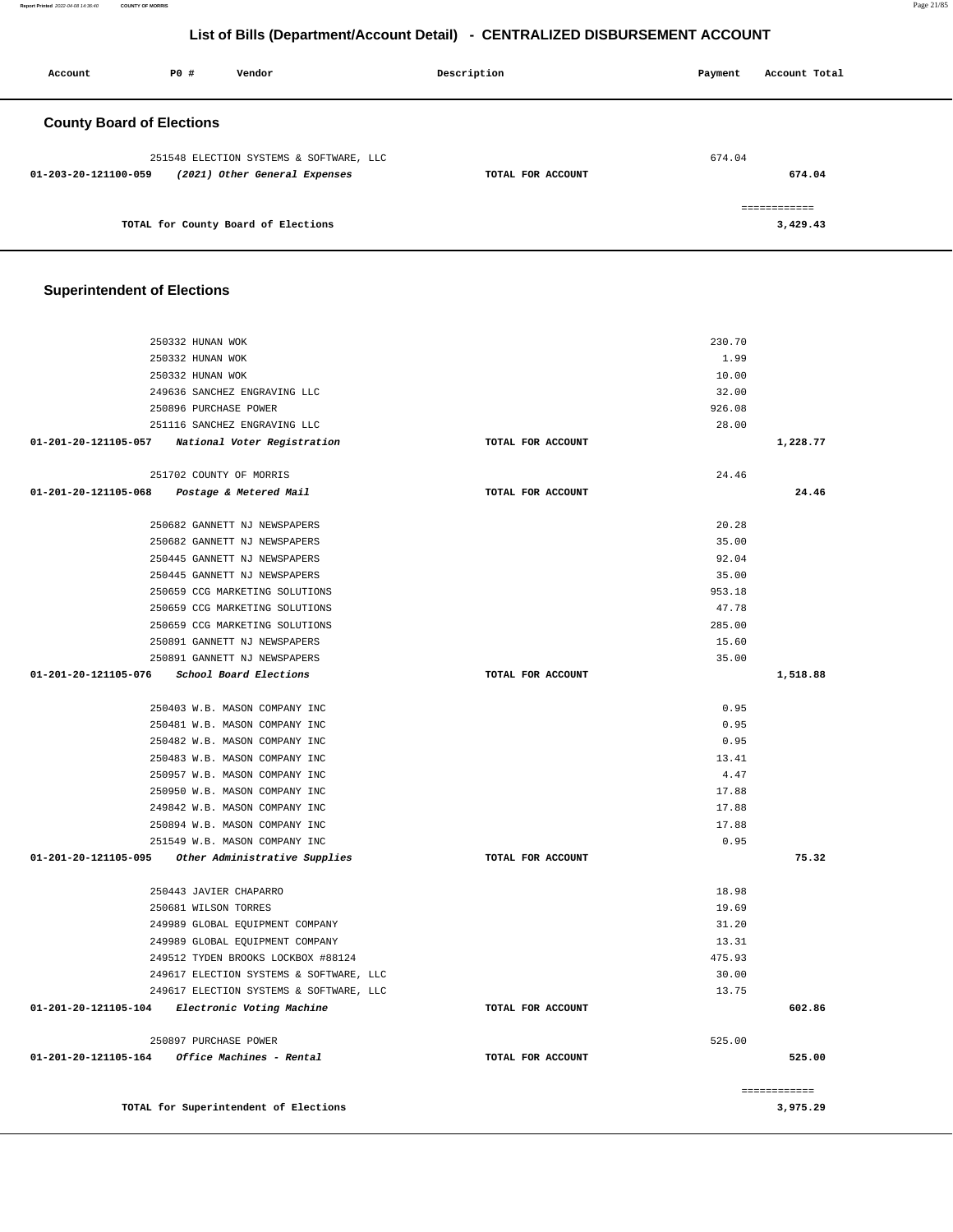# List of Bills (Department/Account Detail) - CENTRALIZED DISBURSEMENT ACCOUNT

| Account | PO # | Vendor | Description | Payment | Account Total |
|---|---|---|---|---|---|

## County Board of Elections

| Account | PO # | Vendor | Description | Payment | Account Total |
|---|---|---|---|---|---|
| | 251548 | ELECTION SYSTEMS & SOFTWARE, LLC | | 674.04 | |
| 01-203-20-121100-059 | | *(2021) Other General Expenses* | TOTAL FOR ACCOUNT | | 674.04 |
| | | | | | ============ |
| | | TOTAL for County Board of Elections | | | 3,429.43 |

## Superintendent of Elections

| Account | PO # | Vendor | Description | Payment | Account Total |
|---|---|---|---|---|---|
| | 250332 | HUNAN WOK | | 230.70 | |
| | 250332 | HUNAN WOK | | 1.99 | |
| | 250332 | HUNAN WOK | | 10.00 | |
| | 249636 | SANCHEZ ENGRAVING LLC | | 32.00 | |
| | 250896 | PURCHASE POWER | | 926.08 | |
| | 251116 | SANCHEZ ENGRAVING LLC | | 28.00 | |
| 01-201-20-121105-057 | | *National Voter Registration* | TOTAL FOR ACCOUNT | | 1,228.77 |
| | 251702 | COUNTY OF MORRIS | | 24.46 | |
| 01-201-20-121105-068 | | *Postage & Metered Mail* | TOTAL FOR ACCOUNT | | 24.46 |
| | 250682 | GANNETT NJ NEWSPAPERS | | 20.28 | |
| | 250682 | GANNETT NJ NEWSPAPERS | | 35.00 | |
| | 250445 | GANNETT NJ NEWSPAPERS | | 92.04 | |
| | 250445 | GANNETT NJ NEWSPAPERS | | 35.00 | |
| | 250659 | CCG MARKETING SOLUTIONS | | 953.18 | |
| | 250659 | CCG MARKETING SOLUTIONS | | 47.78 | |
| | 250659 | CCG MARKETING SOLUTIONS | | 285.00 | |
| | 250891 | GANNETT NJ NEWSPAPERS | | 15.60 | |
| | 250891 | GANNETT NJ NEWSPAPERS | | 35.00 | |
| 01-201-20-121105-076 | | *School Board Elections* | TOTAL FOR ACCOUNT | | 1,518.88 |
| | 250403 | W.B. MASON COMPANY INC | | 0.95 | |
| | 250481 | W.B. MASON COMPANY INC | | 0.95 | |
| | 250482 | W.B. MASON COMPANY INC | | 0.95 | |
| | 250483 | W.B. MASON COMPANY INC | | 13.41 | |
| | 250957 | W.B. MASON COMPANY INC | | 4.47 | |
| | 250950 | W.B. MASON COMPANY INC | | 17.88 | |
| | 249842 | W.B. MASON COMPANY INC | | 17.88 | |
| | 250894 | W.B. MASON COMPANY INC | | 17.88 | |
| | 251549 | W.B. MASON COMPANY INC | | 0.95 | |
| 01-201-20-121105-095 | | *Other Administrative Supplies* | TOTAL FOR ACCOUNT | | 75.32 |
| | 250443 | JAVIER CHAPARRO | | 18.98 | |
| | 250681 | WILSON TORRES | | 19.69 | |
| | 249989 | GLOBAL EQUIPMENT COMPANY | | 31.20 | |
| | 249989 | GLOBAL EQUIPMENT COMPANY | | 13.31 | |
| | 249512 | TYDEN BROOKS LOCKBOX #88124 | | 475.93 | |
| | 249617 | ELECTION SYSTEMS & SOFTWARE, LLC | | 30.00 | |
| | 249617 | ELECTION SYSTEMS & SOFTWARE, LLC | | 13.75 | |
| 01-201-20-121105-104 | | *Electronic Voting Machine* | TOTAL FOR ACCOUNT | | 602.86 |
| | 250897 | PURCHASE POWER | | 525.00 | |
| 01-201-20-121105-164 | | *Office Machines - Rental* | TOTAL FOR ACCOUNT | | 525.00 |
| | | | | | ============ |
| | | TOTAL for Superintendent of Elections | | | 3,975.29 |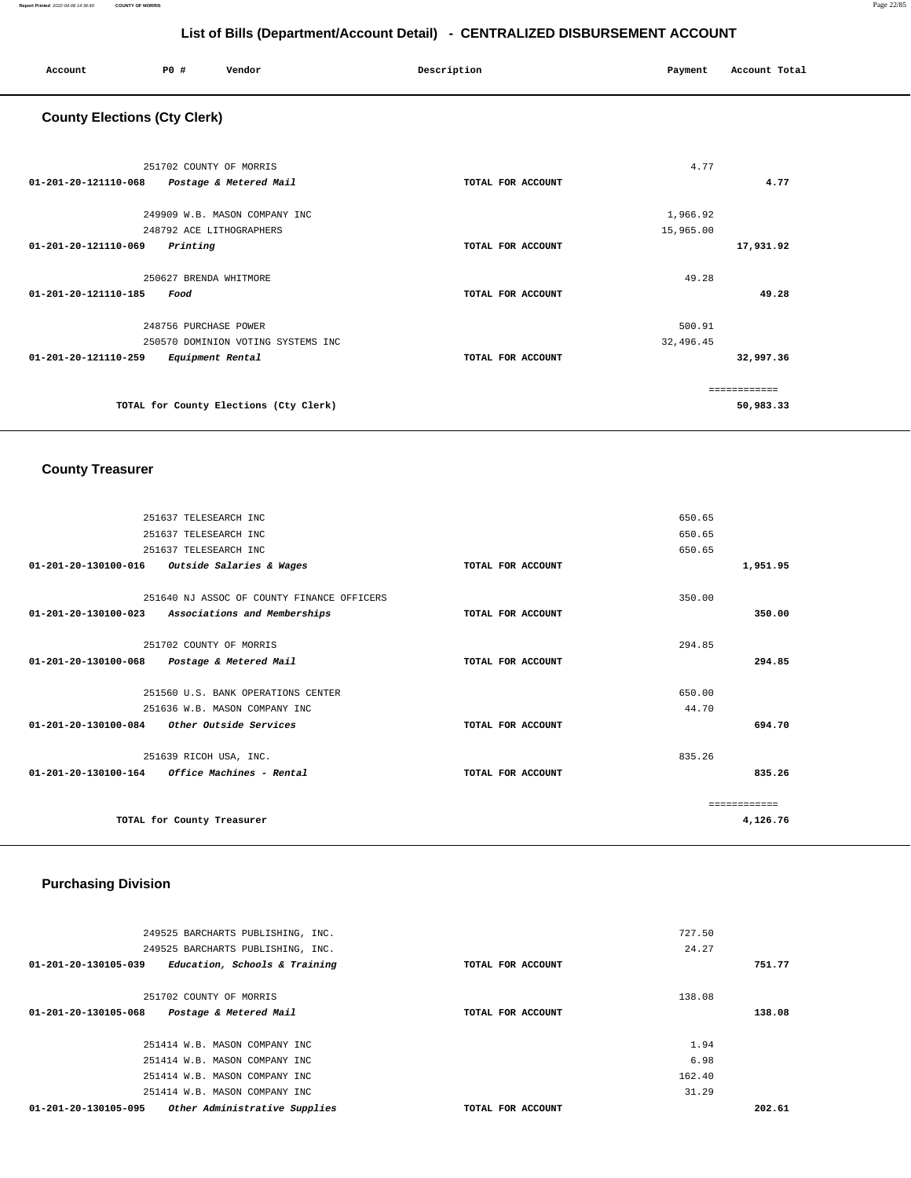# List of Bills (Department/Account Detail) - CENTRALIZED DISBURSEMENT ACCOUNT

| Account | PO # | Vendor | Description | Payment | Account Total |
|---|---|---|---|---|---|

## County Elections (Cty Clerk)

| Account | PO # | Vendor | Description | Payment | Account Total |
|---|---|---|---|---|---|
| | 251702 | COUNTY OF MORRIS | | 4.77 | |
| 01-201-20-121110-068 | | *Postage & Metered Mail* | TOTAL FOR ACCOUNT | | 4.77 |
| | 249909 | W.B. MASON COMPANY INC | | 1,966.92 | |
| | 248792 | ACE LITHOGRAPHERS | | 15,965.00 | |
| 01-201-20-121110-069 | | *Printing* | TOTAL FOR ACCOUNT | | 17,931.92 |
| | 250627 | BRENDA WHITMORE | | 49.28 | |
| 01-201-20-121110-185 | | *Food* | TOTAL FOR ACCOUNT | | 49.28 |
| | 248756 | PURCHASE POWER | | 500.91 | |
| | 250570 | DOMINION VOTING SYSTEMS INC | | 32,496.45 | |
| 01-201-20-121110-259 | | *Equipment Rental* | TOTAL FOR ACCOUNT | | 32,997.36 |
| | | TOTAL for County Elections (Cty Clerk) | | | 50,983.33 |

## County Treasurer

| Account | PO # | Vendor | Description | Payment | Account Total |
|---|---|---|---|---|---|
| | 251637 | TELESEARCH INC | | 650.65 | |
| | 251637 | TELESEARCH INC | | 650.65 | |
| | 251637 | TELESEARCH INC | | 650.65 | |
| 01-201-20-130100-016 | | *Outside Salaries & Wages* | TOTAL FOR ACCOUNT | | 1,951.95 |
| | 251640 | NJ ASSOC OF COUNTY FINANCE OFFICERS | | 350.00 | |
| 01-201-20-130100-023 | | *Associations and Memberships* | TOTAL FOR ACCOUNT | | 350.00 |
| | 251702 | COUNTY OF MORRIS | | 294.85 | |
| 01-201-20-130100-068 | | *Postage & Metered Mail* | TOTAL FOR ACCOUNT | | 294.85 |
| | 251560 | U.S. BANK OPERATIONS CENTER | | 650.00 | |
| | 251636 | W.B. MASON COMPANY INC | | 44.70 | |
| 01-201-20-130100-084 | | *Other Outside Services* | TOTAL FOR ACCOUNT | | 694.70 |
| | 251639 | RICOH USA, INC. | | 835.26 | |
| 01-201-20-130100-164 | | *Office Machines - Rental* | TOTAL FOR ACCOUNT | | 835.26 |
| | | TOTAL for County Treasurer | | | 4,126.76 |

## Purchasing Division

| Account | PO # | Vendor | Description | Payment | Account Total |
|---|---|---|---|---|---|
| | 249525 | BARCHARTS PUBLISHING, INC. | | 727.50 | |
| | 249525 | BARCHARTS PUBLISHING, INC. | | 24.27 | |
| 01-201-20-130105-039 | | *Education, Schools & Training* | TOTAL FOR ACCOUNT | | 751.77 |
| | 251702 | COUNTY OF MORRIS | | 138.08 | |
| 01-201-20-130105-068 | | *Postage & Metered Mail* | TOTAL FOR ACCOUNT | | 138.08 |
| | 251414 | W.B. MASON COMPANY INC | | 1.94 | |
| | 251414 | W.B. MASON COMPANY INC | | 6.98 | |
| | 251414 | W.B. MASON COMPANY INC | | 162.40 | |
| | 251414 | W.B. MASON COMPANY INC | | 31.29 | |
| 01-201-20-130105-095 | | *Other Administrative Supplies* | TOTAL FOR ACCOUNT | | 202.61 |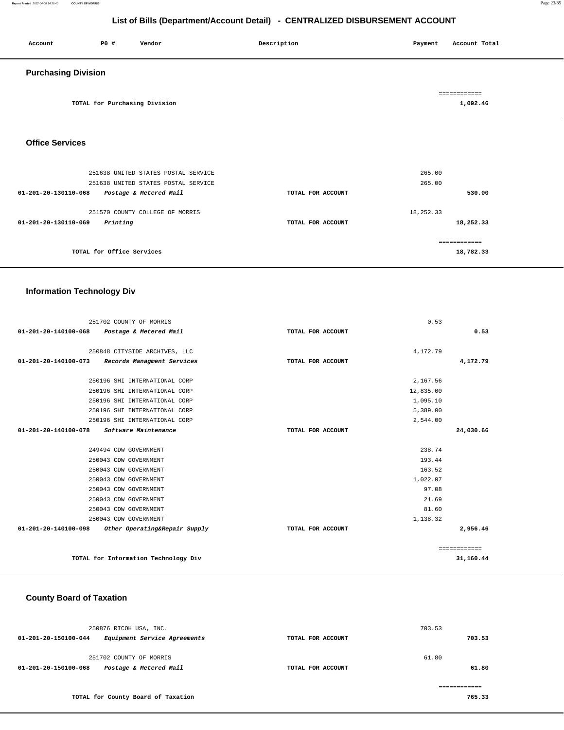# List of Bills (Department/Account Detail) - CENTRALIZED DISBURSEMENT ACCOUNT

| Account | PO # | Vendor | Description | Payment | Account Total |
|---|---|---|---|---|---|

## Purchasing Division

| | | | |
|---|---|---|---|
| TOTAL for Purchasing Division | | | 1,092.46 |

## Office Services

| Account | PO # Vendor | Description | Payment | Account Total |
|---|---|---|---|---|
| | 251638 UNITED STATES POSTAL SERVICE | | 265.00 | |
| | 251638 UNITED STATES POSTAL SERVICE | | 265.00 | |
| 01-201-20-130110-068 | *Postage & Metered Mail* | TOTAL FOR ACCOUNT | | 530.00 |
| | 251570 COUNTY COLLEGE OF MORRIS | | 18,252.33 | |
| 01-201-20-130110-069 | *Printing* | TOTAL FOR ACCOUNT | | 18,252.33 |
| | TOTAL for Office Services | | | 18,782.33 |

## Information Technology Div

| Account | PO # Vendor | Description | Payment | Account Total |
|---|---|---|---|---|
| | 251702 COUNTY OF MORRIS | | 0.53 | |
| 01-201-20-140100-068 | *Postage & Metered Mail* | TOTAL FOR ACCOUNT | | 0.53 |
| | 250848 CITYSIDE ARCHIVES, LLC | | 4,172.79 | |
| 01-201-20-140100-073 | *Records Managment Services* | TOTAL FOR ACCOUNT | | 4,172.79 |
| | 250196 SHI INTERNATIONAL CORP | | 2,167.56 | |
| | 250196 SHI INTERNATIONAL CORP | | 12,835.00 | |
| | 250196 SHI INTERNATIONAL CORP | | 1,095.10 | |
| | 250196 SHI INTERNATIONAL CORP | | 5,389.00 | |
| | 250196 SHI INTERNATIONAL CORP | | 2,544.00 | |
| 01-201-20-140100-078 | *Software Maintenance* | TOTAL FOR ACCOUNT | | 24,030.66 |
| | 249494 CDW GOVERNMENT | | 238.74 | |
| | 250043 CDW GOVERNMENT | | 193.44 | |
| | 250043 CDW GOVERNMENT | | 163.52 | |
| | 250043 CDW GOVERNMENT | | 1,022.07 | |
| | 250043 CDW GOVERNMENT | | 97.08 | |
| | 250043 CDW GOVERNMENT | | 21.69 | |
| | 250043 CDW GOVERNMENT | | 81.60 | |
| | 250043 CDW GOVERNMENT | | 1,138.32 | |
| 01-201-20-140100-098 | *Other Operating&Repair Supply* | TOTAL FOR ACCOUNT | | 2,956.46 |
| | TOTAL for Information Technology Div | | | 31,160.44 |

## County Board of Taxation

| Account | PO # Vendor | Description | Payment | Account Total |
|---|---|---|---|---|
| | 250876 RICOH USA, INC. | | 703.53 | |
| 01-201-20-150100-044 | *Equipment Service Agreements* | TOTAL FOR ACCOUNT | | 703.53 |
| | 251702 COUNTY OF MORRIS | | 61.80 | |
| 01-201-20-150100-068 | *Postage & Metered Mail* | TOTAL FOR ACCOUNT | | 61.80 |
| | TOTAL for County Board of Taxation | | | 765.33 |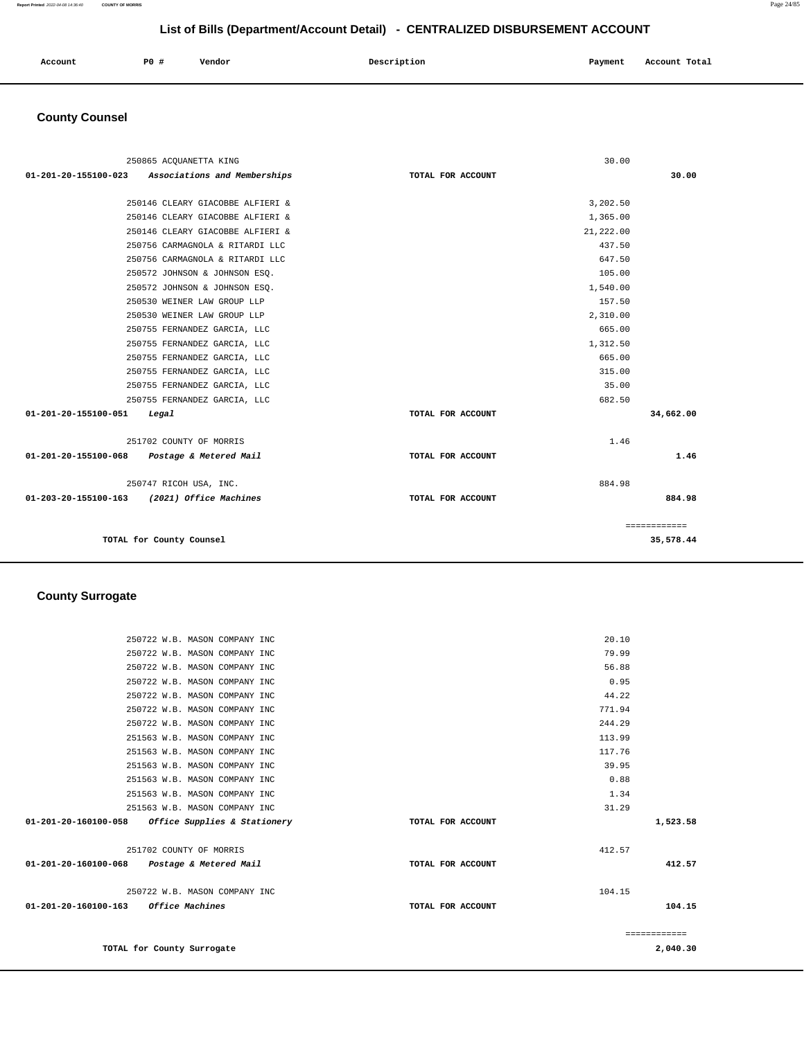# List of Bills (Department/Account Detail) - CENTRALIZED DISBURSEMENT ACCOUNT

| Account | PO # | Vendor | Description | Payment | Account Total |
| --- | --- | --- | --- | --- | --- |

## County Counsel

| Account | PO # | Vendor | Description | Payment | Account Total |
| --- | --- | --- | --- | --- | --- |
| | 250865 | ACQUANETTA KING | | 30.00 | |
| 01-201-20-155100-023 | | *Associations and Memberships* | TOTAL FOR ACCOUNT | | 30.00 |
| | 250146 | CLEARY GIACOBBE ALFIERI & | | 3,202.50 | |
| | 250146 | CLEARY GIACOBBE ALFIERI & | | 1,365.00 | |
| | 250146 | CLEARY GIACOBBE ALFIERI & | | 21,222.00 | |
| | 250756 | CARMAGNOLA & RITARDI LLC | | 437.50 | |
| | 250756 | CARMAGNOLA & RITARDI LLC | | 647.50 | |
| | 250572 | JOHNSON & JOHNSON ESQ. | | 105.00 | |
| | 250572 | JOHNSON & JOHNSON ESQ. | | 1,540.00 | |
| | 250530 | WEINER LAW GROUP LLP | | 157.50 | |
| | 250530 | WEINER LAW GROUP LLP | | 2,310.00 | |
| | 250755 | FERNANDEZ GARCIA, LLC | | 665.00 | |
| | 250755 | FERNANDEZ GARCIA, LLC | | 1,312.50 | |
| | 250755 | FERNANDEZ GARCIA, LLC | | 665.00 | |
| | 250755 | FERNANDEZ GARCIA, LLC | | 315.00 | |
| | 250755 | FERNANDEZ GARCIA, LLC | | 35.00 | |
| | 250755 | FERNANDEZ GARCIA, LLC | | 682.50 | |
| 01-201-20-155100-051 | | *Legal* | TOTAL FOR ACCOUNT | | 34,662.00 |
| | 251702 | COUNTY OF MORRIS | | 1.46 | |
| 01-201-20-155100-068 | | *Postage & Metered Mail* | TOTAL FOR ACCOUNT | | 1.46 |
| | 250747 | RICOH USA, INC. | | 884.98 | |
| 01-203-20-155100-163 | | *(2021) Office Machines* | TOTAL FOR ACCOUNT | | 884.98 |
| | | | | | ============ |
| | | **TOTAL for County Counsel** | | | 35,578.44 |

## County Surrogate

| Account | PO # | Vendor | Description | Payment | Account Total |
| --- | --- | --- | --- | --- | --- |
| | 250722 | W.B. MASON COMPANY INC | | 20.10 | |
| | 250722 | W.B. MASON COMPANY INC | | 79.99 | |
| | 250722 | W.B. MASON COMPANY INC | | 56.88 | |
| | 250722 | W.B. MASON COMPANY INC | | 0.95 | |
| | 250722 | W.B. MASON COMPANY INC | | 44.22 | |
| | 250722 | W.B. MASON COMPANY INC | | 771.94 | |
| | 250722 | W.B. MASON COMPANY INC | | 244.29 | |
| | 251563 | W.B. MASON COMPANY INC | | 113.99 | |
| | 251563 | W.B. MASON COMPANY INC | | 117.76 | |
| | 251563 | W.B. MASON COMPANY INC | | 39.95 | |
| | 251563 | W.B. MASON COMPANY INC | | 0.88 | |
| | 251563 | W.B. MASON COMPANY INC | | 1.34 | |
| | 251563 | W.B. MASON COMPANY INC | | 31.29 | |
| 01-201-20-160100-058 | | *Office Supplies & Stationery* | TOTAL FOR ACCOUNT | | 1,523.58 |
| | 251702 | COUNTY OF MORRIS | | 412.57 | |
| 01-201-20-160100-068 | | *Postage & Metered Mail* | TOTAL FOR ACCOUNT | | 412.57 |
| | 250722 | W.B. MASON COMPANY INC | | 104.15 | |
| 01-201-20-160100-163 | | *Office Machines* | TOTAL FOR ACCOUNT | | 104.15 |
| | | | | | ============ |
| | | **TOTAL for County Surrogate** | | | 2,040.30 |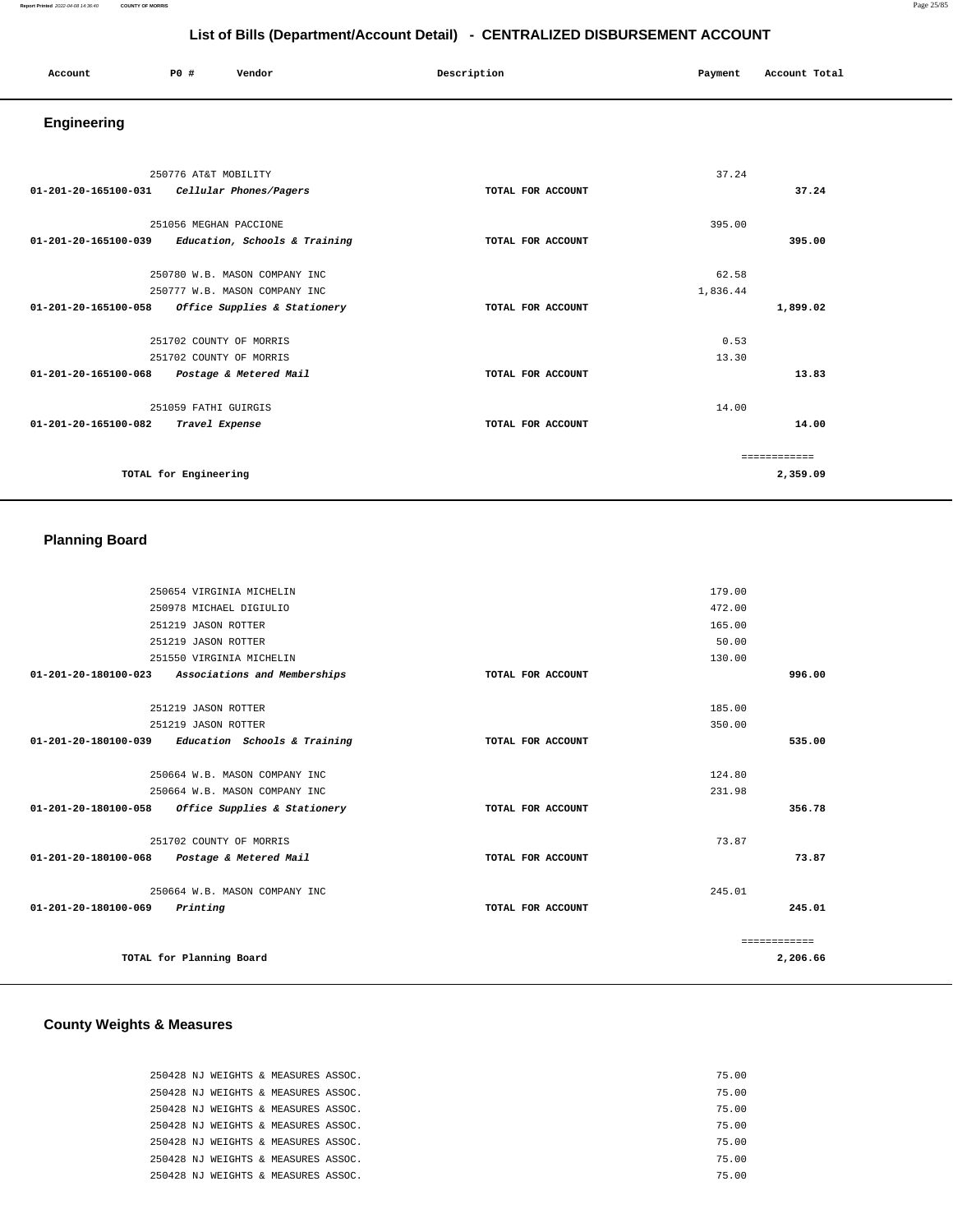# List of Bills (Department/Account Detail) - CENTRALIZED DISBURSEMENT ACCOUNT

| Account | PO # | Vendor | Description | Payment | Account Total |
|---|---|---|---|---|---|

## Engineering

| Account | PO # / Vendor | Description | Payment | Account Total |
|---|---|---|---|---|
| | 250776 AT&T MOBILITY | | 37.24 | |
| 01-201-20-165100-031 | *Cellular Phones/Pagers* | TOTAL FOR ACCOUNT | | 37.24 |
| | 251056 MEGHAN PACCIONE | | 395.00 | |
| 01-201-20-165100-039 | *Education, Schools & Training* | TOTAL FOR ACCOUNT | | 395.00 |
| | 250780 W.B. MASON COMPANY INC | | 62.58 | |
| | 250777 W.B. MASON COMPANY INC | | 1,836.44 | |
| 01-201-20-165100-058 | *Office Supplies & Stationery* | TOTAL FOR ACCOUNT | | 1,899.02 |
| | 251702 COUNTY OF MORRIS | | 0.53 | |
| | 251702 COUNTY OF MORRIS | | 13.30 | |
| 01-201-20-165100-068 | *Postage & Metered Mail* | TOTAL FOR ACCOUNT | | 13.83 |
| | 251059 FATHI GUIRGIS | | 14.00 | |
| 01-201-20-165100-082 | *Travel Expense* | TOTAL FOR ACCOUNT | | 14.00 |
| | | | | ============ |
| | TOTAL for Engineering | | | 2,359.09 |

## Planning Board

| Account | PO # / Vendor | Description | Payment | Account Total |
|---|---|---|---|---|
| | 250654 VIRGINIA MICHELIN | | 179.00 | |
| | 250978 MICHAEL DIGIULIO | | 472.00 | |
| | 251219 JASON ROTTER | | 165.00 | |
| | 251219 JASON ROTTER | | 50.00 | |
| | 251550 VIRGINIA MICHELIN | | 130.00 | |
| 01-201-20-180100-023 | *Associations and Memberships* | TOTAL FOR ACCOUNT | | 996.00 |
| | 251219 JASON ROTTER | | 185.00 | |
| | 251219 JASON ROTTER | | 350.00 | |
| 01-201-20-180100-039 | *Education Schools & Training* | TOTAL FOR ACCOUNT | | 535.00 |
| | 250664 W.B. MASON COMPANY INC | | 124.80 | |
| | 250664 W.B. MASON COMPANY INC | | 231.98 | |
| 01-201-20-180100-058 | *Office Supplies & Stationery* | TOTAL FOR ACCOUNT | | 356.78 |
| | 251702 COUNTY OF MORRIS | | 73.87 | |
| 01-201-20-180100-068 | *Postage & Metered Mail* | TOTAL FOR ACCOUNT | | 73.87 |
| | 250664 W.B. MASON COMPANY INC | | 245.01 | |
| 01-201-20-180100-069 | *Printing* | TOTAL FOR ACCOUNT | | 245.01 |
| | | | | ============ |
| | TOTAL for Planning Board | | | 2,206.66 |

## County Weights & Measures

| Account | PO # / Vendor | Description | Payment | Account Total |
|---|---|---|---|---|
| | 250428 NJ WEIGHTS & MEASURES ASSOC. | | 75.00 | |
| | 250428 NJ WEIGHTS & MEASURES ASSOC. | | 75.00 | |
| | 250428 NJ WEIGHTS & MEASURES ASSOC. | | 75.00 | |
| | 250428 NJ WEIGHTS & MEASURES ASSOC. | | 75.00 | |
| | 250428 NJ WEIGHTS & MEASURES ASSOC. | | 75.00 | |
| | 250428 NJ WEIGHTS & MEASURES ASSOC. | | 75.00 | |
| | 250428 NJ WEIGHTS & MEASURES ASSOC. | | 75.00 | |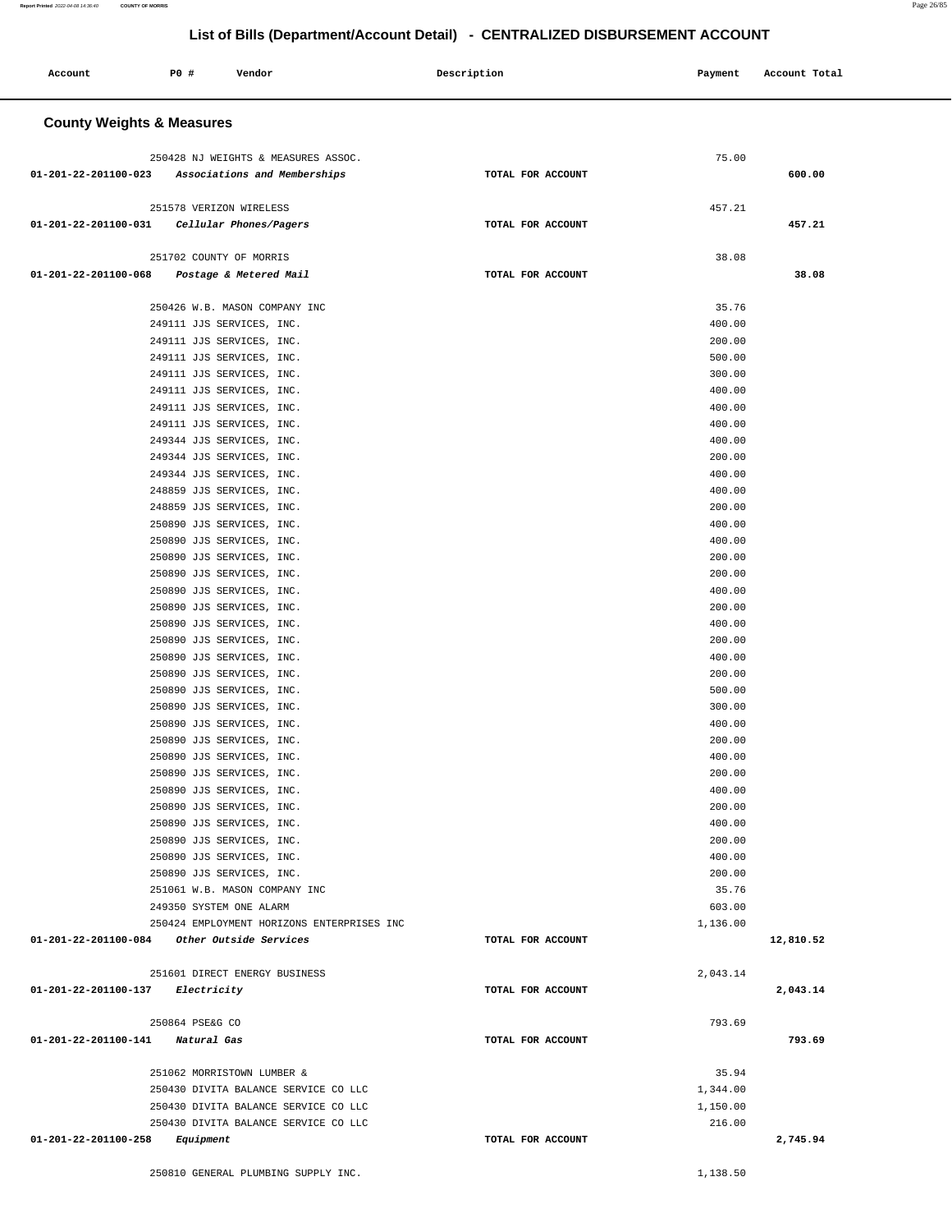## List of Bills (Department/Account Detail) - CENTRALIZED DISBURSEMENT ACCOUNT

| Account | PO # | Vendor | Description | Payment | Account Total |
|---|---|---|---|---|---|

### County Weights & Measures

| Account | PO # | Vendor | Description | Payment | Account Total |
|---|---|---|---|---|---|
| | 250428 | NJ WEIGHTS & MEASURES ASSOC. | | 75.00 | |
| 01-201-22-201100-023 | | *Associations and Memberships* | TOTAL FOR ACCOUNT | | 600.00 |
| | 251578 | VERIZON WIRELESS | | 457.21 | |
| 01-201-22-201100-031 | | *Cellular Phones/Pagers* | TOTAL FOR ACCOUNT | | 457.21 |
| | 251702 | COUNTY OF MORRIS | | 38.08 | |
| 01-201-22-201100-068 | | *Postage & Metered Mail* | TOTAL FOR ACCOUNT | | 38.08 |
| | 250426 | W.B. MASON COMPANY INC | | 35.76 | |
| | 249111 | JJS SERVICES, INC. | | 400.00 | |
| | 249111 | JJS SERVICES, INC. | | 200.00 | |
| | 249111 | JJS SERVICES, INC. | | 500.00 | |
| | 249111 | JJS SERVICES, INC. | | 300.00 | |
| | 249111 | JJS SERVICES, INC. | | 400.00 | |
| | 249111 | JJS SERVICES, INC. | | 400.00 | |
| | 249111 | JJS SERVICES, INC. | | 400.00 | |
| | 249344 | JJS SERVICES, INC. | | 400.00 | |
| | 249344 | JJS SERVICES, INC. | | 200.00 | |
| | 249344 | JJS SERVICES, INC. | | 400.00 | |
| | 248859 | JJS SERVICES, INC. | | 400.00 | |
| | 248859 | JJS SERVICES, INC. | | 200.00 | |
| | 250890 | JJS SERVICES, INC. | | 400.00 | |
| | 250890 | JJS SERVICES, INC. | | 400.00 | |
| | 250890 | JJS SERVICES, INC. | | 200.00 | |
| | 250890 | JJS SERVICES, INC. | | 200.00 | |
| | 250890 | JJS SERVICES, INC. | | 400.00 | |
| | 250890 | JJS SERVICES, INC. | | 200.00 | |
| | 250890 | JJS SERVICES, INC. | | 400.00 | |
| | 250890 | JJS SERVICES, INC. | | 200.00 | |
| | 250890 | JJS SERVICES, INC. | | 400.00 | |
| | 250890 | JJS SERVICES, INC. | | 200.00 | |
| | 250890 | JJS SERVICES, INC. | | 500.00 | |
| | 250890 | JJS SERVICES, INC. | | 300.00 | |
| | 250890 | JJS SERVICES, INC. | | 400.00 | |
| | 250890 | JJS SERVICES, INC. | | 200.00 | |
| | 250890 | JJS SERVICES, INC. | | 400.00 | |
| | 250890 | JJS SERVICES, INC. | | 200.00 | |
| | 250890 | JJS SERVICES, INC. | | 400.00 | |
| | 250890 | JJS SERVICES, INC. | | 200.00 | |
| | 250890 | JJS SERVICES, INC. | | 400.00 | |
| | 250890 | JJS SERVICES, INC. | | 200.00 | |
| | 250890 | JJS SERVICES, INC. | | 400.00 | |
| | 250890 | JJS SERVICES, INC. | | 200.00 | |
| | 251061 | W.B. MASON COMPANY INC | | 35.76 | |
| | 249350 | SYSTEM ONE ALARM | | 603.00 | |
| | 250424 | EMPLOYMENT HORIZONS ENTERPRISES INC | | 1,136.00 | |
| 01-201-22-201100-084 | | *Other Outside Services* | TOTAL FOR ACCOUNT | | 12,810.52 |
| | 251601 | DIRECT ENERGY BUSINESS | | 2,043.14 | |
| 01-201-22-201100-137 | | *Electricity* | TOTAL FOR ACCOUNT | | 2,043.14 |
| | 250864 | PSE&G CO | | 793.69 | |
| 01-201-22-201100-141 | | *Natural Gas* | TOTAL FOR ACCOUNT | | 793.69 |
| | 251062 | MORRISTOWN LUMBER & | | 35.94 | |
| | 250430 | DIVITA BALANCE SERVICE CO LLC | | 1,344.00 | |
| | 250430 | DIVITA BALANCE SERVICE CO LLC | | 1,150.00 | |
| | 250430 | DIVITA BALANCE SERVICE CO LLC | | 216.00 | |
| 01-201-22-201100-258 | | *Equipment* | TOTAL FOR ACCOUNT | | 2,745.94 |
| | 250810 | GENERAL PLUMBING SUPPLY INC. | | 1,138.50 | |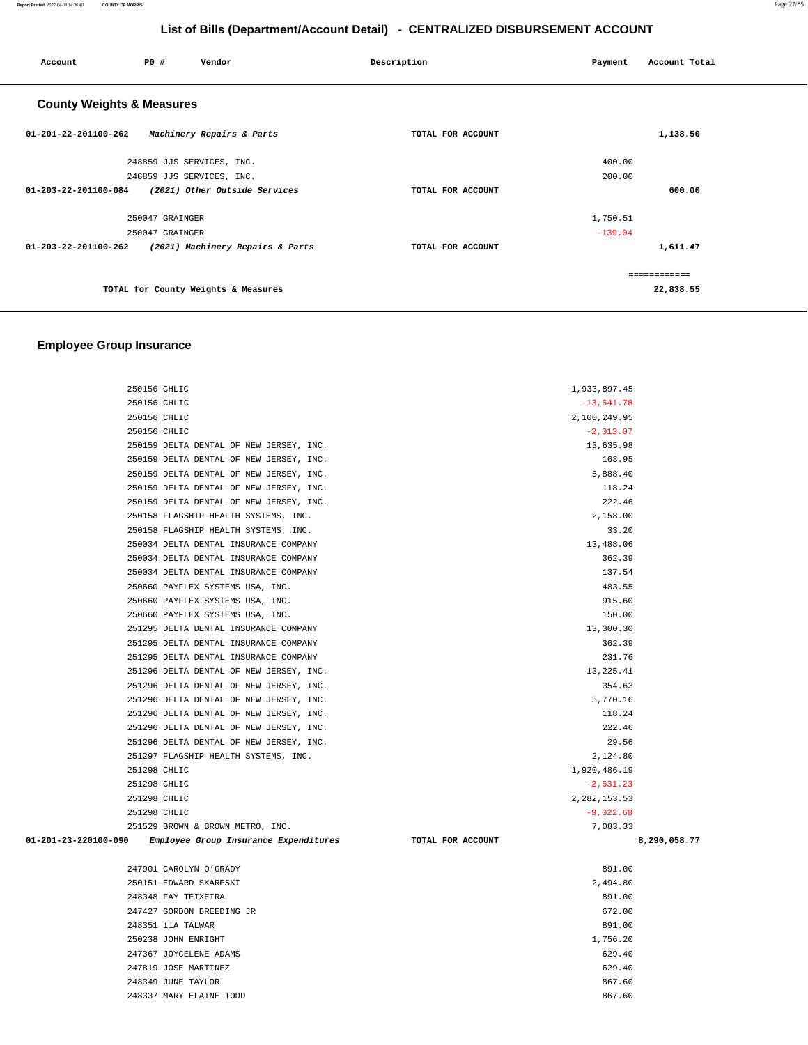# List of Bills (Department/Account Detail) - CENTRALIZED DISBURSEMENT ACCOUNT

| Account | PO # | Vendor | Description | Payment | Account Total |
|---|---|---|---|---|---|

## County Weights & Measures

| Account | PO # | Vendor | Description | Payment | Account Total |
|---|---|---|---|---|---|
| 01-201-22-201100-262 | | *Machinery Repairs & Parts* | TOTAL FOR ACCOUNT | | 1,138.50 |
| | 248859 | JJS SERVICES, INC. | | 400.00 | |
| | 248859 | JJS SERVICES, INC. | | 200.00 | |
| 01-203-22-201100-084 | | *(2021) Other Outside Services* | TOTAL FOR ACCOUNT | | 600.00 |
| | 250047 | GRAINGER | | 1,750.51 | |
| | 250047 | GRAINGER | | -139.04 | |
| 01-203-22-201100-262 | | *(2021) Machinery Repairs & Parts* | TOTAL FOR ACCOUNT | | 1,611.47 |
| | | | | | ============ |
| | | TOTAL for County Weights & Measures | | | 22,838.55 |

## Employee Group Insurance

| Account | PO # | Vendor | Description | Payment | Account Total |
|---|---|---|---|---|---|
| | 250156 | CHLIC | | 1,933,897.45 | |
| | 250156 | CHLIC | | -13,641.78 | |
| | 250156 | CHLIC | | 2,100,249.95 | |
| | 250156 | CHLIC | | -2,013.07 | |
| | 250159 | DELTA DENTAL OF NEW JERSEY, INC. | | 13,635.98 | |
| | 250159 | DELTA DENTAL OF NEW JERSEY, INC. | | 163.95 | |
| | 250159 | DELTA DENTAL OF NEW JERSEY, INC. | | 5,888.40 | |
| | 250159 | DELTA DENTAL OF NEW JERSEY, INC. | | 118.24 | |
| | 250159 | DELTA DENTAL OF NEW JERSEY, INC. | | 222.46 | |
| | 250158 | FLAGSHIP HEALTH SYSTEMS, INC. | | 2,158.00 | |
| | 250158 | FLAGSHIP HEALTH SYSTEMS, INC. | | 33.20 | |
| | 250034 | DELTA DENTAL INSURANCE COMPANY | | 13,488.06 | |
| | 250034 | DELTA DENTAL INSURANCE COMPANY | | 362.39 | |
| | 250034 | DELTA DENTAL INSURANCE COMPANY | | 137.54 | |
| | 250660 | PAYFLEX SYSTEMS USA, INC. | | 483.55 | |
| | 250660 | PAYFLEX SYSTEMS USA, INC. | | 915.60 | |
| | 250660 | PAYFLEX SYSTEMS USA, INC. | | 150.00 | |
| | 251295 | DELTA DENTAL INSURANCE COMPANY | | 13,300.30 | |
| | 251295 | DELTA DENTAL INSURANCE COMPANY | | 362.39 | |
| | 251295 | DELTA DENTAL INSURANCE COMPANY | | 231.76 | |
| | 251296 | DELTA DENTAL OF NEW JERSEY, INC. | | 13,225.41 | |
| | 251296 | DELTA DENTAL OF NEW JERSEY, INC. | | 354.63 | |
| | 251296 | DELTA DENTAL OF NEW JERSEY, INC. | | 5,770.16 | |
| | 251296 | DELTA DENTAL OF NEW JERSEY, INC. | | 118.24 | |
| | 251296 | DELTA DENTAL OF NEW JERSEY, INC. | | 222.46 | |
| | 251296 | DELTA DENTAL OF NEW JERSEY, INC. | | 29.56 | |
| | 251297 | FLAGSHIP HEALTH SYSTEMS, INC. | | 2,124.80 | |
| | 251298 | CHLIC | | 1,920,486.19 | |
| | 251298 | CHLIC | | -2,631.23 | |
| | 251298 | CHLIC | | 2,282,153.53 | |
| | 251298 | CHLIC | | -9,022.68 | |
| | 251529 | BROWN & BROWN METRO, INC. | | 7,083.33 | |
| 01-201-23-220100-090 | | *Employee Group Insurance Expenditures* | TOTAL FOR ACCOUNT | | 8,290,058.77 |
| | 247901 | CAROLYN O'GRADY | | 891.00 | |
| | 250151 | EDWARD SKARESKI | | 2,494.80 | |
| | 248348 | FAY TEIXEIRA | | 891.00 | |
| | 247427 | GORDON BREEDING JR | | 672.00 | |
| | 248351 | llA TALWAR | | 891.00 | |
| | 250238 | JOHN ENRIGHT | | 1,756.20 | |
| | 247367 | JOYCELENE ADAMS | | 629.40 | |
| | 247819 | JOSE MARTINEZ | | 629.40 | |
| | 248349 | JUNE TAYLOR | | 867.60 | |
| | 248337 | MARY ELAINE TODD | | 867.60 | |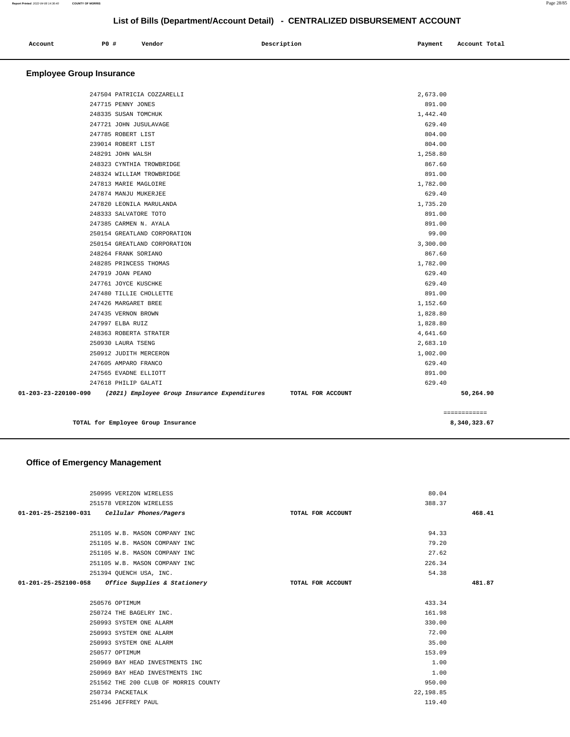# List of Bills (Department/Account Detail) - CENTRALIZED DISBURSEMENT ACCOUNT

| Account | PO # | Vendor | Description | Payment | Account Total |
|---|---|---|---|---|---|

## Employee Group Insurance

| Account | PO # | Vendor | Description | Payment | Account Total |
|---|---|---|---|---|---|
| | 247504 | PATRICIA COZZARELLI | | 2,673.00 | |
| | 247715 | PENNY JONES | | 891.00 | |
| | 248335 | SUSAN TOMCHUK | | 1,442.40 | |
| | 247721 | JOHN JUSULAVAGE | | 629.40 | |
| | 247785 | ROBERT LIST | | 804.00 | |
| | 239014 | ROBERT LIST | | 804.00 | |
| | 248291 | JOHN WALSH | | 1,258.80 | |
| | 248323 | CYNTHIA TROWBRIDGE | | 867.60 | |
| | 248324 | WILLIAM TROWBRIDGE | | 891.00 | |
| | 247813 | MARIE MAGLOIRE | | 1,782.00 | |
| | 247874 | MANJU MUKERJEE | | 629.40 | |
| | 247820 | LEONILA MARULANDA | | 1,735.20 | |
| | 248333 | SALVATORE TOTO | | 891.00 | |
| | 247385 | CARMEN N. AYALA | | 891.00 | |
| | 250154 | GREATLAND CORPORATION | | 99.00 | |
| | 250154 | GREATLAND CORPORATION | | 3,300.00 | |
| | 248264 | FRANK SORIANO | | 867.60 | |
| | 248285 | PRINCESS THOMAS | | 1,782.00 | |
| | 247919 | JOAN PEANO | | 629.40 | |
| | 247761 | JOYCE KUSCHKE | | 629.40 | |
| | 247480 | TILLIE CHOLLETTE | | 891.00 | |
| | 247426 | MARGARET BREE | | 1,152.60 | |
| | 247435 | VERNON BROWN | | 1,828.80 | |
| | 247997 | ELBA RUIZ | | 1,828.80 | |
| | 248363 | ROBERTA STRATER | | 4,641.60 | |
| | 250930 | LAURA TSENG | | 2,683.10 | |
| | 250912 | JUDITH MERCERON | | 1,002.00 | |
| | 247605 | AMPARO FRANCO | | 629.40 | |
| | 247565 | EVADNE ELLIOTT | | 891.00 | |
| | 247618 | PHILIP GALATI | | 629.40 | |
| **01-203-23-220100-090** | | ***(2021) Employee Group Insurance Expenditures*** | **TOTAL FOR ACCOUNT** | | **50,264.90** |

**TOTAL for Employee Group Insurance** ============ **8,340,323.67**

## Office of Emergency Management

| Account | PO # | Vendor | Description | Payment | Account Total |
|---|---|---|---|---|---|
| | 250995 | VERIZON WIRELESS | | 80.04 | |
| | 251578 | VERIZON WIRELESS | | 388.37 | |
| **01-201-25-252100-031** | | ***Cellular Phones/Pagers*** | **TOTAL FOR ACCOUNT** | | **468.41** |
| | 251105 | W.B. MASON COMPANY INC | | 94.33 | |
| | 251105 | W.B. MASON COMPANY INC | | 79.20 | |
| | 251105 | W.B. MASON COMPANY INC | | 27.62 | |
| | 251105 | W.B. MASON COMPANY INC | | 226.34 | |
| | 251394 | QUENCH USA, INC. | | 54.38 | |
| **01-201-25-252100-058** | | ***Office Supplies & Stationery*** | **TOTAL FOR ACCOUNT** | | **481.87** |
| | 250576 | OPTIMUM | | 433.34 | |
| | 250724 | THE BAGELRY INC. | | 161.98 | |
| | 250993 | SYSTEM ONE ALARM | | 330.00 | |
| | 250993 | SYSTEM ONE ALARM | | 72.00 | |
| | 250993 | SYSTEM ONE ALARM | | 35.00 | |
| | 250577 | OPTIMUM | | 153.09 | |
| | 250969 | BAY HEAD INVESTMENTS INC | | 1.00 | |
| | 250969 | BAY HEAD INVESTMENTS INC | | 1.00 | |
| | 251562 | THE 200 CLUB OF MORRIS COUNTY | | 950.00 | |
| | 250734 | PACKETALK | | 22,198.85 | |
| | 251496 | JEFFREY PAUL | | 119.40 | |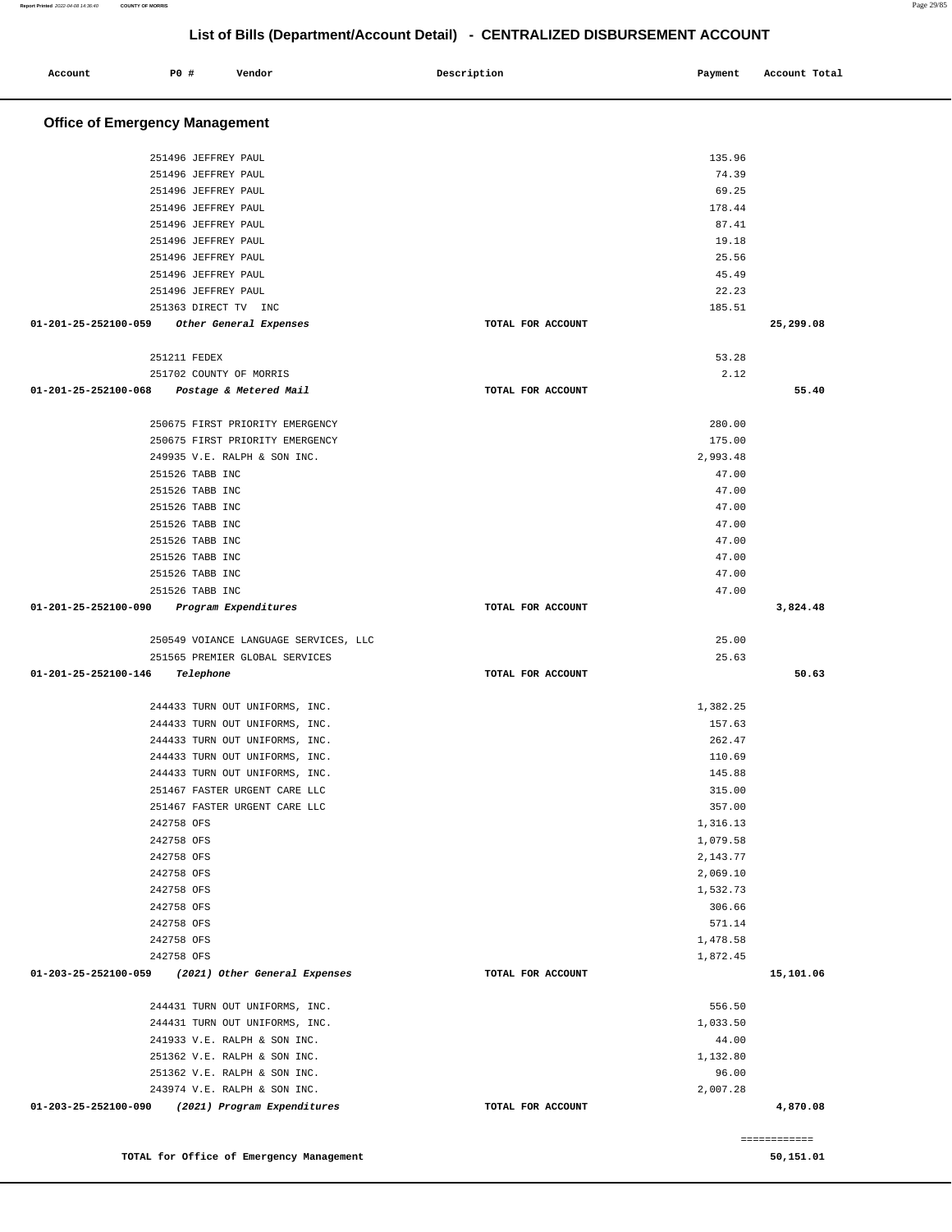## List of Bills (Department/Account Detail) - CENTRALIZED DISBURSEMENT ACCOUNT

| Account | PO # | Vendor | Description | Payment | Account Total |
|---|---|---|---|---|---|

### Office of Emergency Management

| Account | PO # | Vendor | Description | Payment | Account Total |
|---|---|---|---|---|---|
| | 251496 | JEFFREY PAUL | | 135.96 | |
| | 251496 | JEFFREY PAUL | | 74.39 | |
| | 251496 | JEFFREY PAUL | | 69.25 | |
| | 251496 | JEFFREY PAUL | | 178.44 | |
| | 251496 | JEFFREY PAUL | | 87.41 | |
| | 251496 | JEFFREY PAUL | | 19.18 | |
| | 251496 | JEFFREY PAUL | | 25.56 | |
| | 251496 | JEFFREY PAUL | | 45.49 | |
| | 251496 | JEFFREY PAUL | | 22.23 | |
| | 251363 | DIRECT TV INC | | 185.51 | |
| 01-201-25-252100-059 | | *Other General Expenses* | TOTAL FOR ACCOUNT | | 25,299.08 |
| | 251211 | FEDEX | | 53.28 | |
| | 251702 | COUNTY OF MORRIS | | 2.12 | |
| 01-201-25-252100-068 | | *Postage & Metered Mail* | TOTAL FOR ACCOUNT | | 55.40 |
| | 250675 | FIRST PRIORITY EMERGENCY | | 280.00 | |
| | 250675 | FIRST PRIORITY EMERGENCY | | 175.00 | |
| | 249935 | V.E. RALPH & SON INC. | | 2,993.48 | |
| | 251526 | TABB INC | | 47.00 | |
| | 251526 | TABB INC | | 47.00 | |
| | 251526 | TABB INC | | 47.00 | |
| | 251526 | TABB INC | | 47.00 | |
| | 251526 | TABB INC | | 47.00 | |
| | 251526 | TABB INC | | 47.00 | |
| | 251526 | TABB INC | | 47.00 | |
| | 251526 | TABB INC | | 47.00 | |
| 01-201-25-252100-090 | | *Program Expenditures* | TOTAL FOR ACCOUNT | | 3,824.48 |
| | 250549 | VOIANCE LANGUAGE SERVICES, LLC | | 25.00 | |
| | 251565 | PREMIER GLOBAL SERVICES | | 25.63 | |
| 01-201-25-252100-146 | | *Telephone* | TOTAL FOR ACCOUNT | | 50.63 |
| | 244433 | TURN OUT UNIFORMS, INC. | | 1,382.25 | |
| | 244433 | TURN OUT UNIFORMS, INC. | | 157.63 | |
| | 244433 | TURN OUT UNIFORMS, INC. | | 262.47 | |
| | 244433 | TURN OUT UNIFORMS, INC. | | 110.69 | |
| | 244433 | TURN OUT UNIFORMS, INC. | | 145.88 | |
| | 251467 | FASTER URGENT CARE LLC | | 315.00 | |
| | 251467 | FASTER URGENT CARE LLC | | 357.00 | |
| | 242758 | OFS | | 1,316.13 | |
| | 242758 | OFS | | 1,079.58 | |
| | 242758 | OFS | | 2,143.77 | |
| | 242758 | OFS | | 2,069.10 | |
| | 242758 | OFS | | 1,532.73 | |
| | 242758 | OFS | | 306.66 | |
| | 242758 | OFS | | 571.14 | |
| | 242758 | OFS | | 1,478.58 | |
| | 242758 | OFS | | 1,872.45 | |
| 01-203-25-252100-059 | | *(2021) Other General Expenses* | TOTAL FOR ACCOUNT | | 15,101.06 |
| | 244431 | TURN OUT UNIFORMS, INC. | | 556.50 | |
| | 244431 | TURN OUT UNIFORMS, INC. | | 1,033.50 | |
| | 241933 | V.E. RALPH & SON INC. | | 44.00 | |
| | 251362 | V.E. RALPH & SON INC. | | 1,132.80 | |
| | 251362 | V.E. RALPH & SON INC. | | 96.00 | |
| | 243974 | V.E. RALPH & SON INC. | | 2,007.28 | |
| 01-203-25-252100-090 | | *(2021) Program Expenditures* | TOTAL FOR ACCOUNT | | 4,870.08 |

**TOTAL for Office of Emergency Management** — 50,151.01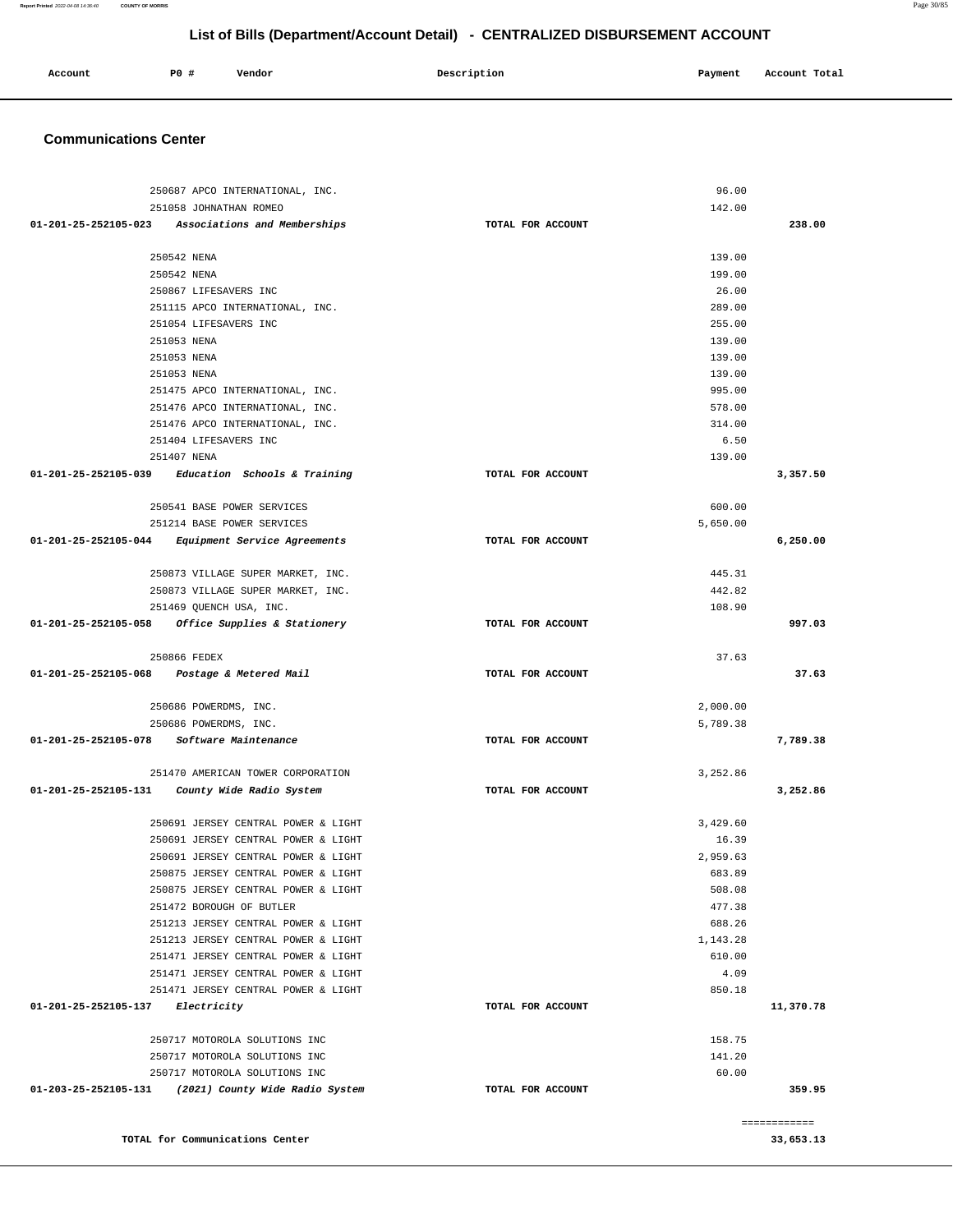# List of Bills (Department/Account Detail) - CENTRALIZED DISBURSEMENT ACCOUNT

| Account | PO # | Vendor | Description | Payment | Account Total |
|---|---|---|---|---|---|

## Communications Center

| Account | PO # | Vendor | Description | Payment | Account Total |
|---|---|---|---|---|---|
| | 250687 | APCO INTERNATIONAL, INC. | | 96.00 | |
| | 251058 | JOHNATHAN ROMEO | | 142.00 | |
| 01-201-25-252105-023 | | *Associations and Memberships* | TOTAL FOR ACCOUNT | | 238.00 |
| | 250542 | NENA | | 139.00 | |
| | 250542 | NENA | | 199.00 | |
| | 250867 | LIFESAVERS INC | | 26.00 | |
| | 251115 | APCO INTERNATIONAL, INC. | | 289.00 | |
| | 251054 | LIFESAVERS INC | | 255.00 | |
| | 251053 | NENA | | 139.00 | |
| | 251053 | NENA | | 139.00 | |
| | 251053 | NENA | | 139.00 | |
| | 251475 | APCO INTERNATIONAL, INC. | | 995.00 | |
| | 251476 | APCO INTERNATIONAL, INC. | | 578.00 | |
| | 251476 | APCO INTERNATIONAL, INC. | | 314.00 | |
| | 251404 | LIFESAVERS INC | | 6.50 | |
| | 251407 | NENA | | 139.00 | |
| 01-201-25-252105-039 | | *Education Schools & Training* | TOTAL FOR ACCOUNT | | 3,357.50 |
| | 250541 | BASE POWER SERVICES | | 600.00 | |
| | 251214 | BASE POWER SERVICES | | 5,650.00 | |
| 01-201-25-252105-044 | | *Equipment Service Agreements* | TOTAL FOR ACCOUNT | | 6,250.00 |
| | 250873 | VILLAGE SUPER MARKET, INC. | | 445.31 | |
| | 250873 | VILLAGE SUPER MARKET, INC. | | 442.82 | |
| | 251469 | QUENCH USA, INC. | | 108.90 | |
| 01-201-25-252105-058 | | *Office Supplies & Stationery* | TOTAL FOR ACCOUNT | | 997.03 |
| | 250866 | FEDEX | | 37.63 | |
| 01-201-25-252105-068 | | *Postage & Metered Mail* | TOTAL FOR ACCOUNT | | 37.63 |
| | 250686 | POWERDMS, INC. | | 2,000.00 | |
| | 250686 | POWERDMS, INC. | | 5,789.38 | |
| 01-201-25-252105-078 | | *Software Maintenance* | TOTAL FOR ACCOUNT | | 7,789.38 |
| | 251470 | AMERICAN TOWER CORPORATION | | 3,252.86 | |
| 01-201-25-252105-131 | | *County Wide Radio System* | TOTAL FOR ACCOUNT | | 3,252.86 |
| | 250691 | JERSEY CENTRAL POWER & LIGHT | | 3,429.60 | |
| | 250691 | JERSEY CENTRAL POWER & LIGHT | | 16.39 | |
| | 250691 | JERSEY CENTRAL POWER & LIGHT | | 2,959.63 | |
| | 250875 | JERSEY CENTRAL POWER & LIGHT | | 683.89 | |
| | 250875 | JERSEY CENTRAL POWER & LIGHT | | 508.08 | |
| | 251472 | BOROUGH OF BUTLER | | 477.38 | |
| | 251213 | JERSEY CENTRAL POWER & LIGHT | | 688.26 | |
| | 251213 | JERSEY CENTRAL POWER & LIGHT | | 1,143.28 | |
| | 251471 | JERSEY CENTRAL POWER & LIGHT | | 610.00 | |
| | 251471 | JERSEY CENTRAL POWER & LIGHT | | 4.09 | |
| | 251471 | JERSEY CENTRAL POWER & LIGHT | | 850.18 | |
| 01-201-25-252105-137 | | *Electricity* | TOTAL FOR ACCOUNT | | 11,370.78 |
| | 250717 | MOTOROLA SOLUTIONS INC | | 158.75 | |
| | 250717 | MOTOROLA SOLUTIONS INC | | 141.20 | |
| | 250717 | MOTOROLA SOLUTIONS INC | | 60.00 | |
| 01-203-25-252105-131 | | *(2021) County Wide Radio System* | TOTAL FOR ACCOUNT | | 359.95 |

**TOTAL for Communications Center** ============ **33,653.13**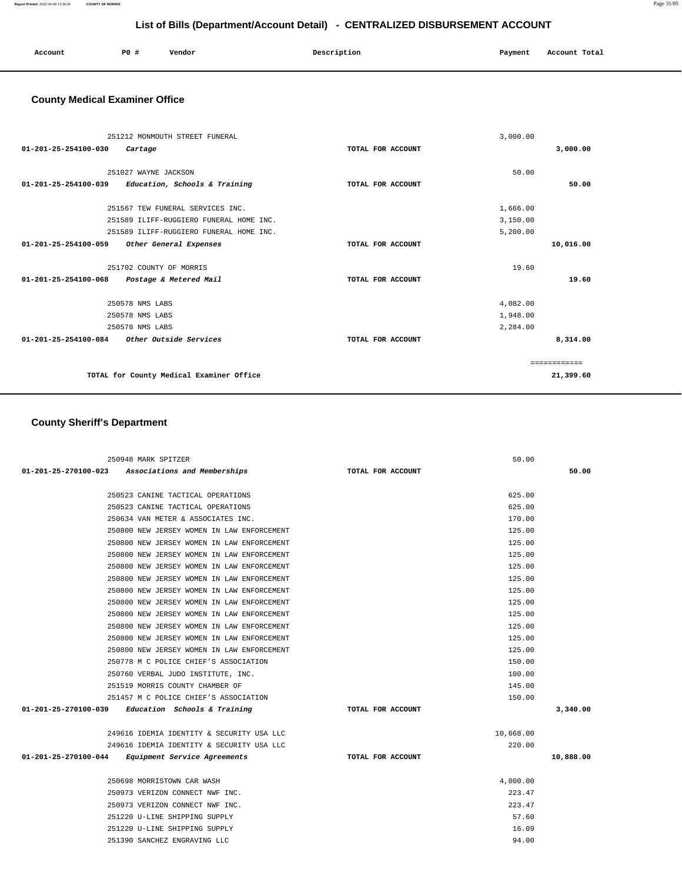# List of Bills (Department/Account Detail) - CENTRALIZED DISBURSEMENT ACCOUNT

| Account | PO # | Vendor | Description | Payment | Account Total |
|---|---|---|---|---|---|

## County Medical Examiner Office

| Account | PO # | Vendor | Description | Payment | Account Total |
|---|---|---|---|---|---|
| | 251212 | MONMOUTH STREET FUNERAL | | 3,000.00 | |
| **01-201-25-254100-030** | | *Cartage* | **TOTAL FOR ACCOUNT** | | **3,000.00** |
| | 251027 | WAYNE JACKSON | | 50.00 | |
| **01-201-25-254100-039** | | *Education, Schools & Training* | **TOTAL FOR ACCOUNT** | | **50.00** |
| | 251567 | TEW FUNERAL SERVICES INC. | | 1,666.00 | |
| | 251589 | ILIFF-RUGGIERO FUNERAL HOME INC. | | 3,150.00 | |
| | 251589 | ILIFF-RUGGIERO FUNERAL HOME INC. | | 5,200.00 | |
| **01-201-25-254100-059** | | *Other General Expenses* | **TOTAL FOR ACCOUNT** | | **10,016.00** |
| | 251702 | COUNTY OF MORRIS | | 19.60 | |
| **01-201-25-254100-068** | | *Postage & Metered Mail* | **TOTAL FOR ACCOUNT** | | **19.60** |
| | 250578 | NMS LABS | | 4,082.00 | |
| | 250578 | NMS LABS | | 1,948.00 | |
| | 250578 | NMS LABS | | 2,284.00 | |
| **01-201-25-254100-084** | | *Other Outside Services* | **TOTAL FOR ACCOUNT** | | **8,314.00** |
| | | | | | ============ |
| | | **TOTAL for County Medical Examiner Office** | | | **21,399.60** |

## County Sheriff's Department

| Account | PO # | Vendor | Description | Payment | Account Total |
|---|---|---|---|---|---|
| | 250948 | MARK SPITZER | | 50.00 | |
| **01-201-25-270100-023** | | *Associations and Memberships* | **TOTAL FOR ACCOUNT** | | **50.00** |
| | 250523 | CANINE TACTICAL OPERATIONS | | 625.00 | |
| | 250523 | CANINE TACTICAL OPERATIONS | | 625.00 | |
| | 250634 | VAN METER & ASSOCIATES INC. | | 170.00 | |
| | 250800 | NEW JERSEY WOMEN IN LAW ENFORCEMENT | | 125.00 | |
| | 250800 | NEW JERSEY WOMEN IN LAW ENFORCEMENT | | 125.00 | |
| | 250800 | NEW JERSEY WOMEN IN LAW ENFORCEMENT | | 125.00 | |
| | 250800 | NEW JERSEY WOMEN IN LAW ENFORCEMENT | | 125.00 | |
| | 250800 | NEW JERSEY WOMEN IN LAW ENFORCEMENT | | 125.00 | |
| | 250800 | NEW JERSEY WOMEN IN LAW ENFORCEMENT | | 125.00 | |
| | 250800 | NEW JERSEY WOMEN IN LAW ENFORCEMENT | | 125.00 | |
| | 250800 | NEW JERSEY WOMEN IN LAW ENFORCEMENT | | 125.00 | |
| | 250800 | NEW JERSEY WOMEN IN LAW ENFORCEMENT | | 125.00 | |
| | 250800 | NEW JERSEY WOMEN IN LAW ENFORCEMENT | | 125.00 | |
| | 250800 | NEW JERSEY WOMEN IN LAW ENFORCEMENT | | 125.00 | |
| | 250778 | M C POLICE CHIEF'S ASSOCIATION | | 150.00 | |
| | 250760 | VERBAL JUDO INSTITUTE, INC. | | 100.00 | |
| | 251519 | MORRIS COUNTY CHAMBER OF | | 145.00 | |
| | 251457 | M C POLICE CHIEF'S ASSOCIATION | | 150.00 | |
| **01-201-25-270100-039** | | *Education Schools & Training* | **TOTAL FOR ACCOUNT** | | **3,340.00** |
| | 249616 | IDEMIA IDENTITY & SECURITY USA LLC | | 10,668.00 | |
| | 249616 | IDEMIA IDENTITY & SECURITY USA LLC | | 220.00 | |
| **01-201-25-270100-044** | | *Equipment Service Agreements* | **TOTAL FOR ACCOUNT** | | **10,888.00** |
| | 250698 | MORRISTOWN CAR WASH | | 4,000.00 | |
| | 250973 | VERIZON CONNECT NWF INC. | | 223.47 | |
| | 250973 | VERIZON CONNECT NWF INC. | | 223.47 | |
| | 251220 | U-LINE SHIPPING SUPPLY | | 57.60 | |
| | 251220 | U-LINE SHIPPING SUPPLY | | 16.09 | |
| | 251390 | SANCHEZ ENGRAVING LLC | | 94.00 | |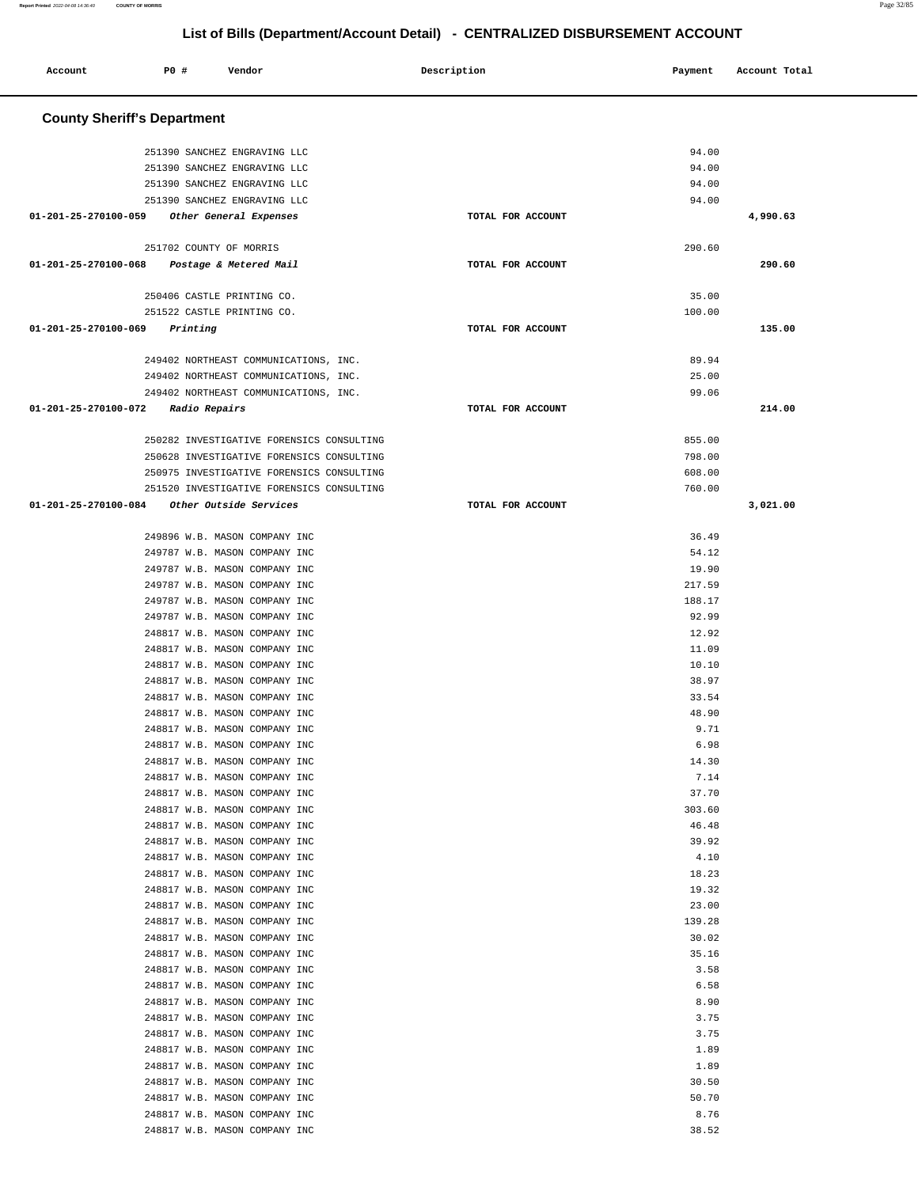## List of Bills (Department/Account Detail) - CENTRALIZED DISBURSEMENT ACCOUNT

| Account | PO # | Vendor | Description | Payment | Account Total |
|---|---|---|---|---|---|

### County Sheriff's Department

| Account | PO # | Vendor | Description | Payment | Account Total |
|---|---|---|---|---|---|
| | 251390 | SANCHEZ ENGRAVING LLC | | 94.00 | |
| | 251390 | SANCHEZ ENGRAVING LLC | | 94.00 | |
| | 251390 | SANCHEZ ENGRAVING LLC | | 94.00 | |
| | 251390 | SANCHEZ ENGRAVING LLC | | 94.00 | |
| **01-201-25-270100-059** | | ***Other General Expenses*** | TOTAL FOR ACCOUNT | | **4,990.63** |
| | 251702 | COUNTY OF MORRIS | | 290.60 | |
| **01-201-25-270100-068** | | ***Postage & Metered Mail*** | TOTAL FOR ACCOUNT | | **290.60** |
| | 250406 | CASTLE PRINTING CO. | | 35.00 | |
| | 251522 | CASTLE PRINTING CO. | | 100.00 | |
| **01-201-25-270100-069** | | ***Printing*** | TOTAL FOR ACCOUNT | | **135.00** |
| | 249402 | NORTHEAST COMMUNICATIONS, INC. | | 89.94 | |
| | 249402 | NORTHEAST COMMUNICATIONS, INC. | | 25.00 | |
| | 249402 | NORTHEAST COMMUNICATIONS, INC. | | 99.06 | |
| **01-201-25-270100-072** | | ***Radio Repairs*** | TOTAL FOR ACCOUNT | | **214.00** |
| | 250282 | INVESTIGATIVE FORENSICS CONSULTING | | 855.00 | |
| | 250628 | INVESTIGATIVE FORENSICS CONSULTING | | 798.00 | |
| | 250975 | INVESTIGATIVE FORENSICS CONSULTING | | 608.00 | |
| | 251520 | INVESTIGATIVE FORENSICS CONSULTING | | 760.00 | |
| **01-201-25-270100-084** | | ***Other Outside Services*** | TOTAL FOR ACCOUNT | | **3,021.00** |
| | 249896 | W.B. MASON COMPANY INC | | 36.49 | |
| | 249787 | W.B. MASON COMPANY INC | | 54.12 | |
| | 249787 | W.B. MASON COMPANY INC | | 19.90 | |
| | 249787 | W.B. MASON COMPANY INC | | 217.59 | |
| | 249787 | W.B. MASON COMPANY INC | | 188.17 | |
| | 249787 | W.B. MASON COMPANY INC | | 92.99 | |
| | 248817 | W.B. MASON COMPANY INC | | 12.92 | |
| | 248817 | W.B. MASON COMPANY INC | | 11.09 | |
| | 248817 | W.B. MASON COMPANY INC | | 10.10 | |
| | 248817 | W.B. MASON COMPANY INC | | 38.97 | |
| | 248817 | W.B. MASON COMPANY INC | | 33.54 | |
| | 248817 | W.B. MASON COMPANY INC | | 48.90 | |
| | 248817 | W.B. MASON COMPANY INC | | 9.71 | |
| | 248817 | W.B. MASON COMPANY INC | | 6.98 | |
| | 248817 | W.B. MASON COMPANY INC | | 14.30 | |
| | 248817 | W.B. MASON COMPANY INC | | 7.14 | |
| | 248817 | W.B. MASON COMPANY INC | | 37.70 | |
| | 248817 | W.B. MASON COMPANY INC | | 303.60 | |
| | 248817 | W.B. MASON COMPANY INC | | 46.48 | |
| | 248817 | W.B. MASON COMPANY INC | | 39.92 | |
| | 248817 | W.B. MASON COMPANY INC | | 4.10 | |
| | 248817 | W.B. MASON COMPANY INC | | 18.23 | |
| | 248817 | W.B. MASON COMPANY INC | | 19.32 | |
| | 248817 | W.B. MASON COMPANY INC | | 23.00 | |
| | 248817 | W.B. MASON COMPANY INC | | 139.28 | |
| | 248817 | W.B. MASON COMPANY INC | | 30.02 | |
| | 248817 | W.B. MASON COMPANY INC | | 35.16 | |
| | 248817 | W.B. MASON COMPANY INC | | 3.58 | |
| | 248817 | W.B. MASON COMPANY INC | | 6.58 | |
| | 248817 | W.B. MASON COMPANY INC | | 8.90 | |
| | 248817 | W.B. MASON COMPANY INC | | 3.75 | |
| | 248817 | W.B. MASON COMPANY INC | | 3.75 | |
| | 248817 | W.B. MASON COMPANY INC | | 1.89 | |
| | 248817 | W.B. MASON COMPANY INC | | 1.89 | |
| | 248817 | W.B. MASON COMPANY INC | | 30.50 | |
| | 248817 | W.B. MASON COMPANY INC | | 50.70 | |
| | 248817 | W.B. MASON COMPANY INC | | 8.76 | |
| | 248817 | W.B. MASON COMPANY INC | | 38.52 | |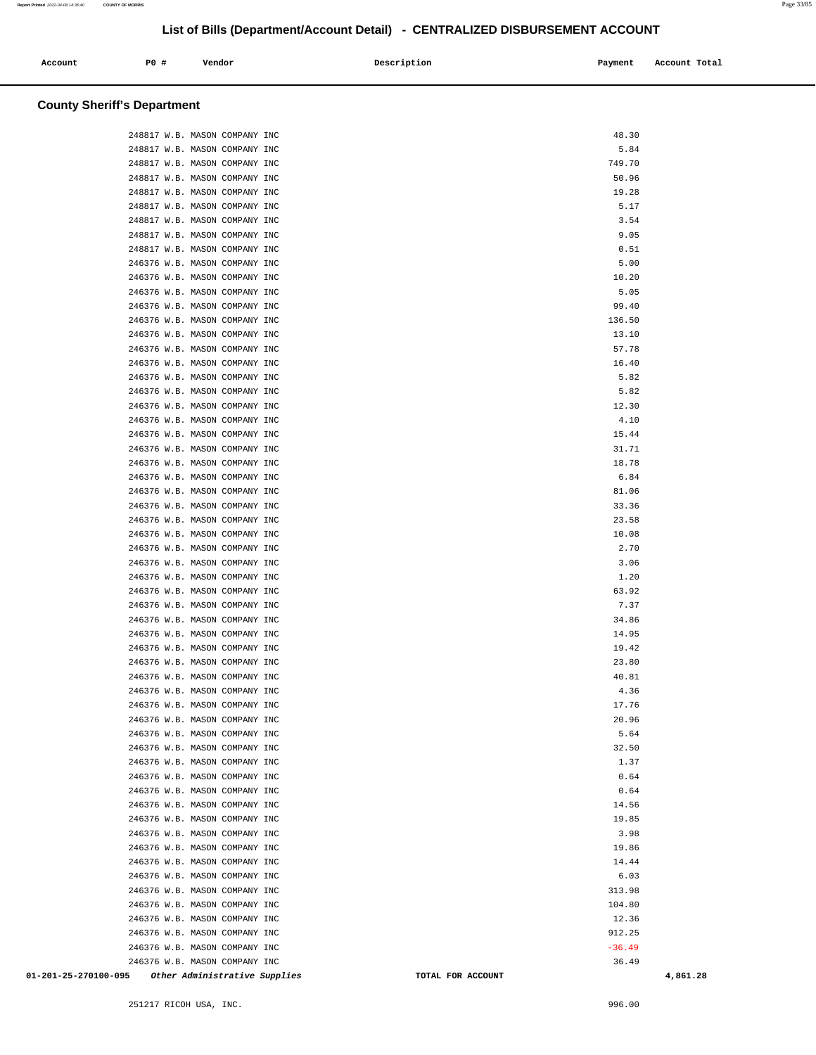## List of Bills (Department/Account Detail) - CENTRALIZED DISBURSEMENT ACCOUNT

| Account | PO # | Vendor | Description | Payment | Account Total |
|---|---|---|---|---|---|

### County Sheriff's Department

| Account | PO # | Vendor | Description | Payment | Account Total |
|---|---|---|---|---|---|
| | 248817 | W.B. MASON COMPANY INC | | 48.30 | |
| | 248817 | W.B. MASON COMPANY INC | | 5.84 | |
| | 248817 | W.B. MASON COMPANY INC | | 749.70 | |
| | 248817 | W.B. MASON COMPANY INC | | 50.96 | |
| | 248817 | W.B. MASON COMPANY INC | | 19.28 | |
| | 248817 | W.B. MASON COMPANY INC | | 5.17 | |
| | 248817 | W.B. MASON COMPANY INC | | 3.54 | |
| | 248817 | W.B. MASON COMPANY INC | | 9.05 | |
| | 248817 | W.B. MASON COMPANY INC | | 0.51 | |
| | 246376 | W.B. MASON COMPANY INC | | 5.00 | |
| | 246376 | W.B. MASON COMPANY INC | | 10.20 | |
| | 246376 | W.B. MASON COMPANY INC | | 5.05 | |
| | 246376 | W.B. MASON COMPANY INC | | 99.40 | |
| | 246376 | W.B. MASON COMPANY INC | | 136.50 | |
| | 246376 | W.B. MASON COMPANY INC | | 13.10 | |
| | 246376 | W.B. MASON COMPANY INC | | 57.78 | |
| | 246376 | W.B. MASON COMPANY INC | | 16.40 | |
| | 246376 | W.B. MASON COMPANY INC | | 5.82 | |
| | 246376 | W.B. MASON COMPANY INC | | 5.82 | |
| | 246376 | W.B. MASON COMPANY INC | | 12.30 | |
| | 246376 | W.B. MASON COMPANY INC | | 4.10 | |
| | 246376 | W.B. MASON COMPANY INC | | 15.44 | |
| | 246376 | W.B. MASON COMPANY INC | | 31.71 | |
| | 246376 | W.B. MASON COMPANY INC | | 18.78 | |
| | 246376 | W.B. MASON COMPANY INC | | 6.84 | |
| | 246376 | W.B. MASON COMPANY INC | | 81.06 | |
| | 246376 | W.B. MASON COMPANY INC | | 33.36 | |
| | 246376 | W.B. MASON COMPANY INC | | 23.58 | |
| | 246376 | W.B. MASON COMPANY INC | | 10.08 | |
| | 246376 | W.B. MASON COMPANY INC | | 2.70 | |
| | 246376 | W.B. MASON COMPANY INC | | 3.06 | |
| | 246376 | W.B. MASON COMPANY INC | | 1.20 | |
| | 246376 | W.B. MASON COMPANY INC | | 63.92 | |
| | 246376 | W.B. MASON COMPANY INC | | 7.37 | |
| | 246376 | W.B. MASON COMPANY INC | | 34.86 | |
| | 246376 | W.B. MASON COMPANY INC | | 14.95 | |
| | 246376 | W.B. MASON COMPANY INC | | 19.42 | |
| | 246376 | W.B. MASON COMPANY INC | | 23.80 | |
| | 246376 | W.B. MASON COMPANY INC | | 40.81 | |
| | 246376 | W.B. MASON COMPANY INC | | 4.36 | |
| | 246376 | W.B. MASON COMPANY INC | | 17.76 | |
| | 246376 | W.B. MASON COMPANY INC | | 20.96 | |
| | 246376 | W.B. MASON COMPANY INC | | 5.64 | |
| | 246376 | W.B. MASON COMPANY INC | | 32.50 | |
| | 246376 | W.B. MASON COMPANY INC | | 1.37 | |
| | 246376 | W.B. MASON COMPANY INC | | 0.64 | |
| | 246376 | W.B. MASON COMPANY INC | | 0.64 | |
| | 246376 | W.B. MASON COMPANY INC | | 14.56 | |
| | 246376 | W.B. MASON COMPANY INC | | 19.85 | |
| | 246376 | W.B. MASON COMPANY INC | | 3.98 | |
| | 246376 | W.B. MASON COMPANY INC | | 19.86 | |
| | 246376 | W.B. MASON COMPANY INC | | 14.44 | |
| | 246376 | W.B. MASON COMPANY INC | | 6.03 | |
| | 246376 | W.B. MASON COMPANY INC | | 313.98 | |
| | 246376 | W.B. MASON COMPANY INC | | 104.80 | |
| | 246376 | W.B. MASON COMPANY INC | | 12.36 | |
| | 246376 | W.B. MASON COMPANY INC | | 912.25 | |
| | 246376 | W.B. MASON COMPANY INC | | -36.49 | |
| | 246376 | W.B. MASON COMPANY INC | | 36.49 | |
| 01-201-25-270100-095 | | *Other Administrative Supplies* | TOTAL FOR ACCOUNT | | 4,861.28 |
| | 251217 | RICOH USA, INC. | | 996.00 | |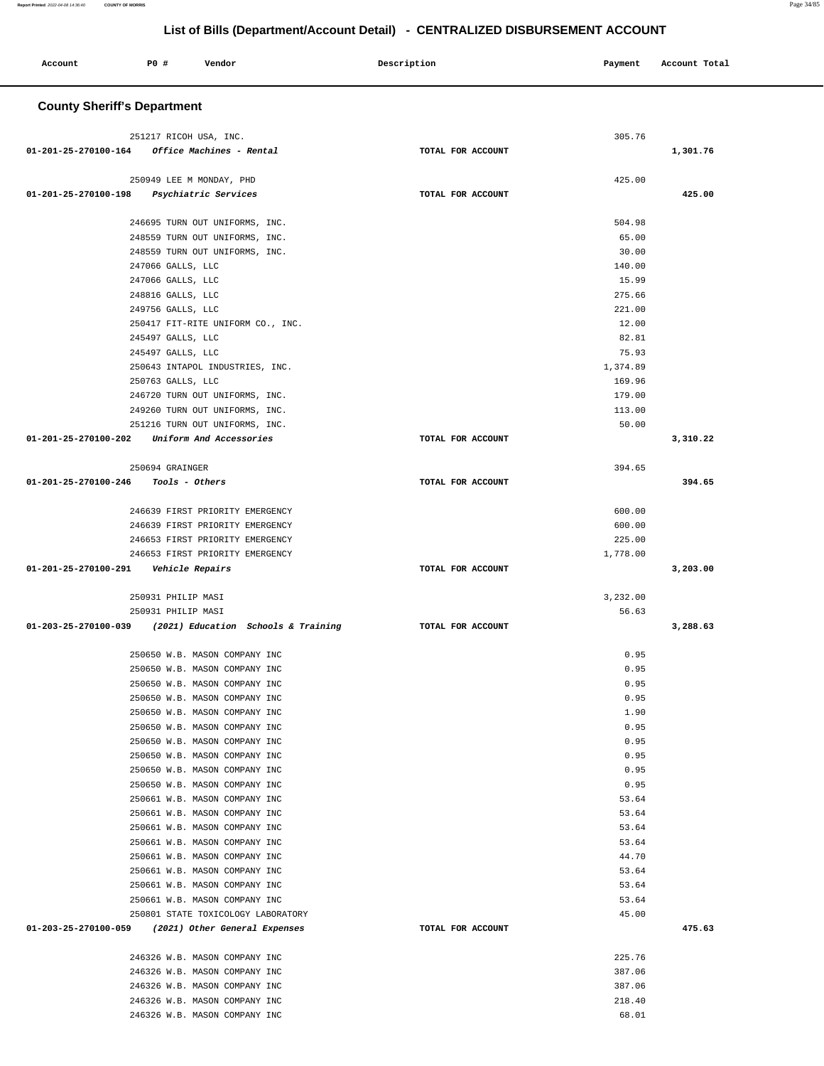## List of Bills (Department/Account Detail) - CENTRALIZED DISBURSEMENT ACCOUNT

| Account | PO # | Vendor | Description | Payment | Account Total |
|---|---|---|---|---|---|

### County Sheriff's Department

| Account | PO # | Vendor | Description | Payment | Account Total |
|---|---|---|---|---|---|
| | 251217 | RICOH USA, INC. | | 305.76 | |
| 01-201-25-270100-164 | | *Office Machines - Rental* | TOTAL FOR ACCOUNT | | 1,301.76 |
| | 250949 | LEE M MONDAY, PHD | | 425.00 | |
| 01-201-25-270100-198 | | *Psychiatric Services* | TOTAL FOR ACCOUNT | | 425.00 |
| | 246695 | TURN OUT UNIFORMS, INC. | | 504.98 | |
| | 248559 | TURN OUT UNIFORMS, INC. | | 65.00 | |
| | 248559 | TURN OUT UNIFORMS, INC. | | 30.00 | |
| | 247066 | GALLS, LLC | | 140.00 | |
| | 247066 | GALLS, LLC | | 15.99 | |
| | 248816 | GALLS, LLC | | 275.66 | |
| | 249756 | GALLS, LLC | | 221.00 | |
| | 250417 | FIT-RITE UNIFORM CO., INC. | | 12.00 | |
| | 245497 | GALLS, LLC | | 82.81 | |
| | 245497 | GALLS, LLC | | 75.93 | |
| | 250643 | INTAPOL INDUSTRIES, INC. | | 1,374.89 | |
| | 250763 | GALLS, LLC | | 169.96 | |
| | 246720 | TURN OUT UNIFORMS, INC. | | 179.00 | |
| | 249260 | TURN OUT UNIFORMS, INC. | | 113.00 | |
| | 251216 | TURN OUT UNIFORMS, INC. | | 50.00 | |
| 01-201-25-270100-202 | | *Uniform And Accessories* | TOTAL FOR ACCOUNT | | 3,310.22 |
| | 250694 | GRAINGER | | 394.65 | |
| 01-201-25-270100-246 | | *Tools - Others* | TOTAL FOR ACCOUNT | | 394.65 |
| | 246639 | FIRST PRIORITY EMERGENCY | | 600.00 | |
| | 246639 | FIRST PRIORITY EMERGENCY | | 600.00 | |
| | 246653 | FIRST PRIORITY EMERGENCY | | 225.00 | |
| | 246653 | FIRST PRIORITY EMERGENCY | | 1,778.00 | |
| 01-201-25-270100-291 | | *Vehicle Repairs* | TOTAL FOR ACCOUNT | | 3,203.00 |
| | 250931 | PHILIP MASI | | 3,232.00 | |
| | 250931 | PHILIP MASI | | 56.63 | |
| 01-203-25-270100-039 | | *(2021) Education Schools & Training* | TOTAL FOR ACCOUNT | | 3,288.63 |
| | 250650 | W.B. MASON COMPANY INC | | 0.95 | |
| | 250650 | W.B. MASON COMPANY INC | | 0.95 | |
| | 250650 | W.B. MASON COMPANY INC | | 0.95 | |
| | 250650 | W.B. MASON COMPANY INC | | 0.95 | |
| | 250650 | W.B. MASON COMPANY INC | | 1.90 | |
| | 250650 | W.B. MASON COMPANY INC | | 0.95 | |
| | 250650 | W.B. MASON COMPANY INC | | 0.95 | |
| | 250650 | W.B. MASON COMPANY INC | | 0.95 | |
| | 250650 | W.B. MASON COMPANY INC | | 0.95 | |
| | 250650 | W.B. MASON COMPANY INC | | 0.95 | |
| | 250661 | W.B. MASON COMPANY INC | | 53.64 | |
| | 250661 | W.B. MASON COMPANY INC | | 53.64 | |
| | 250661 | W.B. MASON COMPANY INC | | 53.64 | |
| | 250661 | W.B. MASON COMPANY INC | | 53.64 | |
| | 250661 | W.B. MASON COMPANY INC | | 44.70 | |
| | 250661 | W.B. MASON COMPANY INC | | 53.64 | |
| | 250661 | W.B. MASON COMPANY INC | | 53.64 | |
| | 250661 | W.B. MASON COMPANY INC | | 53.64 | |
| | 250801 | STATE TOXICOLOGY LABORATORY | | 45.00 | |
| 01-203-25-270100-059 | | *(2021) Other General Expenses* | TOTAL FOR ACCOUNT | | 475.63 |
| | 246326 | W.B. MASON COMPANY INC | | 225.76 | |
| | 246326 | W.B. MASON COMPANY INC | | 387.06 | |
| | 246326 | W.B. MASON COMPANY INC | | 387.06 | |
| | 246326 | W.B. MASON COMPANY INC | | 218.40 | |
| | 246326 | W.B. MASON COMPANY INC | | 68.01 | |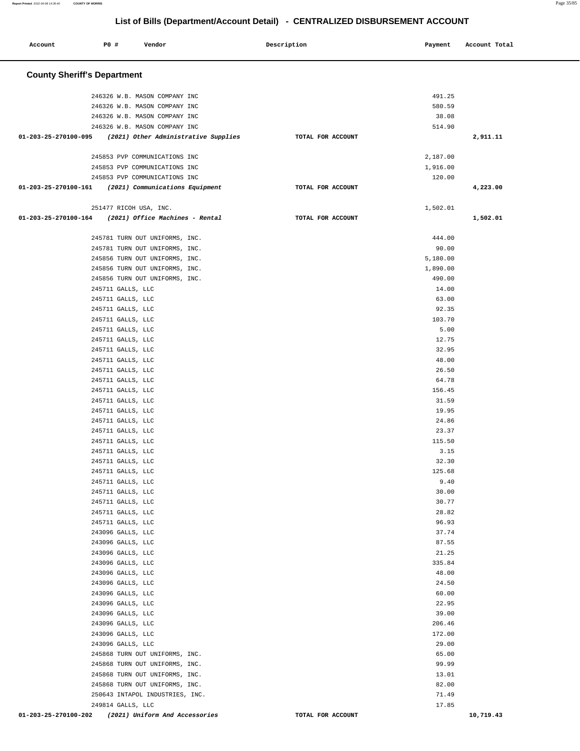# List of Bills (Department/Account Detail) - CENTRALIZED DISBURSEMENT ACCOUNT

| Account | PO # | Vendor | Description | Payment | Account Total |
|---|---|---|---|---|---|

## County Sheriff's Department

| Account | PO # | Vendor | Description | Payment | Account Total |
|---|---|---|---|---|---|
| | 246326 | W.B. MASON COMPANY INC | | 491.25 | |
| | 246326 | W.B. MASON COMPANY INC | | 580.59 | |
| | 246326 | W.B. MASON COMPANY INC | | 38.08 | |
| | 246326 | W.B. MASON COMPANY INC | | 514.90 | |
| 01-203-25-270100-095 | | *(2021) Other Administrative Supplies* | TOTAL FOR ACCOUNT | | 2,911.11 |
| | 245853 | PVP COMMUNICATIONS INC | | 2,187.00 | |
| | 245853 | PVP COMMUNICATIONS INC | | 1,916.00 | |
| | 245853 | PVP COMMUNICATIONS INC | | 120.00 | |
| 01-203-25-270100-161 | | *(2021) Communications Equipment* | TOTAL FOR ACCOUNT | | 4,223.00 |
| | 251477 | RICOH USA, INC. | | 1,502.01 | |
| 01-203-25-270100-164 | | *(2021) Office Machines - Rental* | TOTAL FOR ACCOUNT | | 1,502.01 |
| | 245781 | TURN OUT UNIFORMS, INC. | | 444.00 | |
| | 245781 | TURN OUT UNIFORMS, INC. | | 90.00 | |
| | 245856 | TURN OUT UNIFORMS, INC. | | 5,180.00 | |
| | 245856 | TURN OUT UNIFORMS, INC. | | 1,890.00 | |
| | 245856 | TURN OUT UNIFORMS, INC. | | 490.00 | |
| | 245711 | GALLS, LLC | | 14.00 | |
| | 245711 | GALLS, LLC | | 63.00 | |
| | 245711 | GALLS, LLC | | 92.35 | |
| | 245711 | GALLS, LLC | | 103.70 | |
| | 245711 | GALLS, LLC | | 5.00 | |
| | 245711 | GALLS, LLC | | 12.75 | |
| | 245711 | GALLS, LLC | | 32.95 | |
| | 245711 | GALLS, LLC | | 48.00 | |
| | 245711 | GALLS, LLC | | 26.50 | |
| | 245711 | GALLS, LLC | | 64.78 | |
| | 245711 | GALLS, LLC | | 156.45 | |
| | 245711 | GALLS, LLC | | 31.59 | |
| | 245711 | GALLS, LLC | | 19.95 | |
| | 245711 | GALLS, LLC | | 24.86 | |
| | 245711 | GALLS, LLC | | 23.37 | |
| | 245711 | GALLS, LLC | | 115.50 | |
| | 245711 | GALLS, LLC | | 3.15 | |
| | 245711 | GALLS, LLC | | 32.30 | |
| | 245711 | GALLS, LLC | | 125.68 | |
| | 245711 | GALLS, LLC | | 9.40 | |
| | 245711 | GALLS, LLC | | 30.00 | |
| | 245711 | GALLS, LLC | | 30.77 | |
| | 245711 | GALLS, LLC | | 28.82 | |
| | 245711 | GALLS, LLC | | 96.93 | |
| | 243096 | GALLS, LLC | | 37.74 | |
| | 243096 | GALLS, LLC | | 87.55 | |
| | 243096 | GALLS, LLC | | 21.25 | |
| | 243096 | GALLS, LLC | | 335.84 | |
| | 243096 | GALLS, LLC | | 48.00 | |
| | 243096 | GALLS, LLC | | 24.50 | |
| | 243096 | GALLS, LLC | | 60.00 | |
| | 243096 | GALLS, LLC | | 22.95 | |
| | 243096 | GALLS, LLC | | 39.00 | |
| | 243096 | GALLS, LLC | | 206.46 | |
| | 243096 | GALLS, LLC | | 172.00 | |
| | 243096 | GALLS, LLC | | 29.00 | |
| | 245868 | TURN OUT UNIFORMS, INC. | | 65.00 | |
| | 245868 | TURN OUT UNIFORMS, INC. | | 99.99 | |
| | 245868 | TURN OUT UNIFORMS, INC. | | 13.01 | |
| | 245868 | TURN OUT UNIFORMS, INC. | | 82.00 | |
| | 250643 | INTAPOL INDUSTRIES, INC. | | 71.49 | |
| | 249814 | GALLS, LLC | | 17.85 | |
| 01-203-25-270100-202 | | *(2021) Uniform And Accessories* | TOTAL FOR ACCOUNT | | 10,719.43 |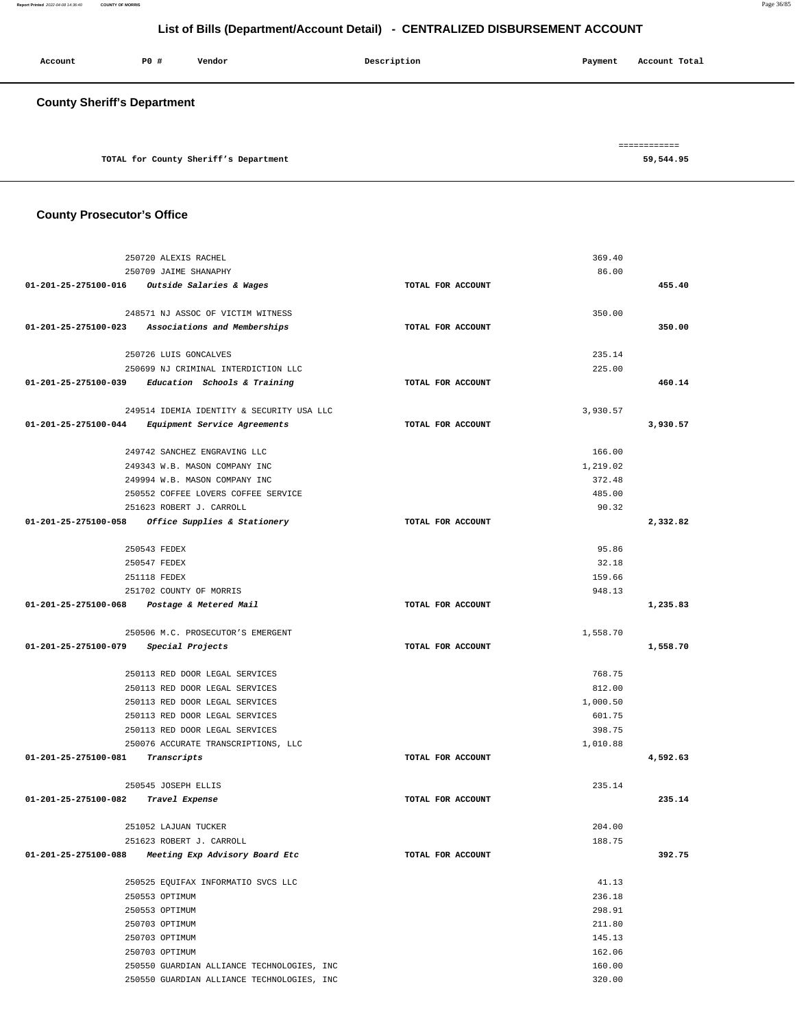## List of Bills (Department/Account Detail) - CENTRALIZED DISBURSEMENT ACCOUNT

| Account | PO # | Vendor | Description | Payment | Account Total |
|---|---|---|---|---|---|

### County Sheriff's Department

| | | | | | |
|---|---|---|---|---|---|
| TOTAL for County Sheriff's Department | | | | | 59,544.95 |

### County Prosecutor's Office

| Account | PO # | Vendor | Description | Payment | Account Total |
|---|---|---|---|---|---|
| | 250720 | ALEXIS RACHEL | | 369.40 | |
| | 250709 | JAIME SHANAPHY | | 86.00 | |
| 01-201-25-275100-016 | | *Outside Salaries & Wages* | TOTAL FOR ACCOUNT | | 455.40 |
| | 248571 | NJ ASSOC OF VICTIM WITNESS | | 350.00 | |
| 01-201-25-275100-023 | | *Associations and Memberships* | TOTAL FOR ACCOUNT | | 350.00 |
| | 250726 | LUIS GONCALVES | | 235.14 | |
| | 250699 | NJ CRIMINAL INTERDICTION LLC | | 225.00 | |
| 01-201-25-275100-039 | | *Education Schools & Training* | TOTAL FOR ACCOUNT | | 460.14 |
| | 249514 | IDEMIA IDENTITY & SECURITY USA LLC | | 3,930.57 | |
| 01-201-25-275100-044 | | *Equipment Service Agreements* | TOTAL FOR ACCOUNT | | 3,930.57 |
| | 249742 | SANCHEZ ENGRAVING LLC | | 166.00 | |
| | 249343 | W.B. MASON COMPANY INC | | 1,219.02 | |
| | 249994 | W.B. MASON COMPANY INC | | 372.48 | |
| | 250552 | COFFEE LOVERS COFFEE SERVICE | | 485.00 | |
| | 251623 | ROBERT J. CARROLL | | 90.32 | |
| 01-201-25-275100-058 | | *Office Supplies & Stationery* | TOTAL FOR ACCOUNT | | 2,332.82 |
| | 250543 | FEDEX | | 95.86 | |
| | 250547 | FEDEX | | 32.18 | |
| | 251118 | FEDEX | | 159.66 | |
| | 251702 | COUNTY OF MORRIS | | 948.13 | |
| 01-201-25-275100-068 | | *Postage & Metered Mail* | TOTAL FOR ACCOUNT | | 1,235.83 |
| | 250506 | M.C. PROSECUTOR'S EMERGENT | | 1,558.70 | |
| 01-201-25-275100-079 | | *Special Projects* | TOTAL FOR ACCOUNT | | 1,558.70 |
| | 250113 | RED DOOR LEGAL SERVICES | | 768.75 | |
| | 250113 | RED DOOR LEGAL SERVICES | | 812.00 | |
| | 250113 | RED DOOR LEGAL SERVICES | | 1,000.50 | |
| | 250113 | RED DOOR LEGAL SERVICES | | 601.75 | |
| | 250113 | RED DOOR LEGAL SERVICES | | 398.75 | |
| | 250076 | ACCURATE TRANSCRIPTIONS, LLC | | 1,010.88 | |
| 01-201-25-275100-081 | | *Transcripts* | TOTAL FOR ACCOUNT | | 4,592.63 |
| | 250545 | JOSEPH ELLIS | | 235.14 | |
| 01-201-25-275100-082 | | *Travel Expense* | TOTAL FOR ACCOUNT | | 235.14 |
| | 251052 | LAJUAN TUCKER | | 204.00 | |
| | 251623 | ROBERT J. CARROLL | | 188.75 | |
| 01-201-25-275100-088 | | *Meeting Exp Advisory Board Etc* | TOTAL FOR ACCOUNT | | 392.75 |
| | 250525 | EQUIFAX INFORMATIO SVCS LLC | | 41.13 | |
| | 250553 | OPTIMUM | | 236.18 | |
| | 250553 | OPTIMUM | | 298.91 | |
| | 250703 | OPTIMUM | | 211.80 | |
| | 250703 | OPTIMUM | | 145.13 | |
| | 250703 | OPTIMUM | | 162.06 | |
| | 250550 | GUARDIAN ALLIANCE TECHNOLOGIES, INC | | 160.00 | |
| | 250550 | GUARDIAN ALLIANCE TECHNOLOGIES, INC | | 320.00 | |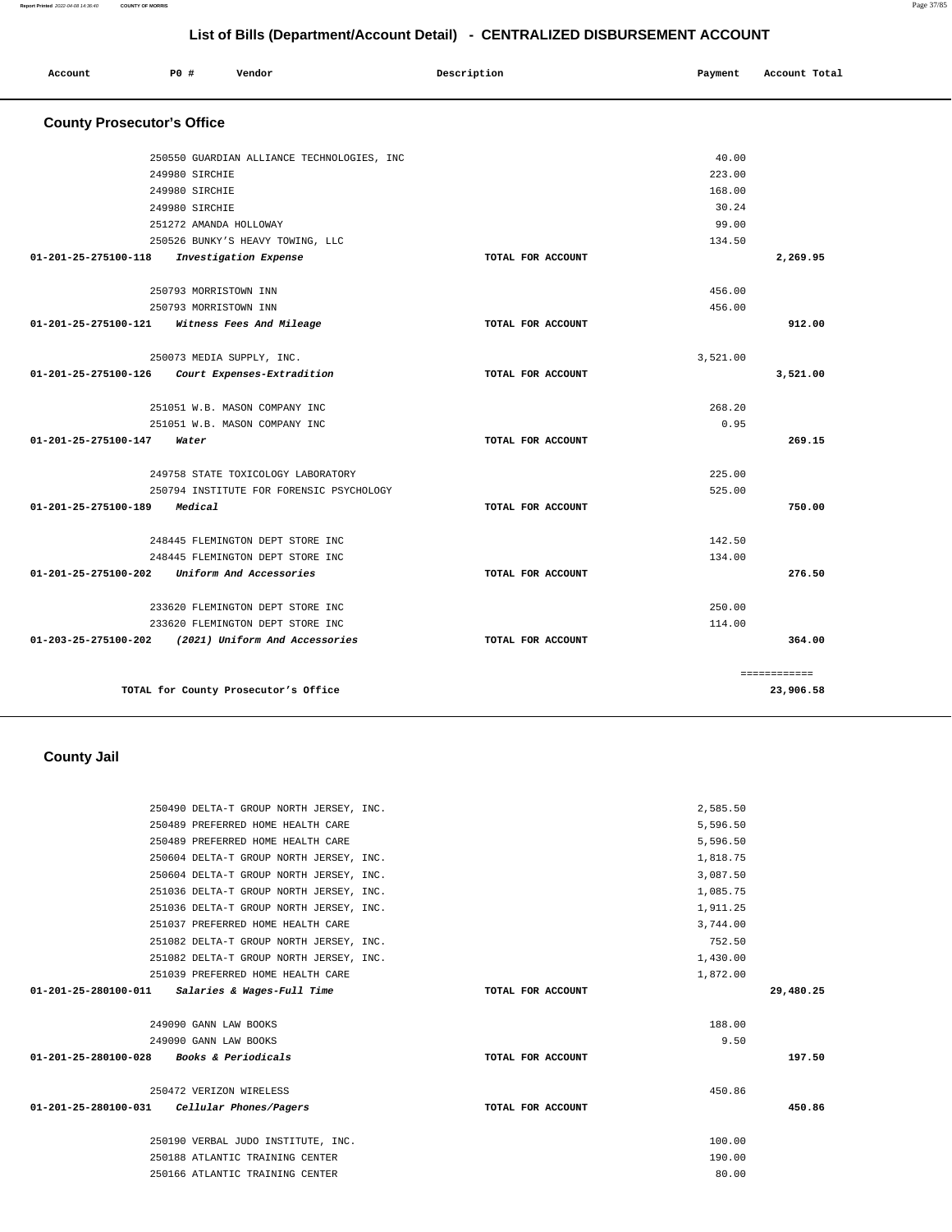## List of Bills (Department/Account Detail) - CENTRALIZED DISBURSEMENT ACCOUNT

| Account | PO # | Vendor | Description | Payment | Account Total |
|---|---|---|---|---|---|

### County Prosecutor's Office

| Account | PO # | Vendor | Description | Payment | Account Total |
|---|---|---|---|---|---|
| | 250550 | GUARDIAN ALLIANCE TECHNOLOGIES, INC | | 40.00 | |
| | 249980 | SIRCHIE | | 223.00 | |
| | 249980 | SIRCHIE | | 168.00 | |
| | 249980 | SIRCHIE | | 30.24 | |
| | 251272 | AMANDA HOLLOWAY | | 99.00 | |
| | 250526 | BUNKY'S HEAVY TOWING, LLC | | 134.50 | |
| 01-201-25-275100-118 | | *Investigation Expense* | TOTAL FOR ACCOUNT | | 2,269.95 |
| | 250793 | MORRISTOWN INN | | 456.00 | |
| | 250793 | MORRISTOWN INN | | 456.00 | |
| 01-201-25-275100-121 | | *Witness Fees And Mileage* | TOTAL FOR ACCOUNT | | 912.00 |
| | 250073 | MEDIA SUPPLY, INC. | | 3,521.00 | |
| 01-201-25-275100-126 | | *Court Expenses-Extradition* | TOTAL FOR ACCOUNT | | 3,521.00 |
| | 251051 | W.B. MASON COMPANY INC | | 268.20 | |
| | 251051 | W.B. MASON COMPANY INC | | 0.95 | |
| 01-201-25-275100-147 | | *Water* | TOTAL FOR ACCOUNT | | 269.15 |
| | 249758 | STATE TOXICOLOGY LABORATORY | | 225.00 | |
| | 250794 | INSTITUTE FOR FORENSIC PSYCHOLOGY | | 525.00 | |
| 01-201-25-275100-189 | | *Medical* | TOTAL FOR ACCOUNT | | 750.00 |
| | 248445 | FLEMINGTON DEPT STORE INC | | 142.50 | |
| | 248445 | FLEMINGTON DEPT STORE INC | | 134.00 | |
| 01-201-25-275100-202 | | *Uniform And Accessories* | TOTAL FOR ACCOUNT | | 276.50 |
| | 233620 | FLEMINGTON DEPT STORE INC | | 250.00 | |
| | 233620 | FLEMINGTON DEPT STORE INC | | 114.00 | |
| 01-203-25-275100-202 | | *(2021) Uniform And Accessories* | TOTAL FOR ACCOUNT | | 364.00 |
| | | | | | ============ |
| | | TOTAL for County Prosecutor's Office | | | 23,906.58 |

### County Jail

| Account | PO # | Vendor | Description | Payment | Account Total |
|---|---|---|---|---|---|
| | 250490 | DELTA-T GROUP NORTH JERSEY, INC. | | 2,585.50 | |
| | 250489 | PREFERRED HOME HEALTH CARE | | 5,596.50 | |
| | 250489 | PREFERRED HOME HEALTH CARE | | 5,596.50 | |
| | 250604 | DELTA-T GROUP NORTH JERSEY, INC. | | 1,818.75 | |
| | 250604 | DELTA-T GROUP NORTH JERSEY, INC. | | 3,087.50 | |
| | 251036 | DELTA-T GROUP NORTH JERSEY, INC. | | 1,085.75 | |
| | 251036 | DELTA-T GROUP NORTH JERSEY, INC. | | 1,911.25 | |
| | 251037 | PREFERRED HOME HEALTH CARE | | 3,744.00 | |
| | 251082 | DELTA-T GROUP NORTH JERSEY, INC. | | 752.50 | |
| | 251082 | DELTA-T GROUP NORTH JERSEY, INC. | | 1,430.00 | |
| | 251039 | PREFERRED HOME HEALTH CARE | | 1,872.00 | |
| 01-201-25-280100-011 | | *Salaries & Wages-Full Time* | TOTAL FOR ACCOUNT | | 29,480.25 |
| | 249090 | GANN LAW BOOKS | | 188.00 | |
| | 249090 | GANN LAW BOOKS | | 9.50 | |
| 01-201-25-280100-028 | | *Books & Periodicals* | TOTAL FOR ACCOUNT | | 197.50 |
| | 250472 | VERIZON WIRELESS | | 450.86 | |
| 01-201-25-280100-031 | | *Cellular Phones/Pagers* | TOTAL FOR ACCOUNT | | 450.86 |
| | 250190 | VERBAL JUDO INSTITUTE, INC. | | 100.00 | |
| | 250188 | ATLANTIC TRAINING CENTER | | 190.00 | |
| | 250166 | ATLANTIC TRAINING CENTER | | 80.00 | |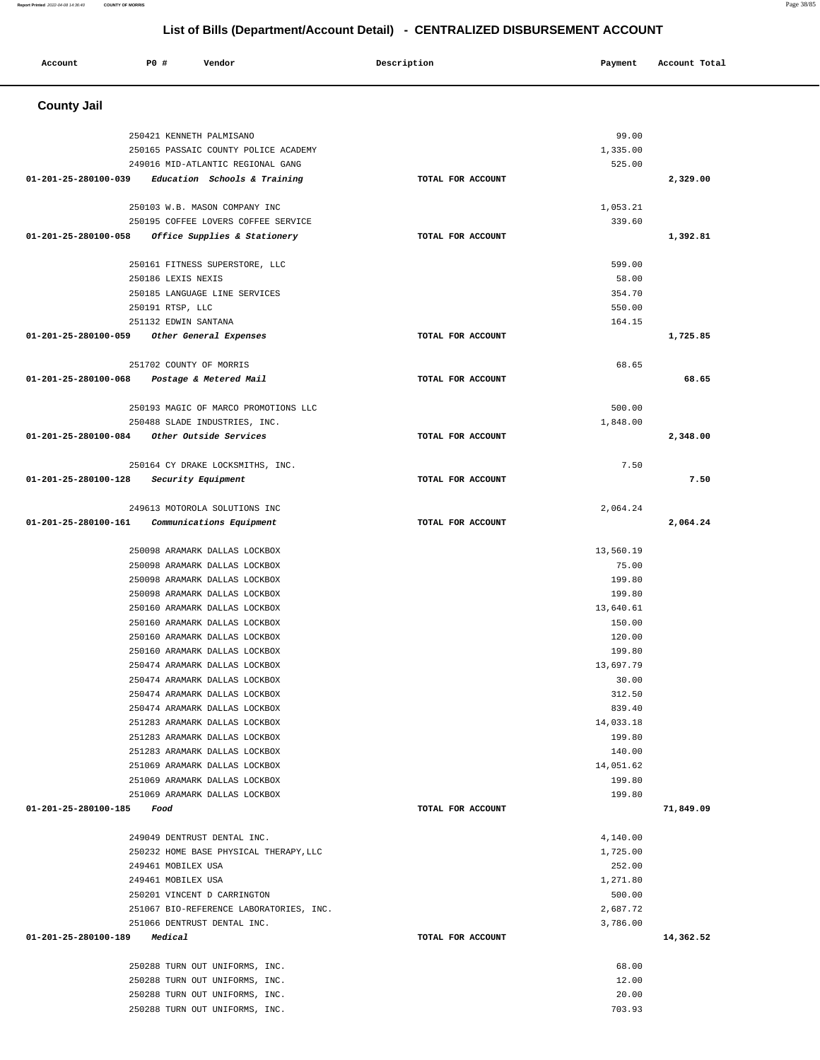## List of Bills (Department/Account Detail) - CENTRALIZED DISBURSEMENT ACCOUNT

| Account | PO # | Vendor | Description | Payment | Account Total |
|---|---|---|---|---|---|

### County Jail

| Account | PO # | Vendor | Description | Payment | Account Total |
|---|---|---|---|---|---|
| | 250421 | KENNETH PALMISANO | | 99.00 | |
| | 250165 | PASSAIC COUNTY POLICE ACADEMY | | 1,335.00 | |
| | 249016 | MID-ATLANTIC REGIONAL GANG | | 525.00 | |
| 01-201-25-280100-039 | | *Education Schools & Training* | TOTAL FOR ACCOUNT | | 2,329.00 |
| | 250103 | W.B. MASON COMPANY INC | | 1,053.21 | |
| | 250195 | COFFEE LOVERS COFFEE SERVICE | | 339.60 | |
| 01-201-25-280100-058 | | *Office Supplies & Stationery* | TOTAL FOR ACCOUNT | | 1,392.81 |
| | 250161 | FITNESS SUPERSTORE, LLC | | 599.00 | |
| | 250186 | LEXIS NEXIS | | 58.00 | |
| | 250185 | LANGUAGE LINE SERVICES | | 354.70 | |
| | 250191 | RTSP, LLC | | 550.00 | |
| | 251132 | EDWIN SANTANA | | 164.15 | |
| 01-201-25-280100-059 | | *Other General Expenses* | TOTAL FOR ACCOUNT | | 1,725.85 |
| | 251702 | COUNTY OF MORRIS | | 68.65 | |
| 01-201-25-280100-068 | | *Postage & Metered Mail* | TOTAL FOR ACCOUNT | | 68.65 |
| | 250193 | MAGIC OF MARCO PROMOTIONS LLC | | 500.00 | |
| | 250488 | SLADE INDUSTRIES, INC. | | 1,848.00 | |
| 01-201-25-280100-084 | | *Other Outside Services* | TOTAL FOR ACCOUNT | | 2,348.00 |
| | 250164 | CY DRAKE LOCKSMITHS, INC. | | 7.50 | |
| 01-201-25-280100-128 | | *Security Equipment* | TOTAL FOR ACCOUNT | | 7.50 |
| | 249613 | MOTOROLA SOLUTIONS INC | | 2,064.24 | |
| 01-201-25-280100-161 | | *Communications Equipment* | TOTAL FOR ACCOUNT | | 2,064.24 |
| | 250098 | ARAMARK DALLAS LOCKBOX | | 13,560.19 | |
| | 250098 | ARAMARK DALLAS LOCKBOX | | 75.00 | |
| | 250098 | ARAMARK DALLAS LOCKBOX | | 199.80 | |
| | 250098 | ARAMARK DALLAS LOCKBOX | | 199.80 | |
| | 250160 | ARAMARK DALLAS LOCKBOX | | 13,640.61 | |
| | 250160 | ARAMARK DALLAS LOCKBOX | | 150.00 | |
| | 250160 | ARAMARK DALLAS LOCKBOX | | 120.00 | |
| | 250160 | ARAMARK DALLAS LOCKBOX | | 199.80 | |
| | 250474 | ARAMARK DALLAS LOCKBOX | | 13,697.79 | |
| | 250474 | ARAMARK DALLAS LOCKBOX | | 30.00 | |
| | 250474 | ARAMARK DALLAS LOCKBOX | | 312.50 | |
| | 250474 | ARAMARK DALLAS LOCKBOX | | 839.40 | |
| | 251283 | ARAMARK DALLAS LOCKBOX | | 14,033.18 | |
| | 251283 | ARAMARK DALLAS LOCKBOX | | 199.80 | |
| | 251283 | ARAMARK DALLAS LOCKBOX | | 140.00 | |
| | 251069 | ARAMARK DALLAS LOCKBOX | | 14,051.62 | |
| | 251069 | ARAMARK DALLAS LOCKBOX | | 199.80 | |
| | 251069 | ARAMARK DALLAS LOCKBOX | | 199.80 | |
| 01-201-25-280100-185 | | *Food* | TOTAL FOR ACCOUNT | | 71,849.09 |
| | 249049 | DENTRUST DENTAL INC. | | 4,140.00 | |
| | 250232 | HOME BASE PHYSICAL THERAPY,LLC | | 1,725.00 | |
| | 249461 | MOBILEX USA | | 252.00 | |
| | 249461 | MOBILEX USA | | 1,271.80 | |
| | 250201 | VINCENT D CARRINGTON | | 500.00 | |
| | 251067 | BIO-REFERENCE LABORATORIES, INC. | | 2,687.72 | |
| | 251066 | DENTRUST DENTAL INC. | | 3,786.00 | |
| 01-201-25-280100-189 | | *Medical* | TOTAL FOR ACCOUNT | | 14,362.52 |
| | 250288 | TURN OUT UNIFORMS, INC. | | 68.00 | |
| | 250288 | TURN OUT UNIFORMS, INC. | | 12.00 | |
| | 250288 | TURN OUT UNIFORMS, INC. | | 20.00 | |
| | 250288 | TURN OUT UNIFORMS, INC. | | 703.93 | |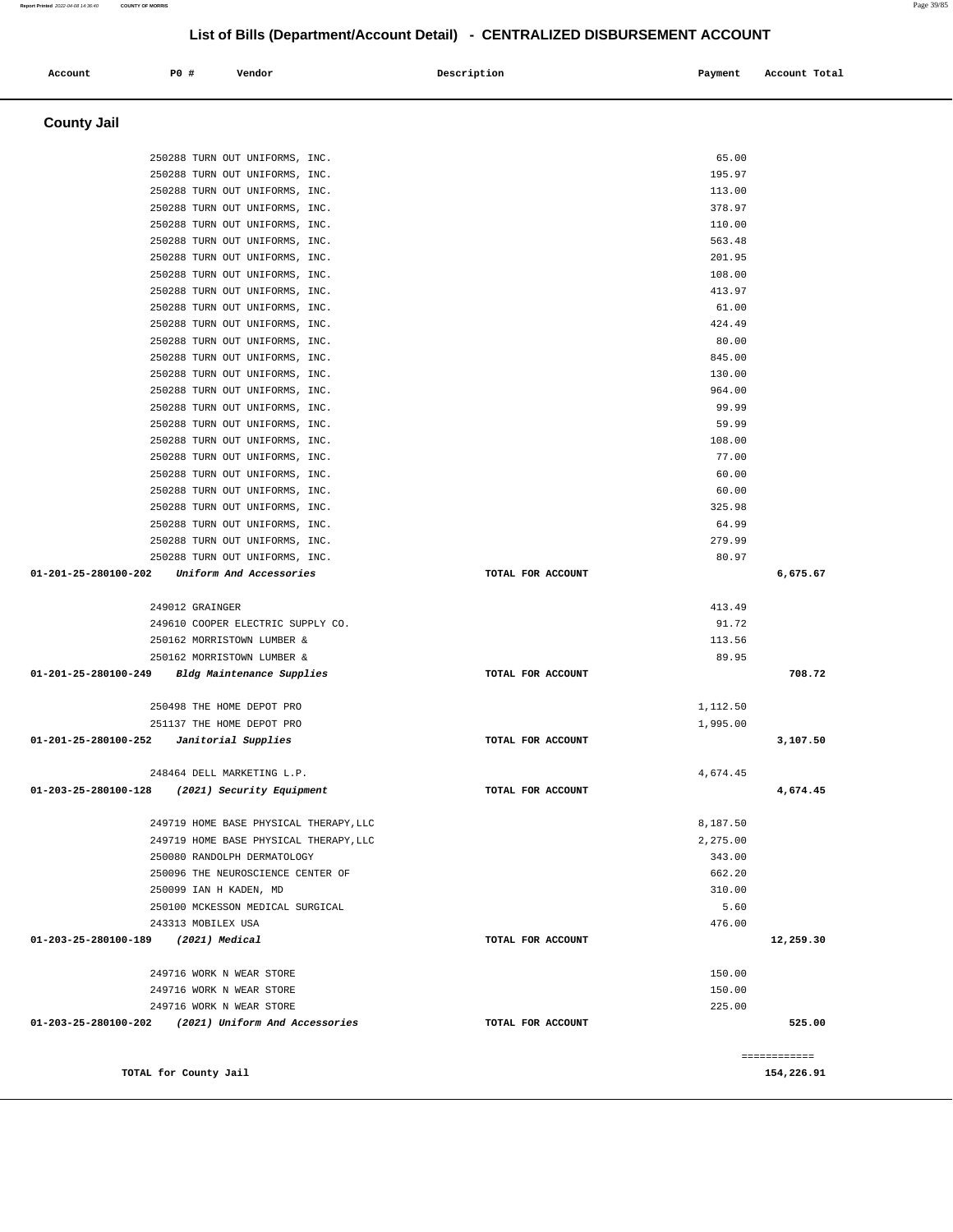## List of Bills (Department/Account Detail) - CENTRALIZED DISBURSEMENT ACCOUNT

| Account | PO # | Vendor | Description | Payment | Account Total |
|---|---|---|---|---|---|

### County Jail

| Account | PO # | Vendor | Description | Payment | Account Total |
|---|---|---|---|---|---|
| | 250288 | TURN OUT UNIFORMS, INC. | | 65.00 | |
| | 250288 | TURN OUT UNIFORMS, INC. | | 195.97 | |
| | 250288 | TURN OUT UNIFORMS, INC. | | 113.00 | |
| | 250288 | TURN OUT UNIFORMS, INC. | | 378.97 | |
| | 250288 | TURN OUT UNIFORMS, INC. | | 110.00 | |
| | 250288 | TURN OUT UNIFORMS, INC. | | 563.48 | |
| | 250288 | TURN OUT UNIFORMS, INC. | | 201.95 | |
| | 250288 | TURN OUT UNIFORMS, INC. | | 108.00 | |
| | 250288 | TURN OUT UNIFORMS, INC. | | 413.97 | |
| | 250288 | TURN OUT UNIFORMS, INC. | | 61.00 | |
| | 250288 | TURN OUT UNIFORMS, INC. | | 424.49 | |
| | 250288 | TURN OUT UNIFORMS, INC. | | 80.00 | |
| | 250288 | TURN OUT UNIFORMS, INC. | | 845.00 | |
| | 250288 | TURN OUT UNIFORMS, INC. | | 130.00 | |
| | 250288 | TURN OUT UNIFORMS, INC. | | 964.00 | |
| | 250288 | TURN OUT UNIFORMS, INC. | | 99.99 | |
| | 250288 | TURN OUT UNIFORMS, INC. | | 59.99 | |
| | 250288 | TURN OUT UNIFORMS, INC. | | 108.00 | |
| | 250288 | TURN OUT UNIFORMS, INC. | | 77.00 | |
| | 250288 | TURN OUT UNIFORMS, INC. | | 60.00 | |
| | 250288 | TURN OUT UNIFORMS, INC. | | 60.00 | |
| | 250288 | TURN OUT UNIFORMS, INC. | | 325.98 | |
| | 250288 | TURN OUT UNIFORMS, INC. | | 64.99 | |
| | 250288 | TURN OUT UNIFORMS, INC. | | 279.99 | |
| | 250288 | TURN OUT UNIFORMS, INC. | | 80.97 | |
| **01-201-25-280100-202** | | ***Uniform And Accessories*** | **TOTAL FOR ACCOUNT** | | **6,675.67** |
| | 249012 | GRAINGER | | 413.49 | |
| | 249610 | COOPER ELECTRIC SUPPLY CO. | | 91.72 | |
| | 250162 | MORRISTOWN LUMBER & | | 113.56 | |
| | 250162 | MORRISTOWN LUMBER & | | 89.95 | |
| **01-201-25-280100-249** | | ***Bldg Maintenance Supplies*** | **TOTAL FOR ACCOUNT** | | **708.72** |
| | 250498 | THE HOME DEPOT PRO | | 1,112.50 | |
| | 251137 | THE HOME DEPOT PRO | | 1,995.00 | |
| **01-201-25-280100-252** | | ***Janitorial Supplies*** | **TOTAL FOR ACCOUNT** | | **3,107.50** |
| | 248464 | DELL MARKETING L.P. | | 4,674.45 | |
| **01-203-25-280100-128** | | ***(2021) Security Equipment*** | **TOTAL FOR ACCOUNT** | | **4,674.45** |
| | 249719 | HOME BASE PHYSICAL THERAPY,LLC | | 8,187.50 | |
| | 249719 | HOME BASE PHYSICAL THERAPY,LLC | | 2,275.00 | |
| | 250080 | RANDOLPH DERMATOLOGY | | 343.00 | |
| | 250096 | THE NEUROSCIENCE CENTER OF | | 662.20 | |
| | 250099 | IAN H KADEN, MD | | 310.00 | |
| | 250100 | MCKESSON MEDICAL SURGICAL | | 5.60 | |
| | 243313 | MOBILEX USA | | 476.00 | |
| **01-203-25-280100-189** | | ***(2021) Medical*** | **TOTAL FOR ACCOUNT** | | **12,259.30** |
| | 249716 | WORK N WEAR STORE | | 150.00 | |
| | 249716 | WORK N WEAR STORE | | 150.00 | |
| | 249716 | WORK N WEAR STORE | | 225.00 | |
| **01-203-25-280100-202** | | ***(2021) Uniform And Accessories*** | **TOTAL FOR ACCOUNT** | | **525.00** |
| | | | | | ============ |
| **TOTAL for County Jail** | | | | | **154,226.91** |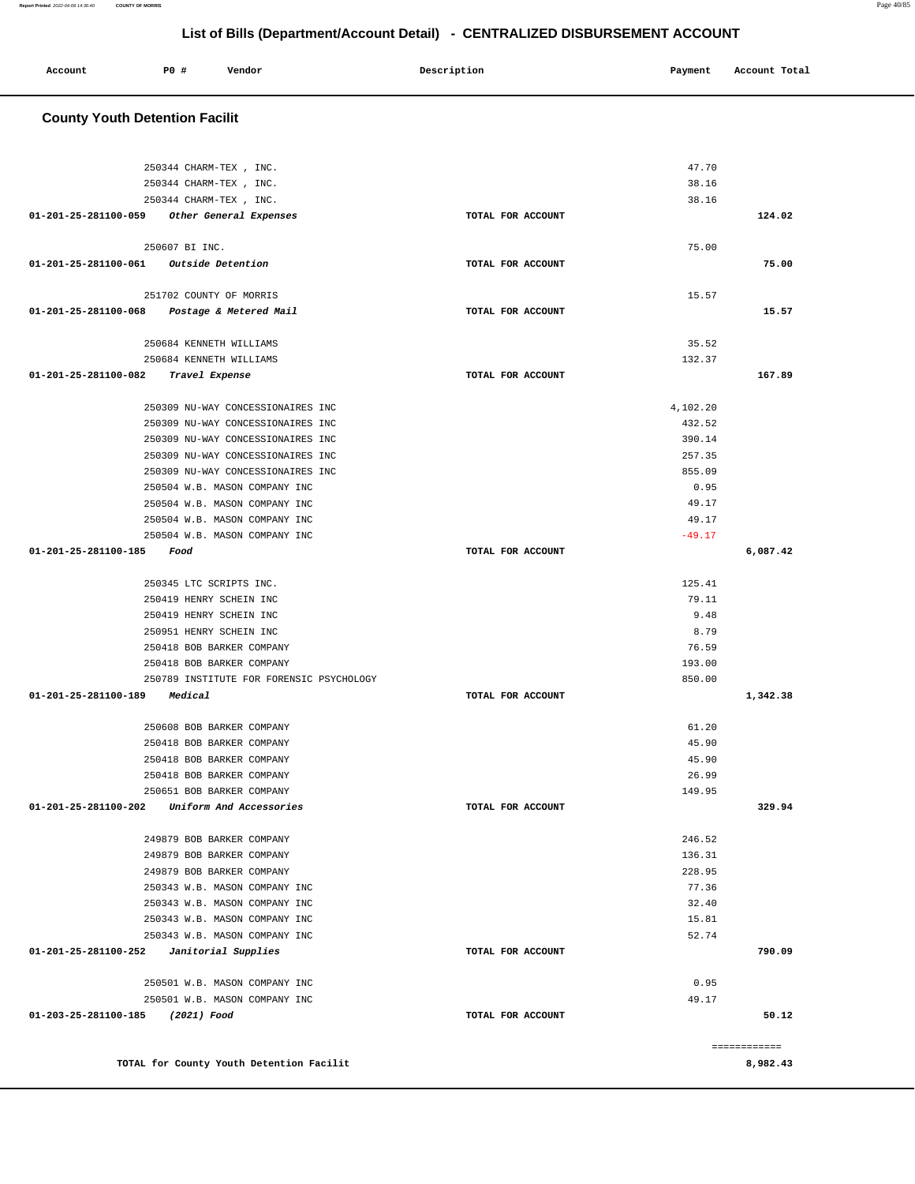# List of Bills (Department/Account Detail) - CENTRALIZED DISBURSEMENT ACCOUNT

| Account | PO # | Vendor | Description | Payment | Account Total |
|---|---|---|---|---|---|

## County Youth Detention Facilit

| Account | PO # | Vendor | Description | Payment | Account Total |
|---|---|---|---|---|---|
| | 250344 | CHARM-TEX , INC. | | 47.70 | |
| | 250344 | CHARM-TEX , INC. | | 38.16 | |
| | 250344 | CHARM-TEX , INC. | | 38.16 | |
| 01-201-25-281100-059 | | *Other General Expenses* | TOTAL FOR ACCOUNT | | 124.02 |
| | 250607 | BI INC. | | 75.00 | |
| 01-201-25-281100-061 | | *Outside Detention* | TOTAL FOR ACCOUNT | | 75.00 |
| | 251702 | COUNTY OF MORRIS | | 15.57 | |
| 01-201-25-281100-068 | | *Postage & Metered Mail* | TOTAL FOR ACCOUNT | | 15.57 |
| | 250684 | KENNETH WILLIAMS | | 35.52 | |
| | 250684 | KENNETH WILLIAMS | | 132.37 | |
| 01-201-25-281100-082 | | *Travel Expense* | TOTAL FOR ACCOUNT | | 167.89 |
| | 250309 | NU-WAY CONCESSIONAIRES INC | | 4,102.20 | |
| | 250309 | NU-WAY CONCESSIONAIRES INC | | 432.52 | |
| | 250309 | NU-WAY CONCESSIONAIRES INC | | 390.14 | |
| | 250309 | NU-WAY CONCESSIONAIRES INC | | 257.35 | |
| | 250309 | NU-WAY CONCESSIONAIRES INC | | 855.09 | |
| | 250504 | W.B. MASON COMPANY INC | | 0.95 | |
| | 250504 | W.B. MASON COMPANY INC | | 49.17 | |
| | 250504 | W.B. MASON COMPANY INC | | 49.17 | |
| | 250504 | W.B. MASON COMPANY INC | | -49.17 | |
| 01-201-25-281100-185 | | *Food* | TOTAL FOR ACCOUNT | | 6,087.42 |
| | 250345 | LTC SCRIPTS INC. | | 125.41 | |
| | 250419 | HENRY SCHEIN INC | | 79.11 | |
| | 250419 | HENRY SCHEIN INC | | 9.48 | |
| | 250951 | HENRY SCHEIN INC | | 8.79 | |
| | 250418 | BOB BARKER COMPANY | | 76.59 | |
| | 250418 | BOB BARKER COMPANY | | 193.00 | |
| | 250789 | INSTITUTE FOR FORENSIC PSYCHOLOGY | | 850.00 | |
| 01-201-25-281100-189 | | *Medical* | TOTAL FOR ACCOUNT | | 1,342.38 |
| | 250608 | BOB BARKER COMPANY | | 61.20 | |
| | 250418 | BOB BARKER COMPANY | | 45.90 | |
| | 250418 | BOB BARKER COMPANY | | 45.90 | |
| | 250418 | BOB BARKER COMPANY | | 26.99 | |
| | 250651 | BOB BARKER COMPANY | | 149.95 | |
| 01-201-25-281100-202 | | *Uniform And Accessories* | TOTAL FOR ACCOUNT | | 329.94 |
| | 249879 | BOB BARKER COMPANY | | 246.52 | |
| | 249879 | BOB BARKER COMPANY | | 136.31 | |
| | 249879 | BOB BARKER COMPANY | | 228.95 | |
| | 250343 | W.B. MASON COMPANY INC | | 77.36 | |
| | 250343 | W.B. MASON COMPANY INC | | 32.40 | |
| | 250343 | W.B. MASON COMPANY INC | | 15.81 | |
| | 250343 | W.B. MASON COMPANY INC | | 52.74 | |
| 01-201-25-281100-252 | | *Janitorial Supplies* | TOTAL FOR ACCOUNT | | 790.09 |
| | 250501 | W.B. MASON COMPANY INC | | 0.95 | |
| | 250501 | W.B. MASON COMPANY INC | | 49.17 | |
| 01-203-25-281100-185 | | *(2021) Food* | TOTAL FOR ACCOUNT | | 50.12 |

============

**TOTAL for County Youth Detention Facilit** — **8,982.43**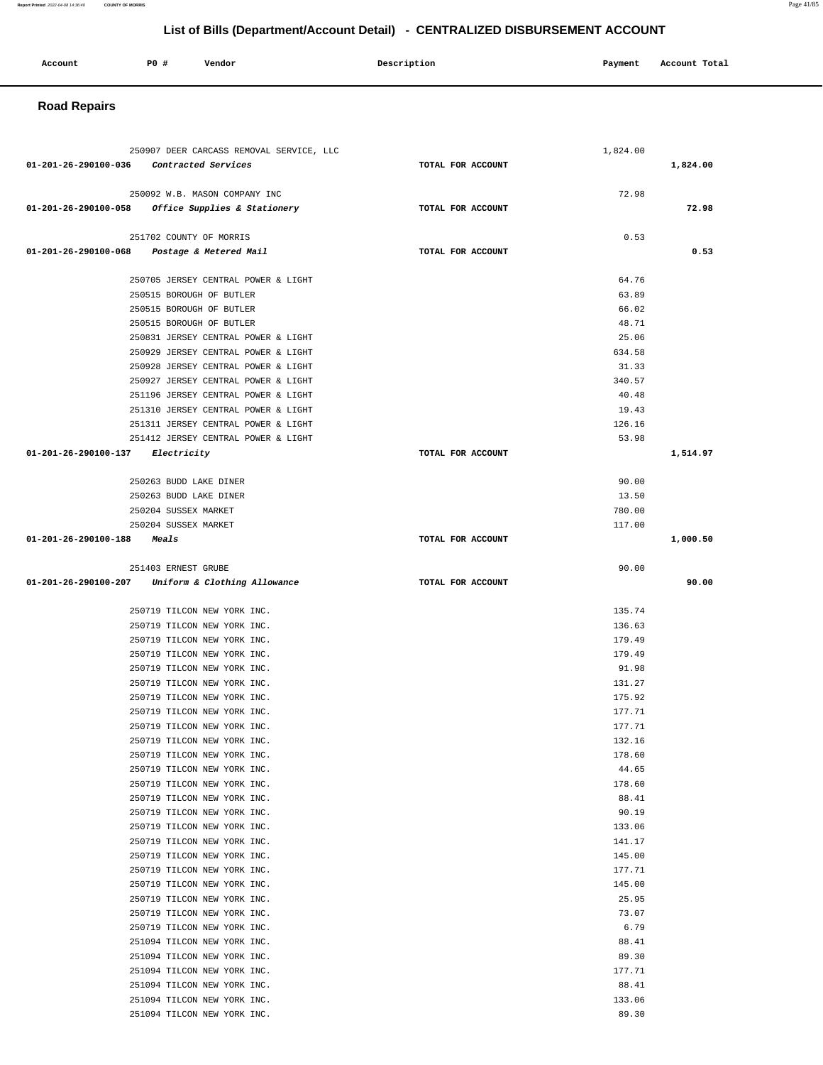# List of Bills (Department/Account Detail) - CENTRALIZED DISBURSEMENT ACCOUNT

| Account | PO # | Vendor | Description | Payment | Account Total |
|---|---|---|---|---|---|

## Road Repairs

| Account | PO # | Vendor | Description | Payment | Account Total |
|---|---|---|---|---|---|
| | 250907 | DEER CARCASS REMOVAL SERVICE, LLC | | 1,824.00 | |
| 01-201-26-290100-036 | | *Contracted Services* | TOTAL FOR ACCOUNT | | 1,824.00 |
| | 250092 | W.B. MASON COMPANY INC | | 72.98 | |
| 01-201-26-290100-058 | | *Office Supplies & Stationery* | TOTAL FOR ACCOUNT | | 72.98 |
| | 251702 | COUNTY OF MORRIS | | 0.53 | |
| 01-201-26-290100-068 | | *Postage & Metered Mail* | TOTAL FOR ACCOUNT | | 0.53 |
| | 250705 | JERSEY CENTRAL POWER & LIGHT | | 64.76 | |
| | 250515 | BOROUGH OF BUTLER | | 63.89 | |
| | 250515 | BOROUGH OF BUTLER | | 66.02 | |
| | 250515 | BOROUGH OF BUTLER | | 48.71 | |
| | 250831 | JERSEY CENTRAL POWER & LIGHT | | 25.06 | |
| | 250929 | JERSEY CENTRAL POWER & LIGHT | | 634.58 | |
| | 250928 | JERSEY CENTRAL POWER & LIGHT | | 31.33 | |
| | 250927 | JERSEY CENTRAL POWER & LIGHT | | 340.57 | |
| | 251196 | JERSEY CENTRAL POWER & LIGHT | | 40.48 | |
| | 251310 | JERSEY CENTRAL POWER & LIGHT | | 19.43 | |
| | 251311 | JERSEY CENTRAL POWER & LIGHT | | 126.16 | |
| | 251412 | JERSEY CENTRAL POWER & LIGHT | | 53.98 | |
| 01-201-26-290100-137 | | *Electricity* | TOTAL FOR ACCOUNT | | 1,514.97 |
| | 250263 | BUDD LAKE DINER | | 90.00 | |
| | 250263 | BUDD LAKE DINER | | 13.50 | |
| | 250204 | SUSSEX MARKET | | 780.00 | |
| | 250204 | SUSSEX MARKET | | 117.00 | |
| 01-201-26-290100-188 | | *Meals* | TOTAL FOR ACCOUNT | | 1,000.50 |
| | 251403 | ERNEST GRUBE | | 90.00 | |
| 01-201-26-290100-207 | | *Uniform & Clothing Allowance* | TOTAL FOR ACCOUNT | | 90.00 |
| | 250719 | TILCON NEW YORK INC. | | 135.74 | |
| | 250719 | TILCON NEW YORK INC. | | 136.63 | |
| | 250719 | TILCON NEW YORK INC. | | 179.49 | |
| | 250719 | TILCON NEW YORK INC. | | 179.49 | |
| | 250719 | TILCON NEW YORK INC. | | 91.98 | |
| | 250719 | TILCON NEW YORK INC. | | 131.27 | |
| | 250719 | TILCON NEW YORK INC. | | 175.92 | |
| | 250719 | TILCON NEW YORK INC. | | 177.71 | |
| | 250719 | TILCON NEW YORK INC. | | 177.71 | |
| | 250719 | TILCON NEW YORK INC. | | 132.16 | |
| | 250719 | TILCON NEW YORK INC. | | 178.60 | |
| | 250719 | TILCON NEW YORK INC. | | 44.65 | |
| | 250719 | TILCON NEW YORK INC. | | 178.60 | |
| | 250719 | TILCON NEW YORK INC. | | 88.41 | |
| | 250719 | TILCON NEW YORK INC. | | 90.19 | |
| | 250719 | TILCON NEW YORK INC. | | 133.06 | |
| | 250719 | TILCON NEW YORK INC. | | 141.17 | |
| | 250719 | TILCON NEW YORK INC. | | 145.00 | |
| | 250719 | TILCON NEW YORK INC. | | 177.71 | |
| | 250719 | TILCON NEW YORK INC. | | 145.00 | |
| | 250719 | TILCON NEW YORK INC. | | 25.95 | |
| | 250719 | TILCON NEW YORK INC. | | 73.07 | |
| | 250719 | TILCON NEW YORK INC. | | 6.79 | |
| | 251094 | TILCON NEW YORK INC. | | 88.41 | |
| | 251094 | TILCON NEW YORK INC. | | 89.30 | |
| | 251094 | TILCON NEW YORK INC. | | 177.71 | |
| | 251094 | TILCON NEW YORK INC. | | 88.41 | |
| | 251094 | TILCON NEW YORK INC. | | 133.06 | |
| | 251094 | TILCON NEW YORK INC. | | 89.30 | |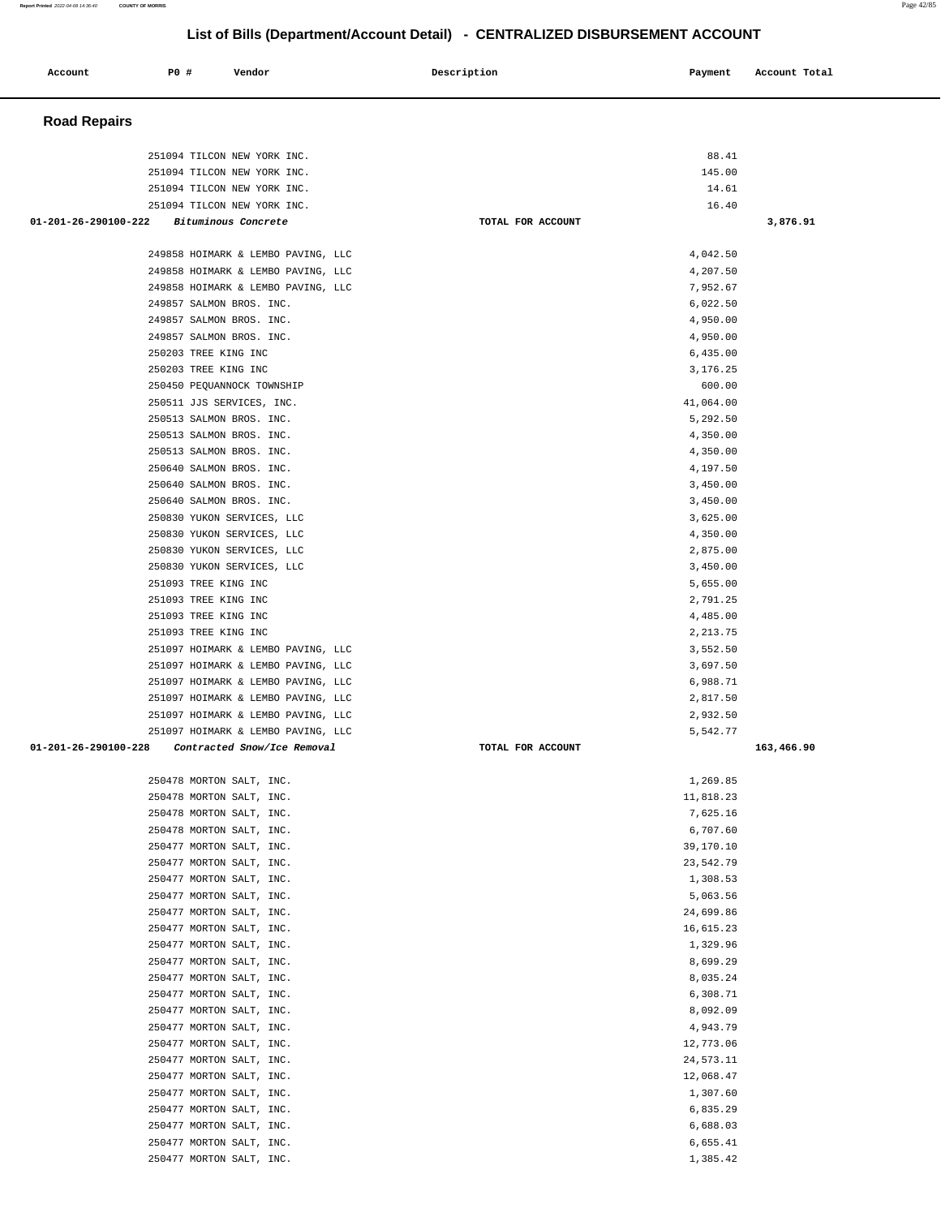# List of Bills (Department/Account Detail) - CENTRALIZED DISBURSEMENT ACCOUNT

| Account | PO # | Vendor | Description | Payment | Account Total |
|---|---|---|---|---|---|

## Road Repairs

| Account | PO # | Vendor | Description | Payment | Account Total |
|---|---|---|---|---|---|
| | 251094 | TILCON NEW YORK INC. | | 88.41 | |
| | 251094 | TILCON NEW YORK INC. | | 145.00 | |
| | 251094 | TILCON NEW YORK INC. | | 14.61 | |
| | 251094 | TILCON NEW YORK INC. | | 16.40 | |
| **01-201-26-290100-222** | | *Bituminous Concrete* | TOTAL FOR ACCOUNT | | **3,876.91** |
| | 249858 | HOIMARK & LEMBO PAVING, LLC | | 4,042.50 | |
| | 249858 | HOIMARK & LEMBO PAVING, LLC | | 4,207.50 | |
| | 249858 | HOIMARK & LEMBO PAVING, LLC | | 7,952.67 | |
| | 249857 | SALMON BROS. INC. | | 6,022.50 | |
| | 249857 | SALMON BROS. INC. | | 4,950.00 | |
| | 249857 | SALMON BROS. INC. | | 4,950.00 | |
| | 250203 | TREE KING INC | | 6,435.00 | |
| | 250203 | TREE KING INC | | 3,176.25 | |
| | 250450 | PEQUANNOCK TOWNSHIP | | 600.00 | |
| | 250511 | JJS SERVICES, INC. | | 41,064.00 | |
| | 250513 | SALMON BROS. INC. | | 5,292.50 | |
| | 250513 | SALMON BROS. INC. | | 4,350.00 | |
| | 250513 | SALMON BROS. INC. | | 4,350.00 | |
| | 250640 | SALMON BROS. INC. | | 4,197.50 | |
| | 250640 | SALMON BROS. INC. | | 3,450.00 | |
| | 250640 | SALMON BROS. INC. | | 3,450.00 | |
| | 250830 | YUKON SERVICES, LLC | | 3,625.00 | |
| | 250830 | YUKON SERVICES, LLC | | 4,350.00 | |
| | 250830 | YUKON SERVICES, LLC | | 2,875.00 | |
| | 250830 | YUKON SERVICES, LLC | | 3,450.00 | |
| | 251093 | TREE KING INC | | 5,655.00 | |
| | 251093 | TREE KING INC | | 2,791.25 | |
| | 251093 | TREE KING INC | | 4,485.00 | |
| | 251093 | TREE KING INC | | 2,213.75 | |
| | 251097 | HOIMARK & LEMBO PAVING, LLC | | 3,552.50 | |
| | 251097 | HOIMARK & LEMBO PAVING, LLC | | 3,697.50 | |
| | 251097 | HOIMARK & LEMBO PAVING, LLC | | 6,988.71 | |
| | 251097 | HOIMARK & LEMBO PAVING, LLC | | 2,817.50 | |
| | 251097 | HOIMARK & LEMBO PAVING, LLC | | 2,932.50 | |
| | 251097 | HOIMARK & LEMBO PAVING, LLC | | 5,542.77 | |
| **01-201-26-290100-228** | | *Contracted Snow/Ice Removal* | TOTAL FOR ACCOUNT | | **163,466.90** |
| | 250478 | MORTON SALT, INC. | | 1,269.85 | |
| | 250478 | MORTON SALT, INC. | | 11,818.23 | |
| | 250478 | MORTON SALT, INC. | | 7,625.16 | |
| | 250478 | MORTON SALT, INC. | | 6,707.60 | |
| | 250477 | MORTON SALT, INC. | | 39,170.10 | |
| | 250477 | MORTON SALT, INC. | | 23,542.79 | |
| | 250477 | MORTON SALT, INC. | | 1,308.53 | |
| | 250477 | MORTON SALT, INC. | | 5,063.56 | |
| | 250477 | MORTON SALT, INC. | | 24,699.86 | |
| | 250477 | MORTON SALT, INC. | | 16,615.23 | |
| | 250477 | MORTON SALT, INC. | | 1,329.96 | |
| | 250477 | MORTON SALT, INC. | | 8,699.29 | |
| | 250477 | MORTON SALT, INC. | | 8,035.24 | |
| | 250477 | MORTON SALT, INC. | | 6,308.71 | |
| | 250477 | MORTON SALT, INC. | | 8,092.09 | |
| | 250477 | MORTON SALT, INC. | | 4,943.79 | |
| | 250477 | MORTON SALT, INC. | | 12,773.06 | |
| | 250477 | MORTON SALT, INC. | | 24,573.11 | |
| | 250477 | MORTON SALT, INC. | | 12,068.47 | |
| | 250477 | MORTON SALT, INC. | | 1,307.60 | |
| | 250477 | MORTON SALT, INC. | | 6,835.29 | |
| | 250477 | MORTON SALT, INC. | | 6,688.03 | |
| | 250477 | MORTON SALT, INC. | | 6,655.41 | |
| | 250477 | MORTON SALT, INC. | | 1,385.42 | |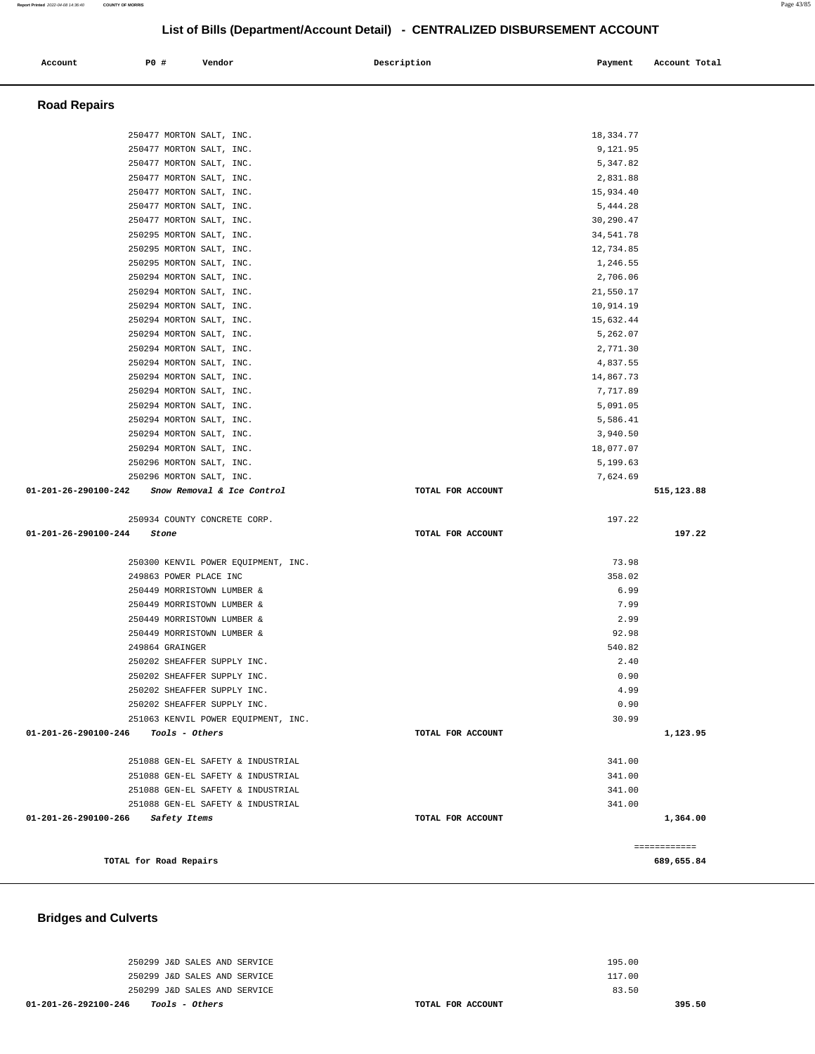# List of Bills (Department/Account Detail) - CENTRALIZED DISBURSEMENT ACCOUNT

| Account | PO # | Vendor | Description | Payment | Account Total |
|---|---|---|---|---|---|

## Road Repairs

| Account | PO # | Vendor | Description | Payment | Account Total |
|---|---|---|---|---|---|
| | 250477 | MORTON SALT, INC. | | 18,334.77 | |
| | 250477 | MORTON SALT, INC. | | 9,121.95 | |
| | 250477 | MORTON SALT, INC. | | 5,347.82 | |
| | 250477 | MORTON SALT, INC. | | 2,831.88 | |
| | 250477 | MORTON SALT, INC. | | 15,934.40 | |
| | 250477 | MORTON SALT, INC. | | 5,444.28 | |
| | 250477 | MORTON SALT, INC. | | 30,290.47 | |
| | 250295 | MORTON SALT, INC. | | 34,541.78 | |
| | 250295 | MORTON SALT, INC. | | 12,734.85 | |
| | 250295 | MORTON SALT, INC. | | 1,246.55 | |
| | 250294 | MORTON SALT, INC. | | 2,706.06 | |
| | 250294 | MORTON SALT, INC. | | 21,550.17 | |
| | 250294 | MORTON SALT, INC. | | 10,914.19 | |
| | 250294 | MORTON SALT, INC. | | 15,632.44 | |
| | 250294 | MORTON SALT, INC. | | 5,262.07 | |
| | 250294 | MORTON SALT, INC. | | 2,771.30 | |
| | 250294 | MORTON SALT, INC. | | 4,837.55 | |
| | 250294 | MORTON SALT, INC. | | 14,867.73 | |
| | 250294 | MORTON SALT, INC. | | 7,717.89 | |
| | 250294 | MORTON SALT, INC. | | 5,091.05 | |
| | 250294 | MORTON SALT, INC. | | 5,586.41 | |
| | 250294 | MORTON SALT, INC. | | 3,940.50 | |
| | 250294 | MORTON SALT, INC. | | 18,077.07 | |
| | 250296 | MORTON SALT, INC. | | 5,199.63 | |
| | 250296 | MORTON SALT, INC. | | 7,624.69 | |
| 01-201-26-290100-242 | | *Snow Removal & Ice Control* | TOTAL FOR ACCOUNT | | 515,123.88 |
| | 250934 | COUNTY CONCRETE CORP. | | 197.22 | |
| 01-201-26-290100-244 | | *Stone* | TOTAL FOR ACCOUNT | | 197.22 |
| | 250300 | KENVIL POWER EQUIPMENT, INC. | | 73.98 | |
| | 249863 | POWER PLACE INC | | 358.02 | |
| | 250449 | MORRISTOWN LUMBER & | | 6.99 | |
| | 250449 | MORRISTOWN LUMBER & | | 7.99 | |
| | 250449 | MORRISTOWN LUMBER & | | 2.99 | |
| | 250449 | MORRISTOWN LUMBER & | | 92.98 | |
| | 249864 | GRAINGER | | 540.82 | |
| | 250202 | SHEAFFER SUPPLY INC. | | 2.40 | |
| | 250202 | SHEAFFER SUPPLY INC. | | 0.90 | |
| | 250202 | SHEAFFER SUPPLY INC. | | 4.99 | |
| | 250202 | SHEAFFER SUPPLY INC. | | 0.90 | |
| | 251063 | KENVIL POWER EQUIPMENT, INC. | | 30.99 | |
| 01-201-26-290100-246 | | *Tools - Others* | TOTAL FOR ACCOUNT | | 1,123.95 |
| | 251088 | GEN-EL SAFETY & INDUSTRIAL | | 341.00 | |
| | 251088 | GEN-EL SAFETY & INDUSTRIAL | | 341.00 | |
| | 251088 | GEN-EL SAFETY & INDUSTRIAL | | 341.00 | |
| | 251088 | GEN-EL SAFETY & INDUSTRIAL | | 341.00 | |
| 01-201-26-290100-266 | | *Safety Items* | TOTAL FOR ACCOUNT | | 1,364.00 |
| | | | | | ============ |
| | | TOTAL for Road Repairs | | | 689,655.84 |

## Bridges and Culverts

| Account | PO # | Vendor | Description | Payment | Account Total |
|---|---|---|---|---|---|
| | 250299 | J&D SALES AND SERVICE | | 195.00 | |
| | 250299 | J&D SALES AND SERVICE | | 117.00 | |
| | 250299 | J&D SALES AND SERVICE | | 83.50 | |
| 01-201-26-292100-246 | | *Tools - Others* | TOTAL FOR ACCOUNT | | 395.50 |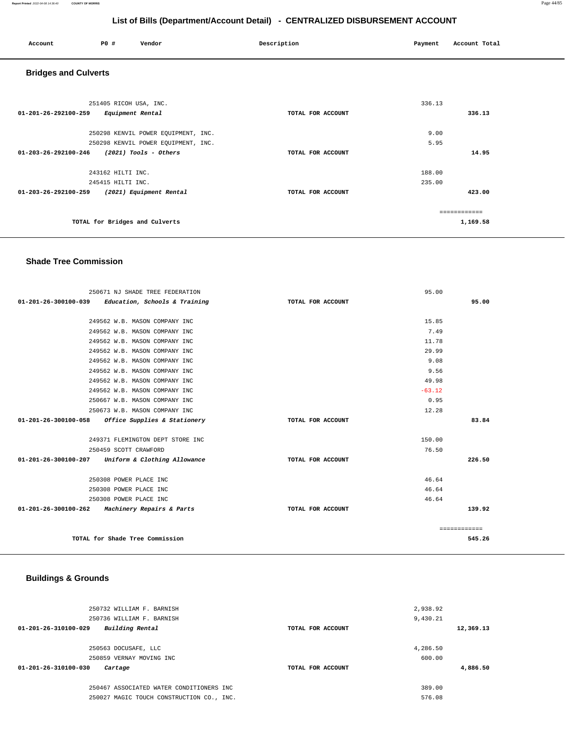## List of Bills (Department/Account Detail) - CENTRALIZED DISBURSEMENT ACCOUNT

| Account | PO # | Vendor | Description | Payment | Account Total |
|---|---|---|---|---|---|

### Bridges and Culverts

| Account | PO # | Vendor | Description | Payment | Account Total |
|---|---|---|---|---|---|
| | 251405 | RICOH USA, INC. | | 336.13 | |
| 01-201-26-292100-259 | | *Equipment Rental* | TOTAL FOR ACCOUNT | | 336.13 |
| | 250298 | KENVIL POWER EQUIPMENT, INC. | | 9.00 | |
| | 250298 | KENVIL POWER EQUIPMENT, INC. | | 5.95 | |
| 01-203-26-292100-246 | | *(2021) Tools - Others* | TOTAL FOR ACCOUNT | | 14.95 |
| | 243162 | HILTI INC. | | 188.00 | |
| | 245415 | HILTI INC. | | 235.00 | |
| 01-203-26-292100-259 | | *(2021) Equipment Rental* | TOTAL FOR ACCOUNT | | 423.00 |
| | | | | | ============ |
| | | TOTAL for Bridges and Culverts | | | 1,169.58 |

### Shade Tree Commission

| Account | PO # | Vendor | Description | Payment | Account Total |
|---|---|---|---|---|---|
| | 250671 | NJ SHADE TREE FEDERATION | | 95.00 | |
| 01-201-26-300100-039 | | *Education, Schools & Training* | TOTAL FOR ACCOUNT | | 95.00 |
| | 249562 | W.B. MASON COMPANY INC | | 15.85 | |
| | 249562 | W.B. MASON COMPANY INC | | 7.49 | |
| | 249562 | W.B. MASON COMPANY INC | | 11.78 | |
| | 249562 | W.B. MASON COMPANY INC | | 29.99 | |
| | 249562 | W.B. MASON COMPANY INC | | 9.08 | |
| | 249562 | W.B. MASON COMPANY INC | | 9.56 | |
| | 249562 | W.B. MASON COMPANY INC | | 49.98 | |
| | 249562 | W.B. MASON COMPANY INC | | -63.12 | |
| | 250667 | W.B. MASON COMPANY INC | | 0.95 | |
| | 250673 | W.B. MASON COMPANY INC | | 12.28 | |
| 01-201-26-300100-058 | | *Office Supplies & Stationery* | TOTAL FOR ACCOUNT | | 83.84 |
| | 249371 | FLEMINGTON DEPT STORE INC | | 150.00 | |
| | 250459 | SCOTT CRAWFORD | | 76.50 | |
| 01-201-26-300100-207 | | *Uniform & Clothing Allowance* | TOTAL FOR ACCOUNT | | 226.50 |
| | 250308 | POWER PLACE INC | | 46.64 | |
| | 250308 | POWER PLACE INC | | 46.64 | |
| | 250308 | POWER PLACE INC | | 46.64 | |
| 01-201-26-300100-262 | | *Machinery Repairs & Parts* | TOTAL FOR ACCOUNT | | 139.92 |
| | | | | | ============ |
| | | TOTAL for Shade Tree Commission | | | 545.26 |

### Buildings & Grounds

| Account | PO # | Vendor | Description | Payment | Account Total |
|---|---|---|---|---|---|
| | 250732 | WILLIAM F. BARNISH | | 2,938.92 | |
| | 250736 | WILLIAM F. BARNISH | | 9,430.21 | |
| 01-201-26-310100-029 | | *Building Rental* | TOTAL FOR ACCOUNT | | 12,369.13 |
| | 250563 | DOCUSAFE, LLC | | 4,286.50 | |
| | 250859 | VERNAY MOVING INC | | 600.00 | |
| 01-201-26-310100-030 | | *Cartage* | TOTAL FOR ACCOUNT | | 4,886.50 |
| | 250467 | ASSOCIATED WATER CONDITIONERS INC | | 389.00 | |
| | 250027 | MAGIC TOUCH CONSTRUCTION CO., INC. | | 576.08 | |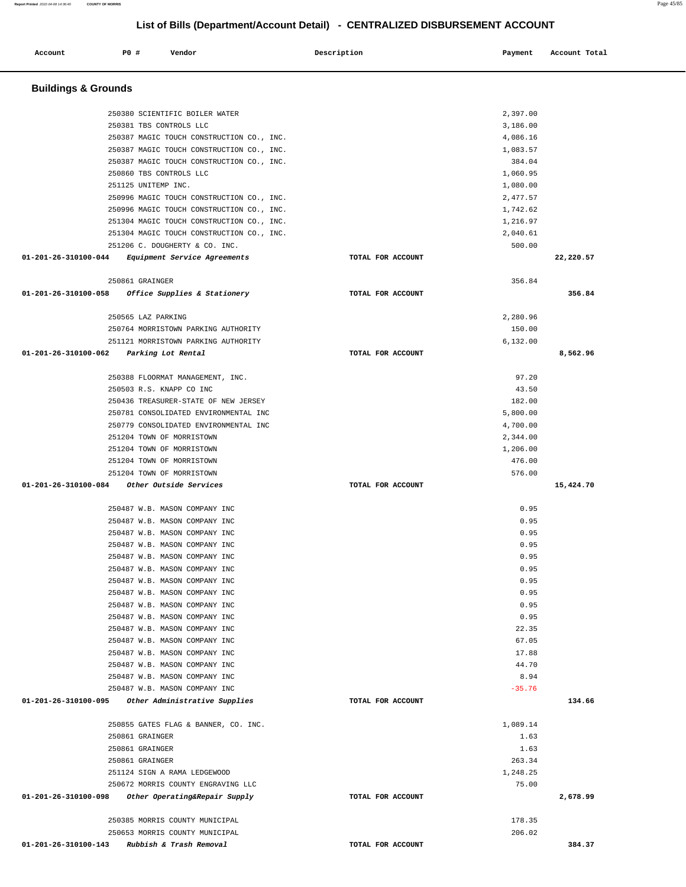# List of Bills (Department/Account Detail) - CENTRALIZED DISBURSEMENT ACCOUNT

| Account | PO # | Vendor | Description | Payment | Account Total |
|---|---|---|---|---|---|

## Buildings & Grounds

| Account | PO # | Vendor | Description | Payment | Account Total |
|---|---|---|---|---|---|
| | 250380 | SCIENTIFIC BOILER WATER | | 2,397.00 | |
| | 250381 | TBS CONTROLS LLC | | 3,186.00 | |
| | 250387 | MAGIC TOUCH CONSTRUCTION CO., INC. | | 4,086.16 | |
| | 250387 | MAGIC TOUCH CONSTRUCTION CO., INC. | | 1,083.57 | |
| | 250387 | MAGIC TOUCH CONSTRUCTION CO., INC. | | 384.04 | |
| | 250860 | TBS CONTROLS LLC | | 1,060.95 | |
| | 251125 | UNITEMP INC. | | 1,080.00 | |
| | 250996 | MAGIC TOUCH CONSTRUCTION CO., INC. | | 2,477.57 | |
| | 250996 | MAGIC TOUCH CONSTRUCTION CO., INC. | | 1,742.62 | |
| | 251304 | MAGIC TOUCH CONSTRUCTION CO., INC. | | 1,216.97 | |
| | 251304 | MAGIC TOUCH CONSTRUCTION CO., INC. | | 2,040.61 | |
| | 251206 | C. DOUGHERTY & CO. INC. | | 500.00 | |
| **01-201-26-310100-044** | | ***Equipment Service Agreements*** | **TOTAL FOR ACCOUNT** | | **22,220.57** |
| | 250861 | GRAINGER | | 356.84 | |
| **01-201-26-310100-058** | | ***Office Supplies & Stationery*** | **TOTAL FOR ACCOUNT** | | **356.84** |
| | 250565 | LAZ PARKING | | 2,280.96 | |
| | 250764 | MORRISTOWN PARKING AUTHORITY | | 150.00 | |
| | 251121 | MORRISTOWN PARKING AUTHORITY | | 6,132.00 | |
| **01-201-26-310100-062** | | ***Parking Lot Rental*** | **TOTAL FOR ACCOUNT** | | **8,562.96** |
| | 250388 | FLOORMAT MANAGEMENT, INC. | | 97.20 | |
| | 250503 | R.S. KNAPP CO INC | | 43.50 | |
| | 250436 | TREASURER-STATE OF NEW JERSEY | | 182.00 | |
| | 250781 | CONSOLIDATED ENVIRONMENTAL INC | | 5,800.00 | |
| | 250779 | CONSOLIDATED ENVIRONMENTAL INC | | 4,700.00 | |
| | 251204 | TOWN OF MORRISTOWN | | 2,344.00 | |
| | 251204 | TOWN OF MORRISTOWN | | 1,206.00 | |
| | 251204 | TOWN OF MORRISTOWN | | 476.00 | |
| | 251204 | TOWN OF MORRISTOWN | | 576.00 | |
| **01-201-26-310100-084** | | ***Other Outside Services*** | **TOTAL FOR ACCOUNT** | | **15,424.70** |
| | 250487 | W.B. MASON COMPANY INC | | 0.95 | |
| | 250487 | W.B. MASON COMPANY INC | | 0.95 | |
| | 250487 | W.B. MASON COMPANY INC | | 0.95 | |
| | 250487 | W.B. MASON COMPANY INC | | 0.95 | |
| | 250487 | W.B. MASON COMPANY INC | | 0.95 | |
| | 250487 | W.B. MASON COMPANY INC | | 0.95 | |
| | 250487 | W.B. MASON COMPANY INC | | 0.95 | |
| | 250487 | W.B. MASON COMPANY INC | | 0.95 | |
| | 250487 | W.B. MASON COMPANY INC | | 0.95 | |
| | 250487 | W.B. MASON COMPANY INC | | 0.95 | |
| | 250487 | W.B. MASON COMPANY INC | | 22.35 | |
| | 250487 | W.B. MASON COMPANY INC | | 67.05 | |
| | 250487 | W.B. MASON COMPANY INC | | 17.88 | |
| | 250487 | W.B. MASON COMPANY INC | | 44.70 | |
| | 250487 | W.B. MASON COMPANY INC | | 8.94 | |
| | 250487 | W.B. MASON COMPANY INC | | -35.76 | |
| **01-201-26-310100-095** | | ***Other Administrative Supplies*** | **TOTAL FOR ACCOUNT** | | **134.66** |
| | 250855 | GATES FLAG & BANNER, CO. INC. | | 1,089.14 | |
| | 250861 | GRAINGER | | 1.63 | |
| | 250861 | GRAINGER | | 1.63 | |
| | 250861 | GRAINGER | | 263.34 | |
| | 251124 | SIGN A RAMA LEDGEWOOD | | 1,248.25 | |
| | 250672 | MORRIS COUNTY ENGRAVING LLC | | 75.00 | |
| **01-201-26-310100-098** | | ***Other Operating&Repair Supply*** | **TOTAL FOR ACCOUNT** | | **2,678.99** |
| | 250385 | MORRIS COUNTY MUNICIPAL | | 178.35 | |
| | 250653 | MORRIS COUNTY MUNICIPAL | | 206.02 | |
| **01-201-26-310100-143** | | ***Rubbish & Trash Removal*** | **TOTAL FOR ACCOUNT** | | **384.37** |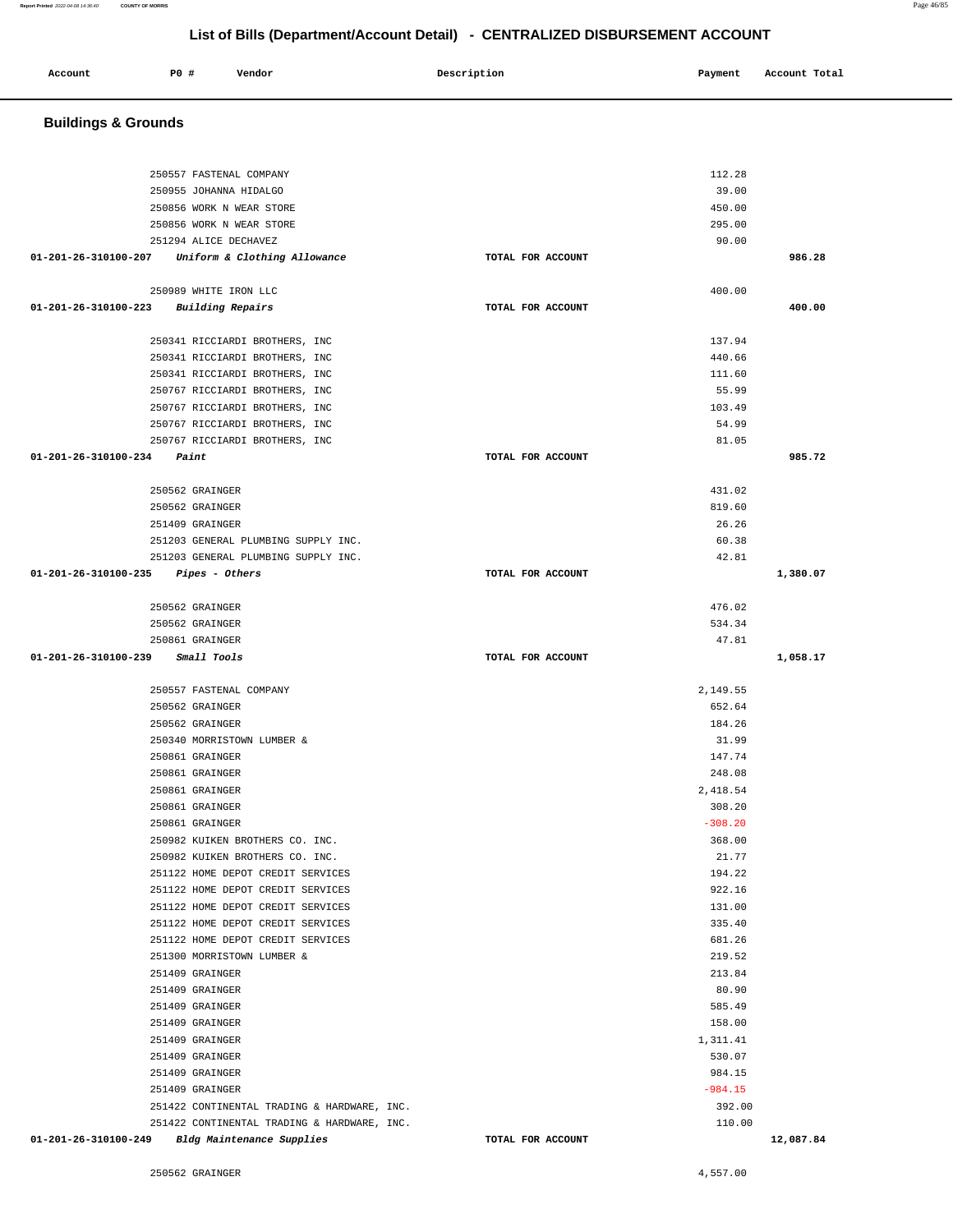# List of Bills (Department/Account Detail) - CENTRALIZED DISBURSEMENT ACCOUNT

| Account | PO # | Vendor | Description | Payment | Account Total |
|---|---|---|---|---|---|

## Buildings & Grounds

| Account | PO # | Vendor | Description | Payment | Account Total |
|---|---|---|---|---|---|
| | 250557 | FASTENAL COMPANY | | 112.28 | |
| | 250955 | JOHANNA HIDALGO | | 39.00 | |
| | 250856 | WORK N WEAR STORE | | 450.00 | |
| | 250856 | WORK N WEAR STORE | | 295.00 | |
| | 251294 | ALICE DECHAVEZ | | 90.00 | |
| **01-201-26-310100-207** | | ***Uniform & Clothing Allowance*** | **TOTAL FOR ACCOUNT** | | **986.28** |
| | 250989 | WHITE IRON LLC | | 400.00 | |
| **01-201-26-310100-223** | | ***Building Repairs*** | **TOTAL FOR ACCOUNT** | | **400.00** |
| | 250341 | RICCIARDI BROTHERS, INC | | 137.94 | |
| | 250341 | RICCIARDI BROTHERS, INC | | 440.66 | |
| | 250341 | RICCIARDI BROTHERS, INC | | 111.60 | |
| | 250767 | RICCIARDI BROTHERS, INC | | 55.99 | |
| | 250767 | RICCIARDI BROTHERS, INC | | 103.49 | |
| | 250767 | RICCIARDI BROTHERS, INC | | 54.99 | |
| | 250767 | RICCIARDI BROTHERS, INC | | 81.05 | |
| **01-201-26-310100-234** | | ***Paint*** | **TOTAL FOR ACCOUNT** | | **985.72** |
| | 250562 | GRAINGER | | 431.02 | |
| | 250562 | GRAINGER | | 819.60 | |
| | 251409 | GRAINGER | | 26.26 | |
| | 251203 | GENERAL PLUMBING SUPPLY INC. | | 60.38 | |
| | 251203 | GENERAL PLUMBING SUPPLY INC. | | 42.81 | |
| **01-201-26-310100-235** | | ***Pipes - Others*** | **TOTAL FOR ACCOUNT** | | **1,380.07** |
| | 250562 | GRAINGER | | 476.02 | |
| | 250562 | GRAINGER | | 534.34 | |
| | 250861 | GRAINGER | | 47.81 | |
| **01-201-26-310100-239** | | ***Small Tools*** | **TOTAL FOR ACCOUNT** | | **1,058.17** |
| | 250557 | FASTENAL COMPANY | | 2,149.55 | |
| | 250562 | GRAINGER | | 652.64 | |
| | 250562 | GRAINGER | | 184.26 | |
| | 250340 | MORRISTOWN LUMBER & | | 31.99 | |
| | 250861 | GRAINGER | | 147.74 | |
| | 250861 | GRAINGER | | 248.08 | |
| | 250861 | GRAINGER | | 2,418.54 | |
| | 250861 | GRAINGER | | 308.20 | |
| | 250861 | GRAINGER | | -308.20 | |
| | 250982 | KUIKEN BROTHERS CO. INC. | | 368.00 | |
| | 250982 | KUIKEN BROTHERS CO. INC. | | 21.77 | |
| | 251122 | HOME DEPOT CREDIT SERVICES | | 194.22 | |
| | 251122 | HOME DEPOT CREDIT SERVICES | | 922.16 | |
| | 251122 | HOME DEPOT CREDIT SERVICES | | 131.00 | |
| | 251122 | HOME DEPOT CREDIT SERVICES | | 335.40 | |
| | 251122 | HOME DEPOT CREDIT SERVICES | | 681.26 | |
| | 251300 | MORRISTOWN LUMBER & | | 219.52 | |
| | 251409 | GRAINGER | | 213.84 | |
| | 251409 | GRAINGER | | 80.90 | |
| | 251409 | GRAINGER | | 585.49 | |
| | 251409 | GRAINGER | | 158.00 | |
| | 251409 | GRAINGER | | 1,311.41 | |
| | 251409 | GRAINGER | | 530.07 | |
| | 251409 | GRAINGER | | 984.15 | |
| | 251409 | GRAINGER | | -984.15 | |
| | 251422 | CONTINENTAL TRADING & HARDWARE, INC. | | 392.00 | |
| | 251422 | CONTINENTAL TRADING & HARDWARE, INC. | | 110.00 | |
| **01-201-26-310100-249** | | ***Bldg Maintenance Supplies*** | **TOTAL FOR ACCOUNT** | | **12,087.84** |
| | 250562 | GRAINGER | | 4,557.00 | |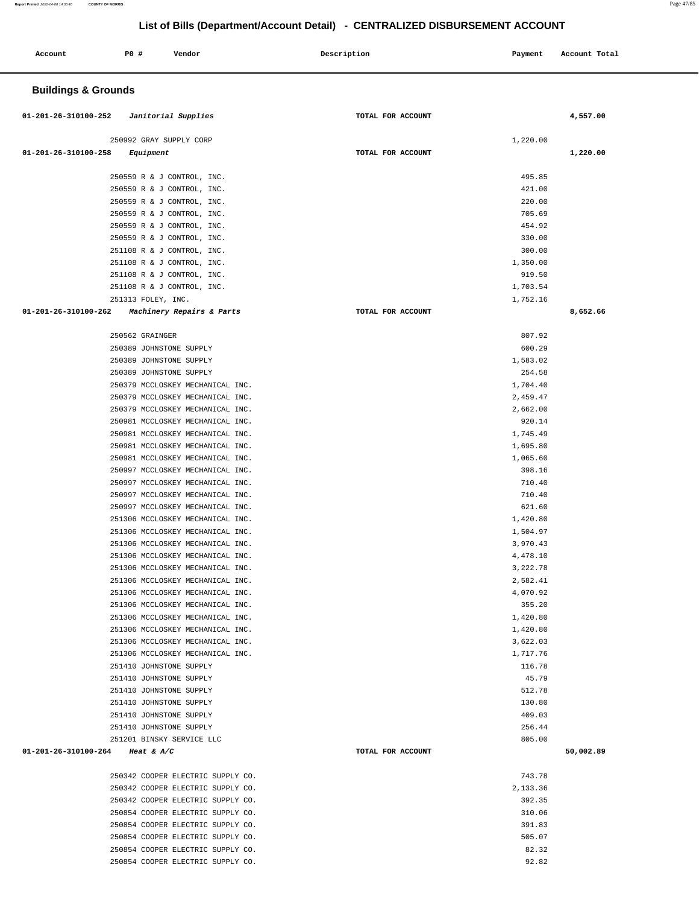# List of Bills (Department/Account Detail) - CENTRALIZED DISBURSEMENT ACCOUNT

| Account | PO # | Vendor | Description | Payment | Account Total |
|---|---|---|---|---|---|

## Buildings & Grounds

| Account | PO # | Vendor | Description | Payment | Account Total |
|---|---|---|---|---|---|
| 01-201-26-310100-252 | | *Janitorial Supplies* | TOTAL FOR ACCOUNT | | 4,557.00 |
| | 250992 | GRAY SUPPLY CORP | | 1,220.00 | |
| 01-201-26-310100-258 | | *Equipment* | TOTAL FOR ACCOUNT | | 1,220.00 |
| | 250559 | R & J CONTROL, INC. | | 495.85 | |
| | 250559 | R & J CONTROL, INC. | | 421.00 | |
| | 250559 | R & J CONTROL, INC. | | 220.00 | |
| | 250559 | R & J CONTROL, INC. | | 705.69 | |
| | 250559 | R & J CONTROL, INC. | | 454.92 | |
| | 250559 | R & J CONTROL, INC. | | 330.00 | |
| | 251108 | R & J CONTROL, INC. | | 300.00 | |
| | 251108 | R & J CONTROL, INC. | | 1,350.00 | |
| | 251108 | R & J CONTROL, INC. | | 919.50 | |
| | 251108 | R & J CONTROL, INC. | | 1,703.54 | |
| | 251313 | FOLEY, INC. | | 1,752.16 | |
| 01-201-26-310100-262 | | *Machinery Repairs & Parts* | TOTAL FOR ACCOUNT | | 8,652.66 |
| | 250562 | GRAINGER | | 807.92 | |
| | 250389 | JOHNSTONE SUPPLY | | 600.29 | |
| | 250389 | JOHNSTONE SUPPLY | | 1,583.02 | |
| | 250389 | JOHNSTONE SUPPLY | | 254.58 | |
| | 250379 | MCCLOSKEY MECHANICAL INC. | | 1,704.40 | |
| | 250379 | MCCLOSKEY MECHANICAL INC. | | 2,459.47 | |
| | 250379 | MCCLOSKEY MECHANICAL INC. | | 2,662.00 | |
| | 250981 | MCCLOSKEY MECHANICAL INC. | | 920.14 | |
| | 250981 | MCCLOSKEY MECHANICAL INC. | | 1,745.49 | |
| | 250981 | MCCLOSKEY MECHANICAL INC. | | 1,695.80 | |
| | 250981 | MCCLOSKEY MECHANICAL INC. | | 1,065.60 | |
| | 250997 | MCCLOSKEY MECHANICAL INC. | | 398.16 | |
| | 250997 | MCCLOSKEY MECHANICAL INC. | | 710.40 | |
| | 250997 | MCCLOSKEY MECHANICAL INC. | | 710.40 | |
| | 250997 | MCCLOSKEY MECHANICAL INC. | | 621.60 | |
| | 251306 | MCCLOSKEY MECHANICAL INC. | | 1,420.80 | |
| | 251306 | MCCLOSKEY MECHANICAL INC. | | 1,504.97 | |
| | 251306 | MCCLOSKEY MECHANICAL INC. | | 3,970.43 | |
| | 251306 | MCCLOSKEY MECHANICAL INC. | | 4,478.10 | |
| | 251306 | MCCLOSKEY MECHANICAL INC. | | 3,222.78 | |
| | 251306 | MCCLOSKEY MECHANICAL INC. | | 2,582.41 | |
| | 251306 | MCCLOSKEY MECHANICAL INC. | | 4,070.92 | |
| | 251306 | MCCLOSKEY MECHANICAL INC. | | 355.20 | |
| | 251306 | MCCLOSKEY MECHANICAL INC. | | 1,420.80 | |
| | 251306 | MCCLOSKEY MECHANICAL INC. | | 1,420.80 | |
| | 251306 | MCCLOSKEY MECHANICAL INC. | | 3,622.03 | |
| | 251306 | MCCLOSKEY MECHANICAL INC. | | 1,717.76 | |
| | 251410 | JOHNSTONE SUPPLY | | 116.78 | |
| | 251410 | JOHNSTONE SUPPLY | | 45.79 | |
| | 251410 | JOHNSTONE SUPPLY | | 512.78 | |
| | 251410 | JOHNSTONE SUPPLY | | 130.80 | |
| | 251410 | JOHNSTONE SUPPLY | | 409.03 | |
| | 251410 | JOHNSTONE SUPPLY | | 256.44 | |
| | 251201 | BINSKY SERVICE LLC | | 805.00 | |
| 01-201-26-310100-264 | | *Heat & A/C* | TOTAL FOR ACCOUNT | | 50,002.89 |
| | 250342 | COOPER ELECTRIC SUPPLY CO. | | 743.78 | |
| | 250342 | COOPER ELECTRIC SUPPLY CO. | | 2,133.36 | |
| | 250342 | COOPER ELECTRIC SUPPLY CO. | | 392.35 | |
| | 250854 | COOPER ELECTRIC SUPPLY CO. | | 310.06 | |
| | 250854 | COOPER ELECTRIC SUPPLY CO. | | 391.83 | |
| | 250854 | COOPER ELECTRIC SUPPLY CO. | | 505.07 | |
| | 250854 | COOPER ELECTRIC SUPPLY CO. | | 82.32 | |
| | 250854 | COOPER ELECTRIC SUPPLY CO. | | 92.82 | |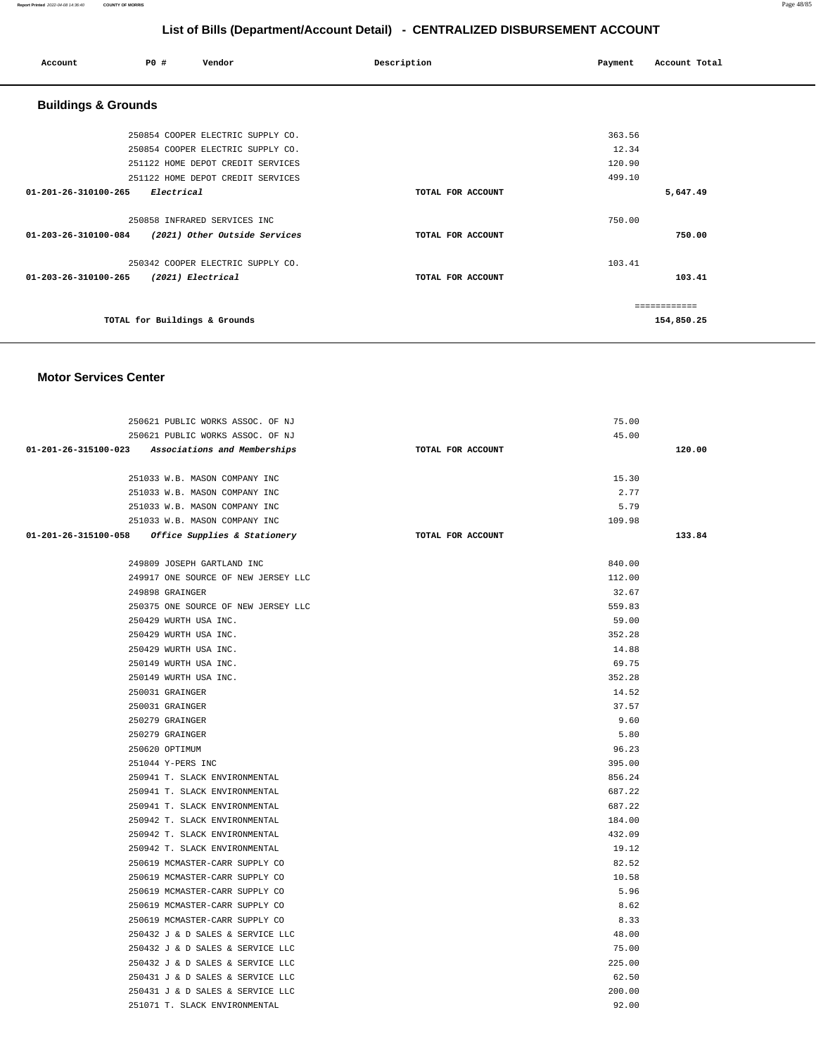## List of Bills (Department/Account Detail) - CENTRALIZED DISBURSEMENT ACCOUNT

| Account | PO # | Vendor | Description | Payment | Account Total |
|---|---|---|---|---|---|

### Buildings & Grounds

| Account | PO # | Vendor | Description | Payment | Account Total |
|---|---|---|---|---|---|
| | 250854 | COOPER ELECTRIC SUPPLY CO. | | 363.56 | |
| | 250854 | COOPER ELECTRIC SUPPLY CO. | | 12.34 | |
| | 251122 | HOME DEPOT CREDIT SERVICES | | 120.90 | |
| | 251122 | HOME DEPOT CREDIT SERVICES | | 499.10 | |
| 01-201-26-310100-265 | | *Electrical* | TOTAL FOR ACCOUNT | | 5,647.49 |
| | 250858 | INFRARED SERVICES INC | | 750.00 | |
| 01-203-26-310100-084 | | *(2021) Other Outside Services* | TOTAL FOR ACCOUNT | | 750.00 |
| | 250342 | COOPER ELECTRIC SUPPLY CO. | | 103.41 | |
| 01-203-26-310100-265 | | *(2021) Electrical* | TOTAL FOR ACCOUNT | | 103.41 |
| | | | | | ============ |
| | | TOTAL for Buildings & Grounds | | | 154,850.25 |

### Motor Services Center

| Account | PO # | Vendor | Description | Payment | Account Total |
|---|---|---|---|---|---|
| | 250621 | PUBLIC WORKS ASSOC. OF NJ | | 75.00 | |
| | 250621 | PUBLIC WORKS ASSOC. OF NJ | | 45.00 | |
| 01-201-26-315100-023 | | *Associations and Memberships* | TOTAL FOR ACCOUNT | | 120.00 |
| | 251033 | W.B. MASON COMPANY INC | | 15.30 | |
| | 251033 | W.B. MASON COMPANY INC | | 2.77 | |
| | 251033 | W.B. MASON COMPANY INC | | 5.79 | |
| | 251033 | W.B. MASON COMPANY INC | | 109.98 | |
| 01-201-26-315100-058 | | *Office Supplies & Stationery* | TOTAL FOR ACCOUNT | | 133.84 |
| | 249809 | JOSEPH GARTLAND INC | | 840.00 | |
| | 249917 | ONE SOURCE OF NEW JERSEY LLC | | 112.00 | |
| | 249898 | GRAINGER | | 32.67 | |
| | 250375 | ONE SOURCE OF NEW JERSEY LLC | | 559.83 | |
| | 250429 | WURTH USA INC. | | 59.00 | |
| | 250429 | WURTH USA INC. | | 352.28 | |
| | 250429 | WURTH USA INC. | | 14.88 | |
| | 250149 | WURTH USA INC. | | 69.75 | |
| | 250149 | WURTH USA INC. | | 352.28 | |
| | 250031 | GRAINGER | | 14.52 | |
| | 250031 | GRAINGER | | 37.57 | |
| | 250279 | GRAINGER | | 9.60 | |
| | 250279 | GRAINGER | | 5.80 | |
| | 250620 | OPTIMUM | | 96.23 | |
| | 251044 | Y-PERS INC | | 395.00 | |
| | 250941 | T. SLACK ENVIRONMENTAL | | 856.24 | |
| | 250941 | T. SLACK ENVIRONMENTAL | | 687.22 | |
| | 250941 | T. SLACK ENVIRONMENTAL | | 687.22 | |
| | 250942 | T. SLACK ENVIRONMENTAL | | 184.00 | |
| | 250942 | T. SLACK ENVIRONMENTAL | | 432.09 | |
| | 250942 | T. SLACK ENVIRONMENTAL | | 19.12 | |
| | 250619 | MCMASTER-CARR SUPPLY CO | | 82.52 | |
| | 250619 | MCMASTER-CARR SUPPLY CO | | 10.58 | |
| | 250619 | MCMASTER-CARR SUPPLY CO | | 5.96 | |
| | 250619 | MCMASTER-CARR SUPPLY CO | | 8.62 | |
| | 250619 | MCMASTER-CARR SUPPLY CO | | 8.33 | |
| | 250432 | J & D SALES & SERVICE LLC | | 48.00 | |
| | 250432 | J & D SALES & SERVICE LLC | | 75.00 | |
| | 250432 | J & D SALES & SERVICE LLC | | 225.00 | |
| | 250431 | J & D SALES & SERVICE LLC | | 62.50 | |
| | 250431 | J & D SALES & SERVICE LLC | | 200.00 | |
| | 251071 | T. SLACK ENVIRONMENTAL | | 92.00 | |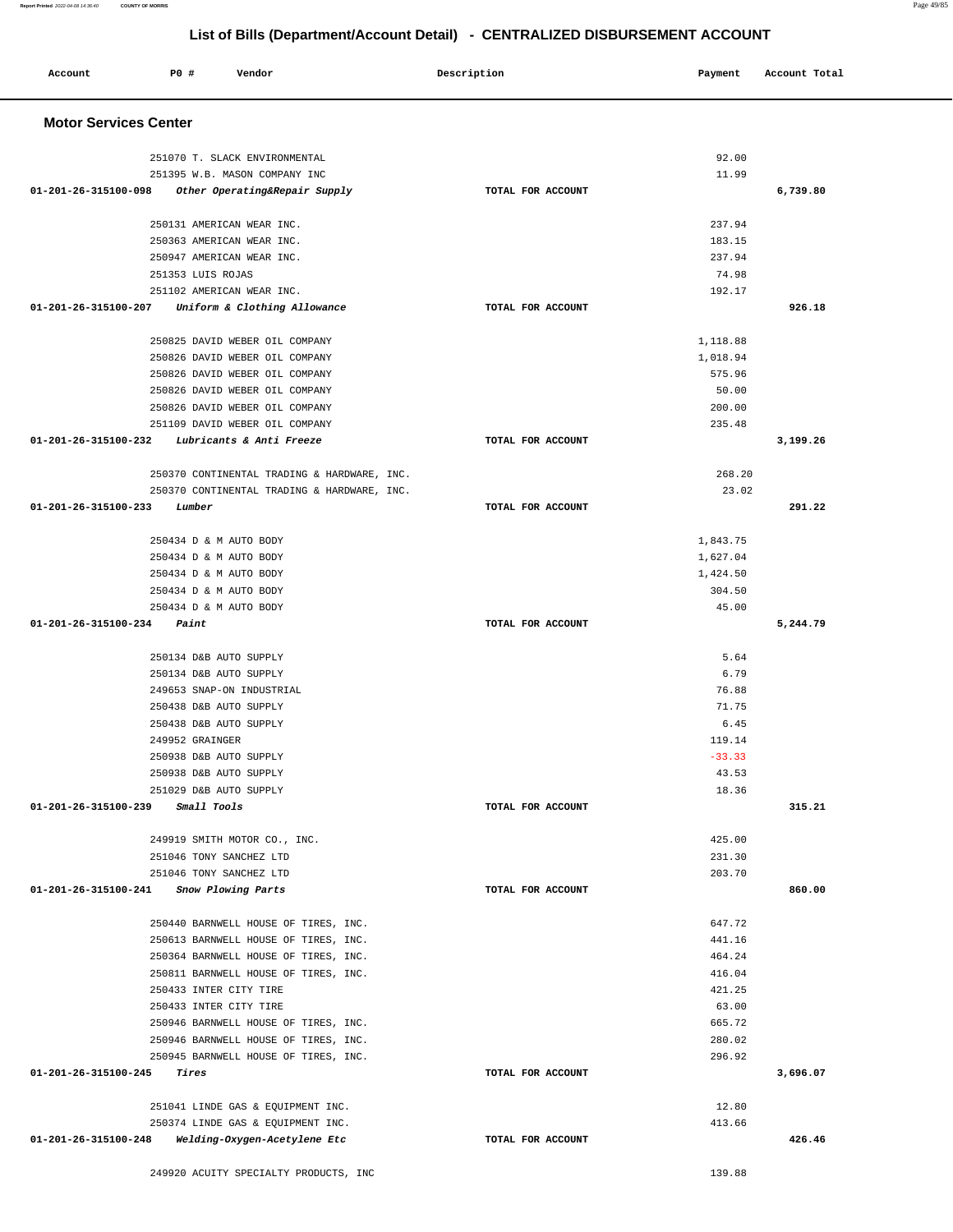# List of Bills (Department/Account Detail) - CENTRALIZED DISBURSEMENT ACCOUNT

| Account | PO # | Vendor | Description | Payment | Account Total |
|---|---|---|---|---|---|

## Motor Services Center

| Account | PO # | Vendor | Description | Payment | Account Total |
|---|---|---|---|---|---|
| | 251070 | T. SLACK ENVIRONMENTAL | | 92.00 | |
| | 251395 | W.B. MASON COMPANY INC | | 11.99 | |
| 01-201-26-315100-098 | | *Other Operating&Repair Supply* | TOTAL FOR ACCOUNT | | 6,739.80 |
| | 250131 | AMERICAN WEAR INC. | | 237.94 | |
| | 250363 | AMERICAN WEAR INC. | | 183.15 | |
| | 250947 | AMERICAN WEAR INC. | | 237.94 | |
| | 251353 | LUIS ROJAS | | 74.98 | |
| | 251102 | AMERICAN WEAR INC. | | 192.17 | |
| 01-201-26-315100-207 | | *Uniform & Clothing Allowance* | TOTAL FOR ACCOUNT | | 926.18 |
| | 250825 | DAVID WEBER OIL COMPANY | | 1,118.88 | |
| | 250826 | DAVID WEBER OIL COMPANY | | 1,018.94 | |
| | 250826 | DAVID WEBER OIL COMPANY | | 575.96 | |
| | 250826 | DAVID WEBER OIL COMPANY | | 50.00 | |
| | 250826 | DAVID WEBER OIL COMPANY | | 200.00 | |
| | 251109 | DAVID WEBER OIL COMPANY | | 235.48 | |
| 01-201-26-315100-232 | | *Lubricants & Anti Freeze* | TOTAL FOR ACCOUNT | | 3,199.26 |
| | 250370 | CONTINENTAL TRADING & HARDWARE, INC. | | 268.20 | |
| | 250370 | CONTINENTAL TRADING & HARDWARE, INC. | | 23.02 | |
| 01-201-26-315100-233 | | *Lumber* | TOTAL FOR ACCOUNT | | 291.22 |
| | 250434 | D & M AUTO BODY | | 1,843.75 | |
| | 250434 | D & M AUTO BODY | | 1,627.04 | |
| | 250434 | D & M AUTO BODY | | 1,424.50 | |
| | 250434 | D & M AUTO BODY | | 304.50 | |
| | 250434 | D & M AUTO BODY | | 45.00 | |
| 01-201-26-315100-234 | | *Paint* | TOTAL FOR ACCOUNT | | 5,244.79 |
| | 250134 | D&B AUTO SUPPLY | | 5.64 | |
| | 250134 | D&B AUTO SUPPLY | | 6.79 | |
| | 249653 | SNAP-ON INDUSTRIAL | | 76.88 | |
| | 250438 | D&B AUTO SUPPLY | | 71.75 | |
| | 250438 | D&B AUTO SUPPLY | | 6.45 | |
| | 249952 | GRAINGER | | 119.14 | |
| | 250938 | D&B AUTO SUPPLY | | -33.33 | |
| | 250938 | D&B AUTO SUPPLY | | 43.53 | |
| | 251029 | D&B AUTO SUPPLY | | 18.36 | |
| 01-201-26-315100-239 | | *Small Tools* | TOTAL FOR ACCOUNT | | 315.21 |
| | 249919 | SMITH MOTOR CO., INC. | | 425.00 | |
| | 251046 | TONY SANCHEZ LTD | | 231.30 | |
| | 251046 | TONY SANCHEZ LTD | | 203.70 | |
| 01-201-26-315100-241 | | *Snow Plowing Parts* | TOTAL FOR ACCOUNT | | 860.00 |
| | 250440 | BARNWELL HOUSE OF TIRES, INC. | | 647.72 | |
| | 250613 | BARNWELL HOUSE OF TIRES, INC. | | 441.16 | |
| | 250364 | BARNWELL HOUSE OF TIRES, INC. | | 464.24 | |
| | 250811 | BARNWELL HOUSE OF TIRES, INC. | | 416.04 | |
| | 250433 | INTER CITY TIRE | | 421.25 | |
| | 250433 | INTER CITY TIRE | | 63.00 | |
| | 250946 | BARNWELL HOUSE OF TIRES, INC. | | 665.72 | |
| | 250946 | BARNWELL HOUSE OF TIRES, INC. | | 280.02 | |
| | 250945 | BARNWELL HOUSE OF TIRES, INC. | | 296.92 | |
| 01-201-26-315100-245 | | *Tires* | TOTAL FOR ACCOUNT | | 3,696.07 |
| | 251041 | LINDE GAS & EQUIPMENT INC. | | 12.80 | |
| | 250374 | LINDE GAS & EQUIPMENT INC. | | 413.66 | |
| 01-201-26-315100-248 | | *Welding-Oxygen-Acetylene Etc* | TOTAL FOR ACCOUNT | | 426.46 |
| | 249920 | ACUITY SPECIALTY PRODUCTS, INC | | 139.88 | |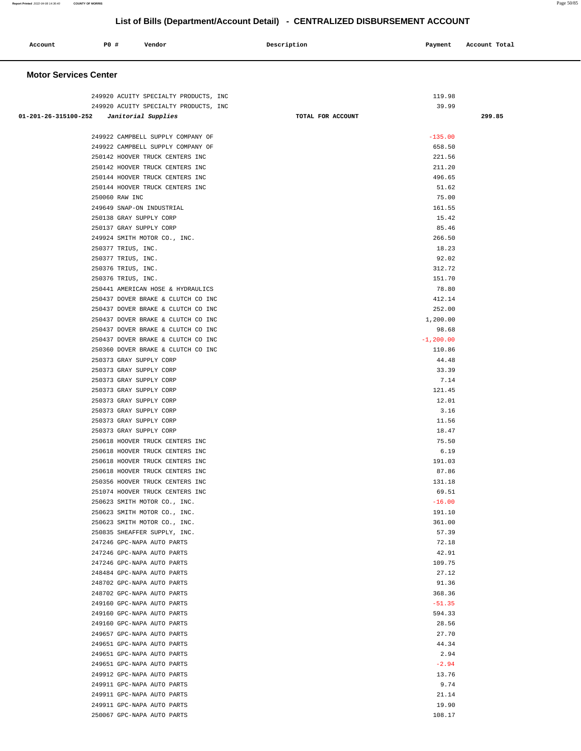# List of Bills (Department/Account Detail) - CENTRALIZED DISBURSEMENT ACCOUNT

| Account | PO # | Vendor | Description | Payment | Account Total |
|---|---|---|---|---|---|

## Motor Services Center

| Account | PO # | Vendor | Description | Payment | Account Total |
|---|---|---|---|---|---|
| | 249920 | ACUITY SPECIALTY PRODUCTS, INC | | 119.98 | |
| | 249920 | ACUITY SPECIALTY PRODUCTS, INC | | 39.99 | |
| 01-201-26-315100-252 | | *Janitorial Supplies* | TOTAL FOR ACCOUNT | | 299.85 |
| | 249922 | CAMPBELL SUPPLY COMPANY OF | | -135.00 | |
| | 249922 | CAMPBELL SUPPLY COMPANY OF | | 658.50 | |
| | 250142 | HOOVER TRUCK CENTERS INC | | 221.56 | |
| | 250142 | HOOVER TRUCK CENTERS INC | | 211.20 | |
| | 250144 | HOOVER TRUCK CENTERS INC | | 496.65 | |
| | 250144 | HOOVER TRUCK CENTERS INC | | 51.62 | |
| | 250060 | RAW INC | | 75.00 | |
| | 249649 | SNAP-ON INDUSTRIAL | | 161.55 | |
| | 250138 | GRAY SUPPLY CORP | | 15.42 | |
| | 250137 | GRAY SUPPLY CORP | | 85.46 | |
| | 249924 | SMITH MOTOR CO., INC. | | 266.50 | |
| | 250377 | TRIUS, INC. | | 18.23 | |
| | 250377 | TRIUS, INC. | | 92.02 | |
| | 250376 | TRIUS, INC. | | 312.72 | |
| | 250376 | TRIUS, INC. | | 151.70 | |
| | 250441 | AMERICAN HOSE & HYDRAULICS | | 78.80 | |
| | 250437 | DOVER BRAKE & CLUTCH CO INC | | 412.14 | |
| | 250437 | DOVER BRAKE & CLUTCH CO INC | | 252.00 | |
| | 250437 | DOVER BRAKE & CLUTCH CO INC | | 1,200.00 | |
| | 250437 | DOVER BRAKE & CLUTCH CO INC | | 98.68 | |
| | 250437 | DOVER BRAKE & CLUTCH CO INC | | -1,200.00 | |
| | 250360 | DOVER BRAKE & CLUTCH CO INC | | 110.86 | |
| | 250373 | GRAY SUPPLY CORP | | 44.48 | |
| | 250373 | GRAY SUPPLY CORP | | 33.39 | |
| | 250373 | GRAY SUPPLY CORP | | 7.14 | |
| | 250373 | GRAY SUPPLY CORP | | 121.45 | |
| | 250373 | GRAY SUPPLY CORP | | 12.01 | |
| | 250373 | GRAY SUPPLY CORP | | 3.16 | |
| | 250373 | GRAY SUPPLY CORP | | 11.56 | |
| | 250373 | GRAY SUPPLY CORP | | 18.47 | |
| | 250618 | HOOVER TRUCK CENTERS INC | | 75.50 | |
| | 250618 | HOOVER TRUCK CENTERS INC | | 6.19 | |
| | 250618 | HOOVER TRUCK CENTERS INC | | 191.03 | |
| | 250618 | HOOVER TRUCK CENTERS INC | | 87.86 | |
| | 250356 | HOOVER TRUCK CENTERS INC | | 131.18 | |
| | 251074 | HOOVER TRUCK CENTERS INC | | 69.51 | |
| | 250623 | SMITH MOTOR CO., INC. | | -16.00 | |
| | 250623 | SMITH MOTOR CO., INC. | | 191.10 | |
| | 250623 | SMITH MOTOR CO., INC. | | 361.00 | |
| | 250835 | SHEAFFER SUPPLY, INC. | | 57.39 | |
| | 247246 | GPC-NAPA AUTO PARTS | | 72.18 | |
| | 247246 | GPC-NAPA AUTO PARTS | | 42.91 | |
| | 247246 | GPC-NAPA AUTO PARTS | | 109.75 | |
| | 248484 | GPC-NAPA AUTO PARTS | | 27.12 | |
| | 248702 | GPC-NAPA AUTO PARTS | | 91.36 | |
| | 248702 | GPC-NAPA AUTO PARTS | | 368.36 | |
| | 249160 | GPC-NAPA AUTO PARTS | | -51.35 | |
| | 249160 | GPC-NAPA AUTO PARTS | | 594.33 | |
| | 249160 | GPC-NAPA AUTO PARTS | | 28.56 | |
| | 249657 | GPC-NAPA AUTO PARTS | | 27.70 | |
| | 249651 | GPC-NAPA AUTO PARTS | | 44.34 | |
| | 249651 | GPC-NAPA AUTO PARTS | | 2.94 | |
| | 249651 | GPC-NAPA AUTO PARTS | | -2.94 | |
| | 249912 | GPC-NAPA AUTO PARTS | | 13.76 | |
| | 249911 | GPC-NAPA AUTO PARTS | | 9.74 | |
| | 249911 | GPC-NAPA AUTO PARTS | | 21.14 | |
| | 249911 | GPC-NAPA AUTO PARTS | | 19.90 | |
| | 250067 | GPC-NAPA AUTO PARTS | | 108.17 | |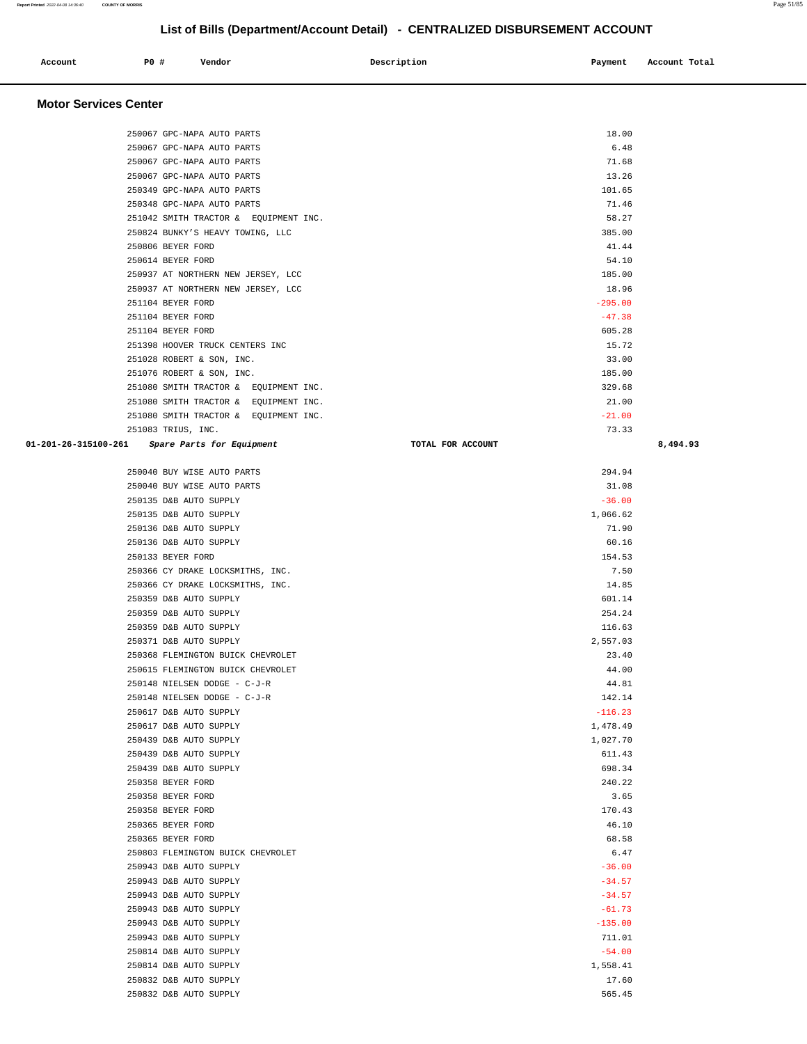## List of Bills (Department/Account Detail) - CENTRALIZED DISBURSEMENT ACCOUNT

| Account | PO # | Vendor | Description | Payment | Account Total |
|---|---|---|---|---|---|

### Motor Services Center

| Account | PO # | Vendor | Description | Payment | Account Total |
|---|---|---|---|---|---|
| | 250067 | GPC-NAPA AUTO PARTS | | 18.00 | |
| | 250067 | GPC-NAPA AUTO PARTS | | 6.48 | |
| | 250067 | GPC-NAPA AUTO PARTS | | 71.68 | |
| | 250067 | GPC-NAPA AUTO PARTS | | 13.26 | |
| | 250349 | GPC-NAPA AUTO PARTS | | 101.65 | |
| | 250348 | GPC-NAPA AUTO PARTS | | 71.46 | |
| | 251042 | SMITH TRACTOR & EQUIPMENT INC. | | 58.27 | |
| | 250824 | BUNKY'S HEAVY TOWING, LLC | | 385.00 | |
| | 250806 | BEYER FORD | | 41.44 | |
| | 250614 | BEYER FORD | | 54.10 | |
| | 250937 | AT NORTHERN NEW JERSEY, LCC | | 185.00 | |
| | 250937 | AT NORTHERN NEW JERSEY, LCC | | 18.96 | |
| | 251104 | BEYER FORD | | -295.00 | |
| | 251104 | BEYER FORD | | -47.38 | |
| | 251104 | BEYER FORD | | 605.28 | |
| | 251398 | HOOVER TRUCK CENTERS INC | | 15.72 | |
| | 251028 | ROBERT & SON, INC. | | 33.00 | |
| | 251076 | ROBERT & SON, INC. | | 185.00 | |
| | 251080 | SMITH TRACTOR & EQUIPMENT INC. | | 329.68 | |
| | 251080 | SMITH TRACTOR & EQUIPMENT INC. | | 21.00 | |
| | 251080 | SMITH TRACTOR & EQUIPMENT INC. | | -21.00 | |
| | 251083 | TRIUS, INC. | | 73.33 | |
| 01-201-26-315100-261 | | *Spare Parts for Equipment* | TOTAL FOR ACCOUNT | | 8,494.93 |
| | 250040 | BUY WISE AUTO PARTS | | 294.94 | |
| | 250040 | BUY WISE AUTO PARTS | | 31.08 | |
| | 250135 | D&B AUTO SUPPLY | | -36.00 | |
| | 250135 | D&B AUTO SUPPLY | | 1,066.62 | |
| | 250136 | D&B AUTO SUPPLY | | 71.90 | |
| | 250136 | D&B AUTO SUPPLY | | 60.16 | |
| | 250133 | BEYER FORD | | 154.53 | |
| | 250366 | CY DRAKE LOCKSMITHS, INC. | | 7.50 | |
| | 250366 | CY DRAKE LOCKSMITHS, INC. | | 14.85 | |
| | 250359 | D&B AUTO SUPPLY | | 601.14 | |
| | 250359 | D&B AUTO SUPPLY | | 254.24 | |
| | 250359 | D&B AUTO SUPPLY | | 116.63 | |
| | 250371 | D&B AUTO SUPPLY | | 2,557.03 | |
| | 250368 | FLEMINGTON BUICK CHEVROLET | | 23.40 | |
| | 250615 | FLEMINGTON BUICK CHEVROLET | | 44.00 | |
| | 250148 | NIELSEN DODGE - C-J-R | | 44.81 | |
| | 250148 | NIELSEN DODGE - C-J-R | | 142.14 | |
| | 250617 | D&B AUTO SUPPLY | | -116.23 | |
| | 250617 | D&B AUTO SUPPLY | | 1,478.49 | |
| | 250439 | D&B AUTO SUPPLY | | 1,027.70 | |
| | 250439 | D&B AUTO SUPPLY | | 611.43 | |
| | 250439 | D&B AUTO SUPPLY | | 698.34 | |
| | 250358 | BEYER FORD | | 240.22 | |
| | 250358 | BEYER FORD | | 3.65 | |
| | 250358 | BEYER FORD | | 170.43 | |
| | 250365 | BEYER FORD | | 46.10 | |
| | 250365 | BEYER FORD | | 68.58 | |
| | 250803 | FLEMINGTON BUICK CHEVROLET | | 6.47 | |
| | 250943 | D&B AUTO SUPPLY | | -36.00 | |
| | 250943 | D&B AUTO SUPPLY | | -34.57 | |
| | 250943 | D&B AUTO SUPPLY | | -34.57 | |
| | 250943 | D&B AUTO SUPPLY | | -61.73 | |
| | 250943 | D&B AUTO SUPPLY | | -135.00 | |
| | 250943 | D&B AUTO SUPPLY | | 711.01 | |
| | 250814 | D&B AUTO SUPPLY | | -54.00 | |
| | 250814 | D&B AUTO SUPPLY | | 1,558.41 | |
| | 250832 | D&B AUTO SUPPLY | | 17.60 | |
| | 250832 | D&B AUTO SUPPLY | | 565.45 | |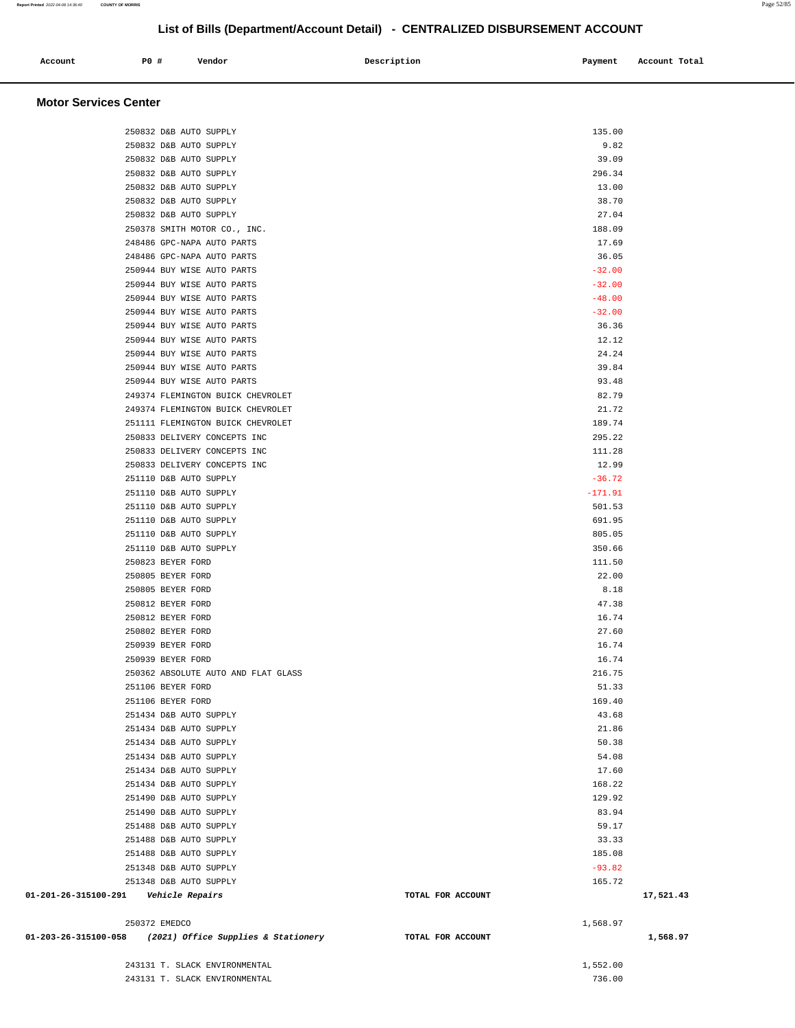# List of Bills (Department/Account Detail) - CENTRALIZED DISBURSEMENT ACCOUNT

| Account | PO # | Vendor | Description | Payment | Account Total |
|---|---|---|---|---|---|

## Motor Services Center

| Account | PO # | Vendor | Description | Payment | Account Total |
|---|---|---|---|---|---|
| | 250832 | D&B AUTO SUPPLY | | 135.00 | |
| | 250832 | D&B AUTO SUPPLY | | 9.82 | |
| | 250832 | D&B AUTO SUPPLY | | 39.09 | |
| | 250832 | D&B AUTO SUPPLY | | 296.34 | |
| | 250832 | D&B AUTO SUPPLY | | 13.00 | |
| | 250832 | D&B AUTO SUPPLY | | 38.70 | |
| | 250832 | D&B AUTO SUPPLY | | 27.04 | |
| | 250378 | SMITH MOTOR CO., INC. | | 188.09 | |
| | 248486 | GPC-NAPA AUTO PARTS | | 17.69 | |
| | 248486 | GPC-NAPA AUTO PARTS | | 36.05 | |
| | 250944 | BUY WISE AUTO PARTS | | -32.00 | |
| | 250944 | BUY WISE AUTO PARTS | | -32.00 | |
| | 250944 | BUY WISE AUTO PARTS | | -48.00 | |
| | 250944 | BUY WISE AUTO PARTS | | -32.00 | |
| | 250944 | BUY WISE AUTO PARTS | | 36.36 | |
| | 250944 | BUY WISE AUTO PARTS | | 12.12 | |
| | 250944 | BUY WISE AUTO PARTS | | 24.24 | |
| | 250944 | BUY WISE AUTO PARTS | | 39.84 | |
| | 250944 | BUY WISE AUTO PARTS | | 93.48 | |
| | 249374 | FLEMINGTON BUICK CHEVROLET | | 82.79 | |
| | 249374 | FLEMINGTON BUICK CHEVROLET | | 21.72 | |
| | 251111 | FLEMINGTON BUICK CHEVROLET | | 189.74 | |
| | 250833 | DELIVERY CONCEPTS INC | | 295.22 | |
| | 250833 | DELIVERY CONCEPTS INC | | 111.28 | |
| | 250833 | DELIVERY CONCEPTS INC | | 12.99 | |
| | 251110 | D&B AUTO SUPPLY | | -36.72 | |
| | 251110 | D&B AUTO SUPPLY | | -171.91 | |
| | 251110 | D&B AUTO SUPPLY | | 501.53 | |
| | 251110 | D&B AUTO SUPPLY | | 691.95 | |
| | 251110 | D&B AUTO SUPPLY | | 805.05 | |
| | 251110 | D&B AUTO SUPPLY | | 350.66 | |
| | 250823 | BEYER FORD | | 111.50 | |
| | 250805 | BEYER FORD | | 22.00 | |
| | 250805 | BEYER FORD | | 8.18 | |
| | 250812 | BEYER FORD | | 47.38 | |
| | 250812 | BEYER FORD | | 16.74 | |
| | 250802 | BEYER FORD | | 27.60 | |
| | 250939 | BEYER FORD | | 16.74 | |
| | 250939 | BEYER FORD | | 16.74 | |
| | 250362 | ABSOLUTE AUTO AND FLAT GLASS | | 216.75 | |
| | 251106 | BEYER FORD | | 51.33 | |
| | 251106 | BEYER FORD | | 169.40 | |
| | 251434 | D&B AUTO SUPPLY | | 43.68 | |
| | 251434 | D&B AUTO SUPPLY | | 21.86 | |
| | 251434 | D&B AUTO SUPPLY | | 50.38 | |
| | 251434 | D&B AUTO SUPPLY | | 54.08 | |
| | 251434 | D&B AUTO SUPPLY | | 17.60 | |
| | 251434 | D&B AUTO SUPPLY | | 168.22 | |
| | 251490 | D&B AUTO SUPPLY | | 129.92 | |
| | 251490 | D&B AUTO SUPPLY | | 83.94 | |
| | 251488 | D&B AUTO SUPPLY | | 59.17 | |
| | 251488 | D&B AUTO SUPPLY | | 33.33 | |
| | 251488 | D&B AUTO SUPPLY | | 185.08 | |
| | 251348 | D&B AUTO SUPPLY | | -93.82 | |
| | 251348 | D&B AUTO SUPPLY | | 165.72 | |
| **01-201-26-315100-291** | *Vehicle Repairs* | | **TOTAL FOR ACCOUNT** | | **17,521.43** |
| | 250372 | EMEDCO | | 1,568.97 | |
| **01-203-26-315100-058** | *(2021) Office Supplies & Stationery* | | **TOTAL FOR ACCOUNT** | | **1,568.97** |
| | 243131 | T. SLACK ENVIRONMENTAL | | 1,552.00 | |
| | 243131 | T. SLACK ENVIRONMENTAL | | 736.00 | |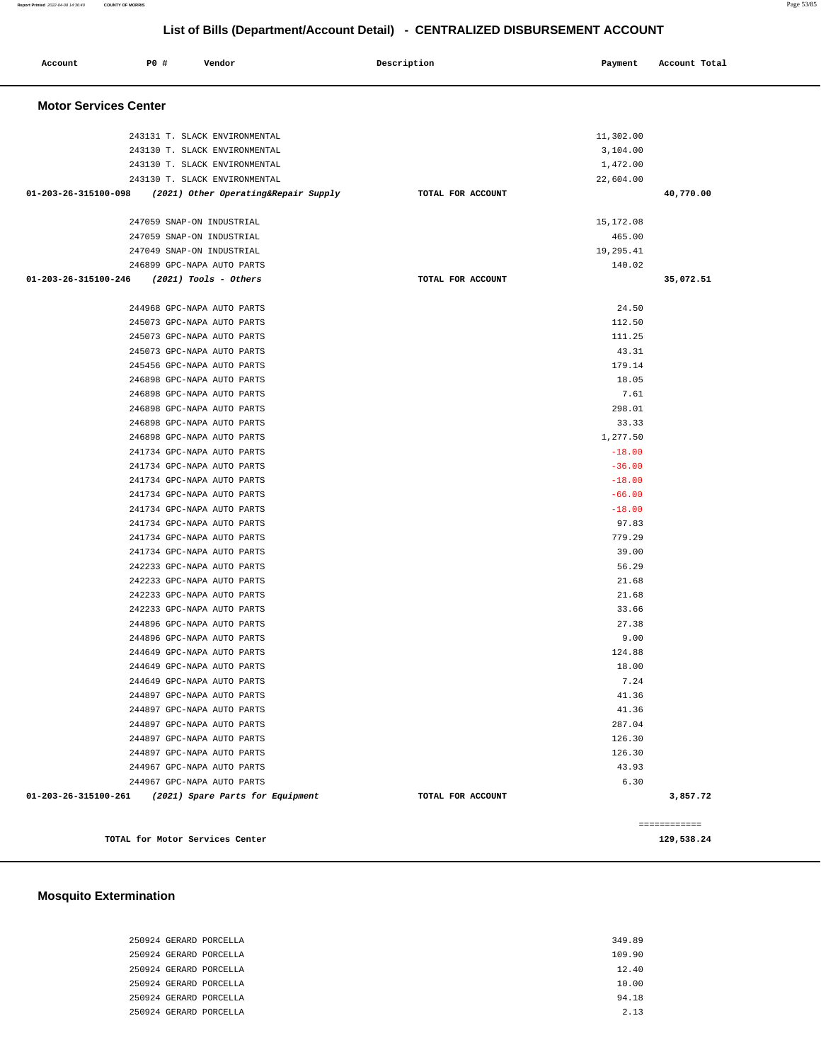## List of Bills (Department/Account Detail) - CENTRALIZED DISBURSEMENT ACCOUNT

| Account | PO # | Vendor | Description | Payment | Account Total |
|---|---|---|---|---|---|

### Motor Services Center

| Account | PO # | Vendor | Description | Payment | Account Total |
|---|---|---|---|---|---|
| | 243131 | T. SLACK ENVIRONMENTAL | | 11,302.00 | |
| | 243130 | T. SLACK ENVIRONMENTAL | | 3,104.00 | |
| | 243130 | T. SLACK ENVIRONMENTAL | | 1,472.00 | |
| | 243130 | T. SLACK ENVIRONMENTAL | | 22,604.00 | |
| 01-203-26-315100-098 | | *(2021) Other Operating&Repair Supply* | TOTAL FOR ACCOUNT | | 40,770.00 |
| | 247059 | SNAP-ON INDUSTRIAL | | 15,172.08 | |
| | 247059 | SNAP-ON INDUSTRIAL | | 465.00 | |
| | 247049 | SNAP-ON INDUSTRIAL | | 19,295.41 | |
| | 246899 | GPC-NAPA AUTO PARTS | | 140.02 | |
| 01-203-26-315100-246 | | *(2021) Tools - Others* | TOTAL FOR ACCOUNT | | 35,072.51 |
| | 244968 | GPC-NAPA AUTO PARTS | | 24.50 | |
| | 245073 | GPC-NAPA AUTO PARTS | | 112.50 | |
| | 245073 | GPC-NAPA AUTO PARTS | | 111.25 | |
| | 245073 | GPC-NAPA AUTO PARTS | | 43.31 | |
| | 245456 | GPC-NAPA AUTO PARTS | | 179.14 | |
| | 246898 | GPC-NAPA AUTO PARTS | | 18.05 | |
| | 246898 | GPC-NAPA AUTO PARTS | | 7.61 | |
| | 246898 | GPC-NAPA AUTO PARTS | | 298.01 | |
| | 246898 | GPC-NAPA AUTO PARTS | | 33.33 | |
| | 246898 | GPC-NAPA AUTO PARTS | | 1,277.50 | |
| | 241734 | GPC-NAPA AUTO PARTS | | -18.00 | |
| | 241734 | GPC-NAPA AUTO PARTS | | -36.00 | |
| | 241734 | GPC-NAPA AUTO PARTS | | -18.00 | |
| | 241734 | GPC-NAPA AUTO PARTS | | -66.00 | |
| | 241734 | GPC-NAPA AUTO PARTS | | -18.00 | |
| | 241734 | GPC-NAPA AUTO PARTS | | 97.83 | |
| | 241734 | GPC-NAPA AUTO PARTS | | 779.29 | |
| | 241734 | GPC-NAPA AUTO PARTS | | 39.00 | |
| | 242233 | GPC-NAPA AUTO PARTS | | 56.29 | |
| | 242233 | GPC-NAPA AUTO PARTS | | 21.68 | |
| | 242233 | GPC-NAPA AUTO PARTS | | 21.68 | |
| | 242233 | GPC-NAPA AUTO PARTS | | 33.66 | |
| | 244896 | GPC-NAPA AUTO PARTS | | 27.38 | |
| | 244896 | GPC-NAPA AUTO PARTS | | 9.00 | |
| | 244649 | GPC-NAPA AUTO PARTS | | 124.88 | |
| | 244649 | GPC-NAPA AUTO PARTS | | 18.00 | |
| | 244649 | GPC-NAPA AUTO PARTS | | 7.24 | |
| | 244897 | GPC-NAPA AUTO PARTS | | 41.36 | |
| | 244897 | GPC-NAPA AUTO PARTS | | 41.36 | |
| | 244897 | GPC-NAPA AUTO PARTS | | 287.04 | |
| | 244897 | GPC-NAPA AUTO PARTS | | 126.30 | |
| | 244897 | GPC-NAPA AUTO PARTS | | 126.30 | |
| | 244967 | GPC-NAPA AUTO PARTS | | 43.93 | |
| | 244967 | GPC-NAPA AUTO PARTS | | 6.30 | |
| 01-203-26-315100-261 | | *(2021) Spare Parts for Equipment* | TOTAL FOR ACCOUNT | | 3,857.72 |

============

**TOTAL for Motor Services Center** 129,538.24

### Mosquito Extermination

| Account | PO # | Vendor | Description | Payment | Account Total |
|---|---|---|---|---|---|
| | 250924 | GERARD PORCELLA | | 349.89 | |
| | 250924 | GERARD PORCELLA | | 109.90 | |
| | 250924 | GERARD PORCELLA | | 12.40 | |
| | 250924 | GERARD PORCELLA | | 10.00 | |
| | 250924 | GERARD PORCELLA | | 94.18 | |
| | 250924 | GERARD PORCELLA | | 2.13 | |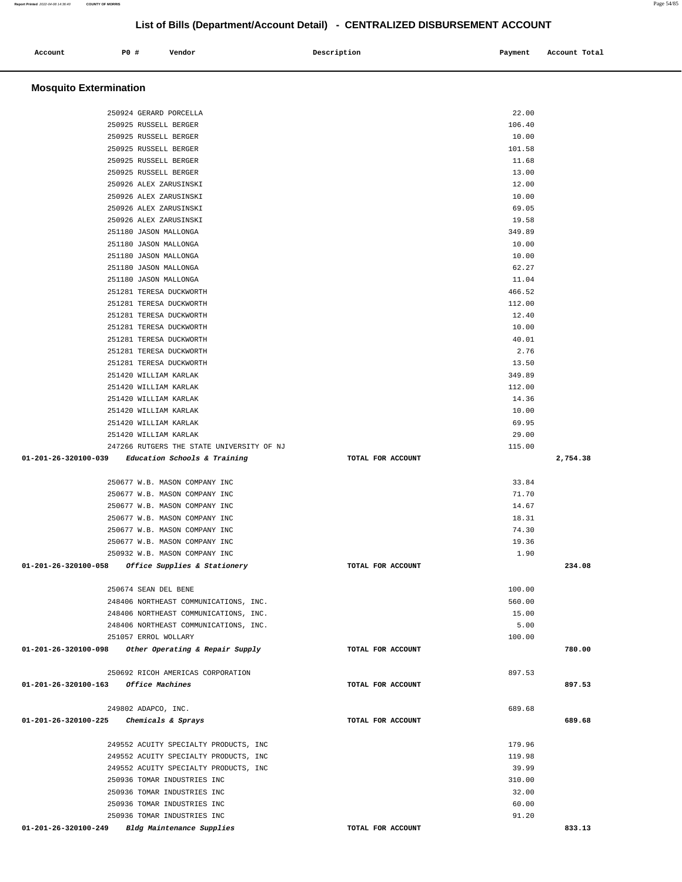# List of Bills (Department/Account Detail) - CENTRALIZED DISBURSEMENT ACCOUNT

| Account | PO # | Vendor | Description | Payment | Account Total |
|---|---|---|---|---|---|

## Mosquito Extermination

| Account | PO # | Vendor | Description | Payment | Account Total |
|---|---|---|---|---|---|
| | 250924 | GERARD PORCELLA | | 22.00 | |
| | 250925 | RUSSELL BERGER | | 106.40 | |
| | 250925 | RUSSELL BERGER | | 10.00 | |
| | 250925 | RUSSELL BERGER | | 101.58 | |
| | 250925 | RUSSELL BERGER | | 11.68 | |
| | 250925 | RUSSELL BERGER | | 13.00 | |
| | 250926 | ALEX ZARUSINSKI | | 12.00 | |
| | 250926 | ALEX ZARUSINSKI | | 10.00 | |
| | 250926 | ALEX ZARUSINSKI | | 69.05 | |
| | 250926 | ALEX ZARUSINSKI | | 19.58 | |
| | 251180 | JASON MALLONGA | | 349.89 | |
| | 251180 | JASON MALLONGA | | 10.00 | |
| | 251180 | JASON MALLONGA | | 10.00 | |
| | 251180 | JASON MALLONGA | | 62.27 | |
| | 251180 | JASON MALLONGA | | 11.04 | |
| | 251281 | TERESA DUCKWORTH | | 466.52 | |
| | 251281 | TERESA DUCKWORTH | | 112.00 | |
| | 251281 | TERESA DUCKWORTH | | 12.40 | |
| | 251281 | TERESA DUCKWORTH | | 10.00 | |
| | 251281 | TERESA DUCKWORTH | | 40.01 | |
| | 251281 | TERESA DUCKWORTH | | 2.76 | |
| | 251281 | TERESA DUCKWORTH | | 13.50 | |
| | 251420 | WILLIAM KARLAK | | 349.89 | |
| | 251420 | WILLIAM KARLAK | | 112.00 | |
| | 251420 | WILLIAM KARLAK | | 14.36 | |
| | 251420 | WILLIAM KARLAK | | 10.00 | |
| | 251420 | WILLIAM KARLAK | | 69.95 | |
| | 251420 | WILLIAM KARLAK | | 29.00 | |
| | 247266 | RUTGERS THE STATE UNIVERSITY OF NJ | | 115.00 | |
| **01-201-26-320100-039** | | *Education Schools & Training* | TOTAL FOR ACCOUNT | | **2,754.38** |
| | 250677 | W.B. MASON COMPANY INC | | 33.84 | |
| | 250677 | W.B. MASON COMPANY INC | | 71.70 | |
| | 250677 | W.B. MASON COMPANY INC | | 14.67 | |
| | 250677 | W.B. MASON COMPANY INC | | 18.31 | |
| | 250677 | W.B. MASON COMPANY INC | | 74.30 | |
| | 250677 | W.B. MASON COMPANY INC | | 19.36 | |
| | 250932 | W.B. MASON COMPANY INC | | 1.90 | |
| **01-201-26-320100-058** | | *Office Supplies & Stationery* | TOTAL FOR ACCOUNT | | **234.08** |
| | 250674 | SEAN DEL BENE | | 100.00 | |
| | 248406 | NORTHEAST COMMUNICATIONS, INC. | | 560.00 | |
| | 248406 | NORTHEAST COMMUNICATIONS, INC. | | 15.00 | |
| | 248406 | NORTHEAST COMMUNICATIONS, INC. | | 5.00 | |
| | 251057 | ERROL WOLLARY | | 100.00 | |
| **01-201-26-320100-098** | | *Other Operating & Repair Supply* | TOTAL FOR ACCOUNT | | **780.00** |
| | 250692 | RICOH AMERICAS CORPORATION | | 897.53 | |
| **01-201-26-320100-163** | | *Office Machines* | TOTAL FOR ACCOUNT | | **897.53** |
| | 249802 | ADAPCO, INC. | | 689.68 | |
| **01-201-26-320100-225** | | *Chemicals & Sprays* | TOTAL FOR ACCOUNT | | **689.68** |
| | 249552 | ACUITY SPECIALTY PRODUCTS, INC | | 179.96 | |
| | 249552 | ACUITY SPECIALTY PRODUCTS, INC | | 119.98 | |
| | 249552 | ACUITY SPECIALTY PRODUCTS, INC | | 39.99 | |
| | 250936 | TOMAR INDUSTRIES INC | | 310.00 | |
| | 250936 | TOMAR INDUSTRIES INC | | 32.00 | |
| | 250936 | TOMAR INDUSTRIES INC | | 60.00 | |
| | 250936 | TOMAR INDUSTRIES INC | | 91.20 | |
| **01-201-26-320100-249** | | *Bldg Maintenance Supplies* | TOTAL FOR ACCOUNT | | **833.13** |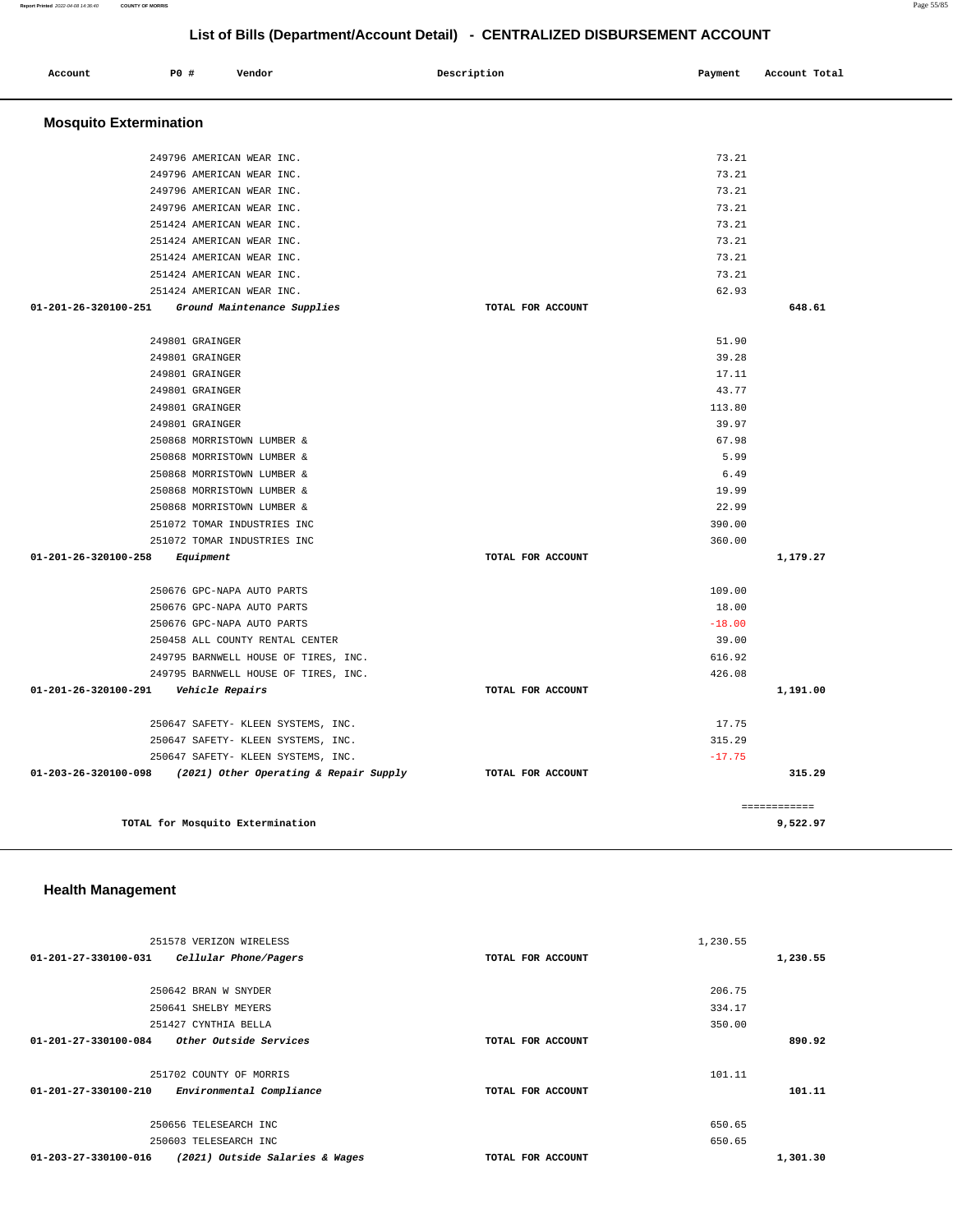## List of Bills (Department/Account Detail) - CENTRALIZED DISBURSEMENT ACCOUNT

| Account | PO # | Vendor | Description | Payment | Account Total |
|---|---|---|---|---|---|

### Mosquito Extermination

| Account | PO # | Vendor | Description | Payment | Account Total |
|---|---|---|---|---|---|
| | 249796 | AMERICAN WEAR INC. | | 73.21 | |
| | 249796 | AMERICAN WEAR INC. | | 73.21 | |
| | 249796 | AMERICAN WEAR INC. | | 73.21 | |
| | 249796 | AMERICAN WEAR INC. | | 73.21 | |
| | 251424 | AMERICAN WEAR INC. | | 73.21 | |
| | 251424 | AMERICAN WEAR INC. | | 73.21 | |
| | 251424 | AMERICAN WEAR INC. | | 73.21 | |
| | 251424 | AMERICAN WEAR INC. | | 73.21 | |
| | 251424 | AMERICAN WEAR INC. | | 62.93 | |
| 01-201-26-320100-251 | *Ground Maintenance Supplies* | | TOTAL FOR ACCOUNT | | 648.61 |
| | 249801 | GRAINGER | | 51.90 | |
| | 249801 | GRAINGER | | 39.28 | |
| | 249801 | GRAINGER | | 17.11 | |
| | 249801 | GRAINGER | | 43.77 | |
| | 249801 | GRAINGER | | 113.80 | |
| | 249801 | GRAINGER | | 39.97 | |
| | 250868 | MORRISTOWN LUMBER & | | 67.98 | |
| | 250868 | MORRISTOWN LUMBER & | | 5.99 | |
| | 250868 | MORRISTOWN LUMBER & | | 6.49 | |
| | 250868 | MORRISTOWN LUMBER & | | 19.99 | |
| | 250868 | MORRISTOWN LUMBER & | | 22.99 | |
| | 251072 | TOMAR INDUSTRIES INC | | 390.00 | |
| | 251072 | TOMAR INDUSTRIES INC | | 360.00 | |
| 01-201-26-320100-258 | *Equipment* | | TOTAL FOR ACCOUNT | | 1,179.27 |
| | 250676 | GPC-NAPA AUTO PARTS | | 109.00 | |
| | 250676 | GPC-NAPA AUTO PARTS | | 18.00 | |
| | 250676 | GPC-NAPA AUTO PARTS | | -18.00 | |
| | 250458 | ALL COUNTY RENTAL CENTER | | 39.00 | |
| | 249795 | BARNWELL HOUSE OF TIRES, INC. | | 616.92 | |
| | 249795 | BARNWELL HOUSE OF TIRES, INC. | | 426.08 | |
| 01-201-26-320100-291 | *Vehicle Repairs* | | TOTAL FOR ACCOUNT | | 1,191.00 |
| | 250647 | SAFETY- KLEEN SYSTEMS, INC. | | 17.75 | |
| | 250647 | SAFETY- KLEEN SYSTEMS, INC. | | 315.29 | |
| | 250647 | SAFETY- KLEEN SYSTEMS, INC. | | -17.75 | |
| 01-203-26-320100-098 | *(2021) Other Operating & Repair Supply* | | TOTAL FOR ACCOUNT | | 315.29 |
| | | | | | ============ |
| | TOTAL for Mosquito Extermination | | | | 9,522.97 |

### Health Management

| Account | PO # | Vendor | Description | Payment | Account Total |
|---|---|---|---|---|---|
| | 251578 | VERIZON WIRELESS | | 1,230.55 | |
| 01-201-27-330100-031 | *Cellular Phone/Pagers* | | TOTAL FOR ACCOUNT | | 1,230.55 |
| | 250642 | BRAN W SNYDER | | 206.75 | |
| | 250641 | SHELBY MEYERS | | 334.17 | |
| | 251427 | CYNTHIA BELLA | | 350.00 | |
| 01-201-27-330100-084 | *Other Outside Services* | | TOTAL FOR ACCOUNT | | 890.92 |
| | 251702 | COUNTY OF MORRIS | | 101.11 | |
| 01-201-27-330100-210 | *Environmental Compliance* | | TOTAL FOR ACCOUNT | | 101.11 |
| | 250656 | TELESEARCH INC | | 650.65 | |
| | 250603 | TELESEARCH INC | | 650.65 | |
| 01-203-27-330100-016 | *(2021) Outside Salaries & Wages* | | TOTAL FOR ACCOUNT | | 1,301.30 |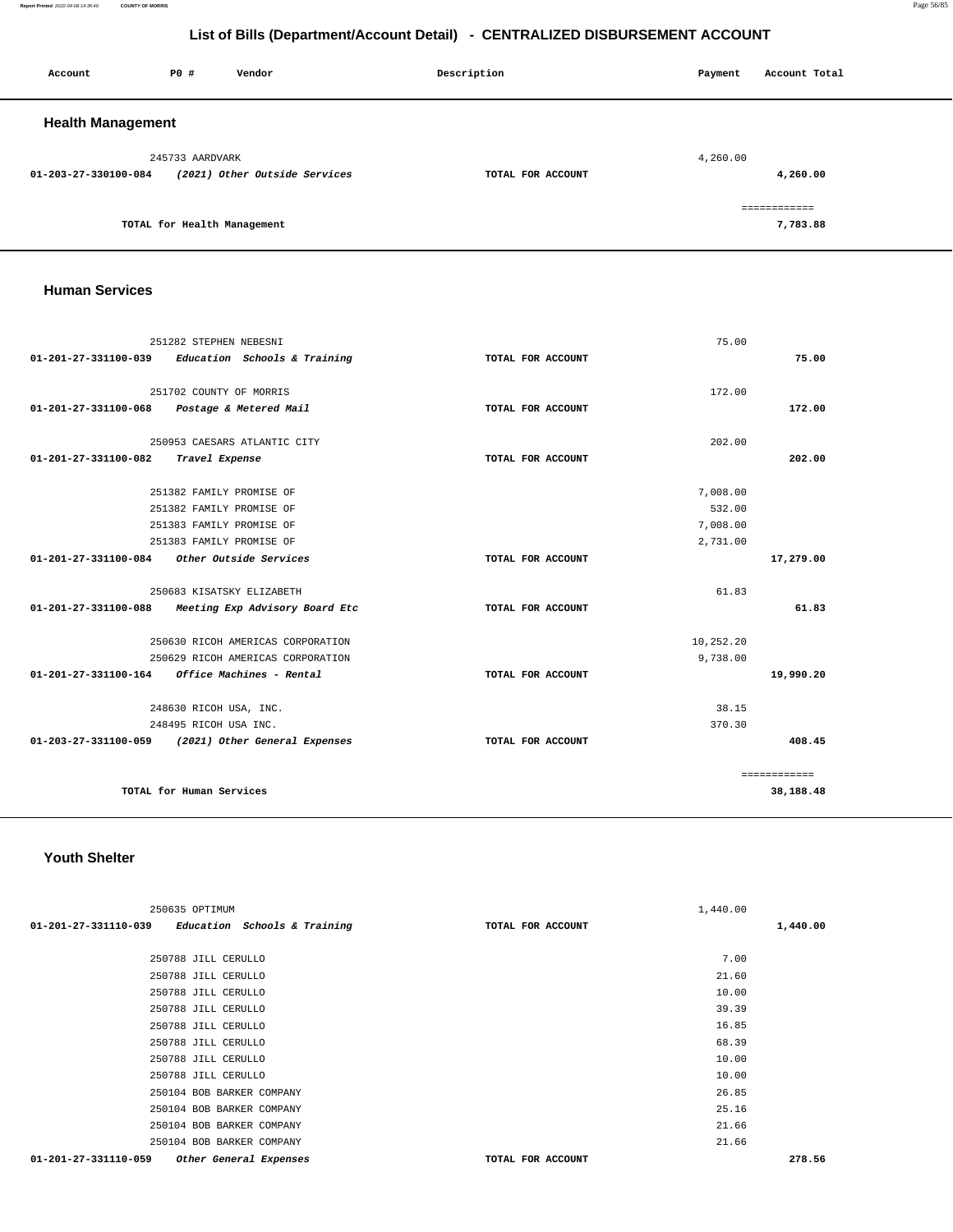# List of Bills (Department/Account Detail) - CENTRALIZED DISBURSEMENT ACCOUNT

| Account | PO # | Vendor | Description | Payment | Account Total |
|---|---|---|---|---|---|

## Health Management

| Account | PO # | Vendor | Description | Payment | Account Total |
|---|---|---|---|---|---|
| | 245733 | AARDVARK | | 4,260.00 | |
| 01-203-27-330100-084 | | *(2021) Other Outside Services* | TOTAL FOR ACCOUNT | | 4,260.00 |
| | | | | | ============ |
| | | TOTAL for Health Management | | | 7,783.88 |

## Human Services

| Account | PO # | Vendor | Description | Payment | Account Total |
|---|---|---|---|---|---|
| | 251282 | STEPHEN NEBESNI | | 75.00 | |
| 01-201-27-331100-039 | | *Education Schools & Training* | TOTAL FOR ACCOUNT | | 75.00 |
| | 251702 | COUNTY OF MORRIS | | 172.00 | |
| 01-201-27-331100-068 | | *Postage & Metered Mail* | TOTAL FOR ACCOUNT | | 172.00 |
| | 250953 | CAESARS ATLANTIC CITY | | 202.00 | |
| 01-201-27-331100-082 | | *Travel Expense* | TOTAL FOR ACCOUNT | | 202.00 |
| | 251382 | FAMILY PROMISE OF | | 7,008.00 | |
| | 251382 | FAMILY PROMISE OF | | 532.00 | |
| | 251383 | FAMILY PROMISE OF | | 7,008.00 | |
| | 251383 | FAMILY PROMISE OF | | 2,731.00 | |
| 01-201-27-331100-084 | | *Other Outside Services* | TOTAL FOR ACCOUNT | | 17,279.00 |
| | 250683 | KISATSKY ELIZABETH | | 61.83 | |
| 01-201-27-331100-088 | | *Meeting Exp Advisory Board Etc* | TOTAL FOR ACCOUNT | | 61.83 |
| | 250630 | RICOH AMERICAS CORPORATION | | 10,252.20 | |
| | 250629 | RICOH AMERICAS CORPORATION | | 9,738.00 | |
| 01-201-27-331100-164 | | *Office Machines - Rental* | TOTAL FOR ACCOUNT | | 19,990.20 |
| | 248630 | RICOH USA, INC. | | 38.15 | |
| | 248495 | RICOH USA INC. | | 370.30 | |
| 01-203-27-331100-059 | | *(2021) Other General Expenses* | TOTAL FOR ACCOUNT | | 408.45 |
| | | | | | ============ |
| | | TOTAL for Human Services | | | 38,188.48 |

## Youth Shelter

| Account | PO # | Vendor | Description | Payment | Account Total |
|---|---|---|---|---|---|
| | 250635 | OPTIMUM | | 1,440.00 | |
| 01-201-27-331110-039 | | *Education Schools & Training* | TOTAL FOR ACCOUNT | | 1,440.00 |
| | 250788 | JILL CERULLO | | 7.00 | |
| | 250788 | JILL CERULLO | | 21.60 | |
| | 250788 | JILL CERULLO | | 10.00 | |
| | 250788 | JILL CERULLO | | 39.39 | |
| | 250788 | JILL CERULLO | | 16.85 | |
| | 250788 | JILL CERULLO | | 68.39 | |
| | 250788 | JILL CERULLO | | 10.00 | |
| | 250788 | JILL CERULLO | | 10.00 | |
| | 250104 | BOB BARKER COMPANY | | 26.85 | |
| | 250104 | BOB BARKER COMPANY | | 25.16 | |
| | 250104 | BOB BARKER COMPANY | | 21.66 | |
| | 250104 | BOB BARKER COMPANY | | 21.66 | |
| 01-201-27-331110-059 | | *Other General Expenses* | TOTAL FOR ACCOUNT | | 278.56 |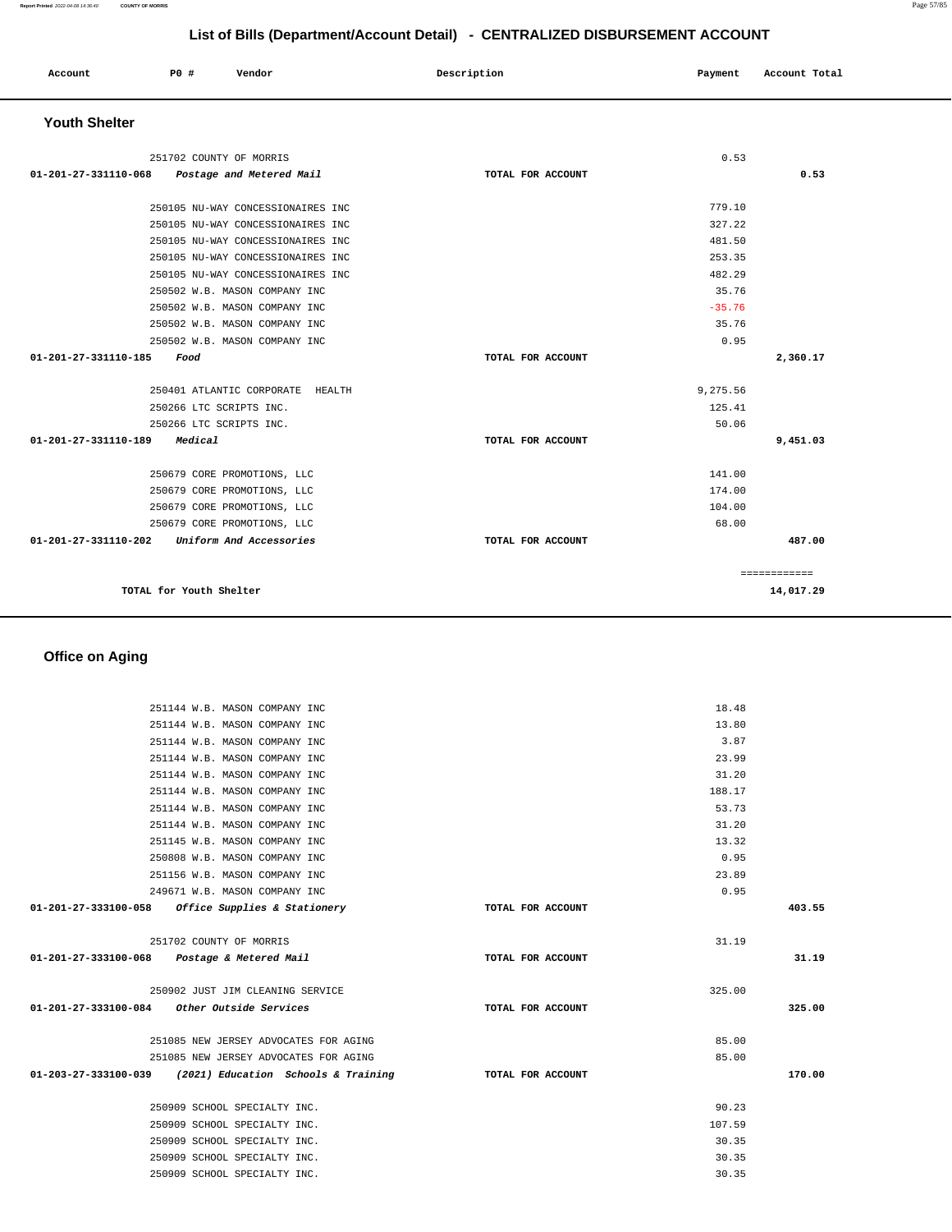## List of Bills (Department/Account Detail) - CENTRALIZED DISBURSEMENT ACCOUNT

| Account | PO # | Vendor | Description | Payment | Account Total |
|---|---|---|---|---|---|

### Youth Shelter

| Account | PO # | Vendor | Description | Payment | Account Total |
|---|---|---|---|---|---|
| | 251702 | COUNTY OF MORRIS | | 0.53 | |
| 01-201-27-331110-068 | | *Postage and Metered Mail* | TOTAL FOR ACCOUNT | | 0.53 |
| | 250105 | NU-WAY CONCESSIONAIRES INC | | 779.10 | |
| | 250105 | NU-WAY CONCESSIONAIRES INC | | 327.22 | |
| | 250105 | NU-WAY CONCESSIONAIRES INC | | 481.50 | |
| | 250105 | NU-WAY CONCESSIONAIRES INC | | 253.35 | |
| | 250105 | NU-WAY CONCESSIONAIRES INC | | 482.29 | |
| | 250502 | W.B. MASON COMPANY INC | | 35.76 | |
| | 250502 | W.B. MASON COMPANY INC | | -35.76 | |
| | 250502 | W.B. MASON COMPANY INC | | 35.76 | |
| | 250502 | W.B. MASON COMPANY INC | | 0.95 | |
| 01-201-27-331110-185 | | *Food* | TOTAL FOR ACCOUNT | | 2,360.17 |
| | 250401 | ATLANTIC CORPORATE HEALTH | | 9,275.56 | |
| | 250266 | LTC SCRIPTS INC. | | 125.41 | |
| | 250266 | LTC SCRIPTS INC. | | 50.06 | |
| 01-201-27-331110-189 | | *Medical* | TOTAL FOR ACCOUNT | | 9,451.03 |
| | 250679 | CORE PROMOTIONS, LLC | | 141.00 | |
| | 250679 | CORE PROMOTIONS, LLC | | 174.00 | |
| | 250679 | CORE PROMOTIONS, LLC | | 104.00 | |
| | 250679 | CORE PROMOTIONS, LLC | | 68.00 | |
| 01-201-27-331110-202 | | *Uniform And Accessories* | TOTAL FOR ACCOUNT | | 487.00 |
| | | | | | ============ |
| TOTAL for Youth Shelter | | | | | 14,017.29 |

### Office on Aging

| Account | PO # | Vendor | Description | Payment | Account Total |
|---|---|---|---|---|---|
| | 251144 | W.B. MASON COMPANY INC | | 18.48 | |
| | 251144 | W.B. MASON COMPANY INC | | 13.80 | |
| | 251144 | W.B. MASON COMPANY INC | | 3.87 | |
| | 251144 | W.B. MASON COMPANY INC | | 23.99 | |
| | 251144 | W.B. MASON COMPANY INC | | 31.20 | |
| | 251144 | W.B. MASON COMPANY INC | | 188.17 | |
| | 251144 | W.B. MASON COMPANY INC | | 53.73 | |
| | 251144 | W.B. MASON COMPANY INC | | 31.20 | |
| | 251145 | W.B. MASON COMPANY INC | | 13.32 | |
| | 250808 | W.B. MASON COMPANY INC | | 0.95 | |
| | 251156 | W.B. MASON COMPANY INC | | 23.89 | |
| | 249671 | W.B. MASON COMPANY INC | | 0.95 | |
| 01-201-27-333100-058 | | *Office Supplies & Stationery* | TOTAL FOR ACCOUNT | | 403.55 |
| | 251702 | COUNTY OF MORRIS | | 31.19 | |
| 01-201-27-333100-068 | | *Postage & Metered Mail* | TOTAL FOR ACCOUNT | | 31.19 |
| | 250902 | JUST JIM CLEANING SERVICE | | 325.00 | |
| 01-201-27-333100-084 | | *Other Outside Services* | TOTAL FOR ACCOUNT | | 325.00 |
| | 251085 | NEW JERSEY ADVOCATES FOR AGING | | 85.00 | |
| | 251085 | NEW JERSEY ADVOCATES FOR AGING | | 85.00 | |
| 01-203-27-333100-039 | | *(2021) Education Schools & Training* | TOTAL FOR ACCOUNT | | 170.00 |
| | 250909 | SCHOOL SPECIALTY INC. | | 90.23 | |
| | 250909 | SCHOOL SPECIALTY INC. | | 107.59 | |
| | 250909 | SCHOOL SPECIALTY INC. | | 30.35 | |
| | 250909 | SCHOOL SPECIALTY INC. | | 30.35 | |
| | 250909 | SCHOOL SPECIALTY INC. | | 30.35 | |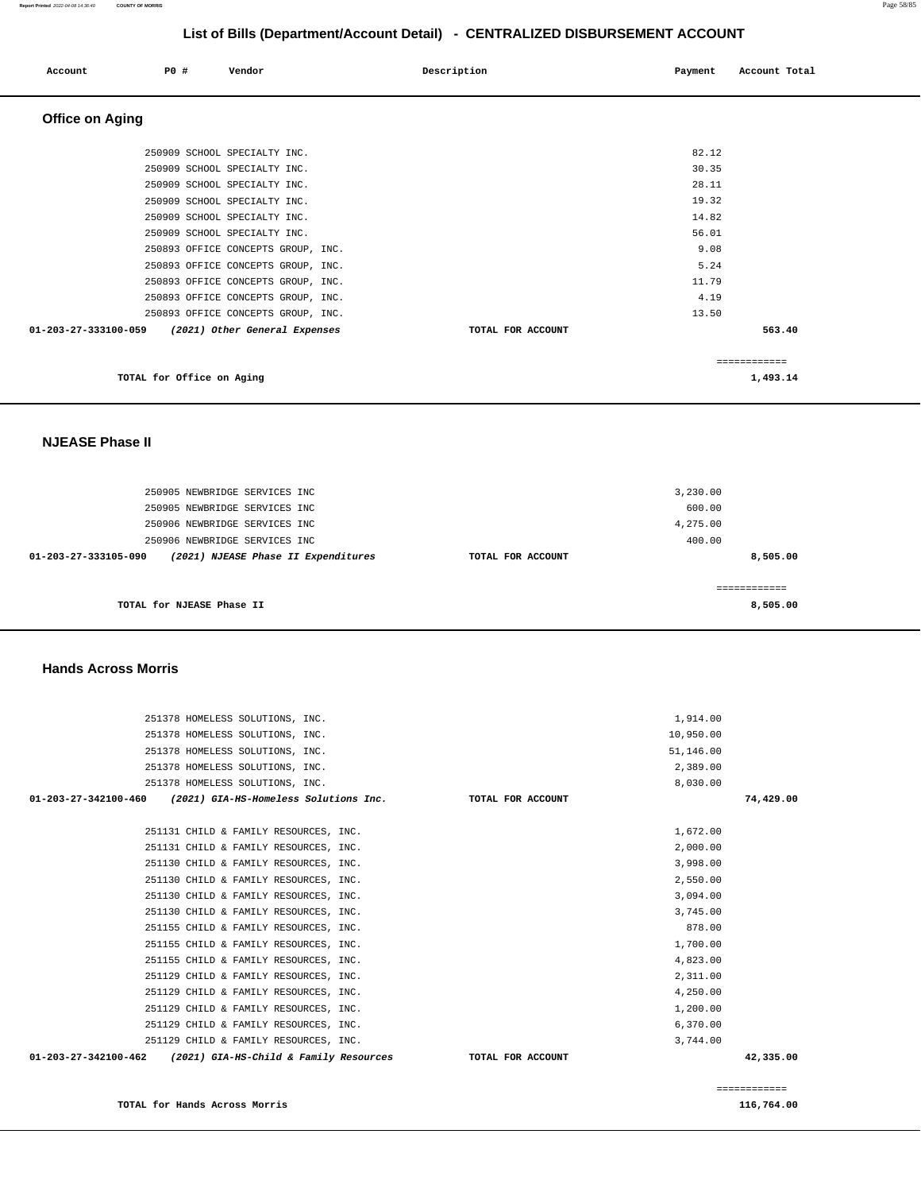## List of Bills (Department/Account Detail) - CENTRALIZED DISBURSEMENT ACCOUNT

| Account | PO # | Vendor | Description | Payment | Account Total |
|---|---|---|---|---|---|

### Office on Aging

| Account | PO # | Vendor | Description | Payment | Account Total |
|---|---|---|---|---|---|
| | 250909 | SCHOOL SPECIALTY INC. | | 82.12 | |
| | 250909 | SCHOOL SPECIALTY INC. | | 30.35 | |
| | 250909 | SCHOOL SPECIALTY INC. | | 28.11 | |
| | 250909 | SCHOOL SPECIALTY INC. | | 19.32 | |
| | 250909 | SCHOOL SPECIALTY INC. | | 14.82 | |
| | 250909 | SCHOOL SPECIALTY INC. | | 56.01 | |
| | 250893 | OFFICE CONCEPTS GROUP, INC. | | 9.08 | |
| | 250893 | OFFICE CONCEPTS GROUP, INC. | | 5.24 | |
| | 250893 | OFFICE CONCEPTS GROUP, INC. | | 11.79 | |
| | 250893 | OFFICE CONCEPTS GROUP, INC. | | 4.19 | |
| | 250893 | OFFICE CONCEPTS GROUP, INC. | | 13.50 | |
| **01-203-27-333100-059** | | ***(2021) Other General Expenses*** | **TOTAL FOR ACCOUNT** | | **563.40** |

**TOTAL for Office on Aging** ============ **1,493.14**

### NJEASE Phase II

| Account | PO # | Vendor | Description | Payment | Account Total |
|---|---|---|---|---|---|
| | 250905 | NEWBRIDGE SERVICES INC | | 3,230.00 | |
| | 250905 | NEWBRIDGE SERVICES INC | | 600.00 | |
| | 250906 | NEWBRIDGE SERVICES INC | | 4,275.00 | |
| | 250906 | NEWBRIDGE SERVICES INC | | 400.00 | |
| **01-203-27-333105-090** | | ***(2021) NJEASE Phase II Expenditures*** | **TOTAL FOR ACCOUNT** | | **8,505.00** |

**TOTAL for NJEASE Phase II** ============ **8,505.00**

### Hands Across Morris

| Account | PO # | Vendor | Description | Payment | Account Total |
|---|---|---|---|---|---|
| | 251378 | HOMELESS SOLUTIONS, INC. | | 1,914.00 | |
| | 251378 | HOMELESS SOLUTIONS, INC. | | 10,950.00 | |
| | 251378 | HOMELESS SOLUTIONS, INC. | | 51,146.00 | |
| | 251378 | HOMELESS SOLUTIONS, INC. | | 2,389.00 | |
| | 251378 | HOMELESS SOLUTIONS, INC. | | 8,030.00 | |
| **01-203-27-342100-460** | | ***(2021) GIA-HS-Homeless Solutions Inc.*** | **TOTAL FOR ACCOUNT** | | **74,429.00** |
| | 251131 | CHILD & FAMILY RESOURCES, INC. | | 1,672.00 | |
| | 251131 | CHILD & FAMILY RESOURCES, INC. | | 2,000.00 | |
| | 251130 | CHILD & FAMILY RESOURCES, INC. | | 3,998.00 | |
| | 251130 | CHILD & FAMILY RESOURCES, INC. | | 2,550.00 | |
| | 251130 | CHILD & FAMILY RESOURCES, INC. | | 3,094.00 | |
| | 251130 | CHILD & FAMILY RESOURCES, INC. | | 3,745.00 | |
| | 251155 | CHILD & FAMILY RESOURCES, INC. | | 878.00 | |
| | 251155 | CHILD & FAMILY RESOURCES, INC. | | 1,700.00 | |
| | 251155 | CHILD & FAMILY RESOURCES, INC. | | 4,823.00 | |
| | 251129 | CHILD & FAMILY RESOURCES, INC. | | 2,311.00 | |
| | 251129 | CHILD & FAMILY RESOURCES, INC. | | 4,250.00 | |
| | 251129 | CHILD & FAMILY RESOURCES, INC. | | 1,200.00 | |
| | 251129 | CHILD & FAMILY RESOURCES, INC. | | 6,370.00 | |
| | 251129 | CHILD & FAMILY RESOURCES, INC. | | 3,744.00 | |
| **01-203-27-342100-462** | | ***(2021) GIA-HS-Child & Family Resources*** | **TOTAL FOR ACCOUNT** | | **42,335.00** |

**TOTAL for Hands Across Morris** ============ **116,764.00**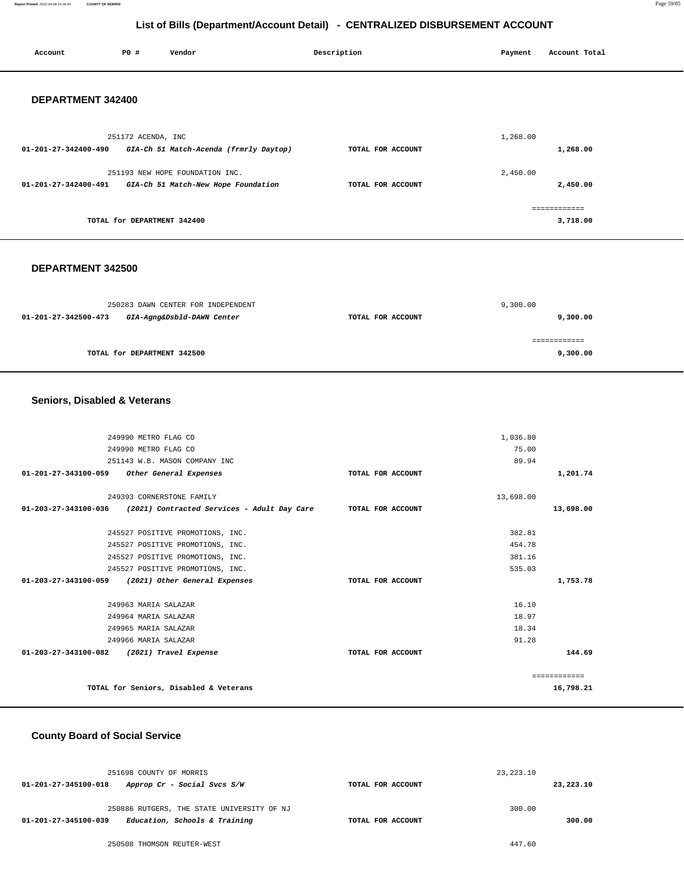## List of Bills (Department/Account Detail) - CENTRALIZED DISBURSEMENT ACCOUNT

| Account | PO # | Vendor | Description | Payment | Account Total |
|---|---|---|---|---|---|

### DEPARTMENT 342400

| Account | PO # | Vendor | Description | Payment | Account Total |
|---|---|---|---|---|---|
| | 251172 | ACENDA, INC | | 1,268.00 | |
| 01-201-27-342400-490 | | *GIA-Ch 51 Match-Acenda (frmrly Daytop)* | TOTAL FOR ACCOUNT | | 1,268.00 |
| | 251193 | NEW HOPE FOUNDATION INC. | | 2,450.00 | |
| 01-201-27-342400-491 | | *GIA-Ch 51 Match-New Hope Foundation* | TOTAL FOR ACCOUNT | | 2,450.00 |
| | | TOTAL for DEPARTMENT 342400 | | | 3,718.00 |

### DEPARTMENT 342500

| Account | PO # | Vendor | Description | Payment | Account Total |
|---|---|---|---|---|---|
| | 250283 | DAWN CENTER FOR INDEPENDENT | | 9,300.00 | |
| 01-201-27-342500-473 | | *GIA-Agng&Dsbld-DAWN Center* | TOTAL FOR ACCOUNT | | 9,300.00 |
| | | TOTAL for DEPARTMENT 342500 | | | 9,300.00 |

### Seniors, Disabled & Veterans

| Account | PO # | Vendor | Description | Payment | Account Total |
|---|---|---|---|---|---|
| | 249990 | METRO FLAG CO | | 1,036.80 | |
| | 249990 | METRO FLAG CO | | 75.00 | |
| | 251143 | W.B. MASON COMPANY INC | | 89.94 | |
| 01-201-27-343100-059 | | *Other General Expenses* | TOTAL FOR ACCOUNT | | 1,201.74 |
| | 249393 | CORNERSTONE FAMILY | | 13,698.00 | |
| 01-203-27-343100-036 | | *(2021) Contracted Services - Adult Day Care* | TOTAL FOR ACCOUNT | | 13,698.00 |
| | 245527 | POSITIVE PROMOTIONS, INC. | | 382.81 | |
| | 245527 | POSITIVE PROMOTIONS, INC. | | 454.78 | |
| | 245527 | POSITIVE PROMOTIONS, INC. | | 381.16 | |
| | 245527 | POSITIVE PROMOTIONS, INC. | | 535.03 | |
| 01-203-27-343100-059 | | *(2021) Other General Expenses* | TOTAL FOR ACCOUNT | | 1,753.78 |
| | 249963 | MARIA SALAZAR | | 16.10 | |
| | 249964 | MARIA SALAZAR | | 18.97 | |
| | 249965 | MARIA SALAZAR | | 18.34 | |
| | 249966 | MARIA SALAZAR | | 91.28 | |
| 01-203-27-343100-082 | | *(2021) Travel Expense* | TOTAL FOR ACCOUNT | | 144.69 |
| | | TOTAL for Seniors, Disabled & Veterans | | | 16,798.21 |

### County Board of Social Service

| Account | PO # | Vendor | Description | Payment | Account Total |
|---|---|---|---|---|---|
| | 251698 | COUNTY OF MORRIS | | 23,223.10 | |
| 01-201-27-345100-018 | | *Approp Cr - Social Svcs S/W* | TOTAL FOR ACCOUNT | | 23,223.10 |
| | 250886 | RUTGERS, THE STATE UNIVERSITY OF NJ | | 300.00 | |
| 01-201-27-345100-039 | | *Education, Schools & Training* | TOTAL FOR ACCOUNT | | 300.00 |
| | 250508 | THOMSON REUTER-WEST | | 447.60 | |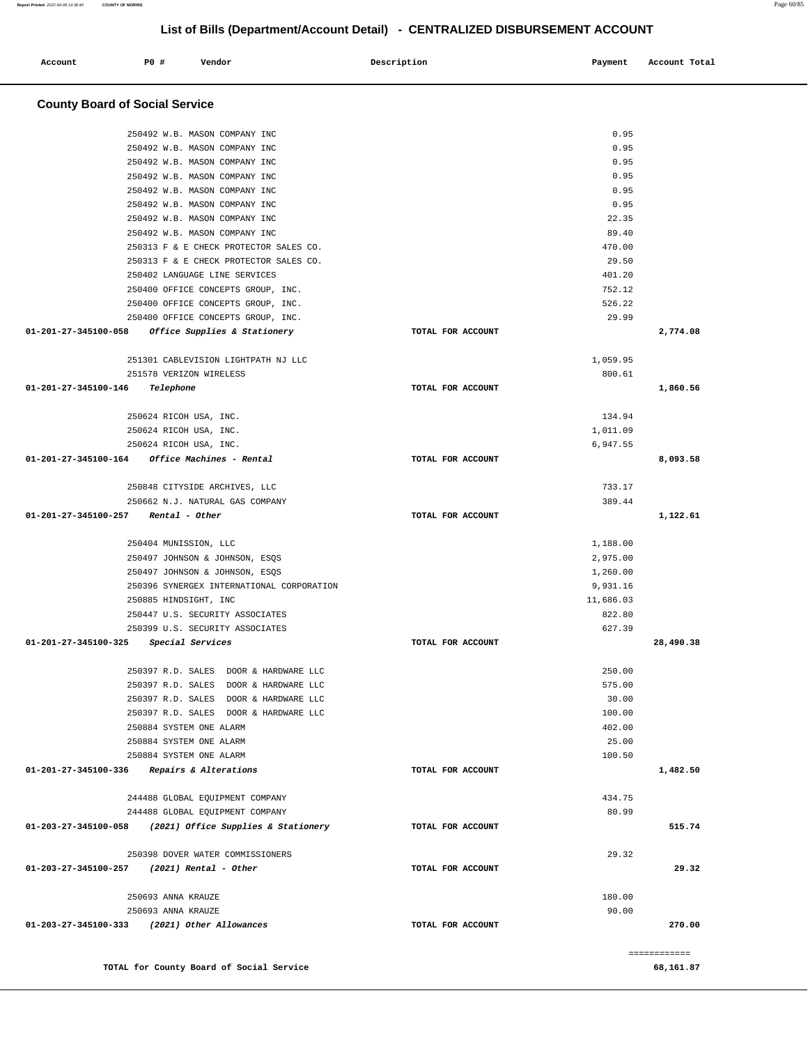# List of Bills (Department/Account Detail) - CENTRALIZED DISBURSEMENT ACCOUNT

| Account | PO # | Vendor | Description | Payment | Account Total |
|---|---|---|---|---|---|

## County Board of Social Service

| Account | PO # | Vendor | Description | Payment | Account Total |
|---|---|---|---|---|---|
| | 250492 | W.B. MASON COMPANY INC | | 0.95 | |
| | 250492 | W.B. MASON COMPANY INC | | 0.95 | |
| | 250492 | W.B. MASON COMPANY INC | | 0.95 | |
| | 250492 | W.B. MASON COMPANY INC | | 0.95 | |
| | 250492 | W.B. MASON COMPANY INC | | 0.95 | |
| | 250492 | W.B. MASON COMPANY INC | | 0.95 | |
| | 250492 | W.B. MASON COMPANY INC | | 22.35 | |
| | 250492 | W.B. MASON COMPANY INC | | 89.40 | |
| | 250313 | F & E CHECK PROTECTOR SALES CO. | | 470.00 | |
| | 250313 | F & E CHECK PROTECTOR SALES CO. | | 29.50 | |
| | 250402 | LANGUAGE LINE SERVICES | | 401.20 | |
| | 250400 | OFFICE CONCEPTS GROUP, INC. | | 752.12 | |
| | 250400 | OFFICE CONCEPTS GROUP, INC. | | 526.22 | |
| | 250400 | OFFICE CONCEPTS GROUP, INC. | | 29.99 | |
| **01-201-27-345100-058** | | ***Office Supplies & Stationery*** | TOTAL FOR ACCOUNT | | **2,774.08** |
| | 251301 | CABLEVISION LIGHTPATH NJ LLC | | 1,059.95 | |
| | 251578 | VERIZON WIRELESS | | 800.61 | |
| **01-201-27-345100-146** | | ***Telephone*** | TOTAL FOR ACCOUNT | | **1,860.56** |
| | 250624 | RICOH USA, INC. | | 134.94 | |
| | 250624 | RICOH USA, INC. | | 1,011.09 | |
| | 250624 | RICOH USA, INC. | | 6,947.55 | |
| **01-201-27-345100-164** | | ***Office Machines - Rental*** | TOTAL FOR ACCOUNT | | **8,093.58** |
| | 250848 | CITYSIDE ARCHIVES, LLC | | 733.17 | |
| | 250662 | N.J. NATURAL GAS COMPANY | | 389.44 | |
| **01-201-27-345100-257** | | ***Rental - Other*** | TOTAL FOR ACCOUNT | | **1,122.61** |
| | 250404 | MUNISSION, LLC | | 1,188.00 | |
| | 250497 | JOHNSON & JOHNSON, ESQS | | 2,975.00 | |
| | 250497 | JOHNSON & JOHNSON, ESQS | | 1,260.00 | |
| | 250396 | SYNERGEX INTERNATIONAL CORPORATION | | 9,931.16 | |
| | 250885 | HINDSIGHT, INC | | 11,686.03 | |
| | 250447 | U.S. SECURITY ASSOCIATES | | 822.80 | |
| | 250399 | U.S. SECURITY ASSOCIATES | | 627.39 | |
| **01-201-27-345100-325** | | ***Special Services*** | TOTAL FOR ACCOUNT | | **28,490.38** |
| | 250397 | R.D. SALES DOOR & HARDWARE LLC | | 250.00 | |
| | 250397 | R.D. SALES DOOR & HARDWARE LLC | | 575.00 | |
| | 250397 | R.D. SALES DOOR & HARDWARE LLC | | 30.00 | |
| | 250397 | R.D. SALES DOOR & HARDWARE LLC | | 100.00 | |
| | 250884 | SYSTEM ONE ALARM | | 402.00 | |
| | 250884 | SYSTEM ONE ALARM | | 25.00 | |
| | 250884 | SYSTEM ONE ALARM | | 100.50 | |
| **01-201-27-345100-336** | | ***Repairs & Alterations*** | TOTAL FOR ACCOUNT | | **1,482.50** |
| | 244488 | GLOBAL EQUIPMENT COMPANY | | 434.75 | |
| | 244488 | GLOBAL EQUIPMENT COMPANY | | 80.99 | |
| **01-203-27-345100-058** | | ***(2021) Office Supplies & Stationery*** | TOTAL FOR ACCOUNT | | **515.74** |
| | 250398 | DOVER WATER COMMISSIONERS | | 29.32 | |
| **01-203-27-345100-257** | | ***(2021) Rental - Other*** | TOTAL FOR ACCOUNT | | **29.32** |
| | 250693 | ANNA KRAUZE | | 180.00 | |
| | 250693 | ANNA KRAUZE | | 90.00 | |
| **01-203-27-345100-333** | | ***(2021) Other Allowances*** | TOTAL FOR ACCOUNT | | **270.00** |
| | | | | | ============ |
| | | **TOTAL for County Board of Social Service** | | | **68,161.87** |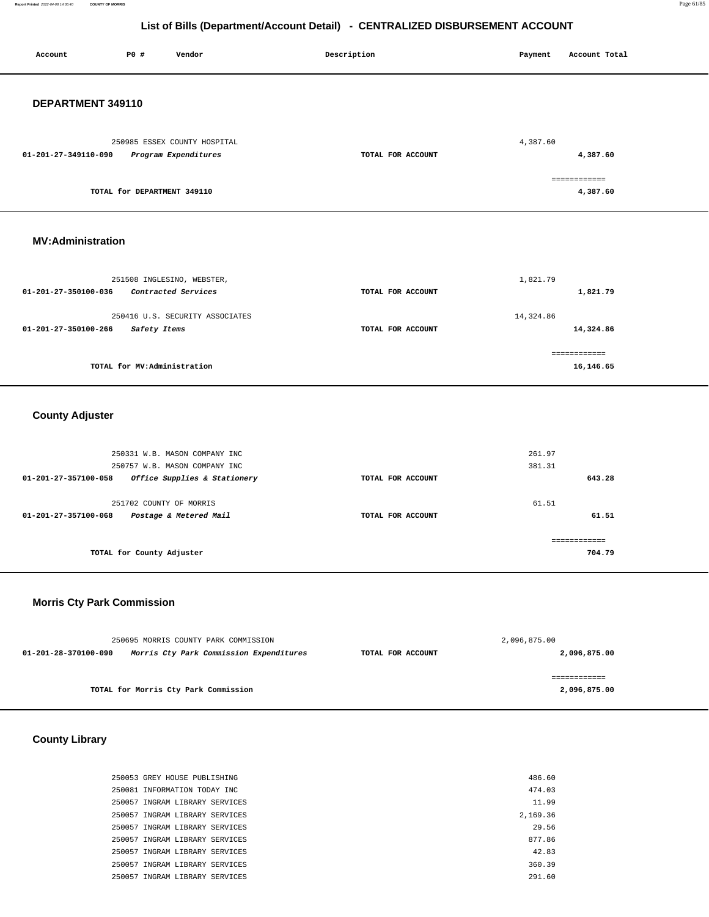## List of Bills (Department/Account Detail) - CENTRALIZED DISBURSEMENT ACCOUNT

| Account | PO # | Vendor | Description | Payment | Account Total |
|---|---|---|---|---|---|

### DEPARTMENT 349110

| Account | PO # | Vendor | Description | Payment | Account Total |
|---|---|---|---|---|---|
| | 250985 | ESSEX COUNTY HOSPITAL | | 4,387.60 | |
| 01-201-27-349110-090 | | *Program Expenditures* | TOTAL FOR ACCOUNT | | 4,387.60 |
| | | | | | ============ |
| | | TOTAL for DEPARTMENT 349110 | | | 4,387.60 |

### MV:Administration

| Account | PO # | Vendor | Description | Payment | Account Total |
|---|---|---|---|---|---|
| | 251508 | INGLESINO, WEBSTER, | | 1,821.79 | |
| 01-201-27-350100-036 | | *Contracted Services* | TOTAL FOR ACCOUNT | | 1,821.79 |
| | 250416 | U.S. SECURITY ASSOCIATES | | 14,324.86 | |
| 01-201-27-350100-266 | | *Safety Items* | TOTAL FOR ACCOUNT | | 14,324.86 |
| | | | | | ============ |
| | | TOTAL for MV:Administration | | | 16,146.65 |

### County Adjuster

| Account | PO # | Vendor | Description | Payment | Account Total |
|---|---|---|---|---|---|
| | 250331 | W.B. MASON COMPANY INC | | 261.97 | |
| | 250757 | W.B. MASON COMPANY INC | | 381.31 | |
| 01-201-27-357100-058 | | *Office Supplies & Stationery* | TOTAL FOR ACCOUNT | | 643.28 |
| | 251702 | COUNTY OF MORRIS | | 61.51 | |
| 01-201-27-357100-068 | | *Postage & Metered Mail* | TOTAL FOR ACCOUNT | | 61.51 |
| | | | | | ============ |
| | | TOTAL for County Adjuster | | | 704.79 |

### Morris Cty Park Commission

| Account | PO # | Vendor | Description | Payment | Account Total |
|---|---|---|---|---|---|
| | 250695 | MORRIS COUNTY PARK COMMISSION | | 2,096,875.00 | |
| 01-201-28-370100-090 | | *Morris Cty Park Commission Expenditures* | TOTAL FOR ACCOUNT | | 2,096,875.00 |
| | | | | | ============ |
| | | TOTAL for Morris Cty Park Commission | | | 2,096,875.00 |

### County Library

| Account | PO # | Vendor | Description | Payment | Account Total |
|---|---|---|---|---|---|
| | 250053 | GREY HOUSE PUBLISHING | | 486.60 | |
| | 250081 | INFORMATION TODAY INC | | 474.03 | |
| | 250057 | INGRAM LIBRARY SERVICES | | 11.99 | |
| | 250057 | INGRAM LIBRARY SERVICES | | 2,169.36 | |
| | 250057 | INGRAM LIBRARY SERVICES | | 29.56 | |
| | 250057 | INGRAM LIBRARY SERVICES | | 877.86 | |
| | 250057 | INGRAM LIBRARY SERVICES | | 42.83 | |
| | 250057 | INGRAM LIBRARY SERVICES | | 360.39 | |
| | 250057 | INGRAM LIBRARY SERVICES | | 291.60 | |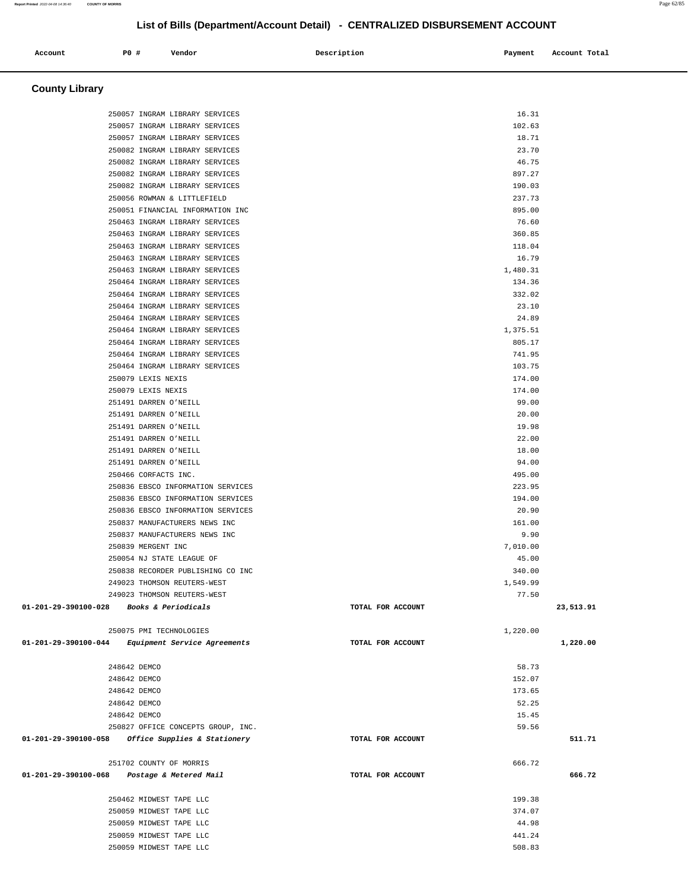# List of Bills (Department/Account Detail) - CENTRALIZED DISBURSEMENT ACCOUNT

| Account | PO # | Vendor | Description | Payment | Account Total |
|---|---|---|---|---|---|

## County Library

| Account | PO # | Vendor | Description | Payment | Account Total |
|---|---|---|---|---|---|
| | 250057 | INGRAM LIBRARY SERVICES | | 16.31 | |
| | 250057 | INGRAM LIBRARY SERVICES | | 102.63 | |
| | 250057 | INGRAM LIBRARY SERVICES | | 18.71 | |
| | 250082 | INGRAM LIBRARY SERVICES | | 23.70 | |
| | 250082 | INGRAM LIBRARY SERVICES | | 46.75 | |
| | 250082 | INGRAM LIBRARY SERVICES | | 897.27 | |
| | 250082 | INGRAM LIBRARY SERVICES | | 190.03 | |
| | 250056 | ROWMAN & LITTLEFIELD | | 237.73 | |
| | 250051 | FINANCIAL INFORMATION INC | | 895.00 | |
| | 250463 | INGRAM LIBRARY SERVICES | | 76.60 | |
| | 250463 | INGRAM LIBRARY SERVICES | | 360.85 | |
| | 250463 | INGRAM LIBRARY SERVICES | | 118.04 | |
| | 250463 | INGRAM LIBRARY SERVICES | | 16.79 | |
| | 250463 | INGRAM LIBRARY SERVICES | | 1,480.31 | |
| | 250464 | INGRAM LIBRARY SERVICES | | 134.36 | |
| | 250464 | INGRAM LIBRARY SERVICES | | 332.02 | |
| | 250464 | INGRAM LIBRARY SERVICES | | 23.10 | |
| | 250464 | INGRAM LIBRARY SERVICES | | 24.89 | |
| | 250464 | INGRAM LIBRARY SERVICES | | 1,375.51 | |
| | 250464 | INGRAM LIBRARY SERVICES | | 805.17 | |
| | 250464 | INGRAM LIBRARY SERVICES | | 741.95 | |
| | 250464 | INGRAM LIBRARY SERVICES | | 103.75 | |
| | 250079 | LEXIS NEXIS | | 174.00 | |
| | 250079 | LEXIS NEXIS | | 174.00 | |
| | 251491 | DARREN O'NEILL | | 99.00 | |
| | 251491 | DARREN O'NEILL | | 20.00 | |
| | 251491 | DARREN O'NEILL | | 19.98 | |
| | 251491 | DARREN O'NEILL | | 22.00 | |
| | 251491 | DARREN O'NEILL | | 18.00 | |
| | 251491 | DARREN O'NEILL | | 94.00 | |
| | 250466 | CORFACTS INC. | | 495.00 | |
| | 250836 | EBSCO INFORMATION SERVICES | | 223.95 | |
| | 250836 | EBSCO INFORMATION SERVICES | | 194.00 | |
| | 250836 | EBSCO INFORMATION SERVICES | | 20.90 | |
| | 250837 | MANUFACTURERS NEWS INC | | 161.00 | |
| | 250837 | MANUFACTURERS NEWS INC | | 9.90 | |
| | 250839 | MERGENT INC | | 7,010.00 | |
| | 250054 | NJ STATE LEAGUE OF | | 45.00 | |
| | 250838 | RECORDER PUBLISHING CO INC | | 340.00 | |
| | 249023 | THOMSON REUTERS-WEST | | 1,549.99 | |
| | 249023 | THOMSON REUTERS-WEST | | 77.50 | |
| **01-201-29-390100-028** | | *Books & Periodicals* | TOTAL FOR ACCOUNT | | **23,513.91** |
| | 250075 | PMI TECHNOLOGIES | | 1,220.00 | |
| **01-201-29-390100-044** | | *Equipment Service Agreements* | TOTAL FOR ACCOUNT | | **1,220.00** |
| | 248642 | DEMCO | | 58.73 | |
| | 248642 | DEMCO | | 152.07 | |
| | 248642 | DEMCO | | 173.65 | |
| | 248642 | DEMCO | | 52.25 | |
| | 248642 | DEMCO | | 15.45 | |
| | 250827 | OFFICE CONCEPTS GROUP, INC. | | 59.56 | |
| **01-201-29-390100-058** | | *Office Supplies & Stationery* | TOTAL FOR ACCOUNT | | **511.71** |
| | 251702 | COUNTY OF MORRIS | | 666.72 | |
| **01-201-29-390100-068** | | *Postage & Metered Mail* | TOTAL FOR ACCOUNT | | **666.72** |
| | 250462 | MIDWEST TAPE LLC | | 199.38 | |
| | 250059 | MIDWEST TAPE LLC | | 374.07 | |
| | 250059 | MIDWEST TAPE LLC | | 44.98 | |
| | 250059 | MIDWEST TAPE LLC | | 441.24 | |
| | 250059 | MIDWEST TAPE LLC | | 508.83 | |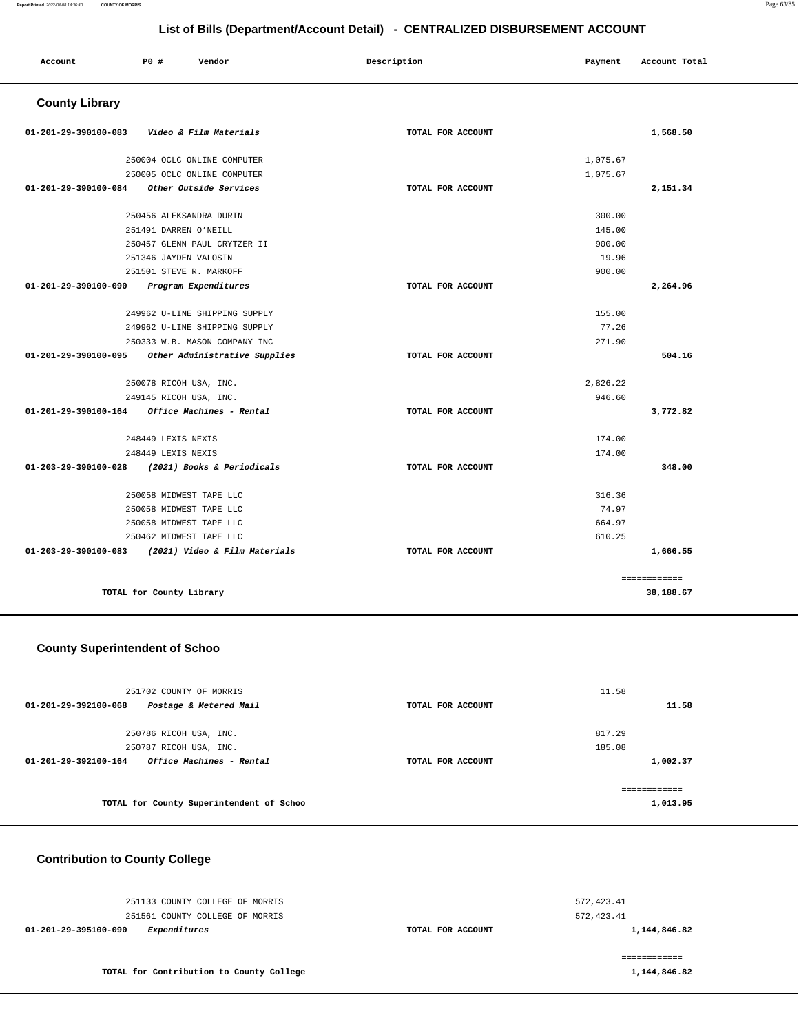## List of Bills (Department/Account Detail) - CENTRALIZED DISBURSEMENT ACCOUNT

| Account | PO # | Vendor | Description | Payment | Account Total |
|---|---|---|---|---|---|

### County Library

| Account | PO # | Vendor | Description | Payment | Account Total |
|---|---|---|---|---|---|
| 01-201-29-390100-083 | | *Video & Film Materials* | TOTAL FOR ACCOUNT | | 1,568.50 |
| | 250004 | OCLC ONLINE COMPUTER | | 1,075.67 | |
| | 250005 | OCLC ONLINE COMPUTER | | 1,075.67 | |
| 01-201-29-390100-084 | | *Other Outside Services* | TOTAL FOR ACCOUNT | | 2,151.34 |
| | 250456 | ALEKSANDRA DURIN | | 300.00 | |
| | 251491 | DARREN O'NEILL | | 145.00 | |
| | 250457 | GLENN PAUL CRYTZER II | | 900.00 | |
| | 251346 | JAYDEN VALOSIN | | 19.96 | |
| | 251501 | STEVE R. MARKOFF | | 900.00 | |
| 01-201-29-390100-090 | | *Program Expenditures* | TOTAL FOR ACCOUNT | | 2,264.96 |
| | 249962 | U-LINE SHIPPING SUPPLY | | 155.00 | |
| | 249962 | U-LINE SHIPPING SUPPLY | | 77.26 | |
| | 250333 | W.B. MASON COMPANY INC | | 271.90 | |
| 01-201-29-390100-095 | | *Other Administrative Supplies* | TOTAL FOR ACCOUNT | | 504.16 |
| | 250078 | RICOH USA, INC. | | 2,826.22 | |
| | 249145 | RICOH USA, INC. | | 946.60 | |
| 01-201-29-390100-164 | | *Office Machines - Rental* | TOTAL FOR ACCOUNT | | 3,772.82 |
| | 248449 | LEXIS NEXIS | | 174.00 | |
| | 248449 | LEXIS NEXIS | | 174.00 | |
| 01-203-29-390100-028 | | *(2021) Books & Periodicals* | TOTAL FOR ACCOUNT | | 348.00 |
| | 250058 | MIDWEST TAPE LLC | | 316.36 | |
| | 250058 | MIDWEST TAPE LLC | | 74.97 | |
| | 250058 | MIDWEST TAPE LLC | | 664.97 | |
| | 250462 | MIDWEST TAPE LLC | | 610.25 | |
| 01-203-29-390100-083 | | *(2021) Video & Film Materials* | TOTAL FOR ACCOUNT | | 1,666.55 |
| | | | | | ============ |
| | | TOTAL for County Library | | | 38,188.67 |

### County Superintendent of Schoo

| Account | PO # | Vendor | Description | Payment | Account Total |
|---|---|---|---|---|---|
| | 251702 | COUNTY OF MORRIS | | 11.58 | |
| 01-201-29-392100-068 | | *Postage & Metered Mail* | TOTAL FOR ACCOUNT | | 11.58 |
| | 250786 | RICOH USA, INC. | | 817.29 | |
| | 250787 | RICOH USA, INC. | | 185.08 | |
| 01-201-29-392100-164 | | *Office Machines - Rental* | TOTAL FOR ACCOUNT | | 1,002.37 |
| | | | | | ============ |
| | | TOTAL for County Superintendent of Schoo | | | 1,013.95 |

### Contribution to County College

| Account | PO # | Vendor | Description | Payment | Account Total |
|---|---|---|---|---|---|
| | 251133 | COUNTY COLLEGE OF MORRIS | | 572,423.41 | |
| | 251561 | COUNTY COLLEGE OF MORRIS | | 572,423.41 | |
| 01-201-29-395100-090 | | *Expenditures* | TOTAL FOR ACCOUNT | | 1,144,846.82 |
| | | | | | ============ |
| | | TOTAL for Contribution to County College | | | 1,144,846.82 |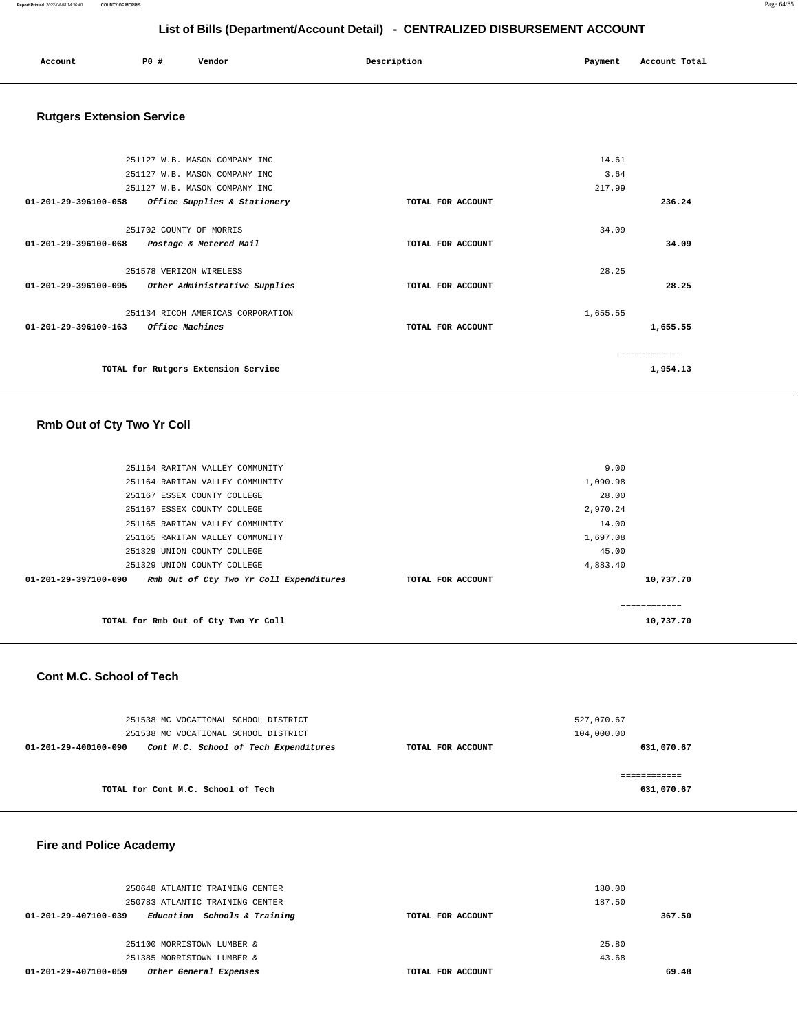## List of Bills (Department/Account Detail) - CENTRALIZED DISBURSEMENT ACCOUNT

| Account | PO # | Vendor | Description | Payment | Account Total |
|---|---|---|---|---|---|

### Rutgers Extension Service

| Account | PO # | Vendor | Description | Payment | Account Total |
|---|---|---|---|---|---|
| | 251127 | W.B. MASON COMPANY INC | | 14.61 | |
| | 251127 | W.B. MASON COMPANY INC | | 3.64 | |
| | 251127 | W.B. MASON COMPANY INC | | 217.99 | |
| 01-201-29-396100-058 | | *Office Supplies & Stationery* | TOTAL FOR ACCOUNT | | 236.24 |
| | 251702 | COUNTY OF MORRIS | | 34.09 | |
| 01-201-29-396100-068 | | *Postage & Metered Mail* | TOTAL FOR ACCOUNT | | 34.09 |
| | 251578 | VERIZON WIRELESS | | 28.25 | |
| 01-201-29-396100-095 | | *Other Administrative Supplies* | TOTAL FOR ACCOUNT | | 28.25 |
| | 251134 | RICOH AMERICAS CORPORATION | | 1,655.55 | |
| 01-201-29-396100-163 | | *Office Machines* | TOTAL FOR ACCOUNT | | 1,655.55 |
| | | | | | ============ |
| | | TOTAL for Rutgers Extension Service | | | 1,954.13 |

### Rmb Out of Cty Two Yr Coll

| Account | PO # | Vendor | Description | Payment | Account Total |
|---|---|---|---|---|---|
| | 251164 | RARITAN VALLEY COMMUNITY | | 9.00 | |
| | 251164 | RARITAN VALLEY COMMUNITY | | 1,090.98 | |
| | 251167 | ESSEX COUNTY COLLEGE | | 28.00 | |
| | 251167 | ESSEX COUNTY COLLEGE | | 2,970.24 | |
| | 251165 | RARITAN VALLEY COMMUNITY | | 14.00 | |
| | 251165 | RARITAN VALLEY COMMUNITY | | 1,697.08 | |
| | 251329 | UNION COUNTY COLLEGE | | 45.00 | |
| | 251329 | UNION COUNTY COLLEGE | | 4,883.40 | |
| 01-201-29-397100-090 | | *Rmb Out of Cty Two Yr Coll Expenditures* | TOTAL FOR ACCOUNT | | 10,737.70 |
| | | | | | ============ |
| | | TOTAL for Rmb Out of Cty Two Yr Coll | | | 10,737.70 |

### Cont M.C. School of Tech

| Account | PO # | Vendor | Description | Payment | Account Total |
|---|---|---|---|---|---|
| | 251538 | MC VOCATIONAL SCHOOL DISTRICT | | 527,070.67 | |
| | 251538 | MC VOCATIONAL SCHOOL DISTRICT | | 104,000.00 | |
| 01-201-29-400100-090 | | *Cont M.C. School of Tech Expenditures* | TOTAL FOR ACCOUNT | | 631,070.67 |
| | | | | | ============ |
| | | TOTAL for Cont M.C. School of Tech | | | 631,070.67 |

### Fire and Police Academy

| Account | PO # | Vendor | Description | Payment | Account Total |
|---|---|---|---|---|---|
| | 250648 | ATLANTIC TRAINING CENTER | | 180.00 | |
| | 250783 | ATLANTIC TRAINING CENTER | | 187.50 | |
| 01-201-29-407100-039 | | *Education Schools & Training* | TOTAL FOR ACCOUNT | | 367.50 |
| | 251100 | MORRISTOWN LUMBER & | | 25.80 | |
| | 251385 | MORRISTOWN LUMBER & | | 43.68 | |
| 01-201-29-407100-059 | | *Other General Expenses* | TOTAL FOR ACCOUNT | | 69.48 |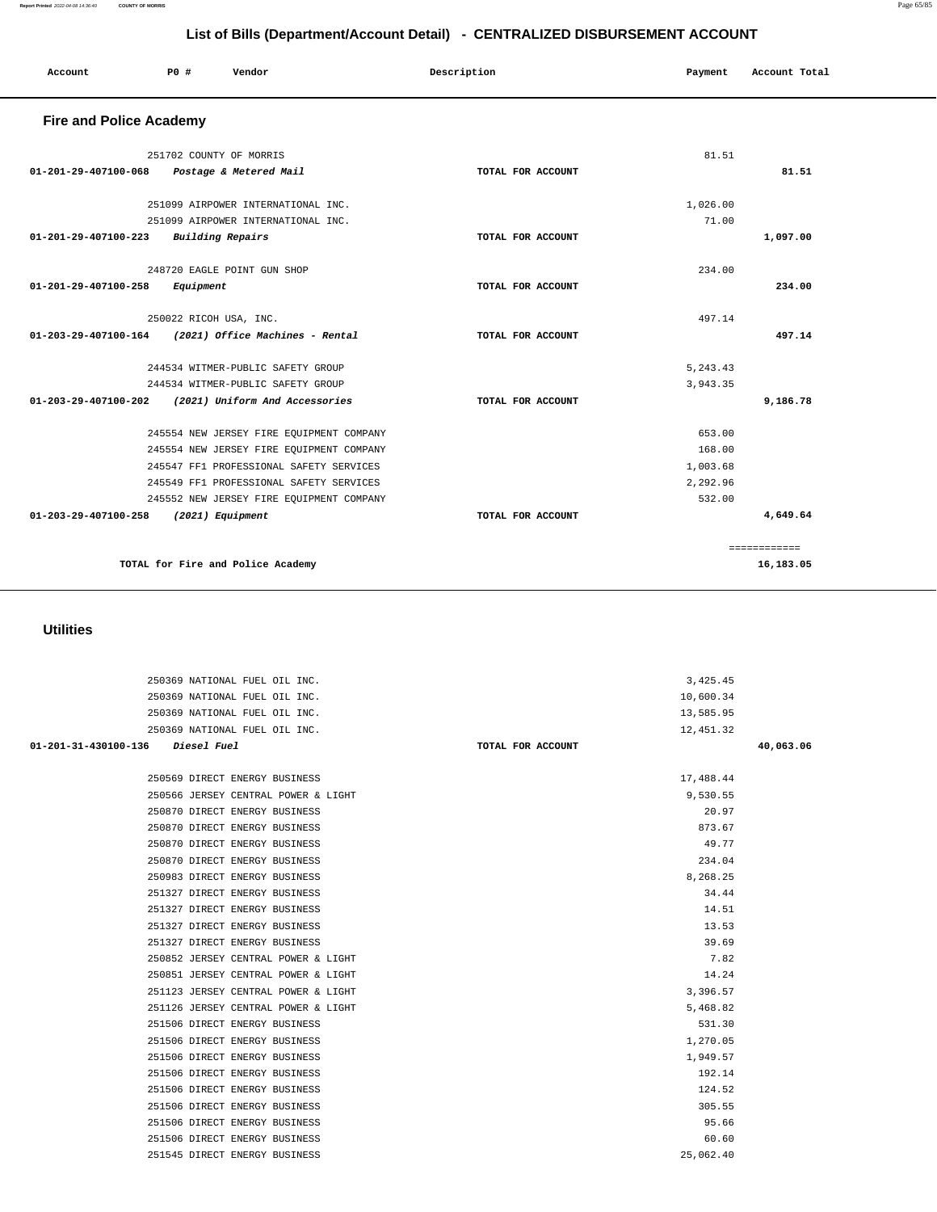# List of Bills (Department/Account Detail) - CENTRALIZED DISBURSEMENT ACCOUNT

| Account | PO # | Vendor | Description | Payment | Account Total |
|---|---|---|---|---|---|

## Fire and Police Academy

| Account | PO # | Vendor | Description | Payment | Account Total |
|---|---|---|---|---|---|
| | 251702 | COUNTY OF MORRIS | | 81.51 | |
| 01-201-29-407100-068 | | *Postage & Metered Mail* | TOTAL FOR ACCOUNT | | 81.51 |
| | 251099 | AIRPOWER INTERNATIONAL INC. | | 1,026.00 | |
| | 251099 | AIRPOWER INTERNATIONAL INC. | | 71.00 | |
| 01-201-29-407100-223 | | *Building Repairs* | TOTAL FOR ACCOUNT | | 1,097.00 |
| | 248720 | EAGLE POINT GUN SHOP | | 234.00 | |
| 01-201-29-407100-258 | | *Equipment* | TOTAL FOR ACCOUNT | | 234.00 |
| | 250022 | RICOH USA, INC. | | 497.14 | |
| 01-203-29-407100-164 | | *(2021) Office Machines - Rental* | TOTAL FOR ACCOUNT | | 497.14 |
| | 244534 | WITMER-PUBLIC SAFETY GROUP | | 5,243.43 | |
| | 244534 | WITMER-PUBLIC SAFETY GROUP | | 3,943.35 | |
| 01-203-29-407100-202 | | *(2021) Uniform And Accessories* | TOTAL FOR ACCOUNT | | 9,186.78 |
| | 245554 | NEW JERSEY FIRE EQUIPMENT COMPANY | | 653.00 | |
| | 245554 | NEW JERSEY FIRE EQUIPMENT COMPANY | | 168.00 | |
| | 245547 | FF1 PROFESSIONAL SAFETY SERVICES | | 1,003.68 | |
| | 245549 | FF1 PROFESSIONAL SAFETY SERVICES | | 2,292.96 | |
| | 245552 | NEW JERSEY FIRE EQUIPMENT COMPANY | | 532.00 | |
| 01-203-29-407100-258 | | *(2021) Equipment* | TOTAL FOR ACCOUNT | | 4,649.64 |
| | | | | | ============ |
| | | TOTAL for Fire and Police Academy | | | 16,183.05 |

## Utilities

| Account | PO # | Vendor | Description | Payment | Account Total |
|---|---|---|---|---|---|
| | 250369 | NATIONAL FUEL OIL INC. | | 3,425.45 | |
| | 250369 | NATIONAL FUEL OIL INC. | | 10,600.34 | |
| | 250369 | NATIONAL FUEL OIL INC. | | 13,585.95 | |
| | 250369 | NATIONAL FUEL OIL INC. | | 12,451.32 | |
| 01-201-31-430100-136 | | *Diesel Fuel* | TOTAL FOR ACCOUNT | | 40,063.06 |
| | 250569 | DIRECT ENERGY BUSINESS | | 17,488.44 | |
| | 250566 | JERSEY CENTRAL POWER & LIGHT | | 9,530.55 | |
| | 250870 | DIRECT ENERGY BUSINESS | | 20.97 | |
| | 250870 | DIRECT ENERGY BUSINESS | | 873.67 | |
| | 250870 | DIRECT ENERGY BUSINESS | | 49.77 | |
| | 250870 | DIRECT ENERGY BUSINESS | | 234.04 | |
| | 250983 | DIRECT ENERGY BUSINESS | | 8,268.25 | |
| | 251327 | DIRECT ENERGY BUSINESS | | 34.44 | |
| | 251327 | DIRECT ENERGY BUSINESS | | 14.51 | |
| | 251327 | DIRECT ENERGY BUSINESS | | 13.53 | |
| | 251327 | DIRECT ENERGY BUSINESS | | 39.69 | |
| | 250852 | JERSEY CENTRAL POWER & LIGHT | | 7.82 | |
| | 250851 | JERSEY CENTRAL POWER & LIGHT | | 14.24 | |
| | 251123 | JERSEY CENTRAL POWER & LIGHT | | 3,396.57 | |
| | 251126 | JERSEY CENTRAL POWER & LIGHT | | 5,468.82 | |
| | 251506 | DIRECT ENERGY BUSINESS | | 531.30 | |
| | 251506 | DIRECT ENERGY BUSINESS | | 1,270.05 | |
| | 251506 | DIRECT ENERGY BUSINESS | | 1,949.57 | |
| | 251506 | DIRECT ENERGY BUSINESS | | 192.14 | |
| | 251506 | DIRECT ENERGY BUSINESS | | 124.52 | |
| | 251506 | DIRECT ENERGY BUSINESS | | 305.55 | |
| | 251506 | DIRECT ENERGY BUSINESS | | 95.66 | |
| | 251506 | DIRECT ENERGY BUSINESS | | 60.60 | |
| | 251545 | DIRECT ENERGY BUSINESS | | 25,062.40 | |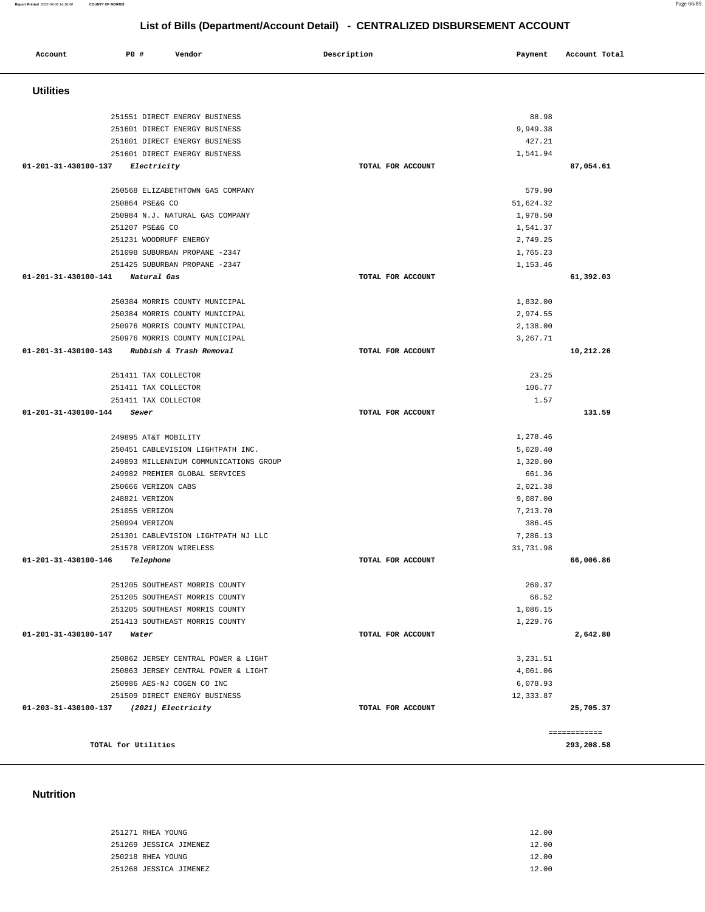# List of Bills (Department/Account Detail) - CENTRALIZED DISBURSEMENT ACCOUNT

| Account | PO # | Vendor | Description | Payment | Account Total |
|---|---|---|---|---|---|

## Utilities

| Account | PO # | Vendor | Description | Payment | Account Total |
|---|---|---|---|---|---|
| | 251551 | DIRECT ENERGY BUSINESS | | 88.98 | |
| | 251601 | DIRECT ENERGY BUSINESS | | 9,949.38 | |
| | 251601 | DIRECT ENERGY BUSINESS | | 427.21 | |
| | 251601 | DIRECT ENERGY BUSINESS | | 1,541.94 | |
| 01-201-31-430100-137 *Electricity* | | | TOTAL FOR ACCOUNT | | 87,054.61 |
| | 250568 | ELIZABETHTOWN GAS COMPANY | | 579.90 | |
| | 250864 | PSE&G CO | | 51,624.32 | |
| | 250984 | N.J. NATURAL GAS COMPANY | | 1,978.50 | |
| | 251207 | PSE&G CO | | 1,541.37 | |
| | 251231 | WOODRUFF ENERGY | | 2,749.25 | |
| | 251098 | SUBURBAN PROPANE -2347 | | 1,765.23 | |
| | 251425 | SUBURBAN PROPANE -2347 | | 1,153.46 | |
| 01-201-31-430100-141 *Natural Gas* | | | TOTAL FOR ACCOUNT | | 61,392.03 |
| | 250384 | MORRIS COUNTY MUNICIPAL | | 1,832.00 | |
| | 250384 | MORRIS COUNTY MUNICIPAL | | 2,974.55 | |
| | 250976 | MORRIS COUNTY MUNICIPAL | | 2,138.00 | |
| | 250976 | MORRIS COUNTY MUNICIPAL | | 3,267.71 | |
| 01-201-31-430100-143 *Rubbish & Trash Removal* | | | TOTAL FOR ACCOUNT | | 10,212.26 |
| | 251411 | TAX COLLECTOR | | 23.25 | |
| | 251411 | TAX COLLECTOR | | 106.77 | |
| | 251411 | TAX COLLECTOR | | 1.57 | |
| 01-201-31-430100-144 *Sewer* | | | TOTAL FOR ACCOUNT | | 131.59 |
| | 249895 | AT&T MOBILITY | | 1,278.46 | |
| | 250451 | CABLEVISION LIGHTPATH INC. | | 5,020.40 | |
| | 249893 | MILLENNIUM COMMUNICATIONS GROUP | | 1,320.00 | |
| | 249982 | PREMIER GLOBAL SERVICES | | 661.36 | |
| | 250666 | VERIZON CABS | | 2,021.38 | |
| | 248821 | VERIZON | | 9,087.00 | |
| | 251055 | VERIZON | | 7,213.70 | |
| | 250994 | VERIZON | | 386.45 | |
| | 251301 | CABLEVISION LIGHTPATH NJ LLC | | 7,286.13 | |
| | 251578 | VERIZON WIRELESS | | 31,731.98 | |
| 01-201-31-430100-146 *Telephone* | | | TOTAL FOR ACCOUNT | | 66,006.86 |
| | 251205 | SOUTHEAST MORRIS COUNTY | | 260.37 | |
| | 251205 | SOUTHEAST MORRIS COUNTY | | 66.52 | |
| | 251205 | SOUTHEAST MORRIS COUNTY | | 1,086.15 | |
| | 251413 | SOUTHEAST MORRIS COUNTY | | 1,229.76 | |
| 01-201-31-430100-147 *Water* | | | TOTAL FOR ACCOUNT | | 2,642.80 |
| | 250862 | JERSEY CENTRAL POWER & LIGHT | | 3,231.51 | |
| | 250863 | JERSEY CENTRAL POWER & LIGHT | | 4,061.06 | |
| | 250986 | AES-NJ COGEN CO INC | | 6,078.93 | |
| | 251509 | DIRECT ENERGY BUSINESS | | 12,333.87 | |
| 01-203-31-430100-137 *(2021) Electricity* | | | TOTAL FOR ACCOUNT | | 25,705.37 |
| | | | | | ============ |
| TOTAL for Utilities | | | | | 293,208.58 |

## Nutrition

| Account | PO # | Vendor | Description | Payment | Account Total |
|---|---|---|---|---|---|
| | 251271 | RHEA YOUNG | | 12.00 | |
| | 251269 | JESSICA JIMENEZ | | 12.00 | |
| | 250218 | RHEA YOUNG | | 12.00 | |
| | 251268 | JESSICA JIMENEZ | | 12.00 | |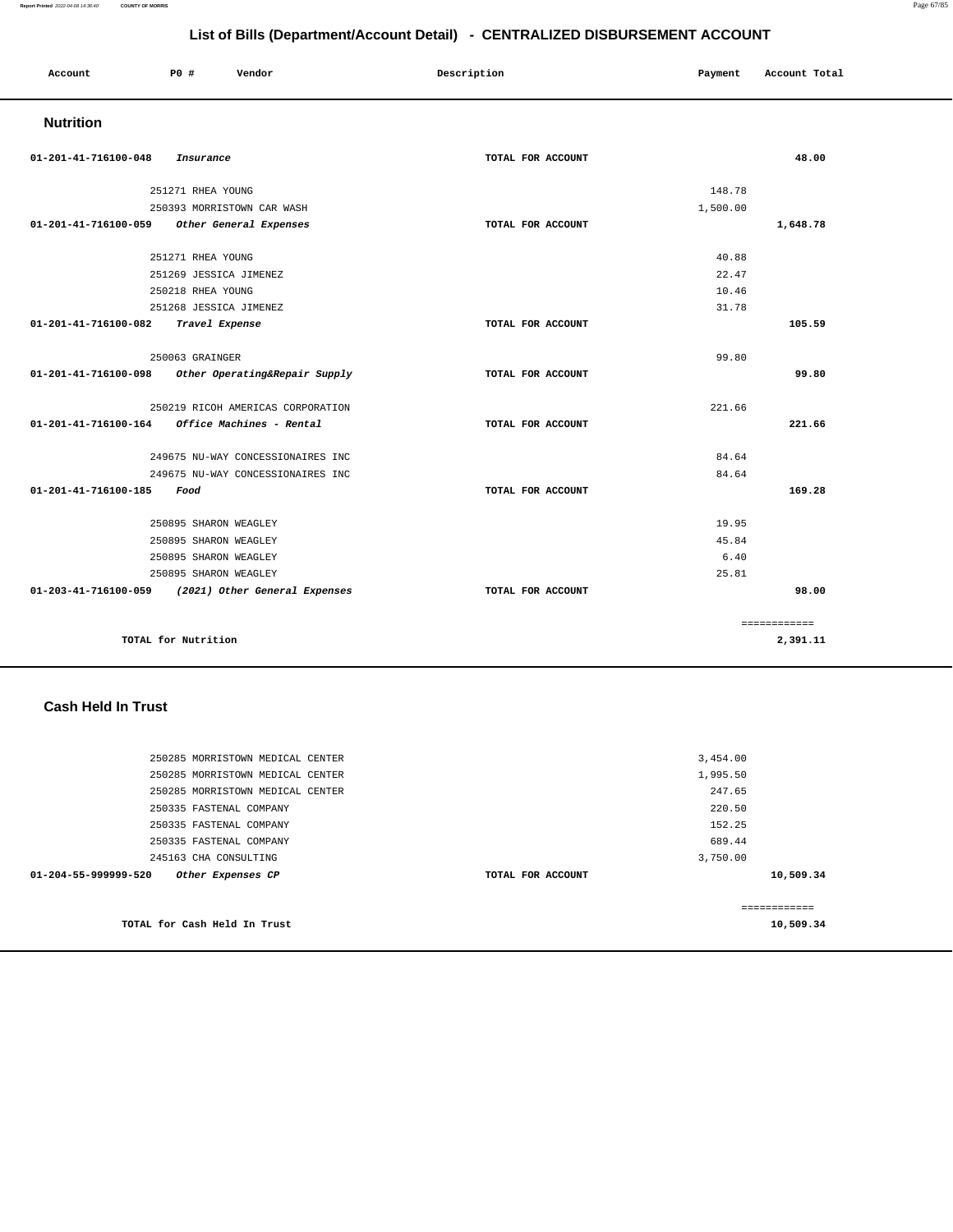## List of Bills (Department/Account Detail) - CENTRALIZED DISBURSEMENT ACCOUNT

| Account | PO # | Vendor | Description | Payment | Account Total |
|---|---|---|---|---|---|

### Nutrition

| Account | PO # | Vendor | Description | Payment | Account Total |
|---|---|---|---|---|---|
| 01-201-41-716100-048 | | *Insurance* | TOTAL FOR ACCOUNT | | 48.00 |
| | 251271 | RHEA YOUNG | | 148.78 | |
| | 250393 | MORRISTOWN CAR WASH | | 1,500.00 | |
| 01-201-41-716100-059 | | *Other General Expenses* | TOTAL FOR ACCOUNT | | 1,648.78 |
| | 251271 | RHEA YOUNG | | 40.88 | |
| | 251269 | JESSICA JIMENEZ | | 22.47 | |
| | 250218 | RHEA YOUNG | | 10.46 | |
| | 251268 | JESSICA JIMENEZ | | 31.78 | |
| 01-201-41-716100-082 | | *Travel Expense* | TOTAL FOR ACCOUNT | | 105.59 |
| | 250063 | GRAINGER | | 99.80 | |
| 01-201-41-716100-098 | | *Other Operating&Repair Supply* | TOTAL FOR ACCOUNT | | 99.80 |
| | 250219 | RICOH AMERICAS CORPORATION | | 221.66 | |
| 01-201-41-716100-164 | | *Office Machines - Rental* | TOTAL FOR ACCOUNT | | 221.66 |
| | 249675 | NU-WAY CONCESSIONAIRES INC | | 84.64 | |
| | 249675 | NU-WAY CONCESSIONAIRES INC | | 84.64 | |
| 01-201-41-716100-185 | | *Food* | TOTAL FOR ACCOUNT | | 169.28 |
| | 250895 | SHARON WEAGLEY | | 19.95 | |
| | 250895 | SHARON WEAGLEY | | 45.84 | |
| | 250895 | SHARON WEAGLEY | | 6.40 | |
| | 250895 | SHARON WEAGLEY | | 25.81 | |
| 01-203-41-716100-059 | | *(2021) Other General Expenses* | TOTAL FOR ACCOUNT | | 98.00 |
| | | | | | ============ |
| | TOTAL for Nutrition | | | | 2,391.11 |

### Cash Held In Trust

| Account | PO # | Vendor | Description | Payment | Account Total |
|---|---|---|---|---|---|
| | 250285 | MORRISTOWN MEDICAL CENTER | | 3,454.00 | |
| | 250285 | MORRISTOWN MEDICAL CENTER | | 1,995.50 | |
| | 250285 | MORRISTOWN MEDICAL CENTER | | 247.65 | |
| | 250335 | FASTENAL COMPANY | | 220.50 | |
| | 250335 | FASTENAL COMPANY | | 152.25 | |
| | 250335 | FASTENAL COMPANY | | 689.44 | |
| | 245163 | CHA CONSULTING | | 3,750.00 | |
| 01-204-55-999999-520 | | *Other Expenses CP* | TOTAL FOR ACCOUNT | | 10,509.34 |
| | | | | | ============ |
| | TOTAL for Cash Held In Trust | | | | 10,509.34 |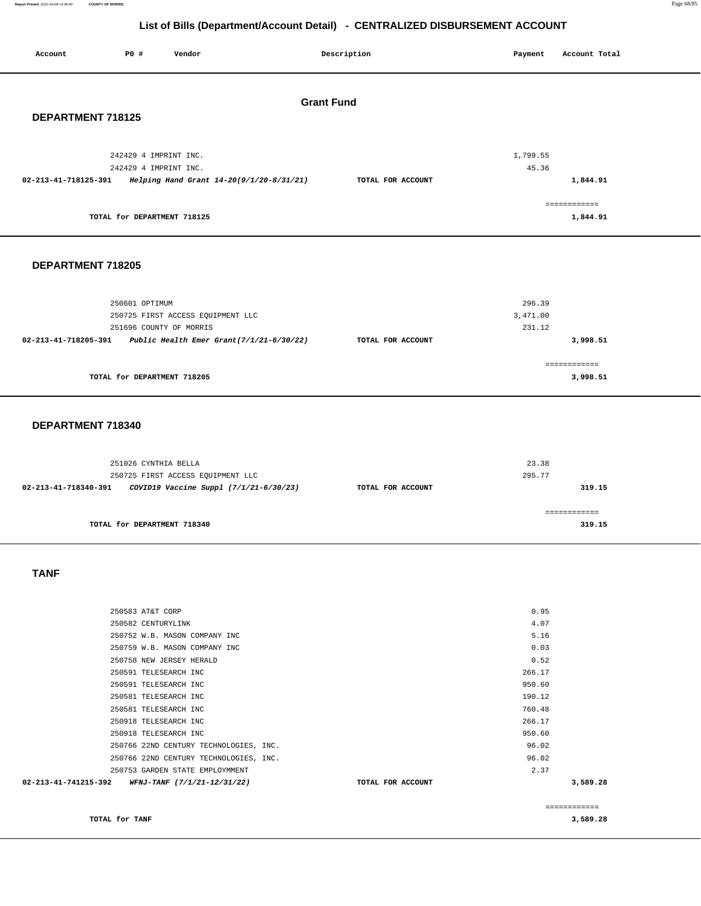## List of Bills (Department/Account Detail) - CENTRALIZED DISBURSEMENT ACCOUNT

| Account | PO # | Vendor | Description | Payment | Account Total |
|---|---|---|---|---|---|

### Grant Fund

### DEPARTMENT 718125

| Account | PO # | Vendor | Description | Payment | Account Total |
|---|---|---|---|---|---|
| | 242429 | 4 IMPRINT INC. | | 1,799.55 | |
| | 242429 | 4 IMPRINT INC. | | 45.36 | |
| 02-213-41-718125-391 | | *Helping Hand Grant 14-20(9/1/20-8/31/21)* | TOTAL FOR ACCOUNT | | 1,844.91 |
| | | TOTAL for DEPARTMENT 718125 | | | 1,844.91 |

### DEPARTMENT 718205

| Account | PO # | Vendor | Description | Payment | Account Total |
|---|---|---|---|---|---|
| | 250601 | OPTIMUM | | 296.39 | |
| | 250725 | FIRST ACCESS EQUIPMENT LLC | | 3,471.00 | |
| | 251696 | COUNTY OF MORRIS | | 231.12 | |
| 02-213-41-718205-391 | | *Public Health Emer Grant(7/1/21-6/30/22)* | TOTAL FOR ACCOUNT | | 3,998.51 |
| | | TOTAL for DEPARTMENT 718205 | | | 3,998.51 |

### DEPARTMENT 718340

| Account | PO # | Vendor | Description | Payment | Account Total |
|---|---|---|---|---|---|
| | 251026 | CYNTHIA BELLA | | 23.38 | |
| | 250725 | FIRST ACCESS EQUIPMENT LLC | | 295.77 | |
| 02-213-41-718340-391 | | *COVID19 Vaccine Suppl (7/1/21-6/30/23)* | TOTAL FOR ACCOUNT | | 319.15 |
| | | TOTAL for DEPARTMENT 718340 | | | 319.15 |

### TANF

| Account | PO # | Vendor | Description | Payment | Account Total |
|---|---|---|---|---|---|
| | 250583 | AT&T CORP | | 0.95 | |
| | 250582 | CENTURYLINK | | 4.07 | |
| | 250752 | W.B. MASON COMPANY INC | | 5.16 | |
| | 250759 | W.B. MASON COMPANY INC | | 0.03 | |
| | 250758 | NEW JERSEY HERALD | | 0.52 | |
| | 250591 | TELESEARCH INC | | 266.17 | |
| | 250591 | TELESEARCH INC | | 950.60 | |
| | 250581 | TELESEARCH INC | | 190.12 | |
| | 250581 | TELESEARCH INC | | 760.48 | |
| | 250918 | TELESEARCH INC | | 266.17 | |
| | 250918 | TELESEARCH INC | | 950.60 | |
| | 250766 | 22ND CENTURY TECHNOLOGIES, INC. | | 96.02 | |
| | 250766 | 22ND CENTURY TECHNOLOGIES, INC. | | 96.02 | |
| | 250753 | GARDEN STATE EMPLOYMMENT | | 2.37 | |
| 02-213-41-741215-392 | | *WFNJ-TANF (7/1/21-12/31/22)* | TOTAL FOR ACCOUNT | | 3,589.28 |
| | | TOTAL for TANF | | | 3,589.28 |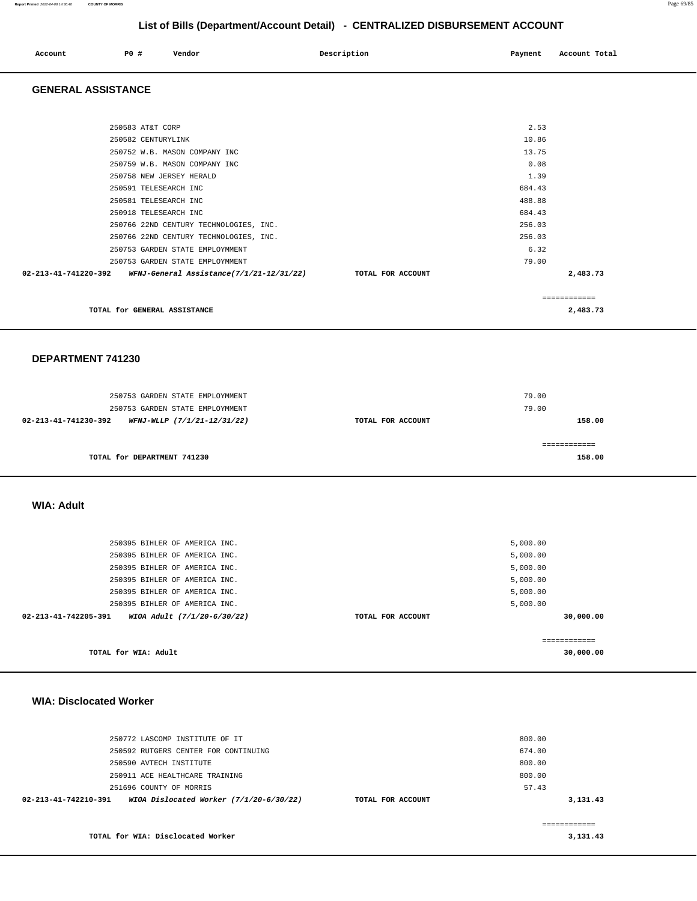# List of Bills (Department/Account Detail) - CENTRALIZED DISBURSEMENT ACCOUNT

| Account | PO # | Vendor | Description | Payment | Account Total |
|---|---|---|---|---|---|

## GENERAL ASSISTANCE

| Account | PO # | Vendor | Description | Payment | Account Total |
|---|---|---|---|---|---|
| | 250583 | AT&T CORP | | 2.53 | |
| | 250582 | CENTURYLINK | | 10.86 | |
| | 250752 | W.B. MASON COMPANY INC | | 13.75 | |
| | 250759 | W.B. MASON COMPANY INC | | 0.08 | |
| | 250758 | NEW JERSEY HERALD | | 1.39 | |
| | 250591 | TELESEARCH INC | | 684.43 | |
| | 250581 | TELESEARCH INC | | 488.88 | |
| | 250918 | TELESEARCH INC | | 684.43 | |
| | 250766 | 22ND CENTURY TECHNOLOGIES, INC. | | 256.03 | |
| | 250766 | 22ND CENTURY TECHNOLOGIES, INC. | | 256.03 | |
| | 250753 | GARDEN STATE EMPLOYMENT | | 6.32 | |
| | 250753 | GARDEN STATE EMPLOYMENT | | 79.00 | |
| **02-213-41-741220-392** | | ***WFNJ-General Assistance(7/1/21-12/31/22)*** | **TOTAL FOR ACCOUNT** | | **2,483.73** |

**TOTAL for GENERAL ASSISTANCE** ============ **2,483.73**

## DEPARTMENT 741230

| Account | PO # | Vendor | Description | Payment | Account Total |
|---|---|---|---|---|---|
| | 250753 | GARDEN STATE EMPLOYMENT | | 79.00 | |
| | 250753 | GARDEN STATE EMPLOYMENT | | 79.00 | |
| **02-213-41-741230-392** | | ***WFNJ-WLLP (7/1/21-12/31/22)*** | **TOTAL FOR ACCOUNT** | | **158.00** |

**TOTAL for DEPARTMENT 741230** ============ **158.00**

## WIA: Adult

| Account | PO # | Vendor | Description | Payment | Account Total |
|---|---|---|---|---|---|
| | 250395 | BIHLER OF AMERICA INC. | | 5,000.00 | |
| | 250395 | BIHLER OF AMERICA INC. | | 5,000.00 | |
| | 250395 | BIHLER OF AMERICA INC. | | 5,000.00 | |
| | 250395 | BIHLER OF AMERICA INC. | | 5,000.00 | |
| | 250395 | BIHLER OF AMERICA INC. | | 5,000.00 | |
| | 250395 | BIHLER OF AMERICA INC. | | 5,000.00 | |
| **02-213-41-742205-391** | | ***WIOA Adult (7/1/20-6/30/22)*** | **TOTAL FOR ACCOUNT** | | **30,000.00** |

**TOTAL for WIA: Adult** ============ **30,000.00**

## WIA: Disclocated Worker

| Account | PO # | Vendor | Description | Payment | Account Total |
|---|---|---|---|---|---|
| | 250772 | LASCOMP INSTITUTE OF IT | | 800.00 | |
| | 250592 | RUTGERS CENTER FOR CONTINUING | | 674.00 | |
| | 250590 | AVTECH INSTITUTE | | 800.00 | |
| | 250911 | ACE HEALTHCARE TRAINING | | 800.00 | |
| | 251696 | COUNTY OF MORRIS | | 57.43 | |
| **02-213-41-742210-391** | | ***WIOA Dislocated Worker (7/1/20-6/30/22)*** | **TOTAL FOR ACCOUNT** | | **3,131.43** |

**TOTAL for WIA: Disclocated Worker** ============ **3,131.43**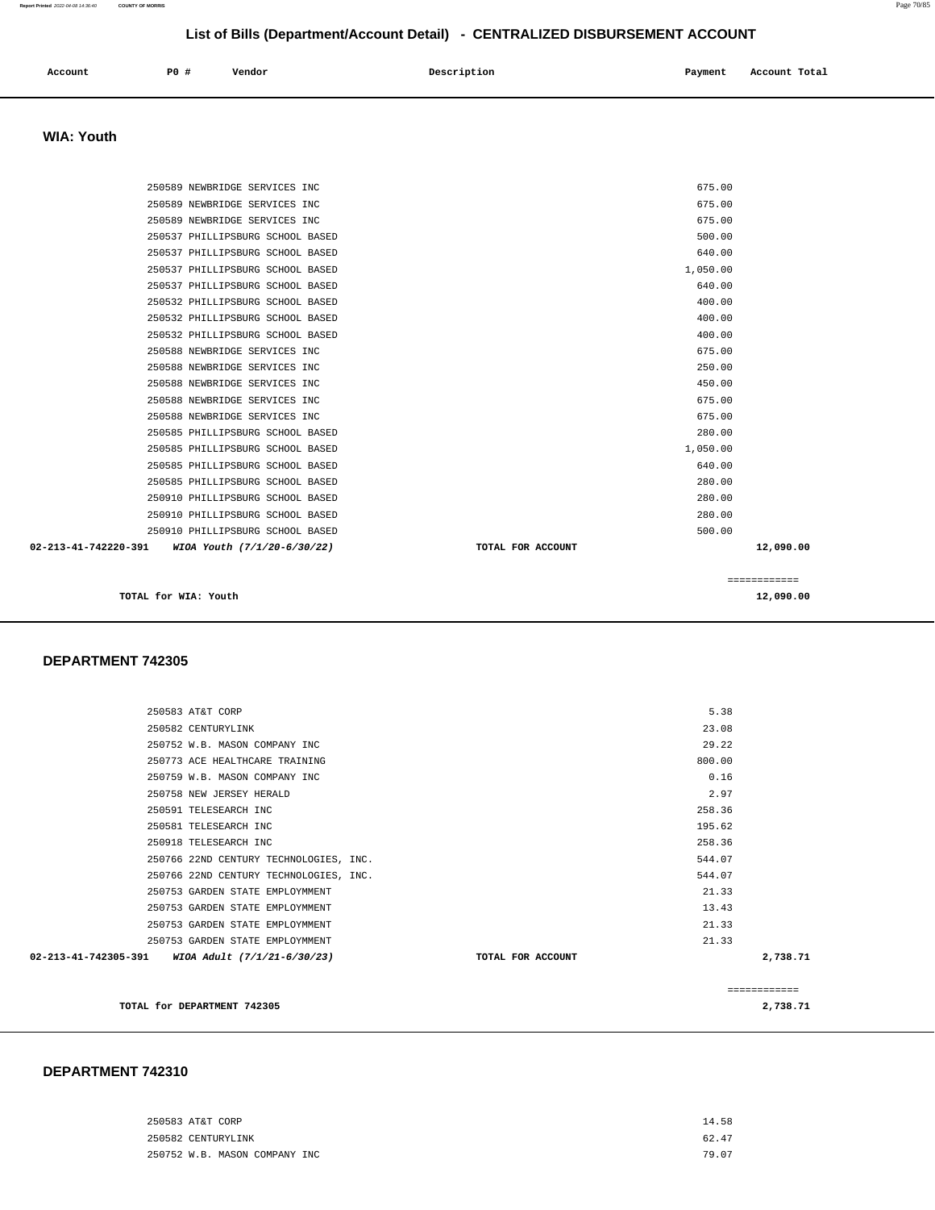## List of Bills (Department/Account Detail) - CENTRALIZED DISBURSEMENT ACCOUNT

| Account | PO # | Vendor | Description | Payment | Account Total |
|---|---|---|---|---|---|

### WIA: Youth

| Account | PO # | Vendor | Description | Payment | Account Total |
|---|---|---|---|---|---|
| | 250589 | NEWBRIDGE SERVICES INC | | 675.00 | |
| | 250589 | NEWBRIDGE SERVICES INC | | 675.00 | |
| | 250589 | NEWBRIDGE SERVICES INC | | 675.00 | |
| | 250537 | PHILLIPSBURG SCHOOL BASED | | 500.00 | |
| | 250537 | PHILLIPSBURG SCHOOL BASED | | 640.00 | |
| | 250537 | PHILLIPSBURG SCHOOL BASED | | 1,050.00 | |
| | 250537 | PHILLIPSBURG SCHOOL BASED | | 640.00 | |
| | 250532 | PHILLIPSBURG SCHOOL BASED | | 400.00 | |
| | 250532 | PHILLIPSBURG SCHOOL BASED | | 400.00 | |
| | 250532 | PHILLIPSBURG SCHOOL BASED | | 400.00 | |
| | 250588 | NEWBRIDGE SERVICES INC | | 675.00 | |
| | 250588 | NEWBRIDGE SERVICES INC | | 250.00 | |
| | 250588 | NEWBRIDGE SERVICES INC | | 450.00 | |
| | 250588 | NEWBRIDGE SERVICES INC | | 675.00 | |
| | 250588 | NEWBRIDGE SERVICES INC | | 675.00 | |
| | 250585 | PHILLIPSBURG SCHOOL BASED | | 280.00 | |
| | 250585 | PHILLIPSBURG SCHOOL BASED | | 1,050.00 | |
| | 250585 | PHILLIPSBURG SCHOOL BASED | | 640.00 | |
| | 250585 | PHILLIPSBURG SCHOOL BASED | | 280.00 | |
| | 250910 | PHILLIPSBURG SCHOOL BASED | | 280.00 | |
| | 250910 | PHILLIPSBURG SCHOOL BASED | | 280.00 | |
| | 250910 | PHILLIPSBURG SCHOOL BASED | | 500.00 | |
| 02-213-41-742220-391 | | *WIOA Youth (7/1/20-6/30/22)* | TOTAL FOR ACCOUNT | | 12,090.00 |

**TOTAL for WIA: Youth** 12,090.00

### DEPARTMENT 742305

| Account | PO # | Vendor | Description | Payment | Account Total |
|---|---|---|---|---|---|
| | 250583 | AT&T CORP | | 5.38 | |
| | 250582 | CENTURYLINK | | 23.08 | |
| | 250752 | W.B. MASON COMPANY INC | | 29.22 | |
| | 250773 | ACE HEALTHCARE TRAINING | | 800.00 | |
| | 250759 | W.B. MASON COMPANY INC | | 0.16 | |
| | 250758 | NEW JERSEY HERALD | | 2.97 | |
| | 250591 | TELESEARCH INC | | 258.36 | |
| | 250581 | TELESEARCH INC | | 195.62 | |
| | 250918 | TELESEARCH INC | | 258.36 | |
| | 250766 | 22ND CENTURY TECHNOLOGIES, INC. | | 544.07 | |
| | 250766 | 22ND CENTURY TECHNOLOGIES, INC. | | 544.07 | |
| | 250753 | GARDEN STATE EMPLOYMMENT | | 21.33 | |
| | 250753 | GARDEN STATE EMPLOYMMENT | | 13.43 | |
| | 250753 | GARDEN STATE EMPLOYMMENT | | 21.33 | |
| | 250753 | GARDEN STATE EMPLOYMMENT | | 21.33 | |
| 02-213-41-742305-391 | | *WIOA Adult (7/1/21-6/30/23)* | TOTAL FOR ACCOUNT | | 2,738.71 |

**TOTAL for DEPARTMENT 742305** 2,738.71

### DEPARTMENT 742310

| Account | PO # | Vendor | Description | Payment | Account Total |
|---|---|---|---|---|---|
| | 250583 | AT&T CORP | | 14.58 | |
| | 250582 | CENTURYLINK | | 62.47 | |
| | 250752 | W.B. MASON COMPANY INC | | 79.07 | |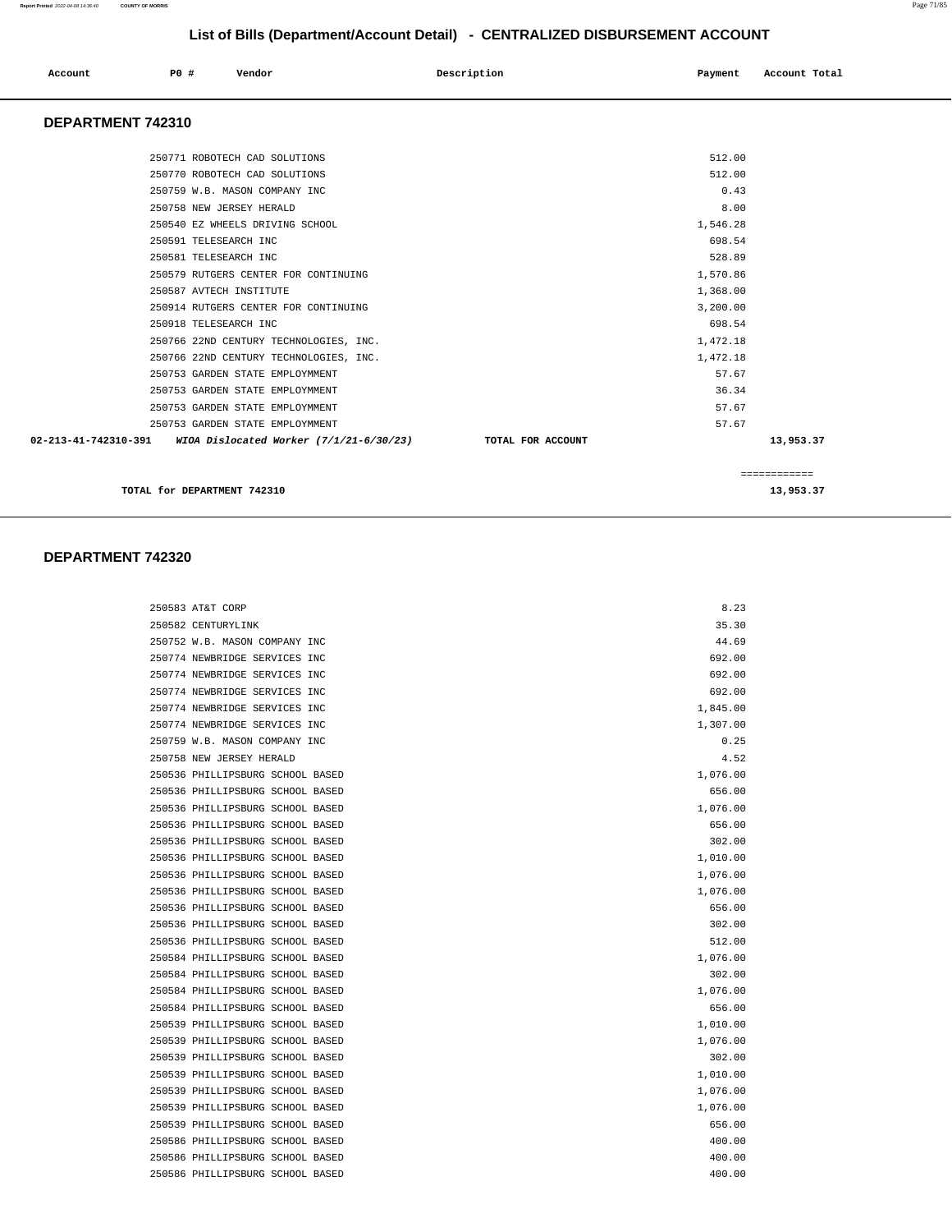## List of Bills (Department/Account Detail) - CENTRALIZED DISBURSEMENT ACCOUNT

| Account | PO # | Vendor | Description | Payment | Account Total |
|---|---|---|---|---|---|

### DEPARTMENT 742310

| Account | PO # | Vendor | Description | Payment | Account Total |
|---|---|---|---|---|---|
| | 250771 | ROBOTECH CAD SOLUTIONS | | 512.00 | |
| | 250770 | ROBOTECH CAD SOLUTIONS | | 512.00 | |
| | 250759 | W.B. MASON COMPANY INC | | 0.43 | |
| | 250758 | NEW JERSEY HERALD | | 8.00 | |
| | 250540 | EZ WHEELS DRIVING SCHOOL | | 1,546.28 | |
| | 250591 | TELESEARCH INC | | 698.54 | |
| | 250581 | TELESEARCH INC | | 528.89 | |
| | 250579 | RUTGERS CENTER FOR CONTINUING | | 1,570.86 | |
| | 250587 | AVTECH INSTITUTE | | 1,368.00 | |
| | 250914 | RUTGERS CENTER FOR CONTINUING | | 3,200.00 | |
| | 250918 | TELESEARCH INC | | 698.54 | |
| | 250766 | 22ND CENTURY TECHNOLOGIES, INC. | | 1,472.18 | |
| | 250766 | 22ND CENTURY TECHNOLOGIES, INC. | | 1,472.18 | |
| | 250753 | GARDEN STATE EMPLOYMENT | | 57.67 | |
| | 250753 | GARDEN STATE EMPLOYMENT | | 36.34 | |
| | 250753 | GARDEN STATE EMPLOYMENT | | 57.67 | |
| | 250753 | GARDEN STATE EMPLOYMENT | | 57.67 | |
| 02-213-41-742310-391 | | *WIOA Dislocated Worker (7/1/21-6/30/23)* | TOTAL FOR ACCOUNT | | 13,953.37 |

TOTAL for DEPARTMENT 742310 — 13,953.37

### DEPARTMENT 742320

| Account | PO # | Vendor | Description | Payment | Account Total |
|---|---|---|---|---|---|
| | 250583 | AT&T CORP | | 8.23 | |
| | 250582 | CENTURYLINK | | 35.30 | |
| | 250752 | W.B. MASON COMPANY INC | | 44.69 | |
| | 250774 | NEWBRIDGE SERVICES INC | | 692.00 | |
| | 250774 | NEWBRIDGE SERVICES INC | | 692.00 | |
| | 250774 | NEWBRIDGE SERVICES INC | | 692.00 | |
| | 250774 | NEWBRIDGE SERVICES INC | | 1,845.00 | |
| | 250774 | NEWBRIDGE SERVICES INC | | 1,307.00 | |
| | 250759 | W.B. MASON COMPANY INC | | 0.25 | |
| | 250758 | NEW JERSEY HERALD | | 4.52 | |
| | 250536 | PHILLIPSBURG SCHOOL BASED | | 1,076.00 | |
| | 250536 | PHILLIPSBURG SCHOOL BASED | | 656.00 | |
| | 250536 | PHILLIPSBURG SCHOOL BASED | | 1,076.00 | |
| | 250536 | PHILLIPSBURG SCHOOL BASED | | 656.00 | |
| | 250536 | PHILLIPSBURG SCHOOL BASED | | 302.00 | |
| | 250536 | PHILLIPSBURG SCHOOL BASED | | 1,010.00 | |
| | 250536 | PHILLIPSBURG SCHOOL BASED | | 1,076.00 | |
| | 250536 | PHILLIPSBURG SCHOOL BASED | | 1,076.00 | |
| | 250536 | PHILLIPSBURG SCHOOL BASED | | 656.00 | |
| | 250536 | PHILLIPSBURG SCHOOL BASED | | 302.00 | |
| | 250536 | PHILLIPSBURG SCHOOL BASED | | 512.00 | |
| | 250584 | PHILLIPSBURG SCHOOL BASED | | 1,076.00 | |
| | 250584 | PHILLIPSBURG SCHOOL BASED | | 302.00 | |
| | 250584 | PHILLIPSBURG SCHOOL BASED | | 1,076.00 | |
| | 250584 | PHILLIPSBURG SCHOOL BASED | | 656.00 | |
| | 250539 | PHILLIPSBURG SCHOOL BASED | | 1,010.00 | |
| | 250539 | PHILLIPSBURG SCHOOL BASED | | 1,076.00 | |
| | 250539 | PHILLIPSBURG SCHOOL BASED | | 302.00 | |
| | 250539 | PHILLIPSBURG SCHOOL BASED | | 1,010.00 | |
| | 250539 | PHILLIPSBURG SCHOOL BASED | | 1,076.00 | |
| | 250539 | PHILLIPSBURG SCHOOL BASED | | 1,076.00 | |
| | 250539 | PHILLIPSBURG SCHOOL BASED | | 656.00 | |
| | 250586 | PHILLIPSBURG SCHOOL BASED | | 400.00 | |
| | 250586 | PHILLIPSBURG SCHOOL BASED | | 400.00 | |
| | 250586 | PHILLIPSBURG SCHOOL BASED | | 400.00 | |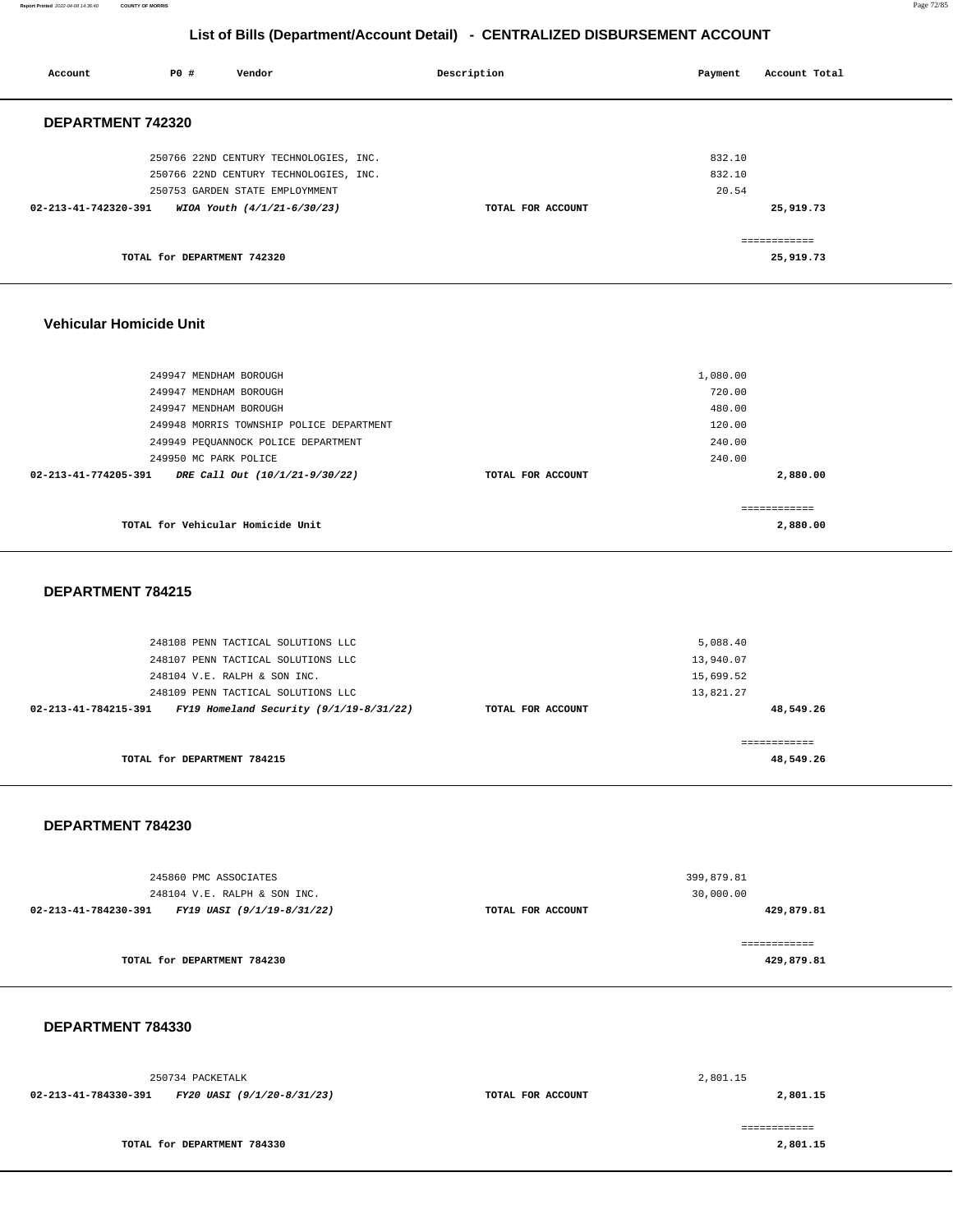# List of Bills (Department/Account Detail) - CENTRALIZED DISBURSEMENT ACCOUNT

| Account | PO # | Vendor | Description | Payment | Account Total |
|---|---|---|---|---|---|

## DEPARTMENT 742320

| Account | PO # | Vendor | Description | Payment | Account Total |
|---|---|---|---|---|---|
| | 250766 | 22ND CENTURY TECHNOLOGIES, INC. | | 832.10 | |
| | 250766 | 22ND CENTURY TECHNOLOGIES, INC. | | 832.10 | |
| | 250753 | GARDEN STATE EMPLOYMENT | | 20.54 | |
| 02-213-41-742320-391 | | *WIOA Youth (4/1/21-6/30/23)* | TOTAL FOR ACCOUNT | | 25,919.73 |

TOTAL for DEPARTMENT 742320 — 25,919.73

## Vehicular Homicide Unit

| Account | PO # | Vendor | Description | Payment | Account Total |
|---|---|---|---|---|---|
| | 249947 | MENDHAM BOROUGH | | 1,080.00 | |
| | 249947 | MENDHAM BOROUGH | | 720.00 | |
| | 249947 | MENDHAM BOROUGH | | 480.00 | |
| | 249948 | MORRIS TOWNSHIP POLICE DEPARTMENT | | 120.00 | |
| | 249949 | PEQUANNOCK POLICE DEPARTMENT | | 240.00 | |
| | 249950 | MC PARK POLICE | | 240.00 | |
| 02-213-41-774205-391 | | *DRE Call Out (10/1/21-9/30/22)* | TOTAL FOR ACCOUNT | | 2,880.00 |

TOTAL for Vehicular Homicide Unit — 2,880.00

## DEPARTMENT 784215

| Account | PO # | Vendor | Description | Payment | Account Total |
|---|---|---|---|---|---|
| | 248108 | PENN TACTICAL SOLUTIONS LLC | | 5,088.40 | |
| | 248107 | PENN TACTICAL SOLUTIONS LLC | | 13,940.07 | |
| | 248104 | V.E. RALPH & SON INC. | | 15,699.52 | |
| | 248109 | PENN TACTICAL SOLUTIONS LLC | | 13,821.27 | |
| 02-213-41-784215-391 | | *FY19 Homeland Security (9/1/19-8/31/22)* | TOTAL FOR ACCOUNT | | 48,549.26 |

TOTAL for DEPARTMENT 784215 — 48,549.26

## DEPARTMENT 784230

| Account | PO # | Vendor | Description | Payment | Account Total |
|---|---|---|---|---|---|
| | 245860 | PMC ASSOCIATES | | 399,879.81 | |
| | 248104 | V.E. RALPH & SON INC. | | 30,000.00 | |
| 02-213-41-784230-391 | | *FY19 UASI (9/1/19-8/31/22)* | TOTAL FOR ACCOUNT | | 429,879.81 |

TOTAL for DEPARTMENT 784230 — 429,879.81

## DEPARTMENT 784330

| Account | PO # | Vendor | Description | Payment | Account Total |
|---|---|---|---|---|---|
| | 250734 | PACKETALK | | 2,801.15 | |
| 02-213-41-784330-391 | | *FY20 UASI (9/1/20-8/31/23)* | TOTAL FOR ACCOUNT | | 2,801.15 |

TOTAL for DEPARTMENT 784330 — 2,801.15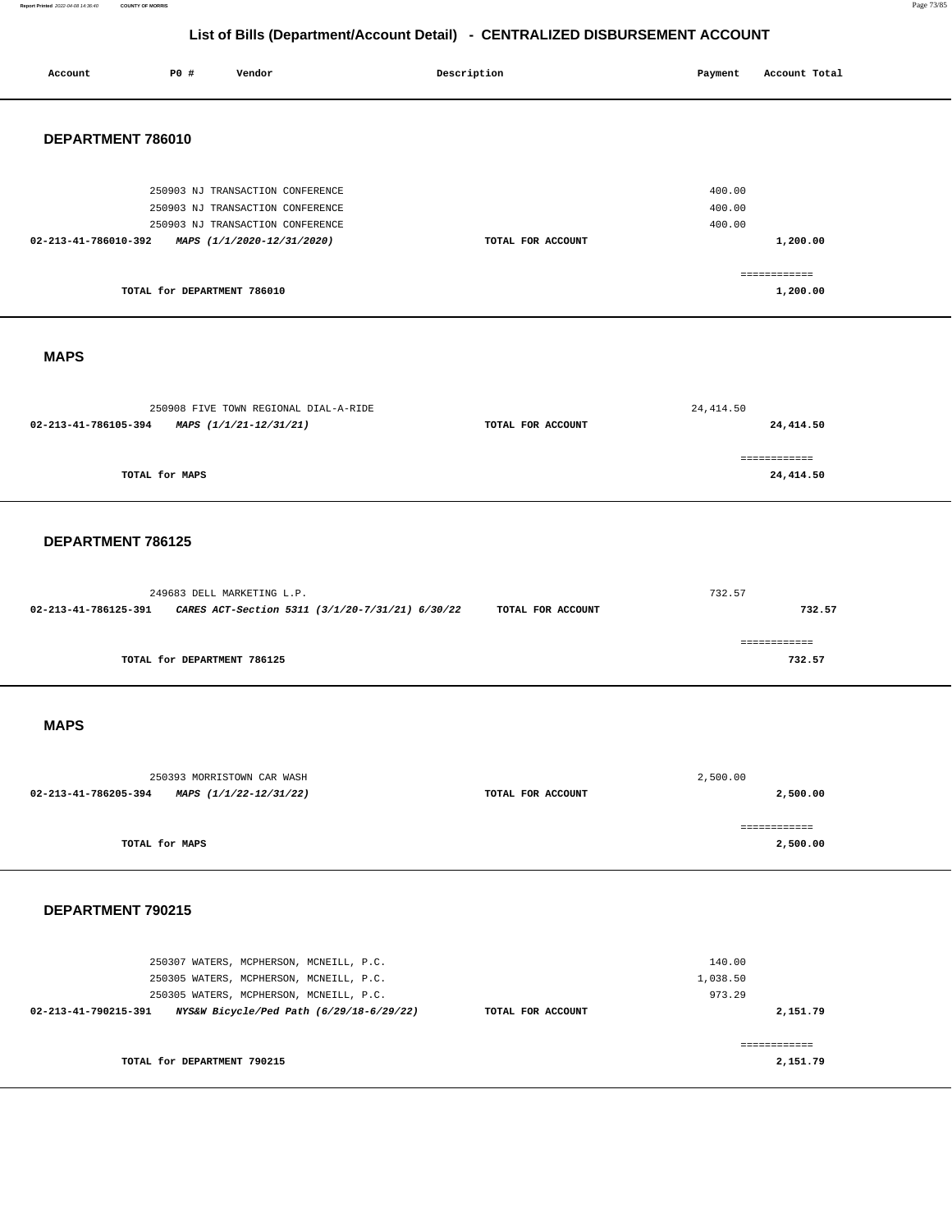## List of Bills (Department/Account Detail) - CENTRALIZED DISBURSEMENT ACCOUNT

| Account | PO # | Vendor | Description | Payment | Account Total |
|---|---|---|---|---|---|

### DEPARTMENT 786010

| Account | PO # | Vendor | Description | Payment | Account Total |
|---|---|---|---|---|---|
| | 250903 | NJ TRANSACTION CONFERENCE | | 400.00 | |
| | 250903 | NJ TRANSACTION CONFERENCE | | 400.00 | |
| | 250903 | NJ TRANSACTION CONFERENCE | | 400.00 | |
| 02-213-41-786010-392 | | *MAPS (1/1/2020-12/31/2020)* | TOTAL FOR ACCOUNT | | 1,200.00 |
| | | | | | ============ |
| | TOTAL for DEPARTMENT 786010 | | | | 1,200.00 |

### MAPS

| Account | PO # | Vendor | Description | Payment | Account Total |
|---|---|---|---|---|---|
| | 250908 | FIVE TOWN REGIONAL DIAL-A-RIDE | | 24,414.50 | |
| 02-213-41-786105-394 | | *MAPS (1/1/21-12/31/21)* | TOTAL FOR ACCOUNT | | 24,414.50 |
| | | | | | ============ |
| | TOTAL for MAPS | | | | 24,414.50 |

### DEPARTMENT 786125

| Account | PO # | Vendor | Description | Payment | Account Total |
|---|---|---|---|---|---|
| | 249683 | DELL MARKETING L.P. | | 732.57 | |
| 02-213-41-786125-391 | | *CARES ACT-Section 5311 (3/1/20-7/31/21) 6/30/22* | TOTAL FOR ACCOUNT | | 732.57 |
| | | | | | ============ |
| | TOTAL for DEPARTMENT 786125 | | | | 732.57 |

### MAPS

| Account | PO # | Vendor | Description | Payment | Account Total |
|---|---|---|---|---|---|
| | 250393 | MORRISTOWN CAR WASH | | 2,500.00 | |
| 02-213-41-786205-394 | | *MAPS (1/1/22-12/31/22)* | TOTAL FOR ACCOUNT | | 2,500.00 |
| | | | | | ============ |
| | TOTAL for MAPS | | | | 2,500.00 |

### DEPARTMENT 790215

| Account | PO # | Vendor | Description | Payment | Account Total |
|---|---|---|---|---|---|
| | 250307 | WATERS, MCPHERSON, MCNEILL, P.C. | | 140.00 | |
| | 250305 | WATERS, MCPHERSON, MCNEILL, P.C. | | 1,038.50 | |
| | 250305 | WATERS, MCPHERSON, MCNEILL, P.C. | | 973.29 | |
| 02-213-41-790215-391 | | *NYS&W Bicycle/Ped Path (6/29/18-6/29/22)* | TOTAL FOR ACCOUNT | | 2,151.79 |
| | | | | | ============ |
| | TOTAL for DEPARTMENT 790215 | | | | 2,151.79 |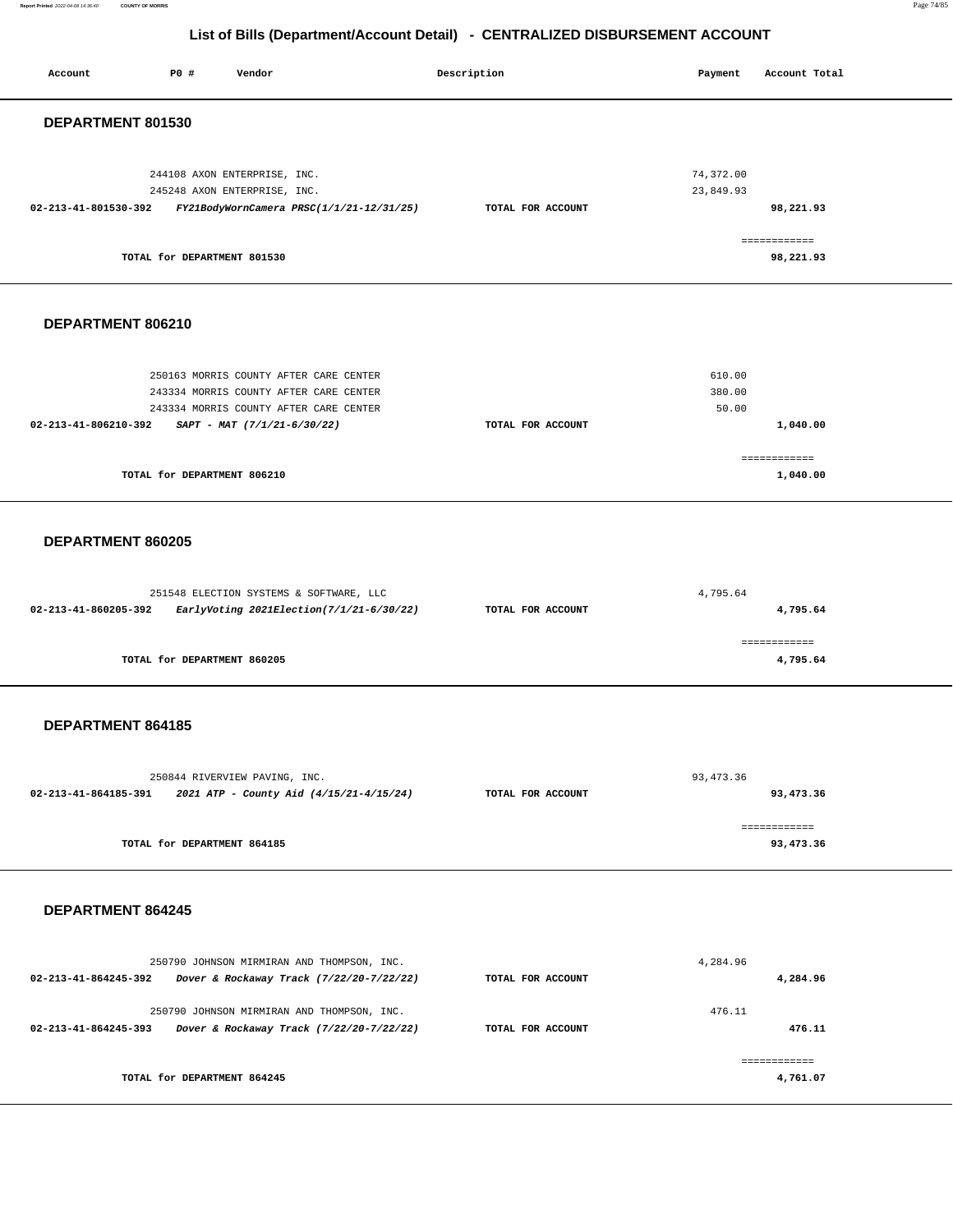# List of Bills (Department/Account Detail) - CENTRALIZED DISBURSEMENT ACCOUNT

| Account | PO # | Vendor | Description | Payment | Account Total |
|---|---|---|---|---|---|

## DEPARTMENT 801530

| Account | PO # | Vendor | Description | Payment | Account Total |
|---|---|---|---|---|---|
| | 244108 | AXON ENTERPRISE, INC. | | 74,372.00 | |
| | 245248 | AXON ENTERPRISE, INC. | | 23,849.93 | |
| 02-213-41-801530-392 | | *FY21BodyWornCamera PRSC(1/1/21-12/31/25)* | TOTAL FOR ACCOUNT | | 98,221.93 |
| | | | | | ============ |
| | | TOTAL for DEPARTMENT 801530 | | | 98,221.93 |

## DEPARTMENT 806210

| Account | PO # | Vendor | Description | Payment | Account Total |
|---|---|---|---|---|---|
| | 250163 | MORRIS COUNTY AFTER CARE CENTER | | 610.00 | |
| | 243334 | MORRIS COUNTY AFTER CARE CENTER | | 380.00 | |
| | 243334 | MORRIS COUNTY AFTER CARE CENTER | | 50.00 | |
| 02-213-41-806210-392 | | *SAPT - MAT (7/1/21-6/30/22)* | TOTAL FOR ACCOUNT | | 1,040.00 |
| | | | | | ============ |
| | | TOTAL for DEPARTMENT 806210 | | | 1,040.00 |

## DEPARTMENT 860205

| Account | PO # | Vendor | Description | Payment | Account Total |
|---|---|---|---|---|---|
| | 251548 | ELECTION SYSTEMS & SOFTWARE, LLC | | 4,795.64 | |
| 02-213-41-860205-392 | | *EarlyVoting 2021Election(7/1/21-6/30/22)* | TOTAL FOR ACCOUNT | | 4,795.64 |
| | | | | | ============ |
| | | TOTAL for DEPARTMENT 860205 | | | 4,795.64 |

## DEPARTMENT 864185

| Account | PO # | Vendor | Description | Payment | Account Total |
|---|---|---|---|---|---|
| | 250844 | RIVERVIEW PAVING, INC. | | 93,473.36 | |
| 02-213-41-864185-391 | | *2021 ATP - County Aid (4/15/21-4/15/24)* | TOTAL FOR ACCOUNT | | 93,473.36 |
| | | | | | ============ |
| | | TOTAL for DEPARTMENT 864185 | | | 93,473.36 |

## DEPARTMENT 864245

| Account | PO # | Vendor | Description | Payment | Account Total |
|---|---|---|---|---|---|
| | 250790 | JOHNSON MIRMIRAN AND THOMPSON, INC. | | 4,284.96 | |
| 02-213-41-864245-392 | | *Dover & Rockaway Track (7/22/20-7/22/22)* | TOTAL FOR ACCOUNT | | 4,284.96 |
| | 250790 | JOHNSON MIRMIRAN AND THOMPSON, INC. | | 476.11 | |
| 02-213-41-864245-393 | | *Dover & Rockaway Track (7/22/20-7/22/22)* | TOTAL FOR ACCOUNT | | 476.11 |
| | | | | | ============ |
| | | TOTAL for DEPARTMENT 864245 | | | 4,761.07 |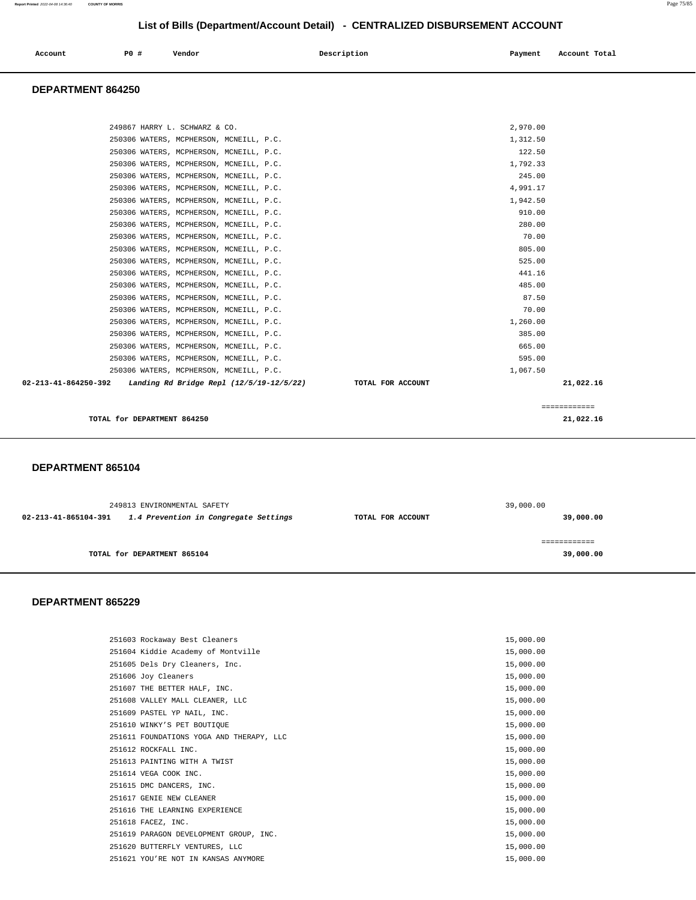## List of Bills (Department/Account Detail) - CENTRALIZED DISBURSEMENT ACCOUNT

| Account | PO # | Vendor | Description | Payment | Account Total |
|---|---|---|---|---|---|

### DEPARTMENT 864250

| Account | PO # | Vendor | Description | Payment | Account Total |
|---|---|---|---|---|---|
| | 249867 | HARRY L. SCHWARZ & CO. | | 2,970.00 | |
| | 250306 | WATERS, MCPHERSON, MCNEILL, P.C. | | 1,312.50 | |
| | 250306 | WATERS, MCPHERSON, MCNEILL, P.C. | | 122.50 | |
| | 250306 | WATERS, MCPHERSON, MCNEILL, P.C. | | 1,792.33 | |
| | 250306 | WATERS, MCPHERSON, MCNEILL, P.C. | | 245.00 | |
| | 250306 | WATERS, MCPHERSON, MCNEILL, P.C. | | 4,991.17 | |
| | 250306 | WATERS, MCPHERSON, MCNEILL, P.C. | | 1,942.50 | |
| | 250306 | WATERS, MCPHERSON, MCNEILL, P.C. | | 910.00 | |
| | 250306 | WATERS, MCPHERSON, MCNEILL, P.C. | | 280.00 | |
| | 250306 | WATERS, MCPHERSON, MCNEILL, P.C. | | 70.00 | |
| | 250306 | WATERS, MCPHERSON, MCNEILL, P.C. | | 805.00 | |
| | 250306 | WATERS, MCPHERSON, MCNEILL, P.C. | | 525.00 | |
| | 250306 | WATERS, MCPHERSON, MCNEILL, P.C. | | 441.16 | |
| | 250306 | WATERS, MCPHERSON, MCNEILL, P.C. | | 485.00 | |
| | 250306 | WATERS, MCPHERSON, MCNEILL, P.C. | | 87.50 | |
| | 250306 | WATERS, MCPHERSON, MCNEILL, P.C. | | 70.00 | |
| | 250306 | WATERS, MCPHERSON, MCNEILL, P.C. | | 1,260.00 | |
| | 250306 | WATERS, MCPHERSON, MCNEILL, P.C. | | 385.00 | |
| | 250306 | WATERS, MCPHERSON, MCNEILL, P.C. | | 665.00 | |
| | 250306 | WATERS, MCPHERSON, MCNEILL, P.C. | | 595.00 | |
| | 250306 | WATERS, MCPHERSON, MCNEILL, P.C. | | 1,067.50 | |
| **02-213-41-864250-392** | | *Landing Rd Bridge Repl (12/5/19-12/5/22)* | **TOTAL FOR ACCOUNT** | | **21,022.16** |
| | | | | | ============ |
| | | **TOTAL for DEPARTMENT 864250** | | | **21,022.16** |

### DEPARTMENT 865104

| Account | PO # | Vendor | Description | Payment | Account Total |
|---|---|---|---|---|---|
| | 249813 | ENVIRONMENTAL SAFETY | | 39,000.00 | |
| **02-213-41-865104-391** | | *1.4 Prevention in Congregate Settings* | **TOTAL FOR ACCOUNT** | | **39,000.00** |
| | | | | | ============ |
| | | **TOTAL for DEPARTMENT 865104** | | | **39,000.00** |

### DEPARTMENT 865229

| Account | PO # | Vendor | Description | Payment | Account Total |
|---|---|---|---|---|---|
| | 251603 | Rockaway Best Cleaners | | 15,000.00 | |
| | 251604 | Kiddie Academy of Montville | | 15,000.00 | |
| | 251605 | Dels Dry Cleaners, Inc. | | 15,000.00 | |
| | 251606 | Joy Cleaners | | 15,000.00 | |
| | 251607 | THE BETTER HALF, INC. | | 15,000.00 | |
| | 251608 | VALLEY MALL CLEANER, LLC | | 15,000.00 | |
| | 251609 | PASTEL YP NAIL, INC. | | 15,000.00 | |
| | 251610 | WINKY'S PET BOUTIQUE | | 15,000.00 | |
| | 251611 | FOUNDATIONS YOGA AND THERAPY, LLC | | 15,000.00 | |
| | 251612 | ROCKFALL INC. | | 15,000.00 | |
| | 251613 | PAINTING WITH A TWIST | | 15,000.00 | |
| | 251614 | VEGA COOK INC. | | 15,000.00 | |
| | 251615 | DMC DANCERS, INC. | | 15,000.00 | |
| | 251617 | GENIE NEW CLEANER | | 15,000.00 | |
| | 251616 | THE LEARNING EXPERIENCE | | 15,000.00 | |
| | 251618 | FACEZ, INC. | | 15,000.00 | |
| | 251619 | PARAGON DEVELOPMENT GROUP, INC. | | 15,000.00 | |
| | 251620 | BUTTERFLY VENTURES, LLC | | 15,000.00 | |
| | 251621 | YOU'RE NOT IN KANSAS ANYMORE | | 15,000.00 | |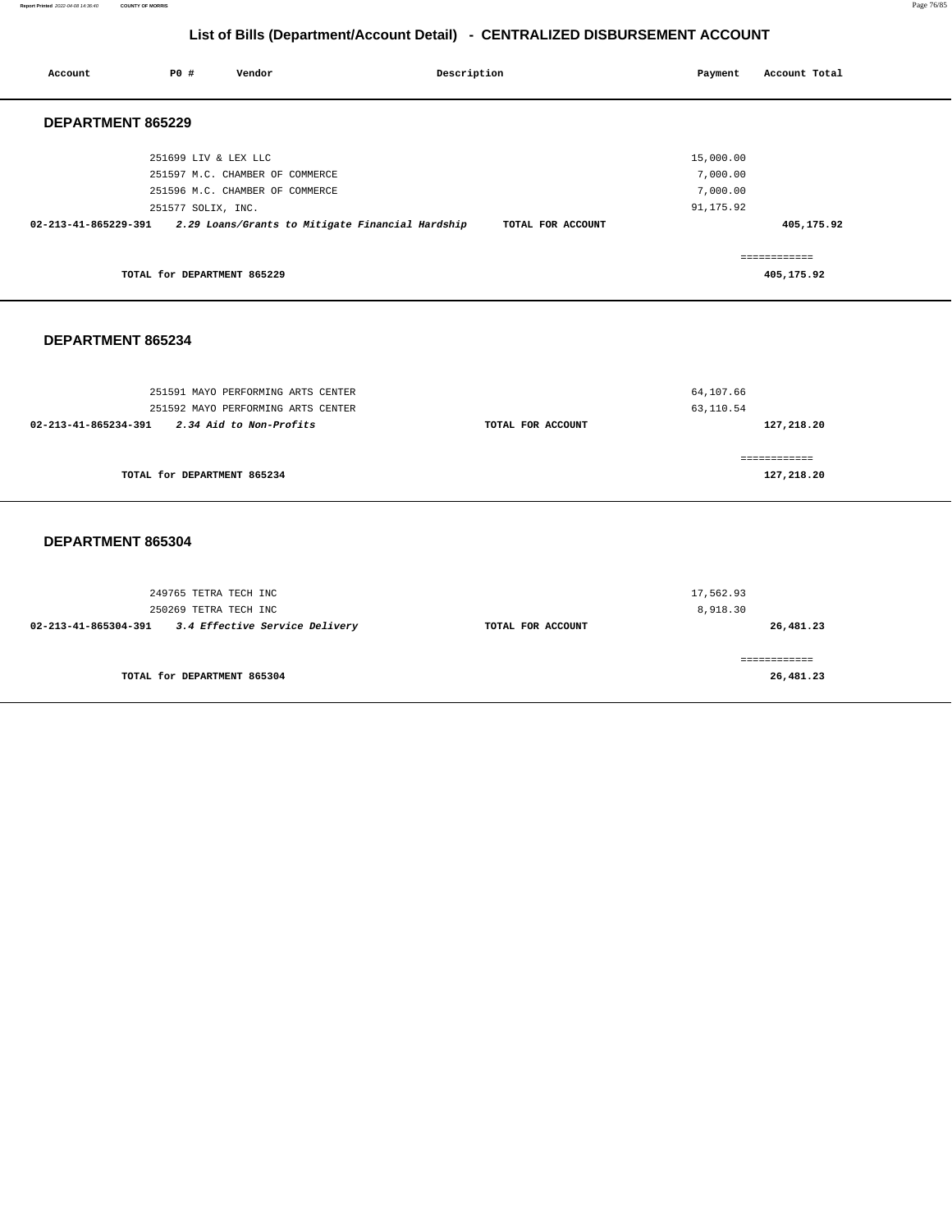# List of Bills (Department/Account Detail) - CENTRALIZED DISBURSEMENT ACCOUNT

| Account | PO # | Vendor | Description | Payment | Account Total |
|---|---|---|---|---|---|

## DEPARTMENT 865229

| Account | PO # | Vendor | Description | Payment | Account Total |
|---|---|---|---|---|---|
| | 251699 | LIV & LEX LLC | | 15,000.00 | |
| | 251597 | M.C. CHAMBER OF COMMERCE | | 7,000.00 | |
| | 251596 | M.C. CHAMBER OF COMMERCE | | 7,000.00 | |
| | 251577 | SOLIX, INC. | | 91,175.92 | |
| **02-213-41-865229-391** | | ***2.29 Loans/Grants to Mitigate Financial Hardship*** | **TOTAL FOR ACCOUNT** | | **405,175.92** |

**TOTAL for DEPARTMENT 865229** — **405,175.92**

## DEPARTMENT 865234

| Account | PO # | Vendor | Description | Payment | Account Total |
|---|---|---|---|---|---|
| | 251591 | MAYO PERFORMING ARTS CENTER | | 64,107.66 | |
| | 251592 | MAYO PERFORMING ARTS CENTER | | 63,110.54 | |
| **02-213-41-865234-391** | | ***2.34 Aid to Non-Profits*** | **TOTAL FOR ACCOUNT** | | **127,218.20** |

**TOTAL for DEPARTMENT 865234** — **127,218.20**

## DEPARTMENT 865304

| Account | PO # | Vendor | Description | Payment | Account Total |
|---|---|---|---|---|---|
| | 249765 | TETRA TECH INC | | 17,562.93 | |
| | 250269 | TETRA TECH INC | | 8,918.30 | |
| **02-213-41-865304-391** | | ***3.4 Effective Service Delivery*** | **TOTAL FOR ACCOUNT** | | **26,481.23** |

**TOTAL for DEPARTMENT 865304** — **26,481.23**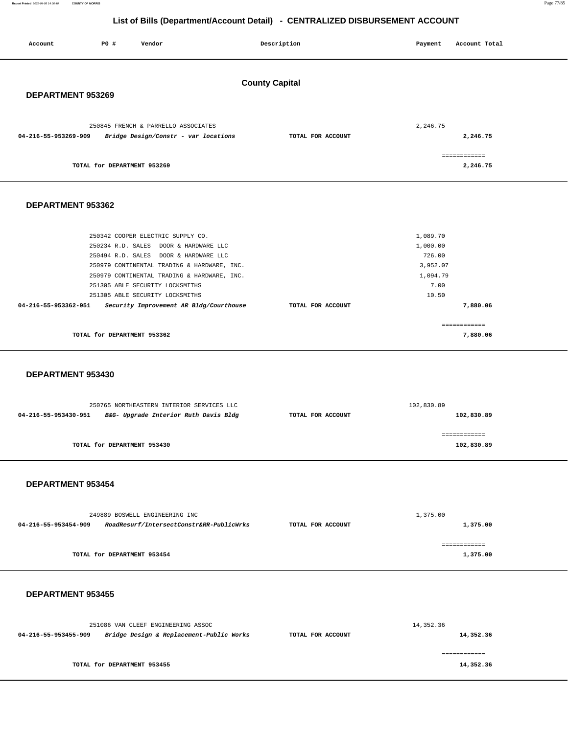# List of Bills (Department/Account Detail) - CENTRALIZED DISBURSEMENT ACCOUNT

| Account | PO # | Vendor | Description | Payment | Account Total |
|---|---|---|---|---|---|

## County Capital

### DEPARTMENT 953269

| Account | PO # | Vendor | Description | Payment | Account Total |
|---|---|---|---|---|---|
| | 250845 | FRENCH & PARRELLO ASSOCIATES | | 2,246.75 | |
| **04-216-55-953269-909** | | ***Bridge Design/Constr - var locations*** | **TOTAL FOR ACCOUNT** | | **2,246.75** |
| | | **TOTAL for DEPARTMENT 953269** | | | **2,246.75** |

### DEPARTMENT 953362

| Account | PO # | Vendor | Description | Payment | Account Total |
|---|---|---|---|---|---|
| | 250342 | COOPER ELECTRIC SUPPLY CO. | | 1,089.70 | |
| | 250234 | R.D. SALES DOOR & HARDWARE LLC | | 1,000.00 | |
| | 250494 | R.D. SALES DOOR & HARDWARE LLC | | 726.00 | |
| | 250979 | CONTINENTAL TRADING & HARDWARE, INC. | | 3,952.07 | |
| | 250979 | CONTINENTAL TRADING & HARDWARE, INC. | | 1,094.79 | |
| | 251305 | ABLE SECURITY LOCKSMITHS | | 7.00 | |
| | 251305 | ABLE SECURITY LOCKSMITHS | | 10.50 | |
| **04-216-55-953362-951** | | ***Security Improvement AR Bldg/Courthouse*** | **TOTAL FOR ACCOUNT** | | **7,880.06** |
| | | **TOTAL for DEPARTMENT 953362** | | | **7,880.06** |

### DEPARTMENT 953430

| Account | PO # | Vendor | Description | Payment | Account Total |
|---|---|---|---|---|---|
| | 250765 | NORTHEASTERN INTERIOR SERVICES LLC | | 102,830.89 | |
| **04-216-55-953430-951** | | ***B&G- Upgrade Interior Ruth Davis Bldg*** | **TOTAL FOR ACCOUNT** | | **102,830.89** |
| | | **TOTAL for DEPARTMENT 953430** | | | **102,830.89** |

### DEPARTMENT 953454

| Account | PO # | Vendor | Description | Payment | Account Total |
|---|---|---|---|---|---|
| | 249889 | BOSWELL ENGINEERING INC | | 1,375.00 | |
| **04-216-55-953454-909** | | ***RoadResurf/IntersectConstr&RR-PublicWrks*** | **TOTAL FOR ACCOUNT** | | **1,375.00** |
| | | **TOTAL for DEPARTMENT 953454** | | | **1,375.00** |

### DEPARTMENT 953455

| Account | PO # | Vendor | Description | Payment | Account Total |
|---|---|---|---|---|---|
| | 251086 | VAN CLEEF ENGINEERING ASSOC | | 14,352.36 | |
| **04-216-55-953455-909** | | ***Bridge Design & Replacement-Public Works*** | **TOTAL FOR ACCOUNT** | | **14,352.36** |
| | | **TOTAL for DEPARTMENT 953455** | | | **14,352.36** |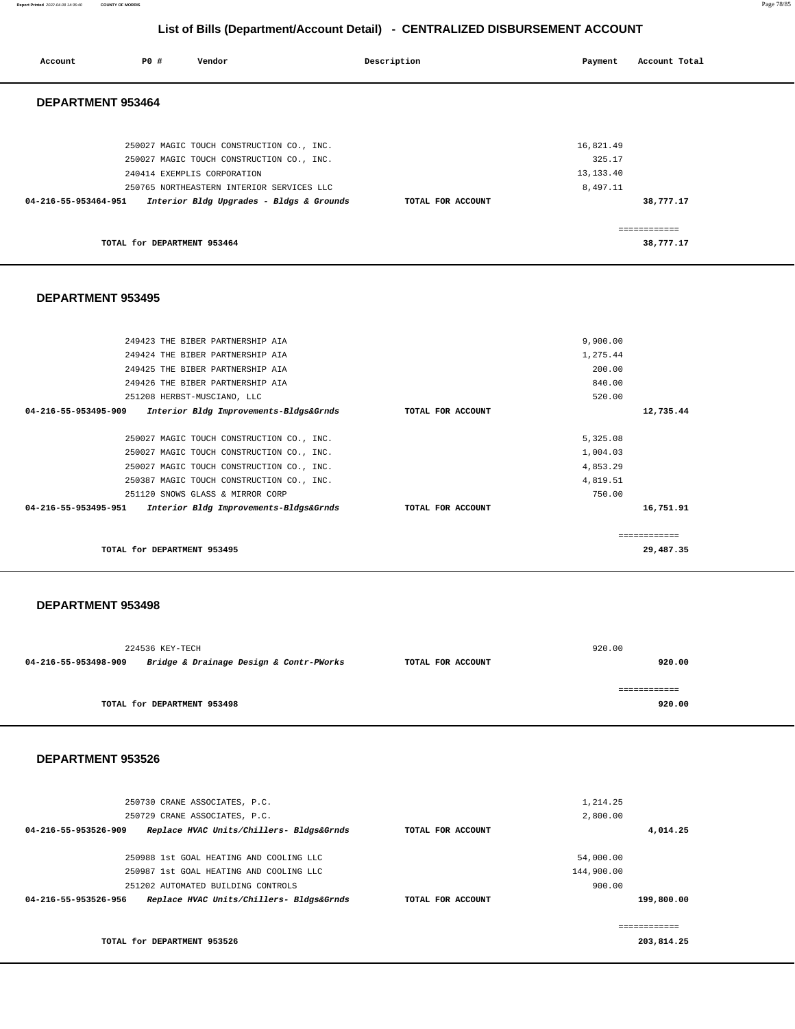## List of Bills (Department/Account Detail) - CENTRALIZED DISBURSEMENT ACCOUNT

| Account | PO # | Vendor | Description | Payment | Account Total |
|---|---|---|---|---|---|

### DEPARTMENT 953464

| Account | PO # | Vendor | Description | Payment | Account Total |
|---|---|---|---|---|---|
| | 250027 | MAGIC TOUCH CONSTRUCTION CO., INC. | | 16,821.49 | |
| | 250027 | MAGIC TOUCH CONSTRUCTION CO., INC. | | 325.17 | |
| | 240414 | EXEMPLIS CORPORATION | | 13,133.40 | |
| | 250765 | NORTHEASTERN INTERIOR SERVICES LLC | | 8,497.11 | |
| **04-216-55-953464-951** | | ***Interior Bldg Upgrades - Bldgs & Grounds*** | **TOTAL FOR ACCOUNT** | | **38,777.17** |
| | | **TOTAL for DEPARTMENT 953464** | | | **38,777.17** |

### DEPARTMENT 953495

| Account | PO # | Vendor | Description | Payment | Account Total |
|---|---|---|---|---|---|
| | 249423 | THE BIBER PARTNERSHIP AIA | | 9,900.00 | |
| | 249424 | THE BIBER PARTNERSHIP AIA | | 1,275.44 | |
| | 249425 | THE BIBER PARTNERSHIP AIA | | 200.00 | |
| | 249426 | THE BIBER PARTNERSHIP AIA | | 840.00 | |
| | 251208 | HERBST-MUSCIANO, LLC | | 520.00 | |
| **04-216-55-953495-909** | | ***Interior Bldg Improvements-Bldgs&Grnds*** | **TOTAL FOR ACCOUNT** | | **12,735.44** |
| | 250027 | MAGIC TOUCH CONSTRUCTION CO., INC. | | 5,325.08 | |
| | 250027 | MAGIC TOUCH CONSTRUCTION CO., INC. | | 1,004.03 | |
| | 250027 | MAGIC TOUCH CONSTRUCTION CO., INC. | | 4,853.29 | |
| | 250387 | MAGIC TOUCH CONSTRUCTION CO., INC. | | 4,819.51 | |
| | 251120 | SNOWS GLASS & MIRROR CORP | | 750.00 | |
| **04-216-55-953495-951** | | ***Interior Bldg Improvements-Bldgs&Grnds*** | **TOTAL FOR ACCOUNT** | | **16,751.91** |
| | | **TOTAL for DEPARTMENT 953495** | | | **29,487.35** |

### DEPARTMENT 953498

| Account | PO # | Vendor | Description | Payment | Account Total |
|---|---|---|---|---|---|
| | 224536 | KEY-TECH | | 920.00 | |
| **04-216-55-953498-909** | | ***Bridge & Drainage Design & Contr-PWorks*** | **TOTAL FOR ACCOUNT** | | **920.00** |
| | | **TOTAL for DEPARTMENT 953498** | | | **920.00** |

### DEPARTMENT 953526

| Account | PO # | Vendor | Description | Payment | Account Total |
|---|---|---|---|---|---|
| | 250730 | CRANE ASSOCIATES, P.C. | | 1,214.25 | |
| | 250729 | CRANE ASSOCIATES, P.C. | | 2,800.00 | |
| **04-216-55-953526-909** | | ***Replace HVAC Units/Chillers- Bldgs&Grnds*** | **TOTAL FOR ACCOUNT** | | **4,014.25** |
| | 250988 | 1st GOAL HEATING AND COOLING LLC | | 54,000.00 | |
| | 250987 | 1st GOAL HEATING AND COOLING LLC | | 144,900.00 | |
| | 251202 | AUTOMATED BUILDING CONTROLS | | 900.00 | |
| **04-216-55-953526-956** | | ***Replace HVAC Units/Chillers- Bldgs&Grnds*** | **TOTAL FOR ACCOUNT** | | **199,800.00** |
| | | **TOTAL for DEPARTMENT 953526** | | | **203,814.25** |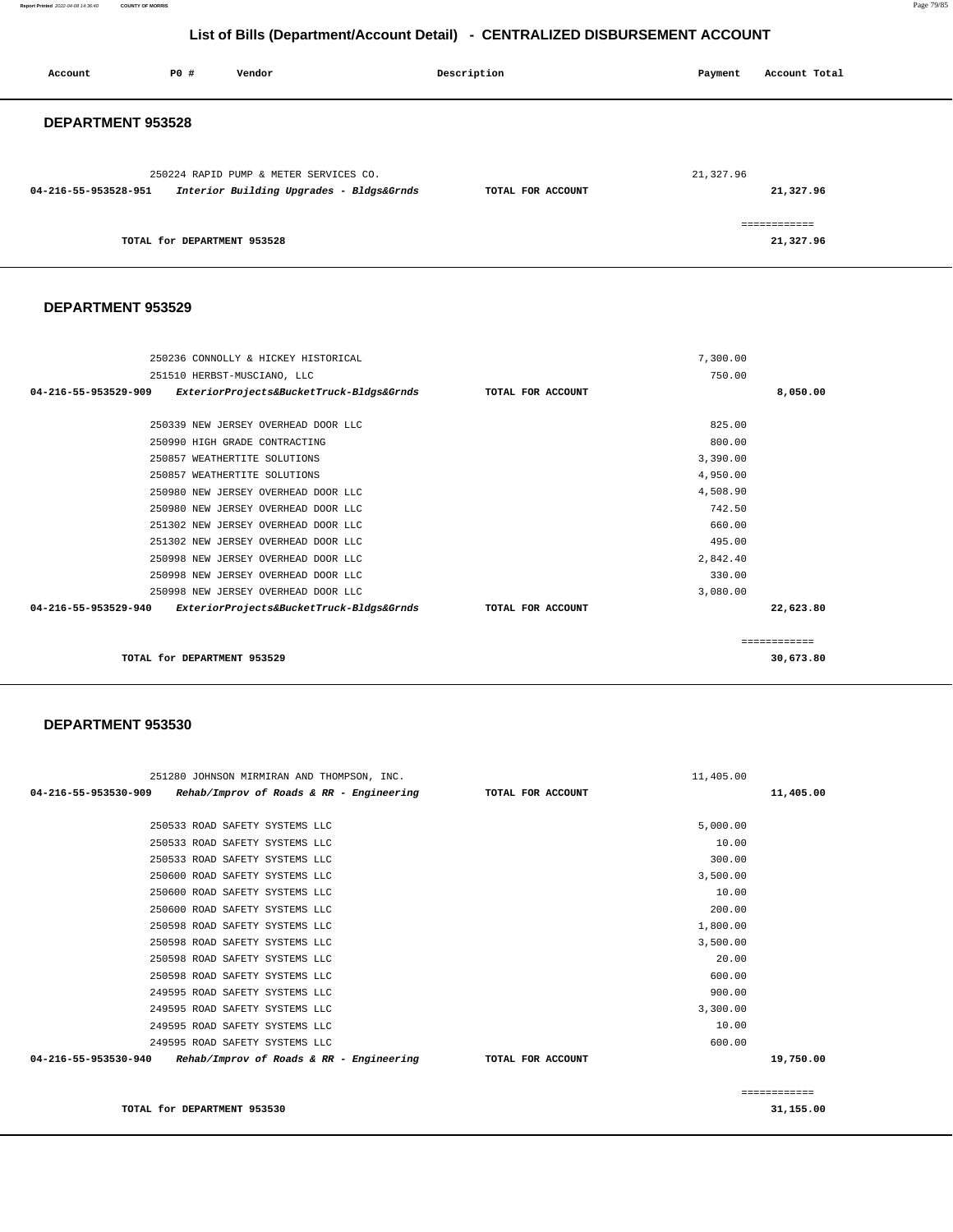## List of Bills (Department/Account Detail) - CENTRALIZED DISBURSEMENT ACCOUNT

| Account | PO # | Vendor | Description | Payment | Account Total |
|---|---|---|---|---|---|

### DEPARTMENT 953528

| Account | PO # | Vendor | Description | Payment | Account Total |
|---|---|---|---|---|---|
| | 250224 | RAPID PUMP & METER SERVICES CO. | | 21,327.96 | |
| 04-216-55-953528-951 | | *Interior Building Upgrades - Bldgs&Grnds* | TOTAL FOR ACCOUNT | | 21,327.96 |
| | | | | | ============ |
| | | TOTAL for DEPARTMENT 953528 | | | 21,327.96 |

### DEPARTMENT 953529

| Account | PO # | Vendor | Description | Payment | Account Total |
|---|---|---|---|---|---|
| | 250236 | CONNOLLY & HICKEY HISTORICAL | | 7,300.00 | |
| | 251510 | HERBST-MUSCIANO, LLC | | 750.00 | |
| 04-216-55-953529-909 | | *ExteriorProjects&BucketTruck-Bldgs&Grnds* | TOTAL FOR ACCOUNT | | 8,050.00 |
| | 250339 | NEW JERSEY OVERHEAD DOOR LLC | | 825.00 | |
| | 250990 | HIGH GRADE CONTRACTING | | 800.00 | |
| | 250857 | WEATHERTITE SOLUTIONS | | 3,390.00 | |
| | 250857 | WEATHERTITE SOLUTIONS | | 4,950.00 | |
| | 250980 | NEW JERSEY OVERHEAD DOOR LLC | | 4,508.90 | |
| | 250980 | NEW JERSEY OVERHEAD DOOR LLC | | 742.50 | |
| | 251302 | NEW JERSEY OVERHEAD DOOR LLC | | 660.00 | |
| | 251302 | NEW JERSEY OVERHEAD DOOR LLC | | 495.00 | |
| | 250998 | NEW JERSEY OVERHEAD DOOR LLC | | 2,842.40 | |
| | 250998 | NEW JERSEY OVERHEAD DOOR LLC | | 330.00 | |
| | 250998 | NEW JERSEY OVERHEAD DOOR LLC | | 3,080.00 | |
| 04-216-55-953529-940 | | *ExteriorProjects&BucketTruck-Bldgs&Grnds* | TOTAL FOR ACCOUNT | | 22,623.80 |
| | | | | | ============ |
| | | TOTAL for DEPARTMENT 953529 | | | 30,673.80 |

### DEPARTMENT 953530

| Account | PO # | Vendor | Description | Payment | Account Total |
|---|---|---|---|---|---|
| | 251280 | JOHNSON MIRMIRAN AND THOMPSON, INC. | | 11,405.00 | |
| 04-216-55-953530-909 | | *Rehab/Improv of Roads & RR - Engineering* | TOTAL FOR ACCOUNT | | 11,405.00 |
| | 250533 | ROAD SAFETY SYSTEMS LLC | | 5,000.00 | |
| | 250533 | ROAD SAFETY SYSTEMS LLC | | 10.00 | |
| | 250533 | ROAD SAFETY SYSTEMS LLC | | 300.00 | |
| | 250600 | ROAD SAFETY SYSTEMS LLC | | 3,500.00 | |
| | 250600 | ROAD SAFETY SYSTEMS LLC | | 10.00 | |
| | 250600 | ROAD SAFETY SYSTEMS LLC | | 200.00 | |
| | 250598 | ROAD SAFETY SYSTEMS LLC | | 1,800.00 | |
| | 250598 | ROAD SAFETY SYSTEMS LLC | | 3,500.00 | |
| | 250598 | ROAD SAFETY SYSTEMS LLC | | 20.00 | |
| | 250598 | ROAD SAFETY SYSTEMS LLC | | 600.00 | |
| | 249595 | ROAD SAFETY SYSTEMS LLC | | 900.00 | |
| | 249595 | ROAD SAFETY SYSTEMS LLC | | 3,300.00 | |
| | 249595 | ROAD SAFETY SYSTEMS LLC | | 10.00 | |
| | 249595 | ROAD SAFETY SYSTEMS LLC | | 600.00 | |
| 04-216-55-953530-940 | | *Rehab/Improv of Roads & RR - Engineering* | TOTAL FOR ACCOUNT | | 19,750.00 |
| | | | | | ============ |
| | | TOTAL for DEPARTMENT 953530 | | | 31,155.00 |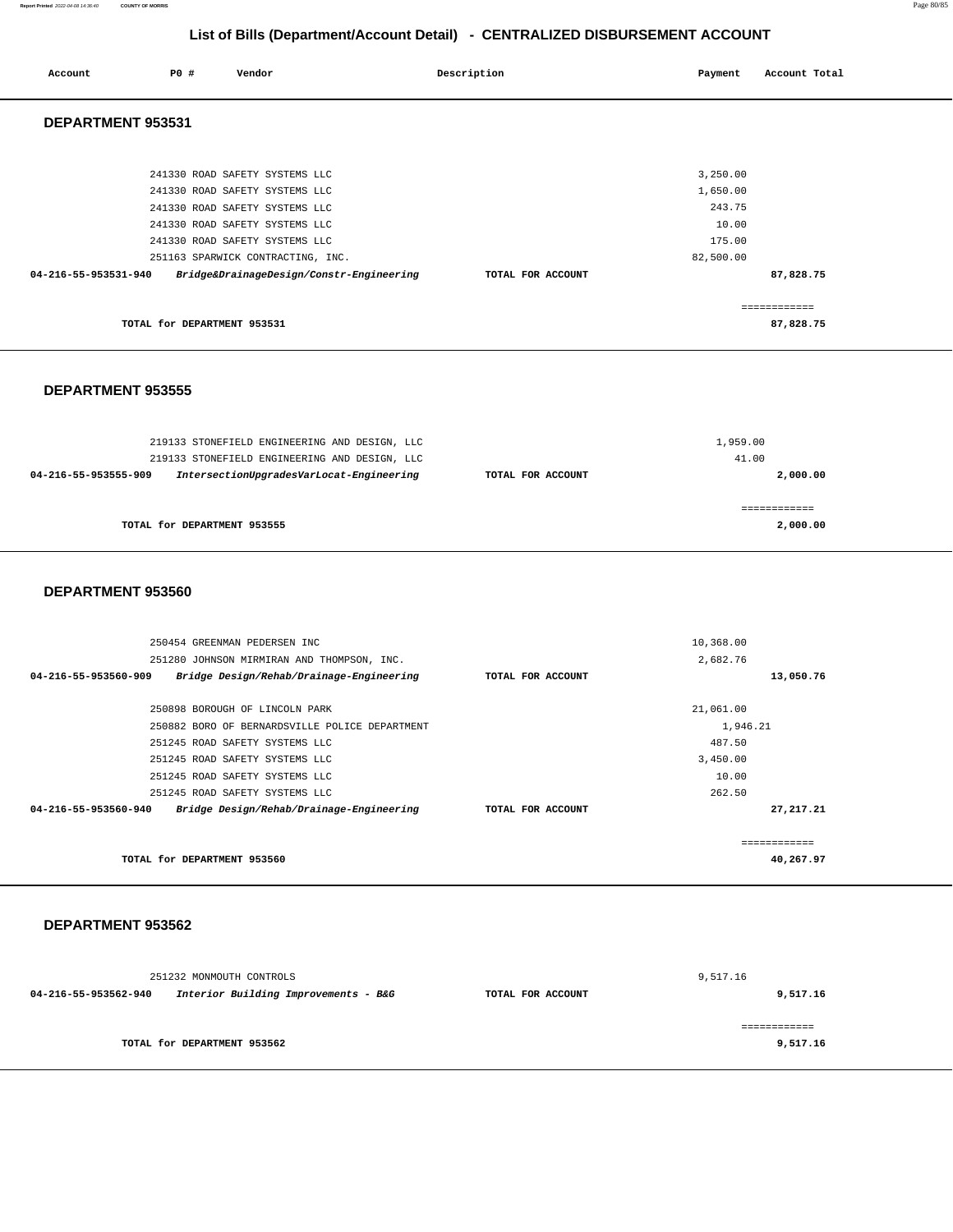# List of Bills (Department/Account Detail) - CENTRALIZED DISBURSEMENT ACCOUNT

| Account | PO # | Vendor | Description | Payment | Account Total |
|---|---|---|---|---|---|

## DEPARTMENT 953531

| Account | PO # | Vendor | Description | Payment | Account Total |
|---|---|---|---|---|---|
| | 241330 | ROAD SAFETY SYSTEMS LLC | | 3,250.00 | |
| | 241330 | ROAD SAFETY SYSTEMS LLC | | 1,650.00 | |
| | 241330 | ROAD SAFETY SYSTEMS LLC | | 243.75 | |
| | 241330 | ROAD SAFETY SYSTEMS LLC | | 10.00 | |
| | 241330 | ROAD SAFETY SYSTEMS LLC | | 175.00 | |
| | 251163 | SPARWICK CONTRACTING, INC. | | 82,500.00 | |
| 04-216-55-953531-940 | | *Bridge&DrainageDesign/Constr-Engineering* | TOTAL FOR ACCOUNT | | 87,828.75 |
| | | TOTAL for DEPARTMENT 953531 | | | 87,828.75 |

## DEPARTMENT 953555

| Account | PO # | Vendor | Description | Payment | Account Total |
|---|---|---|---|---|---|
| | 219133 | STONEFIELD ENGINEERING AND DESIGN, LLC | | 1,959.00 | |
| | 219133 | STONEFIELD ENGINEERING AND DESIGN, LLC | | 41.00 | |
| 04-216-55-953555-909 | | *IntersectionUpgradesVarLocat-Engineering* | TOTAL FOR ACCOUNT | | 2,000.00 |
| | | TOTAL for DEPARTMENT 953555 | | | 2,000.00 |

## DEPARTMENT 953560

| Account | PO # | Vendor | Description | Payment | Account Total |
|---|---|---|---|---|---|
| | 250454 | GREENMAN PEDERSEN INC | | 10,368.00 | |
| | 251280 | JOHNSON MIRMIRAN AND THOMPSON, INC. | | 2,682.76 | |
| 04-216-55-953560-909 | | *Bridge Design/Rehab/Drainage-Engineering* | TOTAL FOR ACCOUNT | | 13,050.76 |
| | 250898 | BOROUGH OF LINCOLN PARK | | 21,061.00 | |
| | 250882 | BORO OF BERNARDSVILLE POLICE DEPARTMENT | | 1,946.21 | |
| | 251245 | ROAD SAFETY SYSTEMS LLC | | 487.50 | |
| | 251245 | ROAD SAFETY SYSTEMS LLC | | 3,450.00 | |
| | 251245 | ROAD SAFETY SYSTEMS LLC | | 10.00 | |
| | 251245 | ROAD SAFETY SYSTEMS LLC | | 262.50 | |
| 04-216-55-953560-940 | | *Bridge Design/Rehab/Drainage-Engineering* | TOTAL FOR ACCOUNT | | 27,217.21 |
| | | TOTAL for DEPARTMENT 953560 | | | 40,267.97 |

## DEPARTMENT 953562

| Account | PO # | Vendor | Description | Payment | Account Total |
|---|---|---|---|---|---|
| | 251232 | MONMOUTH CONTROLS | | 9,517.16 | |
| 04-216-55-953562-940 | | *Interior Building Improvements - B&G* | TOTAL FOR ACCOUNT | | 9,517.16 |
| | | TOTAL for DEPARTMENT 953562 | | | 9,517.16 |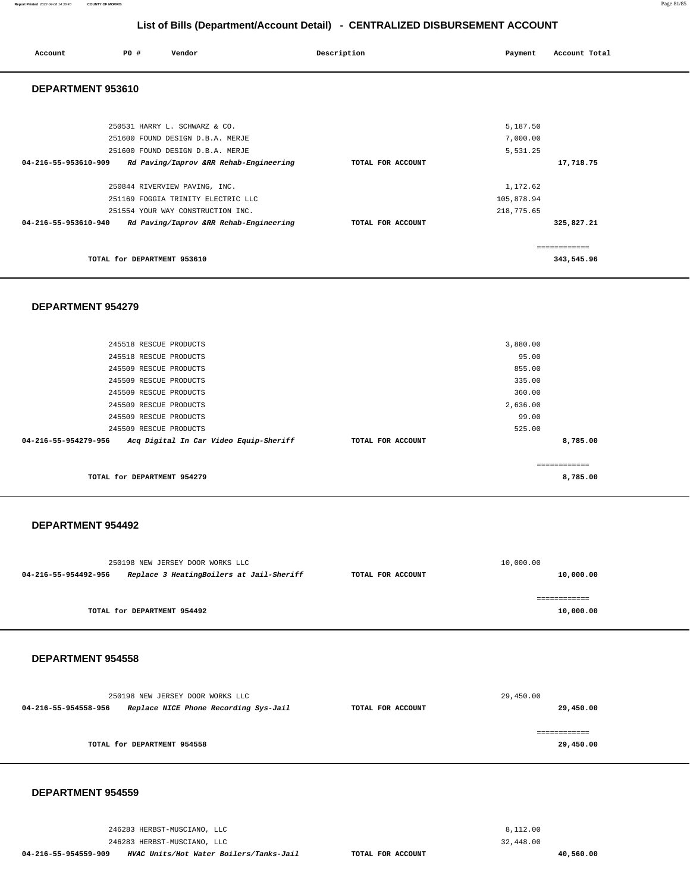## List of Bills (Department/Account Detail) - CENTRALIZED DISBURSEMENT ACCOUNT

| Account | PO # | Vendor | Description | Payment | Account Total |
|---|---|---|---|---|---|

### DEPARTMENT 953610

| Account | PO # | Vendor | Description | Payment | Account Total |
|---|---|---|---|---|---|
| | 250531 | HARRY L. SCHWARZ & CO. | | 5,187.50 | |
| | 251600 | FOUND DESIGN D.B.A. MERJE | | 7,000.00 | |
| | 251600 | FOUND DESIGN D.B.A. MERJE | | 5,531.25 | |
| **04-216-55-953610-909** | | ***Rd Paving/Improv &RR Rehab-Engineering*** | **TOTAL FOR ACCOUNT** | | **17,718.75** |
| | 250844 | RIVERVIEW PAVING, INC. | | 1,172.62 | |
| | 251169 | FOGGIA TRINITY ELECTRIC LLC | | 105,878.94 | |
| | 251554 | YOUR WAY CONSTRUCTION INC. | | 218,775.65 | |
| **04-216-55-953610-940** | | ***Rd Paving/Improv &RR Rehab-Engineering*** | **TOTAL FOR ACCOUNT** | | **325,827.21** |
| | | | | | ============ |
| **TOTAL for DEPARTMENT 953610** | | | | | **343,545.96** |

### DEPARTMENT 954279

| Account | PO # | Vendor | Description | Payment | Account Total |
|---|---|---|---|---|---|
| | 245518 | RESCUE PRODUCTS | | 3,880.00 | |
| | 245518 | RESCUE PRODUCTS | | 95.00 | |
| | 245509 | RESCUE PRODUCTS | | 855.00 | |
| | 245509 | RESCUE PRODUCTS | | 335.00 | |
| | 245509 | RESCUE PRODUCTS | | 360.00 | |
| | 245509 | RESCUE PRODUCTS | | 2,636.00 | |
| | 245509 | RESCUE PRODUCTS | | 99.00 | |
| | 245509 | RESCUE PRODUCTS | | 525.00 | |
| **04-216-55-954279-956** | | ***Acq Digital In Car Video Equip-Sheriff*** | **TOTAL FOR ACCOUNT** | | **8,785.00** |
| | | | | | ============ |
| **TOTAL for DEPARTMENT 954279** | | | | | **8,785.00** |

### DEPARTMENT 954492

| Account | PO # | Vendor | Description | Payment | Account Total |
|---|---|---|---|---|---|
| | 250198 | NEW JERSEY DOOR WORKS LLC | | 10,000.00 | |
| **04-216-55-954492-956** | | ***Replace 3 HeatingBoilers at Jail-Sheriff*** | **TOTAL FOR ACCOUNT** | | **10,000.00** |
| | | | | | ============ |
| **TOTAL for DEPARTMENT 954492** | | | | | **10,000.00** |

### DEPARTMENT 954558

| Account | PO # | Vendor | Description | Payment | Account Total |
|---|---|---|---|---|---|
| | 250198 | NEW JERSEY DOOR WORKS LLC | | 29,450.00 | |
| **04-216-55-954558-956** | | ***Replace NICE Phone Recording Sys-Jail*** | **TOTAL FOR ACCOUNT** | | **29,450.00** |
| | | | | | ============ |
| **TOTAL for DEPARTMENT 954558** | | | | | **29,450.00** |

### DEPARTMENT 954559

| Account | PO # | Vendor | Description | Payment | Account Total |
|---|---|---|---|---|---|
| | 246283 | HERBST-MUSCIANO, LLC | | 8,112.00 | |
| | 246283 | HERBST-MUSCIANO, LLC | | 32,448.00 | |
| **04-216-55-954559-909** | | ***HVAC Units/Hot Water Boilers/Tanks-Jail*** | **TOTAL FOR ACCOUNT** | | **40,560.00** |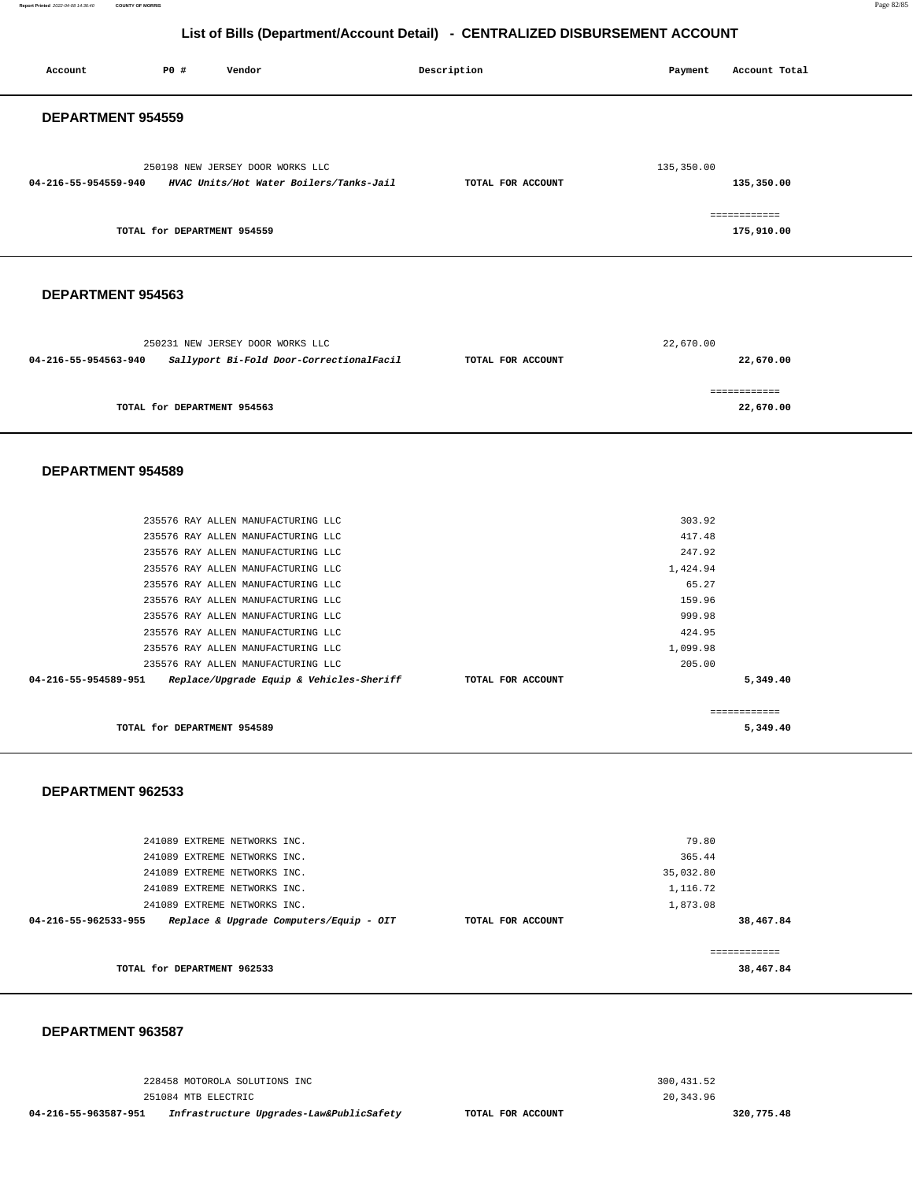## List of Bills (Department/Account Detail) - CENTRALIZED DISBURSEMENT ACCOUNT

| Account | PO # | Vendor | Description | Payment | Account Total |
|---|---|---|---|---|---|

### DEPARTMENT 954559

| Account | PO # | Vendor | Description | Payment | Account Total |
|---|---|---|---|---|---|
| | 250198 | NEW JERSEY DOOR WORKS LLC | | 135,350.00 | |
| **04-216-55-954559-940** | | ***HVAC Units/Hot Water Boilers/Tanks-Jail*** | **TOTAL FOR ACCOUNT** | | **135,350.00** |
| | | | | | ============ |
| | **TOTAL for DEPARTMENT 954559** | | | | **175,910.00** |

### DEPARTMENT 954563

| Account | PO # | Vendor | Description | Payment | Account Total |
|---|---|---|---|---|---|
| | 250231 | NEW JERSEY DOOR WORKS LLC | | 22,670.00 | |
| **04-216-55-954563-940** | | ***Sallyport Bi-Fold Door-CorrectionalFacil*** | **TOTAL FOR ACCOUNT** | | **22,670.00** |
| | | | | | ============ |
| | **TOTAL for DEPARTMENT 954563** | | | | **22,670.00** |

### DEPARTMENT 954589

| Account | PO # | Vendor | Description | Payment | Account Total |
|---|---|---|---|---|---|
| | 235576 | RAY ALLEN MANUFACTURING LLC | | 303.92 | |
| | 235576 | RAY ALLEN MANUFACTURING LLC | | 417.48 | |
| | 235576 | RAY ALLEN MANUFACTURING LLC | | 247.92 | |
| | 235576 | RAY ALLEN MANUFACTURING LLC | | 1,424.94 | |
| | 235576 | RAY ALLEN MANUFACTURING LLC | | 65.27 | |
| | 235576 | RAY ALLEN MANUFACTURING LLC | | 159.96 | |
| | 235576 | RAY ALLEN MANUFACTURING LLC | | 999.98 | |
| | 235576 | RAY ALLEN MANUFACTURING LLC | | 424.95 | |
| | 235576 | RAY ALLEN MANUFACTURING LLC | | 1,099.98 | |
| | 235576 | RAY ALLEN MANUFACTURING LLC | | 205.00 | |
| **04-216-55-954589-951** | | ***Replace/Upgrade Equip & Vehicles-Sheriff*** | **TOTAL FOR ACCOUNT** | | **5,349.40** |
| | | | | | ============ |
| | **TOTAL for DEPARTMENT 954589** | | | | **5,349.40** |

### DEPARTMENT 962533

| Account | PO # | Vendor | Description | Payment | Account Total |
|---|---|---|---|---|---|
| | 241089 | EXTREME NETWORKS INC. | | 79.80 | |
| | 241089 | EXTREME NETWORKS INC. | | 365.44 | |
| | 241089 | EXTREME NETWORKS INC. | | 35,032.80 | |
| | 241089 | EXTREME NETWORKS INC. | | 1,116.72 | |
| | 241089 | EXTREME NETWORKS INC. | | 1,873.08 | |
| **04-216-55-962533-955** | | ***Replace & Upgrade Computers/Equip - OIT*** | **TOTAL FOR ACCOUNT** | | **38,467.84** |
| | | | | | ============ |
| | **TOTAL for DEPARTMENT 962533** | | | | **38,467.84** |

### DEPARTMENT 963587

| Account | PO # | Vendor | Description | Payment | Account Total |
|---|---|---|---|---|---|
| | 228458 | MOTOROLA SOLUTIONS INC | | 300,431.52 | |
| | 251084 | MTB ELECTRIC | | 20,343.96 | |
| **04-216-55-963587-951** | | ***Infrastructure Upgrades-Law&PublicSafety*** | **TOTAL FOR ACCOUNT** | | **320,775.48** |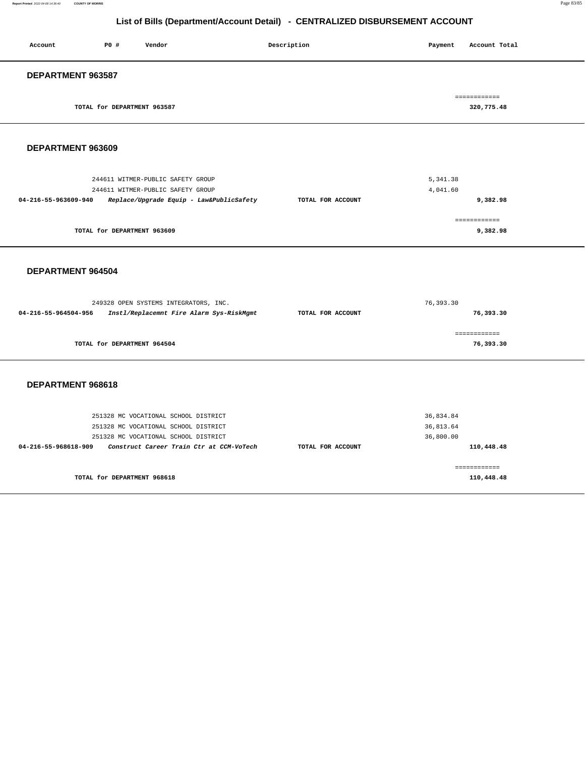# List of Bills (Department/Account Detail) - CENTRALIZED DISBURSEMENT ACCOUNT

| Account | PO # | Vendor | Description | Payment | Account Total |
|---|---|---|---|---|---|

## DEPARTMENT 963587

| | | |
|---|---|---|
| TOTAL for DEPARTMENT 963587 | | 320,775.48 |

## DEPARTMENT 963609

| Account | PO # | Vendor | Description | Payment | Account Total |
|---|---|---|---|---|---|
| | 244611 | WITMER-PUBLIC SAFETY GROUP | | 5,341.38 | |
| | 244611 | WITMER-PUBLIC SAFETY GROUP | | 4,041.60 | |
| **04-216-55-963609-940** | | ***Replace/Upgrade Equip - Law&PublicSafety*** | **TOTAL FOR ACCOUNT** | | **9,382.98** |

| | | |
|---|---|---|
| TOTAL for DEPARTMENT 963609 | | 9,382.98 |

## DEPARTMENT 964504

| Account | PO # | Vendor | Description | Payment | Account Total |
|---|---|---|---|---|---|
| | 249328 | OPEN SYSTEMS INTEGRATORS, INC. | | 76,393.30 | |
| **04-216-55-964504-956** | | ***Instl/Replacemnt Fire Alarm Sys-RiskMgmt*** | **TOTAL FOR ACCOUNT** | | **76,393.30** |

| | | |
|---|---|---|
| TOTAL for DEPARTMENT 964504 | | 76,393.30 |

## DEPARTMENT 968618

| Account | PO # | Vendor | Description | Payment | Account Total |
|---|---|---|---|---|---|
| | 251328 | MC VOCATIONAL SCHOOL DISTRICT | | 36,834.84 | |
| | 251328 | MC VOCATIONAL SCHOOL DISTRICT | | 36,813.64 | |
| | 251328 | MC VOCATIONAL SCHOOL DISTRICT | | 36,800.00 | |
| **04-216-55-968618-909** | | ***Construct Career Train Ctr at CCM-VoTech*** | **TOTAL FOR ACCOUNT** | | **110,448.48** |

| | | |
|---|---|---|
| TOTAL for DEPARTMENT 968618 | | 110,448.48 |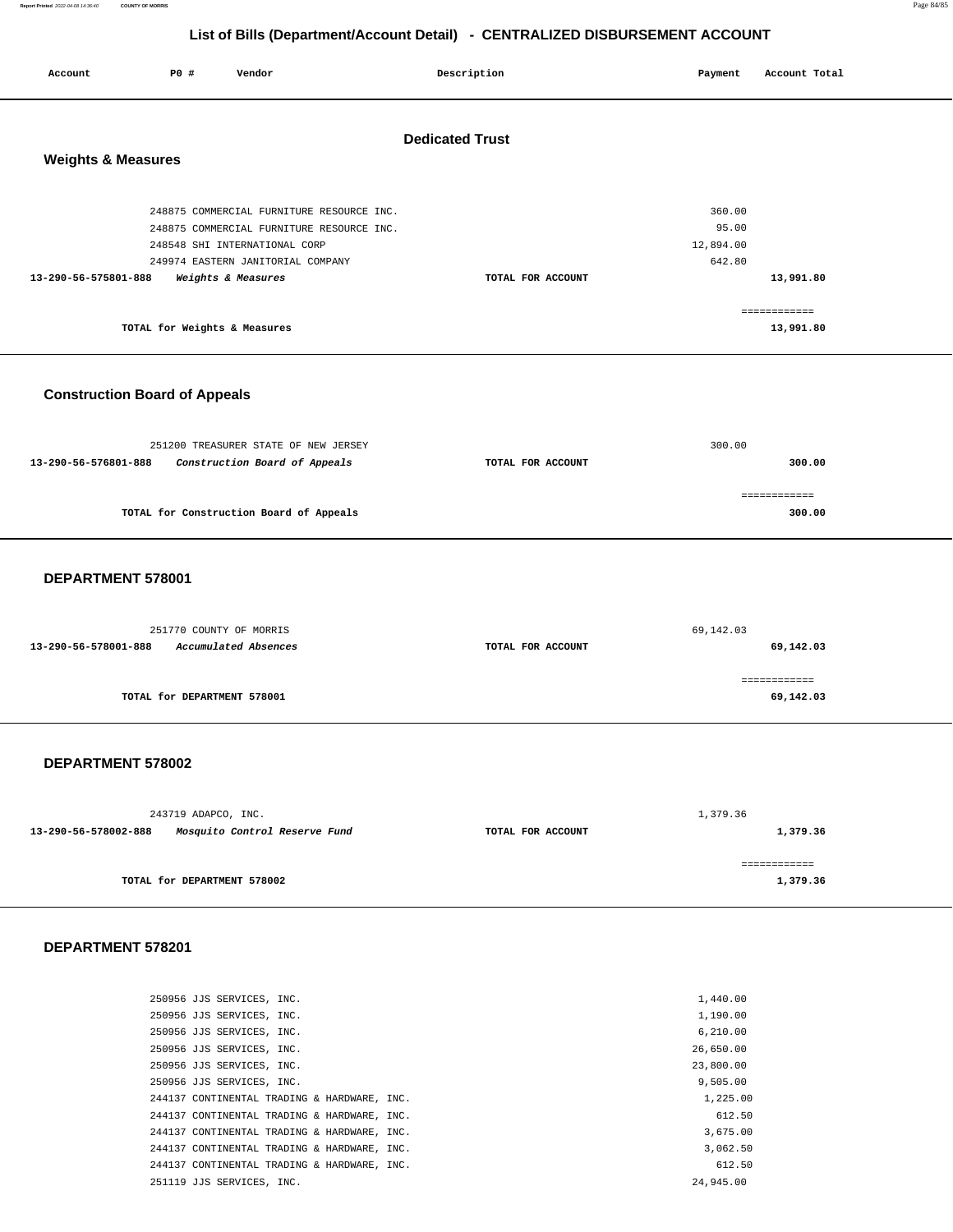# List of Bills (Department/Account Detail) - CENTRALIZED DISBURSEMENT ACCOUNT

| Account | PO # | Vendor | Description | Payment | Account Total |
|---|---|---|---|---|---|

## Dedicated Trust

### Weights & Measures

| Account | PO # | Vendor | Description | Payment | Account Total |
|---|---|---|---|---|---|
| | 248875 | COMMERCIAL FURNITURE RESOURCE INC. | | 360.00 | |
| | 248875 | COMMERCIAL FURNITURE RESOURCE INC. | | 95.00 | |
| | 248548 | SHI INTERNATIONAL CORP | | 12,894.00 | |
| | 249974 | EASTERN JANITORIAL COMPANY | | 642.80 | |
| **13-290-56-575801-888** | | *Weights & Measures* | TOTAL FOR ACCOUNT | | **13,991.80** |
| | | | | | ============ |
| | | **TOTAL for Weights & Measures** | | | **13,991.80** |

### Construction Board of Appeals

| Account | PO # | Vendor | Description | Payment | Account Total |
|---|---|---|---|---|---|
| | 251200 | TREASURER STATE OF NEW JERSEY | | 300.00 | |
| **13-290-56-576801-888** | | *Construction Board of Appeals* | TOTAL FOR ACCOUNT | | **300.00** |
| | | | | | ============ |
| | | **TOTAL for Construction Board of Appeals** | | | **300.00** |

### DEPARTMENT 578001

| Account | PO # | Vendor | Description | Payment | Account Total |
|---|---|---|---|---|---|
| | 251770 | COUNTY OF MORRIS | | 69,142.03 | |
| **13-290-56-578001-888** | | *Accumulated Absences* | TOTAL FOR ACCOUNT | | **69,142.03** |
| | | | | | ============ |
| | | **TOTAL for DEPARTMENT 578001** | | | **69,142.03** |

### DEPARTMENT 578002

| Account | PO # | Vendor | Description | Payment | Account Total |
|---|---|---|---|---|---|
| | 243719 | ADAPCO, INC. | | 1,379.36 | |
| **13-290-56-578002-888** | | *Mosquito Control Reserve Fund* | TOTAL FOR ACCOUNT | | **1,379.36** |
| | | | | | ============ |
| | | **TOTAL for DEPARTMENT 578002** | | | **1,379.36** |

### DEPARTMENT 578201

| Account | PO # | Vendor | Description | Payment | Account Total |
|---|---|---|---|---|---|
| | 250956 | JJS SERVICES, INC. | | 1,440.00 | |
| | 250956 | JJS SERVICES, INC. | | 1,190.00 | |
| | 250956 | JJS SERVICES, INC. | | 6,210.00 | |
| | 250956 | JJS SERVICES, INC. | | 26,650.00 | |
| | 250956 | JJS SERVICES, INC. | | 23,800.00 | |
| | 250956 | JJS SERVICES, INC. | | 9,505.00 | |
| | 244137 | CONTINENTAL TRADING & HARDWARE, INC. | | 1,225.00 | |
| | 244137 | CONTINENTAL TRADING & HARDWARE, INC. | | 612.50 | |
| | 244137 | CONTINENTAL TRADING & HARDWARE, INC. | | 3,675.00 | |
| | 244137 | CONTINENTAL TRADING & HARDWARE, INC. | | 3,062.50 | |
| | 244137 | CONTINENTAL TRADING & HARDWARE, INC. | | 612.50 | |
| | 251119 | JJS SERVICES, INC. | | 24,945.00 | |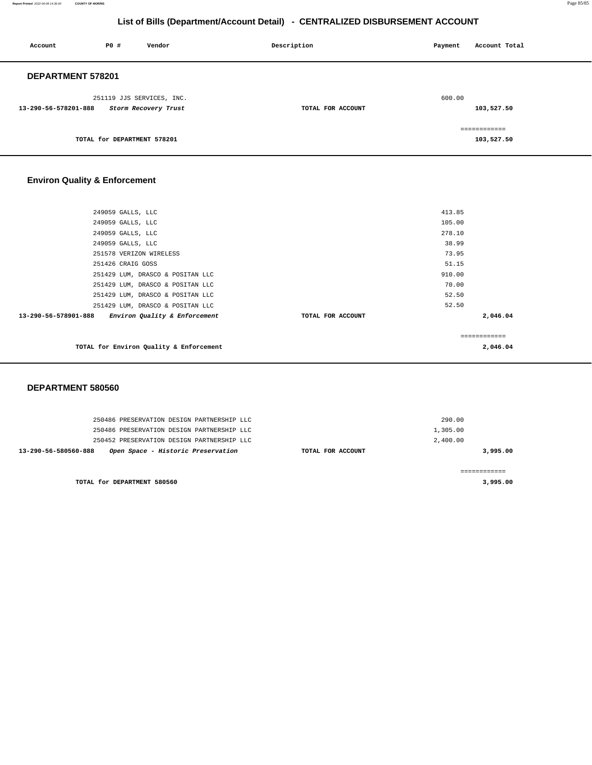# List of Bills (Department/Account Detail) - CENTRALIZED DISBURSEMENT ACCOUNT

| Account | PO # | Vendor | Description | Payment | Account Total |
|---|---|---|---|---|---|

## DEPARTMENT 578201

| Account | PO # | Vendor | Description | Payment | Account Total |
|---|---|---|---|---|---|
| | 251119 | JJS SERVICES, INC. | | 600.00 | |
| 13-290-56-578201-888 | | *Storm Recovery Trust* | TOTAL FOR ACCOUNT | | 103,527.50 |

============

**TOTAL for DEPARTMENT 578201** 103,527.50

## Environ Quality & Enforcement

| Account | PO # | Vendor | Description | Payment | Account Total |
|---|---|---|---|---|---|
| | 249059 | GALLS, LLC | | 413.85 | |
| | 249059 | GALLS, LLC | | 105.00 | |
| | 249059 | GALLS, LLC | | 278.10 | |
| | 249059 | GALLS, LLC | | 38.99 | |
| | 251578 | VERIZON WIRELESS | | 73.95 | |
| | 251426 | CRAIG GOSS | | 51.15 | |
| | 251429 | LUM, DRASCO & POSITAN LLC | | 910.00 | |
| | 251429 | LUM, DRASCO & POSITAN LLC | | 70.00 | |
| | 251429 | LUM, DRASCO & POSITAN LLC | | 52.50 | |
| | 251429 | LUM, DRASCO & POSITAN LLC | | 52.50 | |
| 13-290-56-578901-888 | | *Environ Quality & Enforcement* | TOTAL FOR ACCOUNT | | 2,046.04 |

============

**TOTAL for Environ Quality & Enforcement** 2,046.04

## DEPARTMENT 580560

| Account | PO # | Vendor | Description | Payment | Account Total |
|---|---|---|---|---|---|
| | 250486 | PRESERVATION DESIGN PARTNERSHIP LLC | | 290.00 | |
| | 250486 | PRESERVATION DESIGN PARTNERSHIP LLC | | 1,305.00 | |
| | 250452 | PRESERVATION DESIGN PARTNERSHIP LLC | | 2,400.00 | |
| 13-290-56-580560-888 | | *Open Space - Historic Preservation* | TOTAL FOR ACCOUNT | | 3,995.00 |

============

**TOTAL for DEPARTMENT 580560** 3,995.00